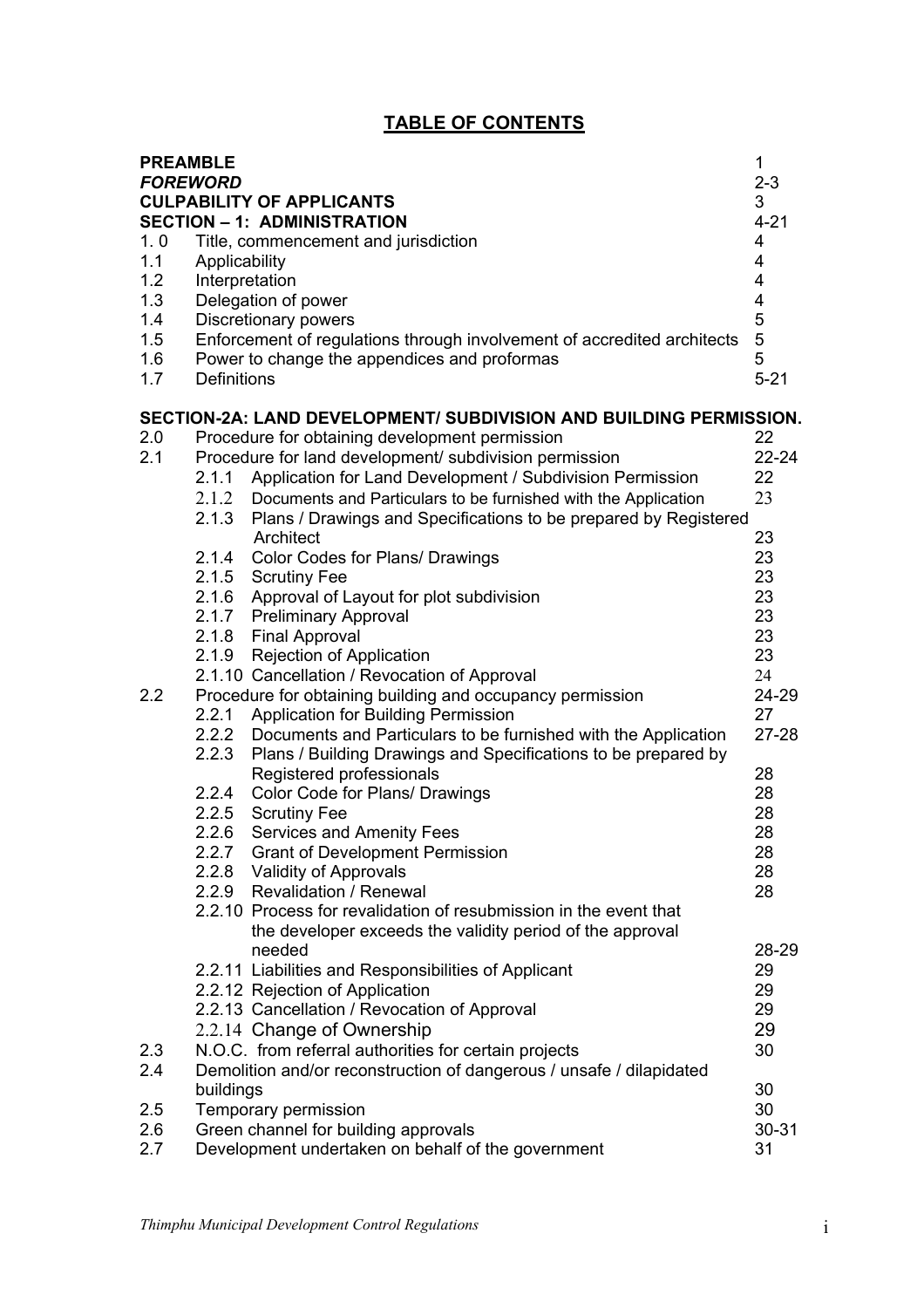# TABLE OF CONTENTS

| | | |
|---|---|---|
| **PREAMBLE** | | 1 |
| ***FOREWORD*** | | 2-3 |
| **CULPABILITY OF APPLICANTS** | | 3 |
| **SECTION – 1: ADMINISTRATION** | | 4-21 |
| 1. 0 | Title, commencement and jurisdiction | 4 |
| 1.1 | Applicability | 4 |
| 1.2 | Interpretation | 4 |
| 1.3 | Delegation of power | 4 |
| 1.4 | Discretionary powers | 5 |
| 1.5 | Enforcement of regulations through involvement of accredited architects | 5 |
| 1.6 | Power to change the appendices and proformas | 5 |
| 1.7 | Definitions | 5-21 |

**SECTION-2A: LAND DEVELOPMENT/ SUBDIVISION AND BUILDING PERMISSION.**

| | | |
|---|---|---|
| 2.0 | Procedure for obtaining development permission | 22 |
| 2.1 | Procedure for land development/ subdivision permission | 22-24 |
| | 2.1.1 Application for Land Development / Subdivision Permission | 22 |
| | 2.1.2 Documents and Particulars to be furnished with the Application | 23 |
| | 2.1.3 Plans / Drawings and Specifications to be prepared by Registered Architect | 23 |
| | 2.1.4 Color Codes for Plans/ Drawings | 23 |
| | 2.1.5 Scrutiny Fee | 23 |
| | 2.1.6 Approval of Layout for plot subdivision | 23 |
| | 2.1.7 Preliminary Approval | 23 |
| | 2.1.8 Final Approval | 23 |
| | 2.1.9 Rejection of Application | 23 |
| | 2.1.10 Cancellation / Revocation of Approval | 24 |
| 2.2 | Procedure for obtaining building and occupancy permission | 24-29 |
| | 2.2.1 Application for Building Permission | 27 |
| | 2.2.2 Documents and Particulars to be furnished with the Application | 27-28 |
| | 2.2.3 Plans / Building Drawings and Specifications to be prepared by Registered professionals | 28 |
| | 2.2.4 Color Code for Plans/ Drawings | 28 |
| | 2.2.5 Scrutiny Fee | 28 |
| | 2.2.6 Services and Amenity Fees | 28 |
| | 2.2.7 Grant of Development Permission | 28 |
| | 2.2.8 Validity of Approvals | 28 |
| | 2.2.9 Revalidation / Renewal | 28 |
| | 2.2.10 Process for revalidation of resubmission in the event that the developer exceeds the validity period of the approval needed | 28-29 |
| | 2.2.11 Liabilities and Responsibilities of Applicant | 29 |
| | 2.2.12 Rejection of Application | 29 |
| | 2.2.13 Cancellation / Revocation of Approval | 29 |
| | 2.2.14 Change of Ownership | 29 |
| 2.3 | N.O.C. from referral authorities for certain projects | 30 |
| 2.4 | Demolition and/or reconstruction of dangerous / unsafe / dilapidated buildings | 30 |
| 2.5 | Temporary permission | 30 |
| 2.6 | Green channel for building approvals | 30-31 |
| 2.7 | Development undertaken on behalf of the government | 31 |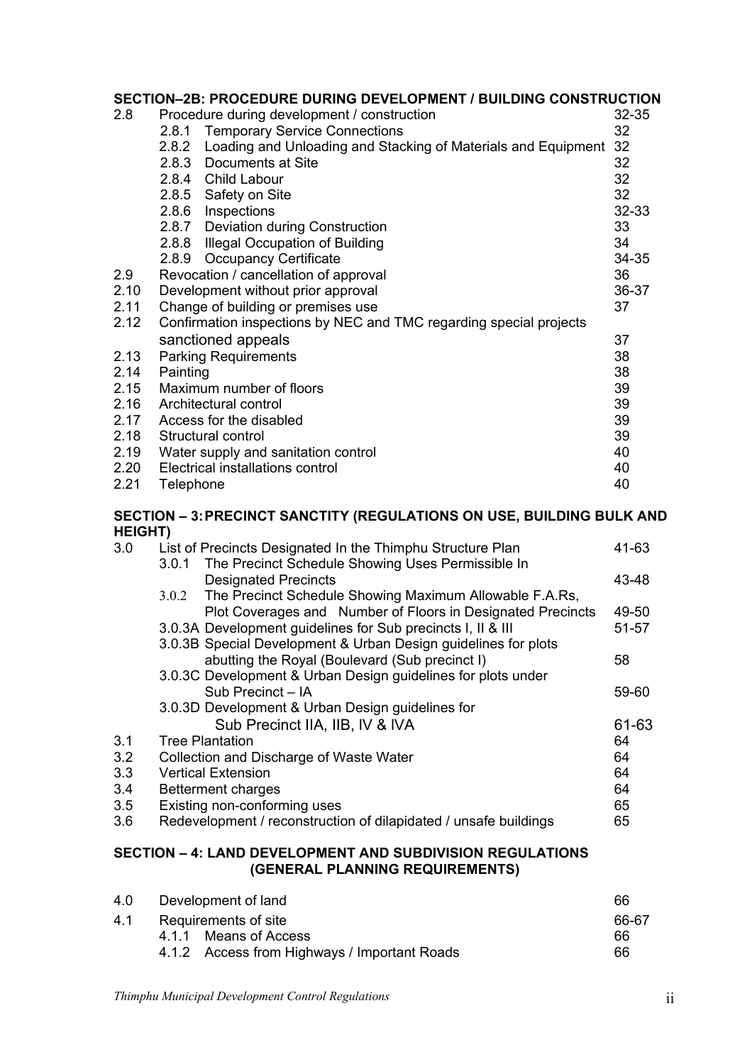**SECTION–2B: PROCEDURE DURING DEVELOPMENT / BUILDING CONSTRUCTION**

| | | |
|---|---|---|
| 2.8 | Procedure during development / construction | 32-35 |
| | 2.8.1 Temporary Service Connections | 32 |
| | 2.8.2 Loading and Unloading and Stacking of Materials and Equipment | 32 |
| | 2.8.3 Documents at Site | 32 |
| | 2.8.4 Child Labour | 32 |
| | 2.8.5 Safety on Site | 32 |
| | 2.8.6 Inspections | 32-33 |
| | 2.8.7 Deviation during Construction | 33 |
| | 2.8.8 Illegal Occupation of Building | 34 |
| | 2.8.9 Occupancy Certificate | 34-35 |
| 2.9 | Revocation / cancellation of approval | 36 |
| 2.10 | Development without prior approval | 36-37 |
| 2.11 | Change of building or premises use | 37 |
| 2.12 | Confirmation inspections by NEC and TMC regarding special projects sanctioned appeals | 37 |
| 2.13 | Parking Requirements | 38 |
| 2.14 | Painting | 38 |
| 2.15 | Maximum number of floors | 39 |
| 2.16 | Architectural control | 39 |
| 2.17 | Access for the disabled | 39 |
| 2.18 | Structural control | 39 |
| 2.19 | Water supply and sanitation control | 40 |
| 2.20 | Electrical installations control | 40 |
| 2.21 | Telephone | 40 |

**SECTION – 3: PRECINCT SANCTITY (REGULATIONS ON USE, BUILDING BULK AND HEIGHT)**

| | | |
|---|---|---|
| 3.0 | List of Precincts Designated In the Thimphu Structure Plan | 41-63 |
| | 3.0.1 The Precinct Schedule Showing Uses Permissible In Designated Precincts | 43-48 |
| | 3.0.2 The Precinct Schedule Showing Maximum Allowable F.A.Rs, Plot Coverages and Number of Floors in Designated Precincts | 49-50 |
| | 3.0.3A Development guidelines for Sub precincts I, II & III | 51-57 |
| | 3.0.3B Special Development & Urban Design guidelines for plots abutting the Royal (Boulevard (Sub precinct I) | 58 |
| | 3.0.3C Development & Urban Design guidelines for plots under Sub Precinct – IA | 59-60 |
| | 3.0.3D Development & Urban Design guidelines for Sub Precinct IIA, IIB, IV & IVA | 61-63 |
| 3.1 | Tree Plantation | 64 |
| 3.2 | Collection and Discharge of Waste Water | 64 |
| 3.3 | Vertical Extension | 64 |
| 3.4 | Betterment charges | 64 |
| 3.5 | Existing non-conforming uses | 65 |
| 3.6 | Redevelopment / reconstruction of dilapidated / unsafe buildings | 65 |

**SECTION – 4: LAND DEVELOPMENT AND SUBDIVISION REGULATIONS (GENERAL PLANNING REQUIREMENTS)**

| | | |
|---|---|---|
| 4.0 | Development of land | 66 |
| 4.1 | Requirements of site | 66-67 |
| | 4.1.1 Means of Access | 66 |
| | 4.1.2 Access from Highways / Important Roads | 66 |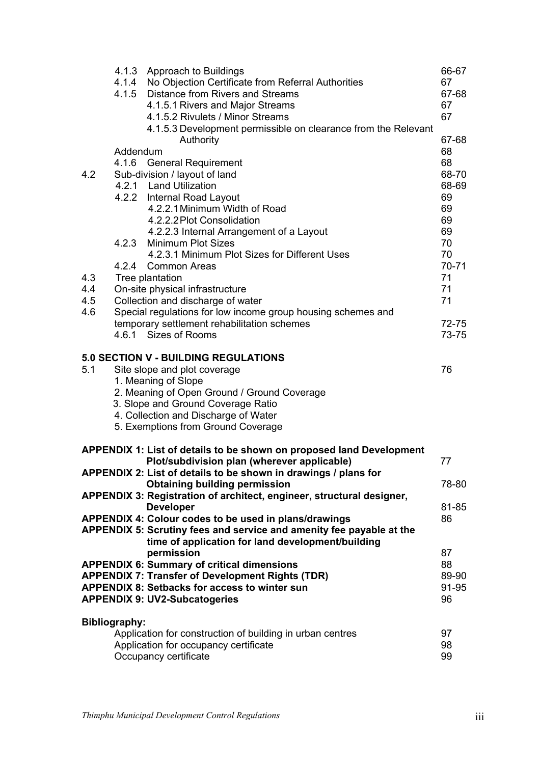| | | |
|---|---|---|
| | 4.1.3 Approach to Buildings | 66-67 |
| | 4.1.4 No Objection Certificate from Referral Authorities | 67 |
| | 4.1.5 Distance from Rivers and Streams | 67-68 |
| | 4.1.5.1 Rivers and Major Streams | 67 |
| | 4.1.5.2 Rivulets / Minor Streams | 67 |
| | 4.1.5.3 Development permissible on clearance from the Relevant Authority | 67-68 |
| | Addendum | 68 |
| | 4.1.6 General Requirement | 68 |
| 4.2 | Sub-division / layout of land | 68-70 |
| | 4.2.1 Land Utilization | 68-69 |
| | 4.2.2 Internal Road Layout | 69 |
| | 4.2.2.1 Minimum Width of Road | 69 |
| | 4.2.2.2 Plot Consolidation | 69 |
| | 4.2.2.3 Internal Arrangement of a Layout | 69 |
| | 4.2.3 Minimum Plot Sizes | 70 |
| | 4.2.3.1 Minimum Plot Sizes for Different Uses | 70 |
| | 4.2.4 Common Areas | 70-71 |
| 4.3 | Tree plantation | 71 |
| 4.4 | On-site physical infrastructure | 71 |
| 4.5 | Collection and discharge of water | 71 |
| 4.6 | Special regulations for low income group housing schemes and temporary settlement rehabilitation schemes | 72-75 |
| | 4.6.1 Sizes of Rooms | 73-75 |

**5.0 SECTION V - BUILDING REGULATIONS**

| | | |
|---|---|---|
| 5.1 | Site slope and plot coverage | 76 |
| | 1. Meaning of Slope | |
| | 2. Meaning of Open Ground / Ground Coverage | |
| | 3. Slope and Ground Coverage Ratio | |
| | 4. Collection and Discharge of Water | |
| | 5. Exemptions from Ground Coverage | |

| | |
|---|---|
| **APPENDIX 1: List of details to be shown on proposed land Development Plot/subdivision plan (wherever applicable)** | 77 |
| **APPENDIX 2: List of details to be shown in drawings / plans for Obtaining building permission** | 78-80 |
| **APPENDIX 3: Registration of architect, engineer, structural designer, Developer** | 81-85 |
| **APPENDIX 4: Colour codes to be used in plans/drawings** | 86 |
| **APPENDIX 5: Scrutiny fees and service and amenity fee payable at the time of application for land development/building permission** | 87 |
| **APPENDIX 6: Summary of critical dimensions** | 88 |
| **APPENDIX 7: Transfer of Development Rights (TDR)** | 89-90 |
| **APPENDIX 8: Setbacks for access to winter sun** | 91-95 |
| **APPENDIX 9: UV2-Subcatogeries** | 96 |

**Bibliography:**

| | |
|---|---|
| Application for construction of building in urban centres | 97 |
| Application for occupancy certificate | 98 |
| Occupancy certificate | 99 |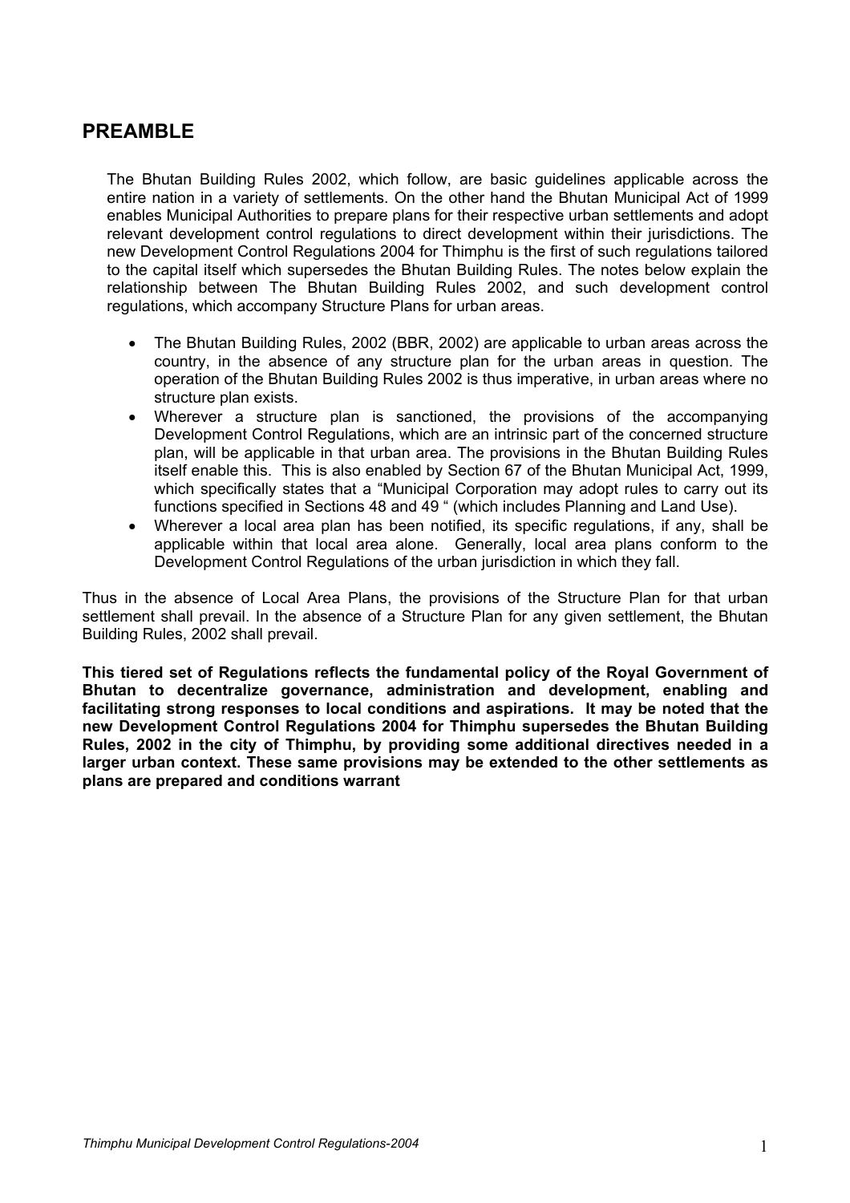## PREAMBLE

The Bhutan Building Rules 2002, which follow, are basic guidelines applicable across the entire nation in a variety of settlements. On the other hand the Bhutan Municipal Act of 1999 enables Municipal Authorities to prepare plans for their respective urban settlements and adopt relevant development control regulations to direct development within their jurisdictions. The new Development Control Regulations 2004 for Thimphu is the first of such regulations tailored to the capital itself which supersedes the Bhutan Building Rules. The notes below explain the relationship between The Bhutan Building Rules 2002, and such development control regulations, which accompany Structure Plans for urban areas.

- The Bhutan Building Rules, 2002 (BBR, 2002) are applicable to urban areas across the country, in the absence of any structure plan for the urban areas in question. The operation of the Bhutan Building Rules 2002 is thus imperative, in urban areas where no structure plan exists.
- Wherever a structure plan is sanctioned, the provisions of the accompanying Development Control Regulations, which are an intrinsic part of the concerned structure plan, will be applicable in that urban area. The provisions in the Bhutan Building Rules itself enable this. This is also enabled by Section 67 of the Bhutan Municipal Act, 1999, which specifically states that a "Municipal Corporation may adopt rules to carry out its functions specified in Sections 48 and 49 " (which includes Planning and Land Use).
- Wherever a local area plan has been notified, its specific regulations, if any, shall be applicable within that local area alone. Generally, local area plans conform to the Development Control Regulations of the urban jurisdiction in which they fall.

Thus in the absence of Local Area Plans, the provisions of the Structure Plan for that urban settlement shall prevail. In the absence of a Structure Plan for any given settlement, the Bhutan Building Rules, 2002 shall prevail.

**This tiered set of Regulations reflects the fundamental policy of the Royal Government of Bhutan to decentralize governance, administration and development, enabling and facilitating strong responses to local conditions and aspirations. It may be noted that the new Development Control Regulations 2004 for Thimphu supersedes the Bhutan Building Rules, 2002 in the city of Thimphu, by providing some additional directives needed in a larger urban context. These same provisions may be extended to the other settlements as plans are prepared and conditions warrant**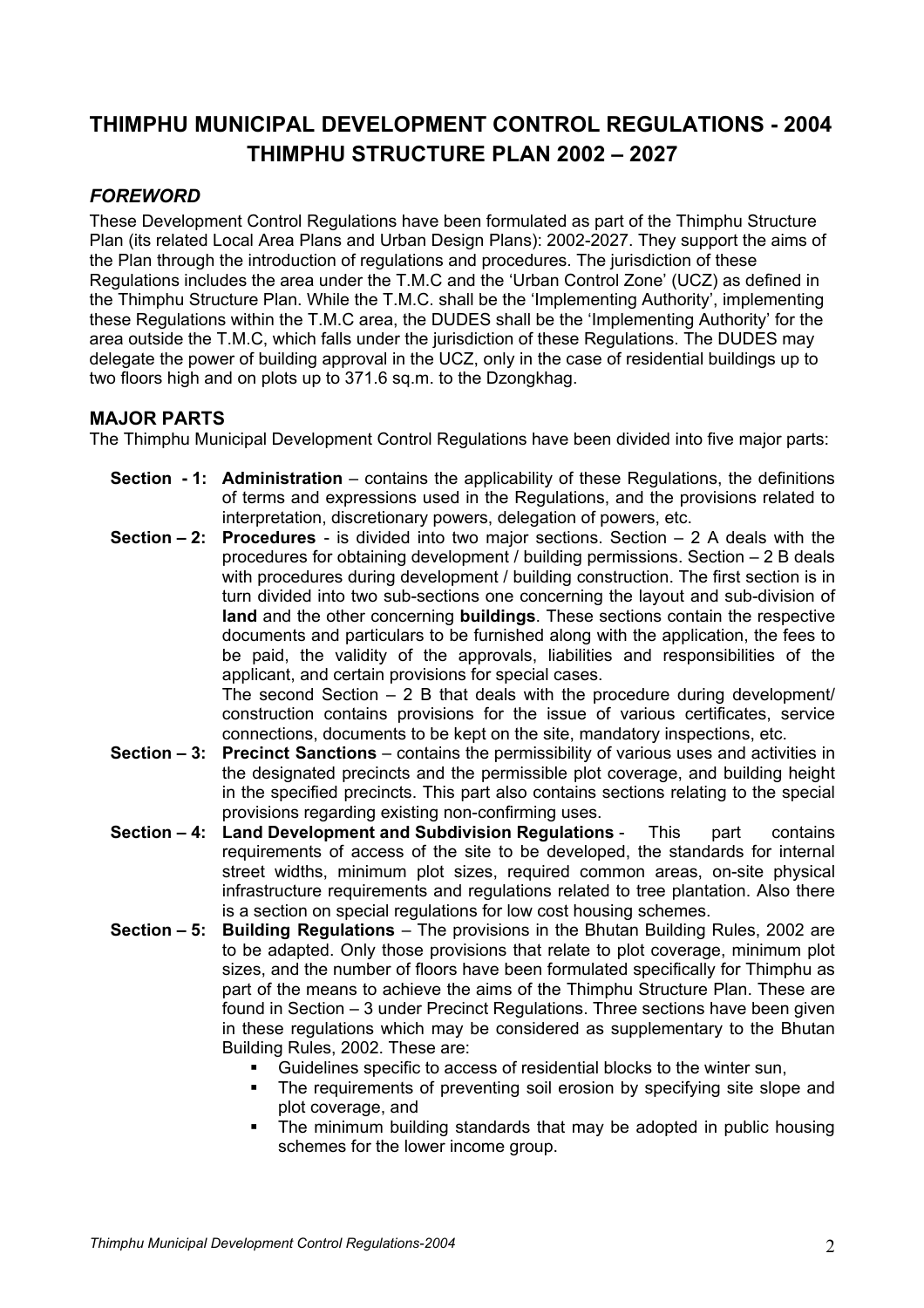# THIMPHU MUNICIPAL DEVELOPMENT CONTROL REGULATIONS - 2004
# THIMPHU STRUCTURE PLAN 2002 – 2027

## *FOREWORD*

These Development Control Regulations have been formulated as part of the Thimphu Structure Plan (its related Local Area Plans and Urban Design Plans): 2002-2027. They support the aims of the Plan through the introduction of regulations and procedures. The jurisdiction of these Regulations includes the area under the T.M.C and the 'Urban Control Zone' (UCZ) as defined in the Thimphu Structure Plan. While the T.M.C. shall be the 'Implementing Authority', implementing these Regulations within the T.M.C area, the DUDES shall be the 'Implementing Authority' for the area outside the T.M.C, which falls under the jurisdiction of these Regulations. The DUDES may delegate the power of building approval in the UCZ, only in the case of residential buildings up to two floors high and on plots up to 371.6 sq.m. to the Dzongkhag.

## MAJOR PARTS

The Thimphu Municipal Development Control Regulations have been divided into five major parts:

**Section - 1: Administration** – contains the applicability of these Regulations, the definitions of terms and expressions used in the Regulations, and the provisions related to interpretation, discretionary powers, delegation of powers, etc.

**Section – 2: Procedures** - is divided into two major sections. Section – 2 A deals with the procedures for obtaining development / building permissions. Section – 2 B deals with procedures during development / building construction. The first section is in turn divided into two sub-sections one concerning the layout and sub-division of **land** and the other concerning **buildings**. These sections contain the respective documents and particulars to be furnished along with the application, the fees to be paid, the validity of the approvals, liabilities and responsibilities of the applicant, and certain provisions for special cases.
The second Section – 2 B that deals with the procedure during development/ construction contains provisions for the issue of various certificates, service connections, documents to be kept on the site, mandatory inspections, etc.

**Section – 3: Precinct Sanctions** – contains the permissibility of various uses and activities in the designated precincts and the permissible plot coverage, and building height in the specified precincts. This part also contains sections relating to the special provisions regarding existing non-confirming uses.

**Section – 4: Land Development and Subdivision Regulations** - This part contains requirements of access of the site to be developed, the standards for internal street widths, minimum plot sizes, required common areas, on-site physical infrastructure requirements and regulations related to tree plantation. Also there is a section on special regulations for low cost housing schemes.

**Section – 5: Building Regulations** – The provisions in the Bhutan Building Rules, 2002 are to be adapted. Only those provisions that relate to plot coverage, minimum plot sizes, and the number of floors have been formulated specifically for Thimphu as part of the means to achieve the aims of the Thimphu Structure Plan. These are found in Section – 3 under Precinct Regulations. Three sections have been given in these regulations which may be considered as supplementary to the Bhutan Building Rules, 2002. These are:

- Guidelines specific to access of residential blocks to the winter sun,
- The requirements of preventing soil erosion by specifying site slope and plot coverage, and
- The minimum building standards that may be adopted in public housing schemes for the lower income group.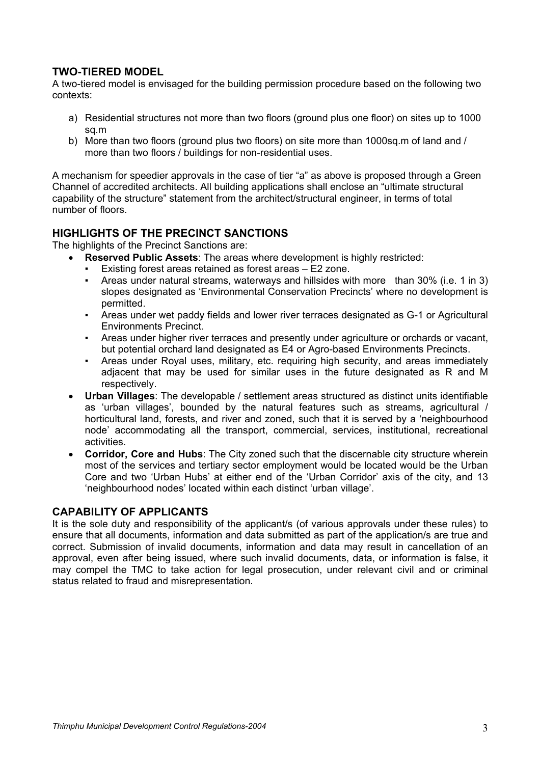## TWO-TIERED MODEL

A two-tiered model is envisaged for the building permission procedure based on the following two contexts:

a) Residential structures not more than two floors (ground plus one floor) on sites up to 1000 sq.m
b) More than two floors (ground plus two floors) on site more than 1000sq.m of land and / more than two floors / buildings for non-residential uses.

A mechanism for speedier approvals in the case of tier "a" as above is proposed through a Green Channel of accredited architects. All building applications shall enclose an "ultimate structural capability of the structure" statement from the architect/structural engineer, in terms of total number of floors.

## HIGHLIGHTS OF THE PRECINCT SANCTIONS

The highlights of the Precinct Sanctions are:

- **Reserved Public Assets**: The areas where development is highly restricted:
  - Existing forest areas retained as forest areas – E2 zone.
  - Areas under natural streams, waterways and hillsides with more than 30% (i.e. 1 in 3) slopes designated as 'Environmental Conservation Precincts' where no development is permitted.
  - Areas under wet paddy fields and lower river terraces designated as G-1 or Agricultural Environments Precinct.
  - Areas under higher river terraces and presently under agriculture or orchards or vacant, but potential orchard land designated as E4 or Agro-based Environments Precincts.
  - Areas under Royal uses, military, etc. requiring high security, and areas immediately adjacent that may be used for similar uses in the future designated as R and M respectively.
- **Urban Villages**: The developable / settlement areas structured as distinct units identifiable as 'urban villages', bounded by the natural features such as streams, agricultural / horticultural land, forests, and river and zoned, such that it is served by a 'neighbourhood node' accommodating all the transport, commercial, services, institutional, recreational activities.
- **Corridor, Core and Hubs**: The City zoned such that the discernable city structure wherein most of the services and tertiary sector employment would be located would be the Urban Core and two 'Urban Hubs' at either end of the 'Urban Corridor' axis of the city, and 13 'neighbourhood nodes' located within each distinct 'urban village'.

## CAPABILITY OF APPLICANTS

It is the sole duty and responsibility of the applicant/s (of various approvals under these rules) to ensure that all documents, information and data submitted as part of the application/s are true and correct. Submission of invalid documents, information and data may result in cancellation of an approval, even after being issued, where such invalid documents, data, or information is false, it may compel the TMC to take action for legal prosecution, under relevant civil and or criminal status related to fraud and misrepresentation.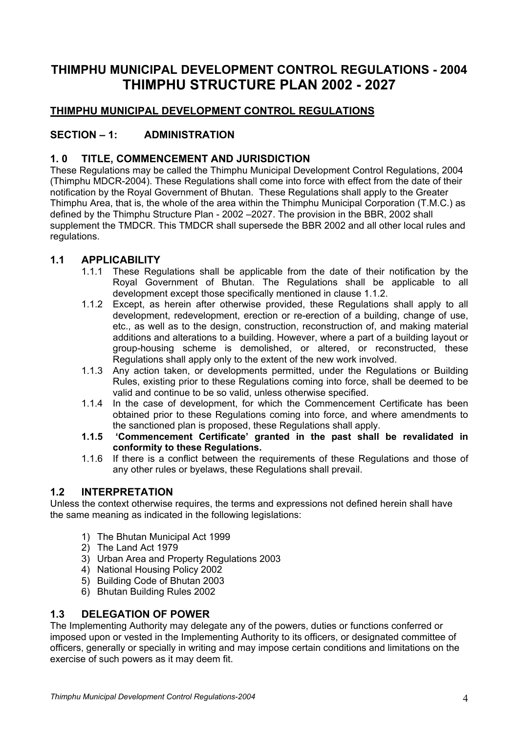# THIMPHU MUNICIPAL DEVELOPMENT CONTROL REGULATIONS - 2004
# THIMPHU STRUCTURE PLAN 2002 - 2027

## THIMPHU MUNICIPAL DEVELOPMENT CONTROL REGULATIONS

## SECTION – 1: ADMINISTRATION

### 1. 0 TITLE, COMMENCEMENT AND JURISDICTION

These Regulations may be called the Thimphu Municipal Development Control Regulations, 2004 (Thimphu MDCR-2004). These Regulations shall come into force with effect from the date of their notification by the Royal Government of Bhutan. These Regulations shall apply to the Greater Thimphu Area, that is, the whole of the area within the Thimphu Municipal Corporation (T.M.C.) as defined by the Thimphu Structure Plan - 2002 –2027. The provision in the BBR, 2002 shall supplement the TMDCR. This TMDCR shall supersede the BBR 2002 and all other local rules and regulations.

### 1.1 APPLICABILITY

1.1.1 These Regulations shall be applicable from the date of their notification by the Royal Government of Bhutan. The Regulations shall be applicable to all development except those specifically mentioned in clause 1.1.2.

1.1.2 Except, as herein after otherwise provided, these Regulations shall apply to all development, redevelopment, erection or re-erection of a building, change of use, etc., as well as to the design, construction, reconstruction of, and making material additions and alterations to a building. However, where a part of a building layout or group-housing scheme is demolished, or altered, or reconstructed, these Regulations shall apply only to the extent of the new work involved.

1.1.3 Any action taken, or developments permitted, under the Regulations or Building Rules, existing prior to these Regulations coming into force, shall be deemed to be valid and continue to be so valid, unless otherwise specified.

1.1.4 In the case of development, for which the Commencement Certificate has been obtained prior to these Regulations coming into force, and where amendments to the sanctioned plan is proposed, these Regulations shall apply.

**1.1.5 'Commencement Certificate' granted in the past shall be revalidated in conformity to these Regulations.**

1.1.6 If there is a conflict between the requirements of these Regulations and those of any other rules or byelaws, these Regulations shall prevail.

### 1.2 INTERPRETATION

Unless the context otherwise requires, the terms and expressions not defined herein shall have the same meaning as indicated in the following legislations:

1) The Bhutan Municipal Act 1999
2) The Land Act 1979
3) Urban Area and Property Regulations 2003
4) National Housing Policy 2002
5) Building Code of Bhutan 2003
6) Bhutan Building Rules 2002

### 1.3 DELEGATION OF POWER

The Implementing Authority may delegate any of the powers, duties or functions conferred or imposed upon or vested in the Implementing Authority to its officers, or designated committee of officers, generally or specially in writing and may impose certain conditions and limitations on the exercise of such powers as it may deem fit.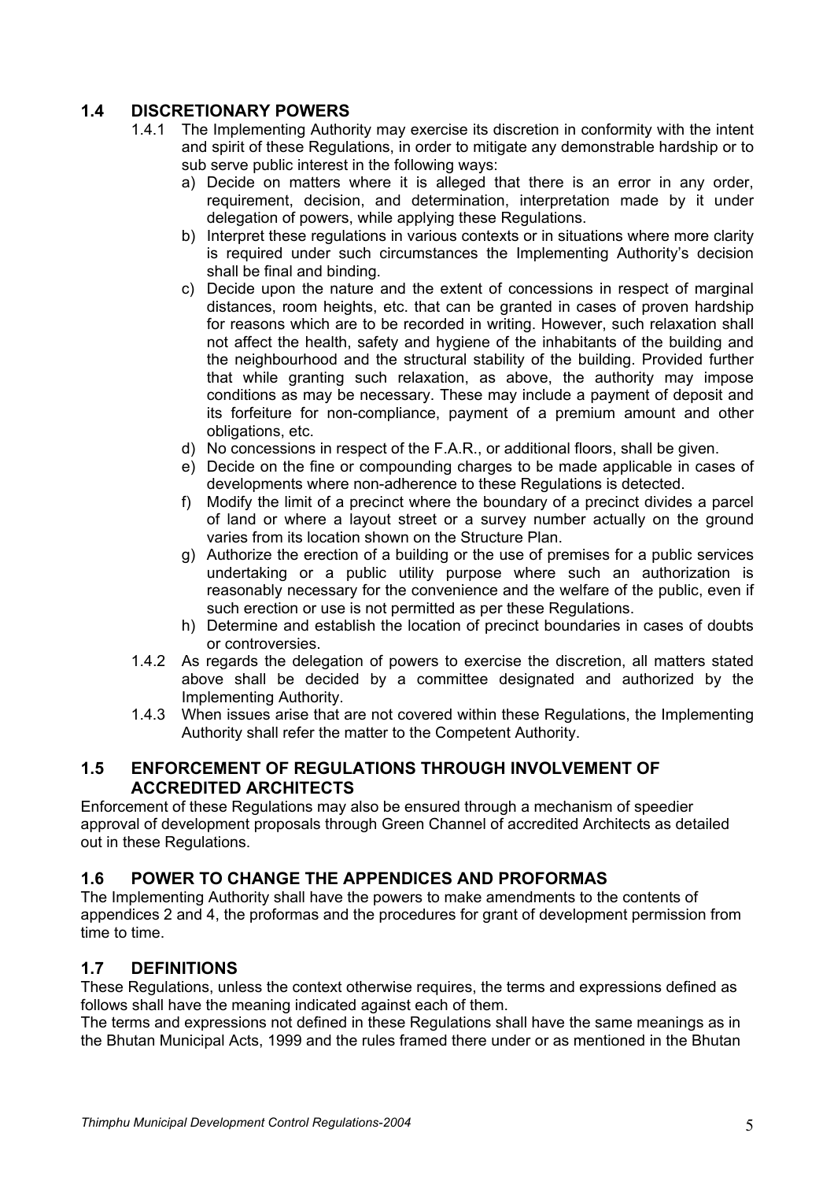## 1.4 DISCRETIONARY POWERS

1.4.1 The Implementing Authority may exercise its discretion in conformity with the intent and spirit of these Regulations, in order to mitigate any demonstrable hardship or to sub serve public interest in the following ways:

a) Decide on matters where it is alleged that there is an error in any order, requirement, decision, and determination, interpretation made by it under delegation of powers, while applying these Regulations.

b) Interpret these regulations in various contexts or in situations where more clarity is required under such circumstances the Implementing Authority's decision shall be final and binding.

c) Decide upon the nature and the extent of concessions in respect of marginal distances, room heights, etc. that can be granted in cases of proven hardship for reasons which are to be recorded in writing. However, such relaxation shall not affect the health, safety and hygiene of the inhabitants of the building and the neighbourhood and the structural stability of the building. Provided further that while granting such relaxation, as above, the authority may impose conditions as may be necessary. These may include a payment of deposit and its forfeiture for non-compliance, payment of a premium amount and other obligations, etc.

d) No concessions in respect of the F.A.R., or additional floors, shall be given.

e) Decide on the fine or compounding charges to be made applicable in cases of developments where non-adherence to these Regulations is detected.

f) Modify the limit of a precinct where the boundary of a precinct divides a parcel of land or where a layout street or a survey number actually on the ground varies from its location shown on the Structure Plan.

g) Authorize the erection of a building or the use of premises for a public services undertaking or a public utility purpose where such an authorization is reasonably necessary for the convenience and the welfare of the public, even if such erection or use is not permitted as per these Regulations.

h) Determine and establish the location of precinct boundaries in cases of doubts or controversies.

1.4.2 As regards the delegation of powers to exercise the discretion, all matters stated above shall be decided by a committee designated and authorized by the Implementing Authority.

1.4.3 When issues arise that are not covered within these Regulations, the Implementing Authority shall refer the matter to the Competent Authority.

## 1.5 ENFORCEMENT OF REGULATIONS THROUGH INVOLVEMENT OF ACCREDITED ARCHITECTS

Enforcement of these Regulations may also be ensured through a mechanism of speedier approval of development proposals through Green Channel of accredited Architects as detailed out in these Regulations.

## 1.6 POWER TO CHANGE THE APPENDICES AND PROFORMAS

The Implementing Authority shall have the powers to make amendments to the contents of appendices 2 and 4, the proformas and the procedures for grant of development permission from time to time.

## 1.7 DEFINITIONS

These Regulations, unless the context otherwise requires, the terms and expressions defined as follows shall have the meaning indicated against each of them.

The terms and expressions not defined in these Regulations shall have the same meanings as in the Bhutan Municipal Acts, 1999 and the rules framed there under or as mentioned in the Bhutan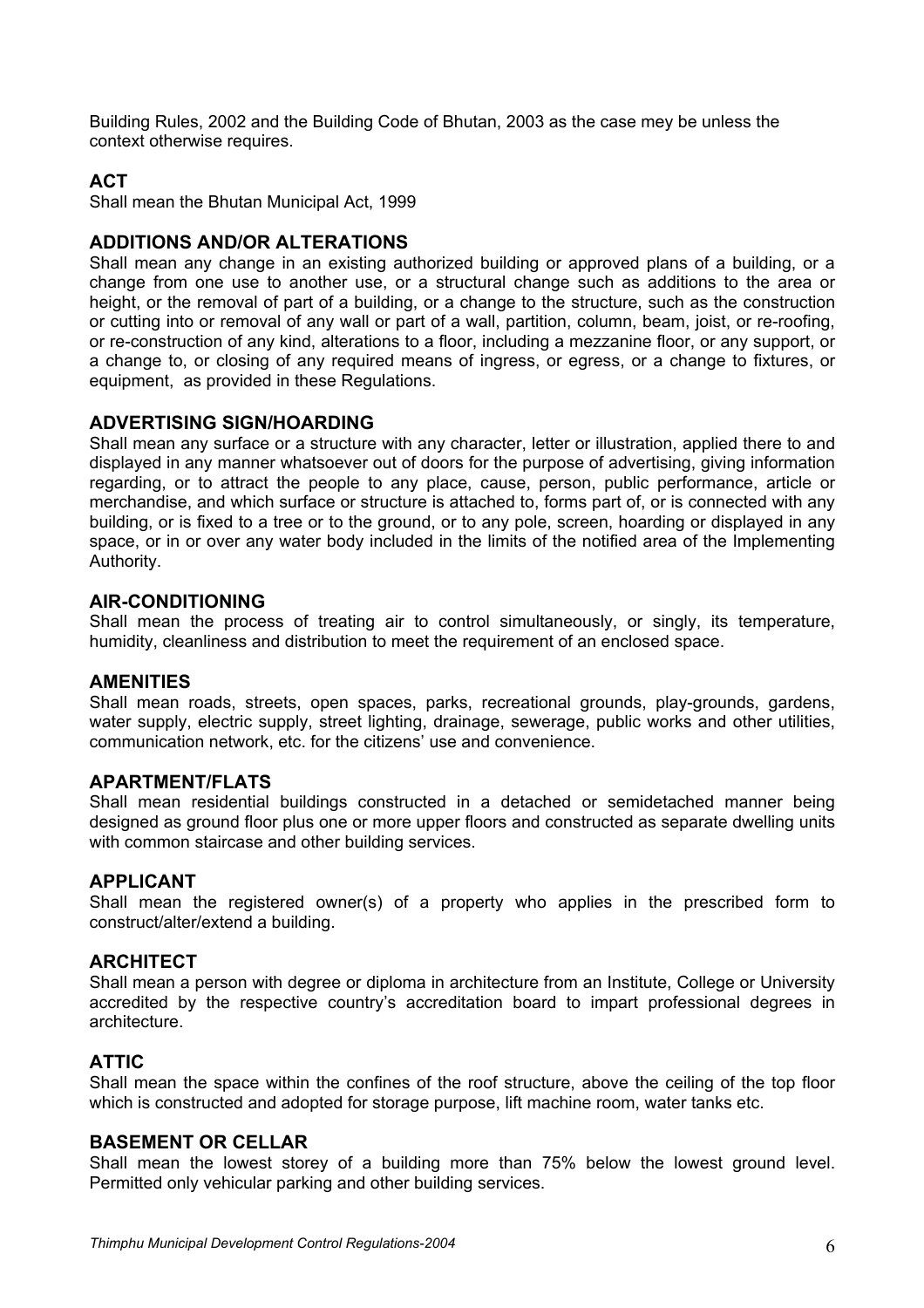Building Rules, 2002 and the Building Code of Bhutan, 2003 as the case mey be unless the context otherwise requires.

### ACT

Shall mean the Bhutan Municipal Act, 1999

### ADDITIONS AND/OR ALTERATIONS

Shall mean any change in an existing authorized building or approved plans of a building, or a change from one use to another use, or a structural change such as additions to the area or height, or the removal of part of a building, or a change to the structure, such as the construction or cutting into or removal of any wall or part of a wall, partition, column, beam, joist, or re-roofing, or re-construction of any kind, alterations to a floor, including a mezzanine floor, or any support, or a change to, or closing of any required means of ingress, or egress, or a change to fixtures, or equipment, as provided in these Regulations.

### ADVERTISING SIGN/HOARDING

Shall mean any surface or a structure with any character, letter or illustration, applied there to and displayed in any manner whatsoever out of doors for the purpose of advertising, giving information regarding, or to attract the people to any place, cause, person, public performance, article or merchandise, and which surface or structure is attached to, forms part of, or is connected with any building, or is fixed to a tree or to the ground, or to any pole, screen, hoarding or displayed in any space, or in or over any water body included in the limits of the notified area of the Implementing Authority.

### AIR-CONDITIONING

Shall mean the process of treating air to control simultaneously, or singly, its temperature, humidity, cleanliness and distribution to meet the requirement of an enclosed space.

### AMENITIES

Shall mean roads, streets, open spaces, parks, recreational grounds, play-grounds, gardens, water supply, electric supply, street lighting, drainage, sewerage, public works and other utilities, communication network, etc. for the citizens' use and convenience.

### APARTMENT/FLATS

Shall mean residential buildings constructed in a detached or semidetached manner being designed as ground floor plus one or more upper floors and constructed as separate dwelling units with common staircase and other building services.

### APPLICANT

Shall mean the registered owner(s) of a property who applies in the prescribed form to construct/alter/extend a building.

### ARCHITECT

Shall mean a person with degree or diploma in architecture from an Institute, College or University accredited by the respective country's accreditation board to impart professional degrees in architecture.

### ATTIC

Shall mean the space within the confines of the roof structure, above the ceiling of the top floor which is constructed and adopted for storage purpose, lift machine room, water tanks etc.

### BASEMENT OR CELLAR

Shall mean the lowest storey of a building more than 75% below the lowest ground level. Permitted only vehicular parking and other building services.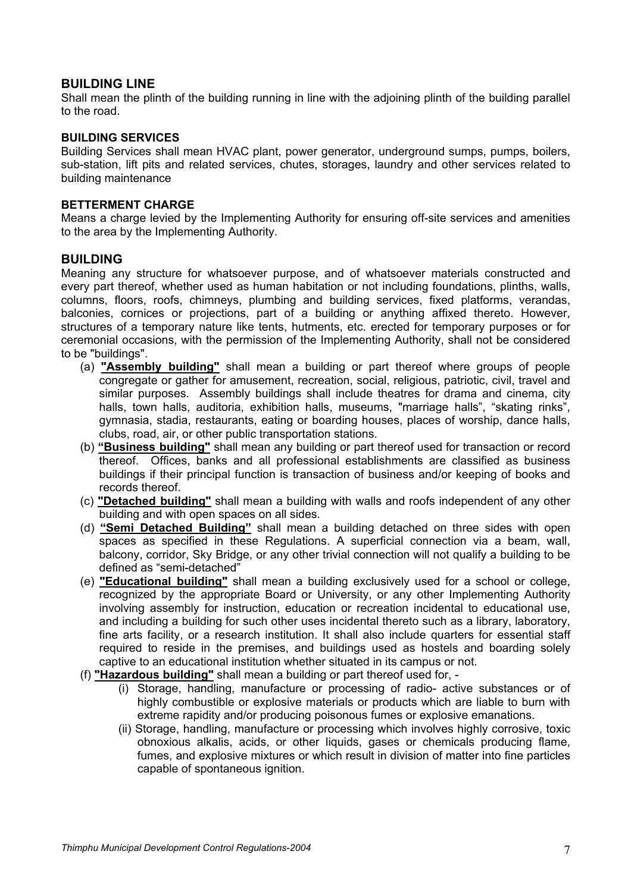## BUILDING LINE

Shall mean the plinth of the building running in line with the adjoining plinth of the building parallel to the road.

### BUILDING SERVICES

Building Services shall mean HVAC plant, power generator, underground sumps, pumps, boilers, sub-station, lift pits and related services, chutes, storages, laundry and other services related to building maintenance

### BETTERMENT CHARGE

Means a charge levied by the Implementing Authority for ensuring off-site services and amenities to the area by the Implementing Authority.

## BUILDING

Meaning any structure for whatsoever purpose, and of whatsoever materials constructed and every part thereof, whether used as human habitation or not including foundations, plinths, walls, columns, floors, roofs, chimneys, plumbing and building services, fixed platforms, verandas, balconies, cornices or projections, part of a building or anything affixed thereto. However, structures of a temporary nature like tents, hutments, etc. erected for temporary purposes or for ceremonial occasions, with the permission of the Implementing Authority, shall not be considered to be "buildings".

(a) **"Assembly building"** shall mean a building or part thereof where groups of people congregate or gather for amusement, recreation, social, religious, patriotic, civil, travel and similar purposes. Assembly buildings shall include theatres for drama and cinema, city halls, town halls, auditoria, exhibition halls, museums, "marriage halls", "skating rinks", gymnasia, stadia, restaurants, eating or boarding houses, places of worship, dance halls, clubs, road, air, or other public transportation stations.

(b) **"Business building"** shall mean any building or part thereof used for transaction or record thereof. Offices, banks and all professional establishments are classified as business buildings if their principal function is transaction of business and/or keeping of books and records thereof.

(c) **"Detached building"** shall mean a building with walls and roofs independent of any other building and with open spaces on all sides.

(d) **"Semi Detached Building"** shall mean a building detached on three sides with open spaces as specified in these Regulations. A superficial connection via a beam, wall, balcony, corridor, Sky Bridge, or any other trivial connection will not qualify a building to be defined as "semi-detached"

(e) **"Educational building"** shall mean a building exclusively used for a school or college, recognized by the appropriate Board or University, or any other Implementing Authority involving assembly for instruction, education or recreation incidental to educational use, and including a building for such other uses incidental thereto such as a library, laboratory, fine arts facility, or a research institution. It shall also include quarters for essential staff required to reside in the premises, and buildings used as hostels and boarding solely captive to an educational institution whether situated in its campus or not.

(f) **"Hazardous building"** shall mean a building or part thereof used for, -

(i) Storage, handling, manufacture or processing of radio- active substances or of highly combustible or explosive materials or products which are liable to burn with extreme rapidity and/or producing poisonous fumes or explosive emanations.

(ii) Storage, handling, manufacture or processing which involves highly corrosive, toxic obnoxious alkalis, acids, or other liquids, gases or chemicals producing flame, fumes, and explosive mixtures or which result in division of matter into fine particles capable of spontaneous ignition.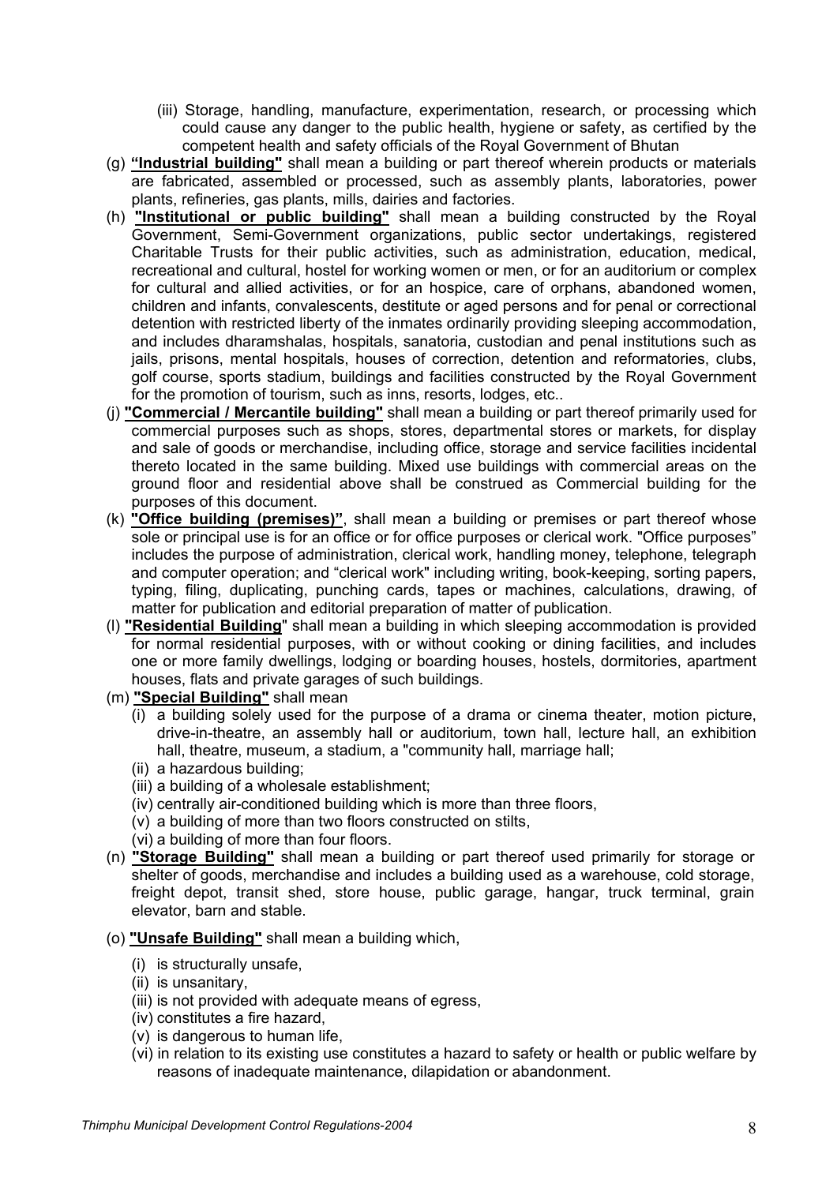(iii) Storage, handling, manufacture, experimentation, research, or processing which could cause any danger to the public health, hygiene or safety, as certified by the competent health and safety officials of the Royal Government of Bhutan

(g) **"Industrial building"** shall mean a building or part thereof wherein products or materials are fabricated, assembled or processed, such as assembly plants, laboratories, power plants, refineries, gas plants, mills, dairies and factories.

(h) **"Institutional or public building"** shall mean a building constructed by the Royal Government, Semi-Government organizations, public sector undertakings, registered Charitable Trusts for their public activities, such as administration, education, medical, recreational and cultural, hostel for working women or men, or for an auditorium or complex for cultural and allied activities, or for an hospice, care of orphans, abandoned women, children and infants, convalescents, destitute or aged persons and for penal or correctional detention with restricted liberty of the inmates ordinarily providing sleeping accommodation, and includes dharamshalas, hospitals, sanatoria, custodian and penal institutions such as jails, prisons, mental hospitals, houses of correction, detention and reformatories, clubs, golf course, sports stadium, buildings and facilities constructed by the Royal Government for the promotion of tourism, such as inns, resorts, lodges, etc..

(j) **"Commercial / Mercantile building"** shall mean a building or part thereof primarily used for commercial purposes such as shops, stores, departmental stores or markets, for display and sale of goods or merchandise, including office, storage and service facilities incidental thereto located in the same building. Mixed use buildings with commercial areas on the ground floor and residential above shall be construed as Commercial building for the purposes of this document.

(k) **"Office building (premises)"**, shall mean a building or premises or part thereof whose sole or principal use is for an office or for office purposes or clerical work. "Office purposes" includes the purpose of administration, clerical work, handling money, telephone, telegraph and computer operation; and "clerical work" including writing, book-keeping, sorting papers, typing, filing, duplicating, punching cards, tapes or machines, calculations, drawing, of matter for publication and editorial preparation of matter of publication.

(l) **"Residential Building"** shall mean a building in which sleeping accommodation is provided for normal residential purposes, with or without cooking or dining facilities, and includes one or more family dwellings, lodging or boarding houses, hostels, dormitories, apartment houses, flats and private garages of such buildings.

(m) **"Special Building"** shall mean

(i) a building solely used for the purpose of a drama or cinema theater, motion picture, drive-in-theatre, an assembly hall or auditorium, town hall, lecture hall, an exhibition hall, theatre, museum, a stadium, a "community hall, marriage hall;
(ii) a hazardous building;
(iii) a building of a wholesale establishment;
(iv) centrally air-conditioned building which is more than three floors,
(v) a building of more than two floors constructed on stilts,
(vi) a building of more than four floors.

(n) **"Storage Building"** shall mean a building or part thereof used primarily for storage or shelter of goods, merchandise and includes a building used as a warehouse, cold storage, freight depot, transit shed, store house, public garage, hangar, truck terminal, grain elevator, barn and stable.

(o) **"Unsafe Building"** shall mean a building which,

(i) is structurally unsafe,
(ii) is unsanitary,
(iii) is not provided with adequate means of egress,
(iv) constitutes a fire hazard,
(v) is dangerous to human life,
(vi) in relation to its existing use constitutes a hazard to safety or health or public welfare by reasons of inadequate maintenance, dilapidation or abandonment.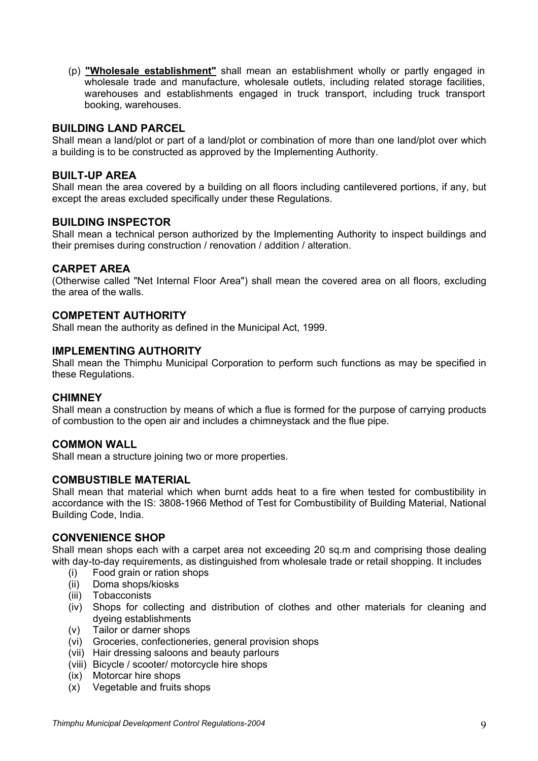(p) **"Wholesale establishment"** shall mean an establishment wholly or partly engaged in wholesale trade and manufacture, wholesale outlets, including related storage facilities, warehouses and establishments engaged in truck transport, including truck transport booking, warehouses.

### BUILDING LAND PARCEL

Shall mean a land/plot or part of a land/plot or combination of more than one land/plot over which a building is to be constructed as approved by the Implementing Authority.

### BUILT-UP AREA

Shall mean the area covered by a building on all floors including cantilevered portions, if any, but except the areas excluded specifically under these Regulations.

### BUILDING INSPECTOR

Shall mean a technical person authorized by the Implementing Authority to inspect buildings and their premises during construction / renovation / addition / alteration.

### CARPET AREA

(Otherwise called "Net Internal Floor Area") shall mean the covered area on all floors, excluding the area of the walls.

### COMPETENT AUTHORITY

Shall mean the authority as defined in the Municipal Act, 1999.

### IMPLEMENTING AUTHORITY

Shall mean the Thimphu Municipal Corporation to perform such functions as may be specified in these Regulations.

### CHIMNEY

Shall mean a construction by means of which a flue is formed for the purpose of carrying products of combustion to the open air and includes a chimneystack and the flue pipe.

### COMMON WALL

Shall mean a structure joining two or more properties.

### COMBUSTIBLE MATERIAL

Shall mean that material which when burnt adds heat to a fire when tested for combustibility in accordance with the IS: 3808-1966 Method of Test for Combustibility of Building Material, National Building Code, India.

### CONVENIENCE SHOP

Shall mean shops each with a carpet area not exceeding 20 sq.m and comprising those dealing with day-to-day requirements, as distinguished from wholesale trade or retail shopping. It includes

(i) Food grain or ration shops
(ii) Doma shops/kiosks
(iii) Tobacconists
(iv) Shops for collecting and distribution of clothes and other materials for cleaning and dyeing establishments
(v) Tailor or darner shops
(vi) Groceries, confectioneries, general provision shops
(vii) Hair dressing saloons and beauty parlours
(viii) Bicycle / scooter/ motorcycle hire shops
(ix) Motorcar hire shops
(x) Vegetable and fruits shops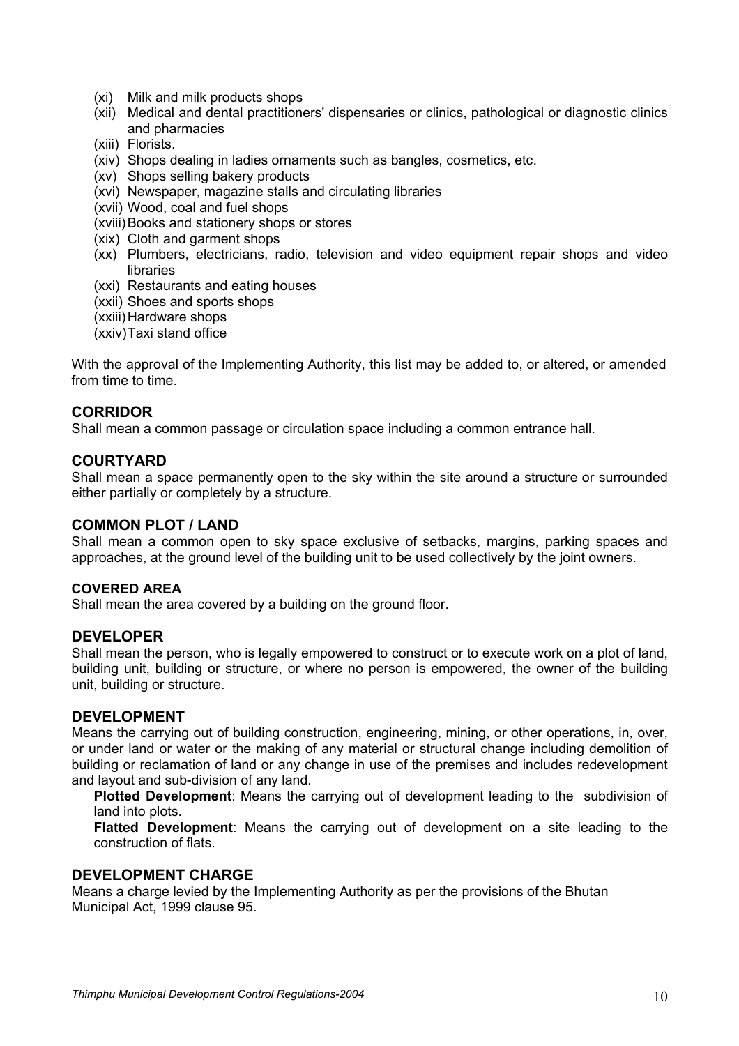- (xi) Milk and milk products shops
- (xii) Medical and dental practitioners' dispensaries or clinics, pathological or diagnostic clinics and pharmacies
- (xiii) Florists.
- (xiv) Shops dealing in ladies ornaments such as bangles, cosmetics, etc.
- (xv) Shops selling bakery products
- (xvi) Newspaper, magazine stalls and circulating libraries
- (xvii) Wood, coal and fuel shops
- (xviii) Books and stationery shops or stores
- (xix) Cloth and garment shops
- (xx) Plumbers, electricians, radio, television and video equipment repair shops and video libraries
- (xxi) Restaurants and eating houses
- (xxii) Shoes and sports shops
- (xxiii) Hardware shops
- (xxiv) Taxi stand office

With the approval of the Implementing Authority, this list may be added to, or altered, or amended from time to time.

## CORRIDOR

Shall mean a common passage or circulation space including a common entrance hall.

## COURTYARD

Shall mean a space permanently open to the sky within the site around a structure or surrounded either partially or completely by a structure.

## COMMON PLOT / LAND

Shall mean a common open to sky space exclusive of setbacks, margins, parking spaces and approaches, at the ground level of the building unit to be used collectively by the joint owners.

### COVERED AREA

Shall mean the area covered by a building on the ground floor.

## DEVELOPER

Shall mean the person, who is legally empowered to construct or to execute work on a plot of land, building unit, building or structure, or where no person is empowered, the owner of the building unit, building or structure.

## DEVELOPMENT

Means the carrying out of building construction, engineering, mining, or other operations, in, over, or under land or water or the making of any material or structural change including demolition of building or reclamation of land or any change in use of the premises and includes redevelopment and layout and sub-division of any land.

**Plotted Development**: Means the carrying out of development leading to the subdivision of land into plots.

**Flatted Development**: Means the carrying out of development on a site leading to the construction of flats.

## DEVELOPMENT CHARGE

Means a charge levied by the Implementing Authority as per the provisions of the Bhutan Municipal Act, 1999 clause 95.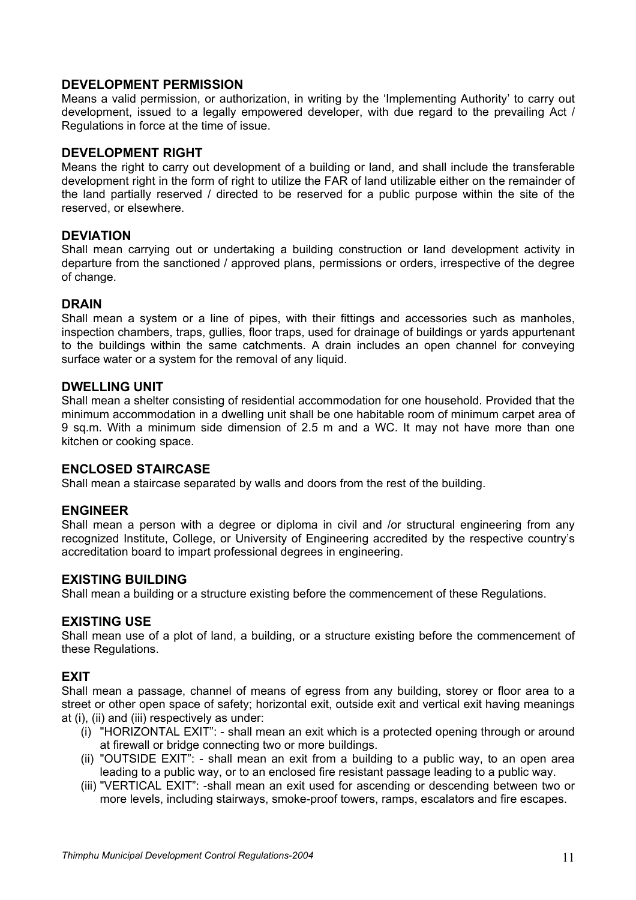## DEVELOPMENT PERMISSION

Means a valid permission, or authorization, in writing by the 'Implementing Authority' to carry out development, issued to a legally empowered developer, with due regard to the prevailing Act / Regulations in force at the time of issue.

## DEVELOPMENT RIGHT

Means the right to carry out development of a building or land, and shall include the transferable development right in the form of right to utilize the FAR of land utilizable either on the remainder of the land partially reserved / directed to be reserved for a public purpose within the site of the reserved, or elsewhere.

## DEVIATION

Shall mean carrying out or undertaking a building construction or land development activity in departure from the sanctioned / approved plans, permissions or orders, irrespective of the degree of change.

## DRAIN

Shall mean a system or a line of pipes, with their fittings and accessories such as manholes, inspection chambers, traps, gullies, floor traps, used for drainage of buildings or yards appurtenant to the buildings within the same catchments. A drain includes an open channel for conveying surface water or a system for the removal of any liquid.

## DWELLING UNIT

Shall mean a shelter consisting of residential accommodation for one household. Provided that the minimum accommodation in a dwelling unit shall be one habitable room of minimum carpet area of 9 sq.m. With a minimum side dimension of 2.5 m and a WC. It may not have more than one kitchen or cooking space.

## ENCLOSED STAIRCASE

Shall mean a staircase separated by walls and doors from the rest of the building.

## ENGINEER

Shall mean a person with a degree or diploma in civil and /or structural engineering from any recognized Institute, College, or University of Engineering accredited by the respective country's accreditation board to impart professional degrees in engineering.

## EXISTING BUILDING

Shall mean a building or a structure existing before the commencement of these Regulations.

## EXISTING USE

Shall mean use of a plot of land, a building, or a structure existing before the commencement of these Regulations.

## EXIT

Shall mean a passage, channel of means of egress from any building, storey or floor area to a street or other open space of safety; horizontal exit, outside exit and vertical exit having meanings at (i), (ii) and (iii) respectively as under:

(i) "HORIZONTAL EXIT": - shall mean an exit which is a protected opening through or around at firewall or bridge connecting two or more buildings.

(ii) "OUTSIDE EXIT": - shall mean an exit from a building to a public way, to an open area leading to a public way, or to an enclosed fire resistant passage leading to a public way.

(iii) "VERTICAL EXIT": -shall mean an exit used for ascending or descending between two or more levels, including stairways, smoke-proof towers, ramps, escalators and fire escapes.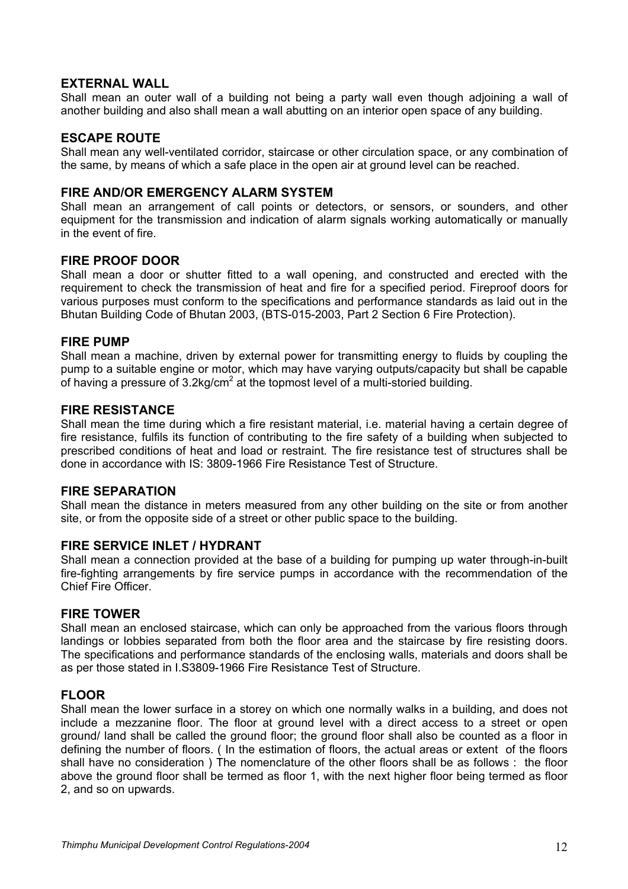### EXTERNAL WALL

Shall mean an outer wall of a building not being a party wall even though adjoining a wall of another building and also shall mean a wall abutting on an interior open space of any building.

### ESCAPE ROUTE

Shall mean any well-ventilated corridor, staircase or other circulation space, or any combination of the same, by means of which a safe place in the open air at ground level can be reached.

### FIRE AND/OR EMERGENCY ALARM SYSTEM

Shall mean an arrangement of call points or detectors, or sensors, or sounders, and other equipment for the transmission and indication of alarm signals working automatically or manually in the event of fire.

### FIRE PROOF DOOR

Shall mean a door or shutter fitted to a wall opening, and constructed and erected with the requirement to check the transmission of heat and fire for a specified period. Fireproof doors for various purposes must conform to the specifications and performance standards as laid out in the Bhutan Building Code of Bhutan 2003, (BTS-015-2003, Part 2 Section 6 Fire Protection).

### FIRE PUMP

Shall mean a machine, driven by external power for transmitting energy to fluids by coupling the pump to a suitable engine or motor, which may have varying outputs/capacity but shall be capable of having a pressure of 3.2kg/cm$^2$ at the topmost level of a multi-storied building.

### FIRE RESISTANCE

Shall mean the time during which a fire resistant material, i.e. material having a certain degree of fire resistance, fulfils its function of contributing to the fire safety of a building when subjected to prescribed conditions of heat and load or restraint. The fire resistance test of structures shall be done in accordance with IS: 3809-1966 Fire Resistance Test of Structure.

### FIRE SEPARATION

Shall mean the distance in meters measured from any other building on the site or from another site, or from the opposite side of a street or other public space to the building.

### FIRE SERVICE INLET / HYDRANT

Shall mean a connection provided at the base of a building for pumping up water through-in-built fire-fighting arrangements by fire service pumps in accordance with the recommendation of the Chief Fire Officer.

### FIRE TOWER

Shall mean an enclosed staircase, which can only be approached from the various floors through landings or lobbies separated from both the floor area and the staircase by fire resisting doors. The specifications and performance standards of the enclosing walls, materials and doors shall be as per those stated in I.S3809-1966 Fire Resistance Test of Structure.

### FLOOR

Shall mean the lower surface in a storey on which one normally walks in a building, and does not include a mezzanine floor. The floor at ground level with a direct access to a street or open ground/ land shall be called the ground floor; the ground floor shall also be counted as a floor in defining the number of floors. ( In the estimation of floors, the actual areas or extent of the floors shall have no consideration ) The nomenclature of the other floors shall be as follows : the floor above the ground floor shall be termed as floor 1, with the next higher floor being termed as floor 2, and so on upwards.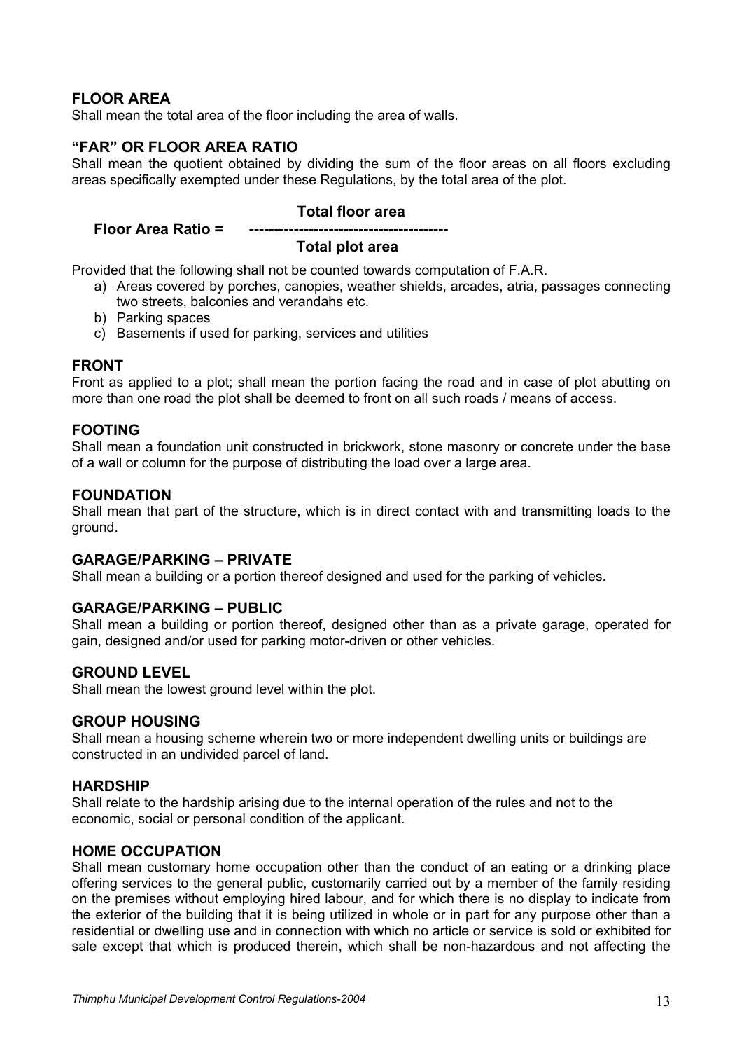## FLOOR AREA

Shall mean the total area of the floor including the area of walls.

## "FAR" OR FLOOR AREA RATIO

Shall mean the quotient obtained by dividing the sum of the floor areas on all floors excluding areas specifically exempted under these Regulations, by the total area of the plot.

$$\textbf{Floor Area Ratio} = \frac{\textbf{Total floor area}}{\textbf{Total plot area}}$$

Provided that the following shall not be counted towards computation of F.A.R.

a) Areas covered by porches, canopies, weather shields, arcades, atria, passages connecting two streets, balconies and verandahs etc.
b) Parking spaces
c) Basements if used for parking, services and utilities

## FRONT

Front as applied to a plot; shall mean the portion facing the road and in case of plot abutting on more than one road the plot shall be deemed to front on all such roads / means of access.

## FOOTING

Shall mean a foundation unit constructed in brickwork, stone masonry or concrete under the base of a wall or column for the purpose of distributing the load over a large area.

## FOUNDATION

Shall mean that part of the structure, which is in direct contact with and transmitting loads to the ground.

## GARAGE/PARKING – PRIVATE

Shall mean a building or a portion thereof designed and used for the parking of vehicles.

## GARAGE/PARKING – PUBLIC

Shall mean a building or portion thereof, designed other than as a private garage, operated for gain, designed and/or used for parking motor-driven or other vehicles.

## GROUND LEVEL

Shall mean the lowest ground level within the plot.

## GROUP HOUSING

Shall mean a housing scheme wherein two or more independent dwelling units or buildings are constructed in an undivided parcel of land.

## HARDSHIP

Shall relate to the hardship arising due to the internal operation of the rules and not to the economic, social or personal condition of the applicant.

## HOME OCCUPATION

Shall mean customary home occupation other than the conduct of an eating or a drinking place offering services to the general public, customarily carried out by a member of the family residing on the premises without employing hired labour, and for which there is no display to indicate from the exterior of the building that it is being utilized in whole or in part for any purpose other than a residential or dwelling use and in connection with which no article or service is sold or exhibited for sale except that which is produced therein, which shall be non-hazardous and not affecting the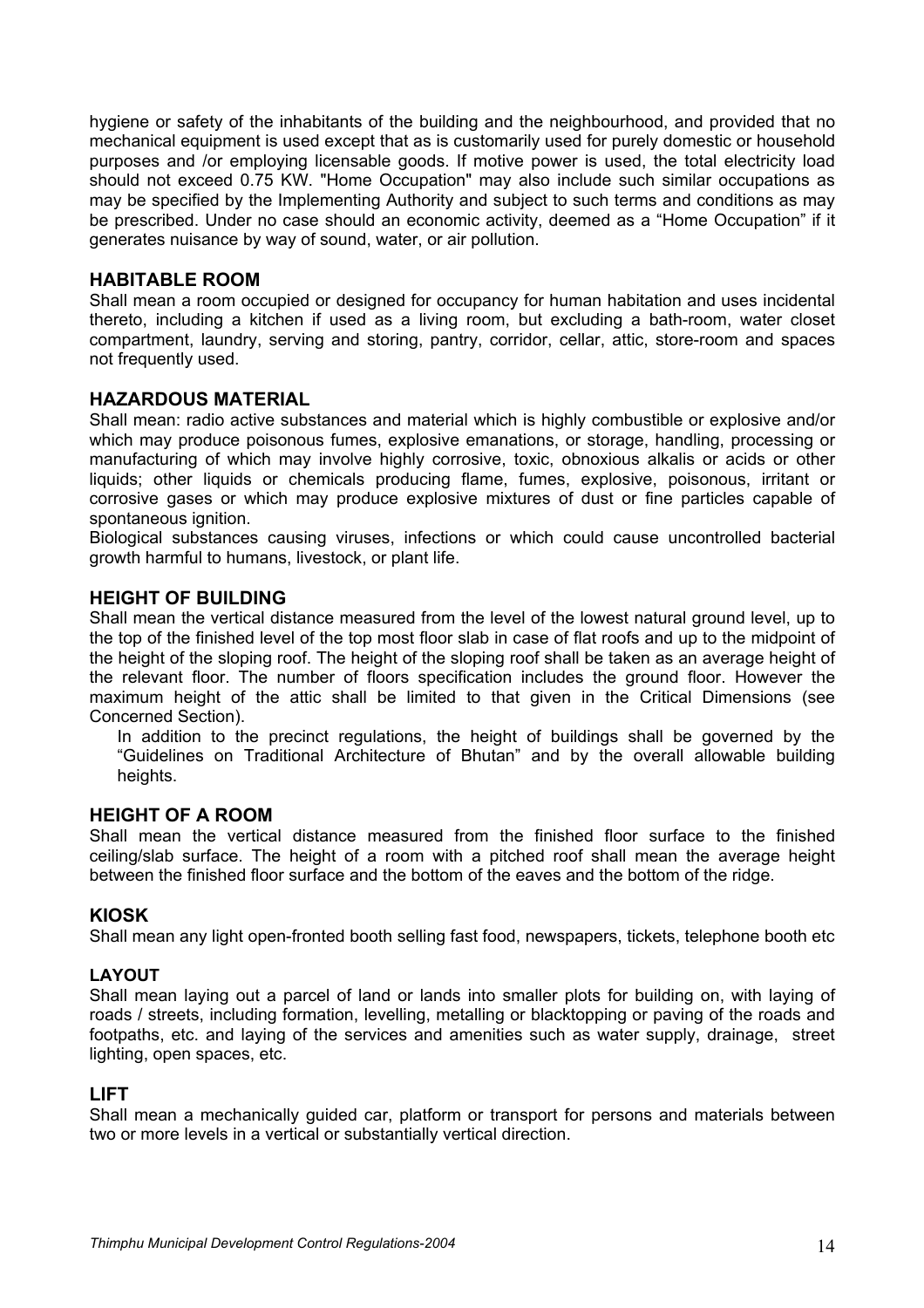hygiene or safety of the inhabitants of the building and the neighbourhood, and provided that no mechanical equipment is used except that as is customarily used for purely domestic or household purposes and /or employing licensable goods. If motive power is used, the total electricity load should not exceed 0.75 KW. "Home Occupation" may also include such similar occupations as may be specified by the Implementing Authority and subject to such terms and conditions as may be prescribed. Under no case should an economic activity, deemed as a "Home Occupation" if it generates nuisance by way of sound, water, or air pollution.

### HABITABLE ROOM

Shall mean a room occupied or designed for occupancy for human habitation and uses incidental thereto, including a kitchen if used as a living room, but excluding a bath-room, water closet compartment, laundry, serving and storing, pantry, corridor, cellar, attic, store-room and spaces not frequently used.

### HAZARDOUS MATERIAL

Shall mean: radio active substances and material which is highly combustible or explosive and/or which may produce poisonous fumes, explosive emanations, or storage, handling, processing or manufacturing of which may involve highly corrosive, toxic, obnoxious alkalis or acids or other liquids; other liquids or chemicals producing flame, fumes, explosive, poisonous, irritant or corrosive gases or which may produce explosive mixtures of dust or fine particles capable of spontaneous ignition.

Biological substances causing viruses, infections or which could cause uncontrolled bacterial growth harmful to humans, livestock, or plant life.

### HEIGHT OF BUILDING

Shall mean the vertical distance measured from the level of the lowest natural ground level, up to the top of the finished level of the top most floor slab in case of flat roofs and up to the midpoint of the height of the sloping roof. The height of the sloping roof shall be taken as an average height of the relevant floor. The number of floors specification includes the ground floor. However the maximum height of the attic shall be limited to that given in the Critical Dimensions (see Concerned Section).

In addition to the precinct regulations, the height of buildings shall be governed by the "Guidelines on Traditional Architecture of Bhutan" and by the overall allowable building heights.

### HEIGHT OF A ROOM

Shall mean the vertical distance measured from the finished floor surface to the finished ceiling/slab surface. The height of a room with a pitched roof shall mean the average height between the finished floor surface and the bottom of the eaves and the bottom of the ridge.

### KIOSK

Shall mean any light open-fronted booth selling fast food, newspapers, tickets, telephone booth etc

### LAYOUT

Shall mean laying out a parcel of land or lands into smaller plots for building on, with laying of roads / streets, including formation, levelling, metalling or blacktopping or paving of the roads and footpaths, etc. and laying of the services and amenities such as water supply, drainage, street lighting, open spaces, etc.

### LIFT

Shall mean a mechanically guided car, platform or transport for persons and materials between two or more levels in a vertical or substantially vertical direction.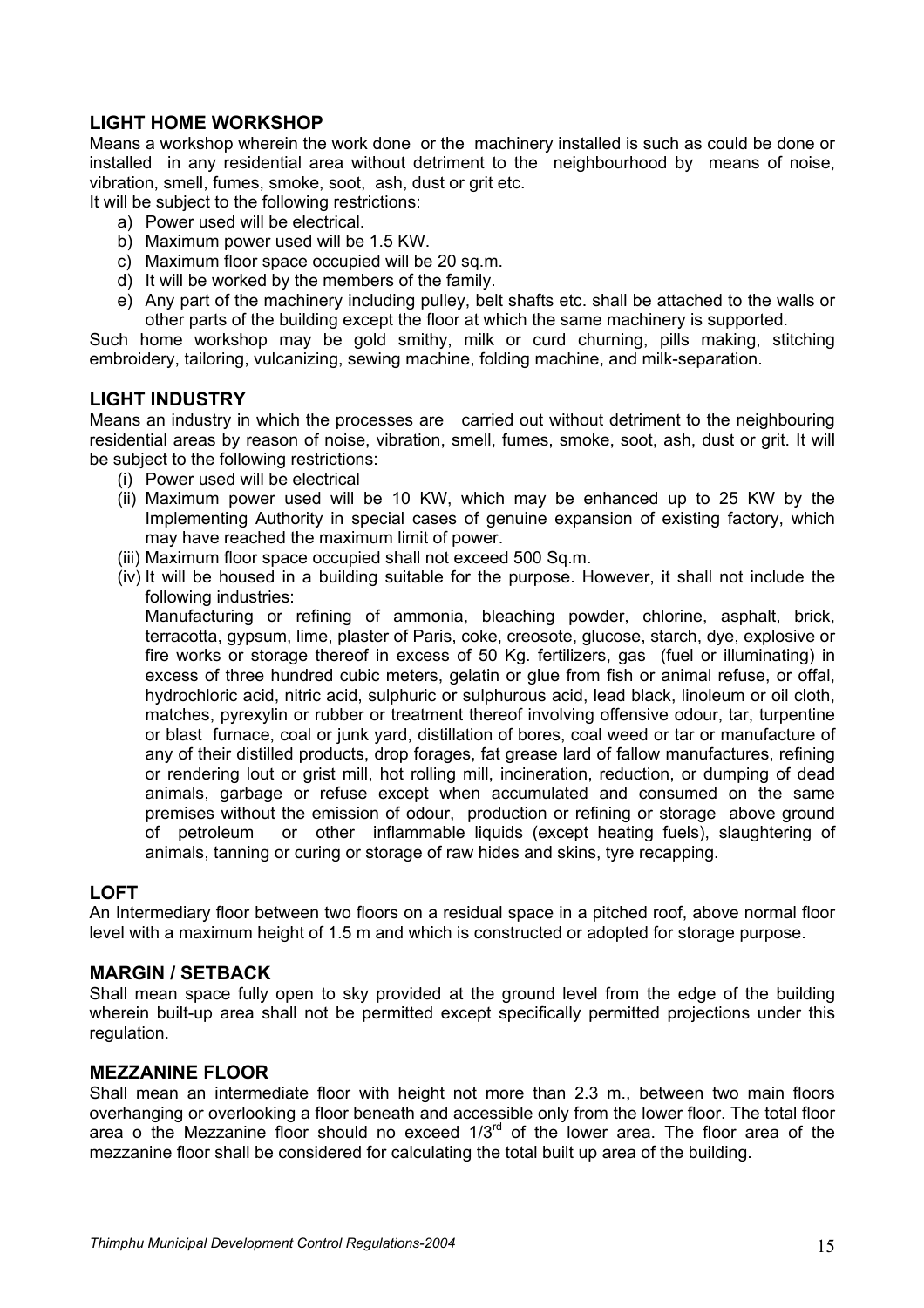## LIGHT HOME WORKSHOP

Means a workshop wherein the work done or the machinery installed is such as could be done or installed in any residential area without detriment to the neighbourhood by means of noise, vibration, smell, fumes, smoke, soot, ash, dust or grit etc.

It will be subject to the following restrictions:

a) Power used will be electrical.
b) Maximum power used will be 1.5 KW.
c) Maximum floor space occupied will be 20 sq.m.
d) It will be worked by the members of the family.
e) Any part of the machinery including pulley, belt shafts etc. shall be attached to the walls or other parts of the building except the floor at which the same machinery is supported.

Such home workshop may be gold smithy, milk or curd churning, pills making, stitching embroidery, tailoring, vulcanizing, sewing machine, folding machine, and milk-separation.

## LIGHT INDUSTRY

Means an industry in which the processes are carried out without detriment to the neighbouring residential areas by reason of noise, vibration, smell, fumes, smoke, soot, ash, dust or grit. It will be subject to the following restrictions:

(i) Power used will be electrical
(ii) Maximum power used will be 10 KW, which may be enhanced up to 25 KW by the Implementing Authority in special cases of genuine expansion of existing factory, which may have reached the maximum limit of power.
(iii) Maximum floor space occupied shall not exceed 500 Sq.m.
(iv) It will be housed in a building suitable for the purpose. However, it shall not include the following industries:

Manufacturing or refining of ammonia, bleaching powder, chlorine, asphalt, brick, terracotta, gypsum, lime, plaster of Paris, coke, creosote, glucose, starch, dye, explosive or fire works or storage thereof in excess of 50 Kg. fertilizers, gas (fuel or illuminating) in excess of three hundred cubic meters, gelatin or glue from fish or animal refuse, or offal, hydrochloric acid, nitric acid, sulphuric or sulphurous acid, lead black, linoleum or oil cloth, matches, pyrexylin or rubber or treatment thereof involving offensive odour, tar, turpentine or blast furnace, coal or junk yard, distillation of bores, coal weed or tar or manufacture of any of their distilled products, drop forages, fat grease lard of fallow manufactures, refining or rendering lout or grist mill, hot rolling mill, incineration, reduction, or dumping of dead animals, garbage or refuse except when accumulated and consumed on the same premises without the emission of odour, production or refining or storage above ground of petroleum or other inflammable liquids (except heating fuels), slaughtering of animals, tanning or curing or storage of raw hides and skins, tyre recapping.

## LOFT

An Intermediary floor between two floors on a residual space in a pitched roof, above normal floor level with a maximum height of 1.5 m and which is constructed or adopted for storage purpose.

## MARGIN / SETBACK

Shall mean space fully open to sky provided at the ground level from the edge of the building wherein built-up area shall not be permitted except specifically permitted projections under this regulation.

## MEZZANINE FLOOR

Shall mean an intermediate floor with height not more than 2.3 m., between two main floors overhanging or overlooking a floor beneath and accessible only from the lower floor. The total floor area o the Mezzanine floor should no exceed 1/3rd of the lower area. The floor area of the mezzanine floor shall be considered for calculating the total built up area of the building.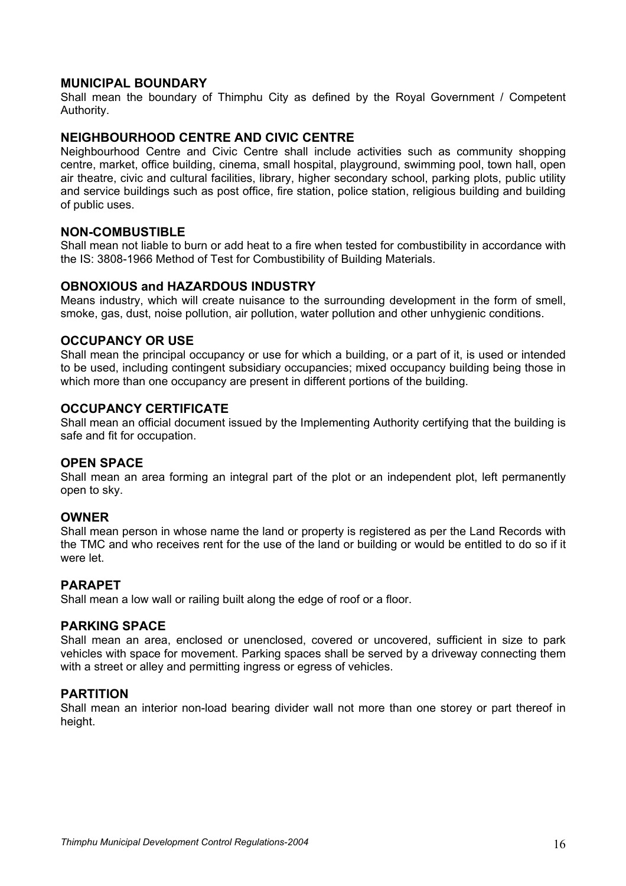### MUNICIPAL BOUNDARY

Shall mean the boundary of Thimphu City as defined by the Royal Government / Competent Authority.

### NEIGHBOURHOOD CENTRE AND CIVIC CENTRE

Neighbourhood Centre and Civic Centre shall include activities such as community shopping centre, market, office building, cinema, small hospital, playground, swimming pool, town hall, open air theatre, civic and cultural facilities, library, higher secondary school, parking plots, public utility and service buildings such as post office, fire station, police station, religious building and building of public uses.

### NON-COMBUSTIBLE

Shall mean not liable to burn or add heat to a fire when tested for combustibility in accordance with the IS: 3808-1966 Method of Test for Combustibility of Building Materials.

### OBNOXIOUS and HAZARDOUS INDUSTRY

Means industry, which will create nuisance to the surrounding development in the form of smell, smoke, gas, dust, noise pollution, air pollution, water pollution and other unhygienic conditions.

### OCCUPANCY OR USE

Shall mean the principal occupancy or use for which a building, or a part of it, is used or intended to be used, including contingent subsidiary occupancies; mixed occupancy building being those in which more than one occupancy are present in different portions of the building.

### OCCUPANCY CERTIFICATE

Shall mean an official document issued by the Implementing Authority certifying that the building is safe and fit for occupation.

### OPEN SPACE

Shall mean an area forming an integral part of the plot or an independent plot, left permanently open to sky.

### OWNER

Shall mean person in whose name the land or property is registered as per the Land Records with the TMC and who receives rent for the use of the land or building or would be entitled to do so if it were let.

### PARAPET

Shall mean a low wall or railing built along the edge of roof or a floor.

### PARKING SPACE

Shall mean an area, enclosed or unenclosed, covered or uncovered, sufficient in size to park vehicles with space for movement. Parking spaces shall be served by a driveway connecting them with a street or alley and permitting ingress or egress of vehicles.

### PARTITION

Shall mean an interior non-load bearing divider wall not more than one storey or part thereof in height.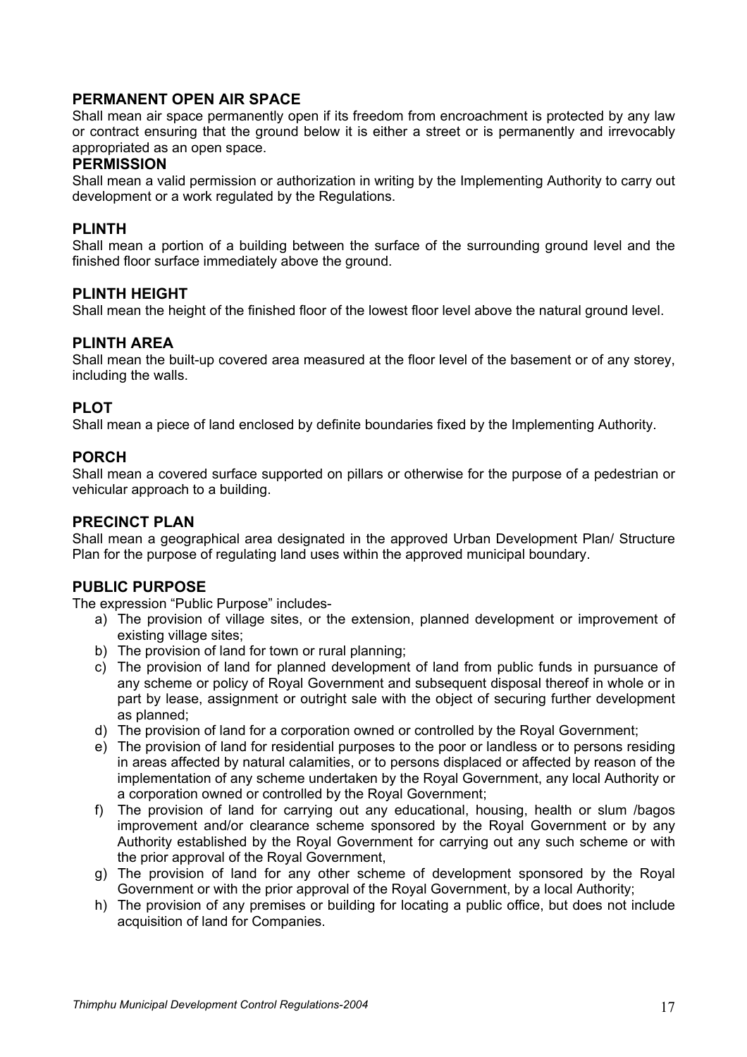### PERMANENT OPEN AIR SPACE

Shall mean air space permanently open if its freedom from encroachment is protected by any law or contract ensuring that the ground below it is either a street or is permanently and irrevocably appropriated as an open space.

### PERMISSION

Shall mean a valid permission or authorization in writing by the Implementing Authority to carry out development or a work regulated by the Regulations.

### PLINTH

Shall mean a portion of a building between the surface of the surrounding ground level and the finished floor surface immediately above the ground.

### PLINTH HEIGHT

Shall mean the height of the finished floor of the lowest floor level above the natural ground level.

### PLINTH AREA

Shall mean the built-up covered area measured at the floor level of the basement or of any storey, including the walls.

### PLOT

Shall mean a piece of land enclosed by definite boundaries fixed by the Implementing Authority.

### PORCH

Shall mean a covered surface supported on pillars or otherwise for the purpose of a pedestrian or vehicular approach to a building.

### PRECINCT PLAN

Shall mean a geographical area designated in the approved Urban Development Plan/ Structure Plan for the purpose of regulating land uses within the approved municipal boundary.

### PUBLIC PURPOSE

The expression "Public Purpose" includes-

a) The provision of village sites, or the extension, planned development or improvement of existing village sites;
b) The provision of land for town or rural planning;
c) The provision of land for planned development of land from public funds in pursuance of any scheme or policy of Royal Government and subsequent disposal thereof in whole or in part by lease, assignment or outright sale with the object of securing further development as planned;
d) The provision of land for a corporation owned or controlled by the Royal Government;
e) The provision of land for residential purposes to the poor or landless or to persons residing in areas affected by natural calamities, or to persons displaced or affected by reason of the implementation of any scheme undertaken by the Royal Government, any local Authority or a corporation owned or controlled by the Royal Government;
f) The provision of land for carrying out any educational, housing, health or slum /bagos improvement and/or clearance scheme sponsored by the Royal Government or by any Authority established by the Royal Government for carrying out any such scheme or with the prior approval of the Royal Government,
g) The provision of land for any other scheme of development sponsored by the Royal Government or with the prior approval of the Royal Government, by a local Authority;
h) The provision of any premises or building for locating a public office, but does not include acquisition of land for Companies.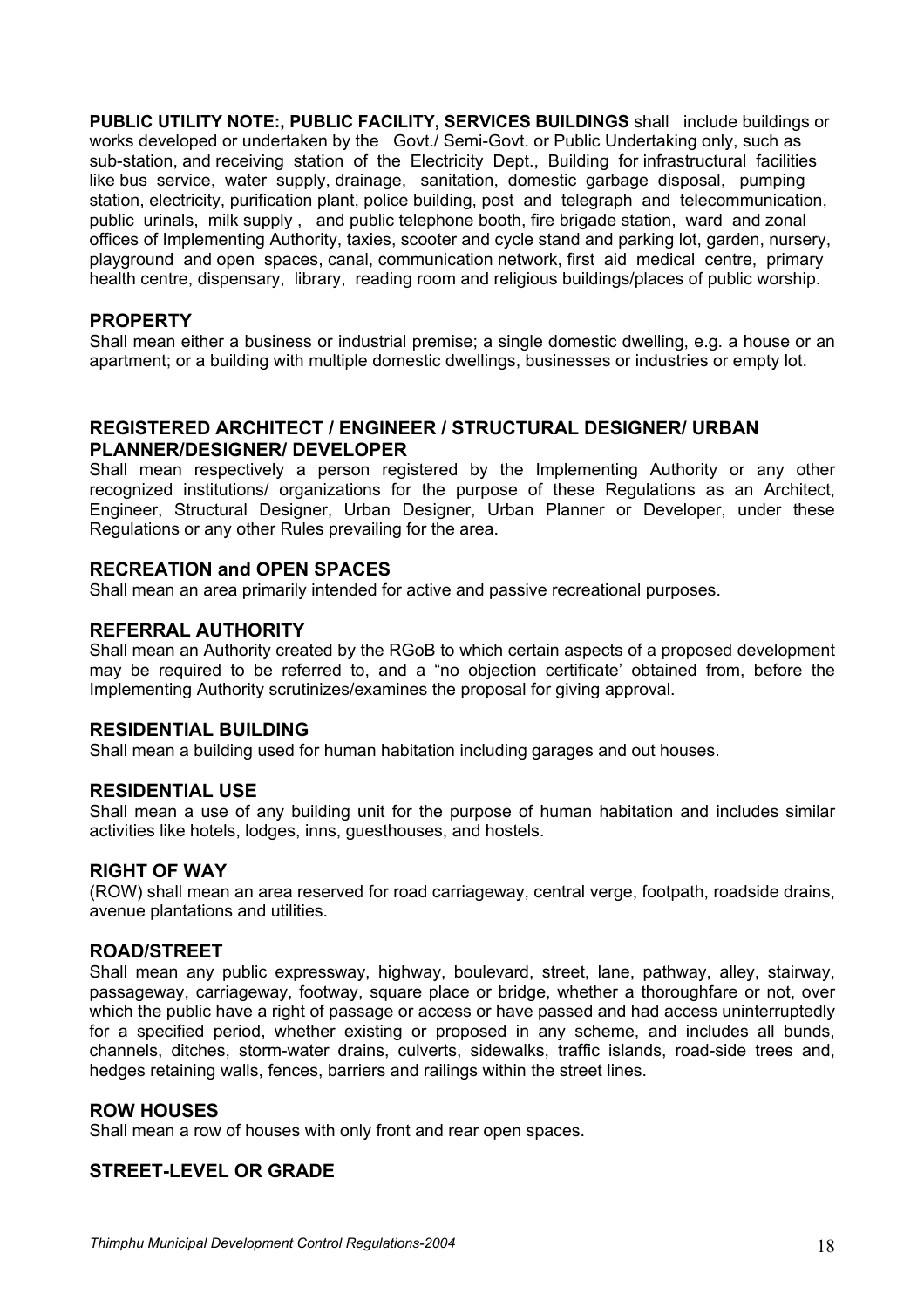**PUBLIC UTILITY NOTE:, PUBLIC FACILITY, SERVICES BUILDINGS** shall include buildings or works developed or undertaken by the Govt./ Semi-Govt. or Public Undertaking only, such as sub-station, and receiving station of the Electricity Dept., Building for infrastructural facilities like bus service, water supply, drainage, sanitation, domestic garbage disposal, pumping station, electricity, purification plant, police building, post and telegraph and telecommunication, public urinals, milk supply , and public telephone booth, fire brigade station, ward and zonal offices of Implementing Authority, taxies, scooter and cycle stand and parking lot, garden, nursery, playground and open spaces, canal, communication network, first aid medical centre, primary health centre, dispensary, library, reading room and religious buildings/places of public worship.

### PROPERTY

Shall mean either a business or industrial premise; a single domestic dwelling, e.g. a house or an apartment; or a building with multiple domestic dwellings, businesses or industries or empty lot.

### REGISTERED ARCHITECT / ENGINEER / STRUCTURAL DESIGNER/ URBAN PLANNER/DESIGNER/ DEVELOPER

Shall mean respectively a person registered by the Implementing Authority or any other recognized institutions/ organizations for the purpose of these Regulations as an Architect, Engineer, Structural Designer, Urban Designer, Urban Planner or Developer, under these Regulations or any other Rules prevailing for the area.

### RECREATION and OPEN SPACES

Shall mean an area primarily intended for active and passive recreational purposes.

### REFERRAL AUTHORITY

Shall mean an Authority created by the RGoB to which certain aspects of a proposed development may be required to be referred to, and a "no objection certificate' obtained from, before the Implementing Authority scrutinizes/examines the proposal for giving approval.

### RESIDENTIAL BUILDING

Shall mean a building used for human habitation including garages and out houses.

### RESIDENTIAL USE

Shall mean a use of any building unit for the purpose of human habitation and includes similar activities like hotels, lodges, inns, guesthouses, and hostels.

### RIGHT OF WAY

(ROW) shall mean an area reserved for road carriageway, central verge, footpath, roadside drains, avenue plantations and utilities.

### ROAD/STREET

Shall mean any public expressway, highway, boulevard, street, lane, pathway, alley, stairway, passageway, carriageway, footway, square place or bridge, whether a thoroughfare or not, over which the public have a right of passage or access or have passed and had access uninterruptedly for a specified period, whether existing or proposed in any scheme, and includes all bunds, channels, ditches, storm-water drains, culverts, sidewalks, traffic islands, road-side trees and, hedges retaining walls, fences, barriers and railings within the street lines.

### ROW HOUSES

Shall mean a row of houses with only front and rear open spaces.

### STREET-LEVEL OR GRADE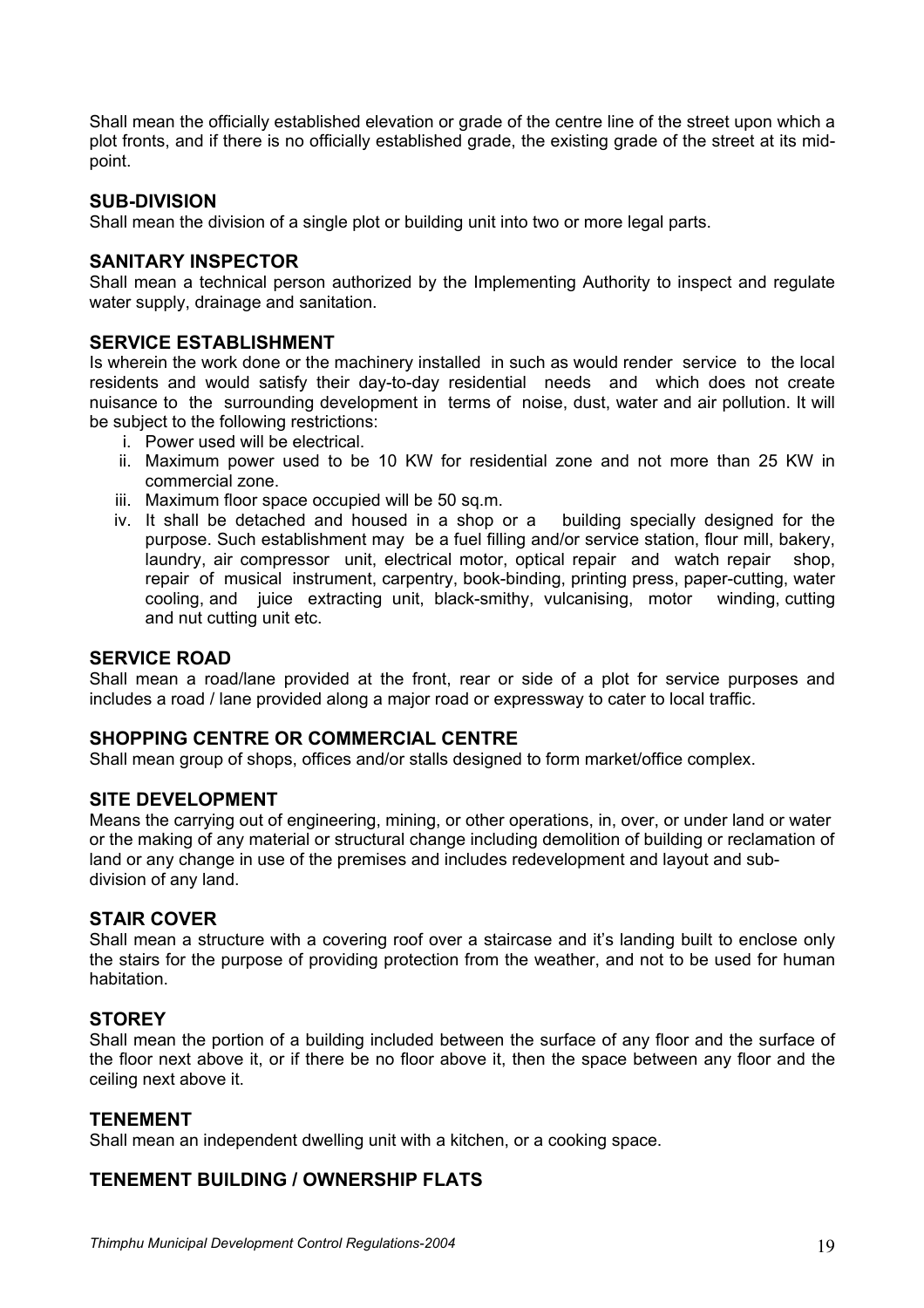Shall mean the officially established elevation or grade of the centre line of the street upon which a plot fronts, and if there is no officially established grade, the existing grade of the street at its mid-point.

### SUB-DIVISION

Shall mean the division of a single plot or building unit into two or more legal parts.

### SANITARY INSPECTOR

Shall mean a technical person authorized by the Implementing Authority to inspect and regulate water supply, drainage and sanitation.

### SERVICE ESTABLISHMENT

Is wherein the work done or the machinery installed in such as would render service to the local residents and would satisfy their day-to-day residential needs and which does not create nuisance to the surrounding development in terms of noise, dust, water and air pollution. It will be subject to the following restrictions:

1. Power used will be electrical.
2. Maximum power used to be 10 KW for residential zone and not more than 25 KW in commercial zone.
3. Maximum floor space occupied will be 50 sq.m.
4. It shall be detached and housed in a shop or a building specially designed for the purpose. Such establishment may be a fuel filling and/or service station, flour mill, bakery, laundry, air compressor unit, electrical motor, optical repair and watch repair shop, repair of musical instrument, carpentry, book-binding, printing press, paper-cutting, water cooling, and juice extracting unit, black-smithy, vulcanising, motor winding, cutting and nut cutting unit etc.

### SERVICE ROAD

Shall mean a road/lane provided at the front, rear or side of a plot for service purposes and includes a road / lane provided along a major road or expressway to cater to local traffic.

### SHOPPING CENTRE OR COMMERCIAL CENTRE

Shall mean group of shops, offices and/or stalls designed to form market/office complex.

### SITE DEVELOPMENT

Means the carrying out of engineering, mining, or other operations, in, over, or under land or water or the making of any material or structural change including demolition of building or reclamation of land or any change in use of the premises and includes redevelopment and layout and sub-division of any land.

### STAIR COVER

Shall mean a structure with a covering roof over a staircase and it's landing built to enclose only the stairs for the purpose of providing protection from the weather, and not to be used for human habitation.

### STOREY

Shall mean the portion of a building included between the surface of any floor and the surface of the floor next above it, or if there be no floor above it, then the space between any floor and the ceiling next above it.

### TENEMENT

Shall mean an independent dwelling unit with a kitchen, or a cooking space.

### TENEMENT BUILDING / OWNERSHIP FLATS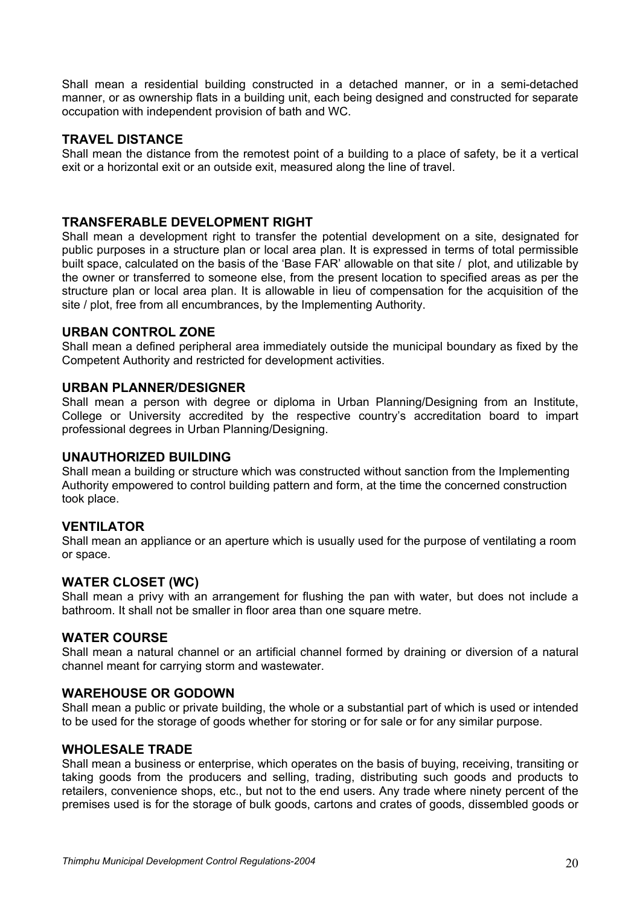Shall mean a residential building constructed in a detached manner, or in a semi-detached manner, or as ownership flats in a building unit, each being designed and constructed for separate occupation with independent provision of bath and WC.

### TRAVEL DISTANCE

Shall mean the distance from the remotest point of a building to a place of safety, be it a vertical exit or a horizontal exit or an outside exit, measured along the line of travel.

### TRANSFERABLE DEVELOPMENT RIGHT

Shall mean a development right to transfer the potential development on a site, designated for public purposes in a structure plan or local area plan. It is expressed in terms of total permissible built space, calculated on the basis of the 'Base FAR' allowable on that site / plot, and utilizable by the owner or transferred to someone else, from the present location to specified areas as per the structure plan or local area plan. It is allowable in lieu of compensation for the acquisition of the site / plot, free from all encumbrances, by the Implementing Authority.

### URBAN CONTROL ZONE

Shall mean a defined peripheral area immediately outside the municipal boundary as fixed by the Competent Authority and restricted for development activities.

### URBAN PLANNER/DESIGNER

Shall mean a person with degree or diploma in Urban Planning/Designing from an Institute, College or University accredited by the respective country's accreditation board to impart professional degrees in Urban Planning/Designing.

### UNAUTHORIZED BUILDING

Shall mean a building or structure which was constructed without sanction from the Implementing Authority empowered to control building pattern and form, at the time the concerned construction took place.

### VENTILATOR

Shall mean an appliance or an aperture which is usually used for the purpose of ventilating a room or space.

### WATER CLOSET (WC)

Shall mean a privy with an arrangement for flushing the pan with water, but does not include a bathroom. It shall not be smaller in floor area than one square metre.

### WATER COURSE

Shall mean a natural channel or an artificial channel formed by draining or diversion of a natural channel meant for carrying storm and wastewater.

### WAREHOUSE OR GODOWN

Shall mean a public or private building, the whole or a substantial part of which is used or intended to be used for the storage of goods whether for storing or for sale or for any similar purpose.

### WHOLESALE TRADE

Shall mean a business or enterprise, which operates on the basis of buying, receiving, transiting or taking goods from the producers and selling, trading, distributing such goods and products to retailers, convenience shops, etc., but not to the end users. Any trade where ninety percent of the premises used is for the storage of bulk goods, cartons and crates of goods, dissembled goods or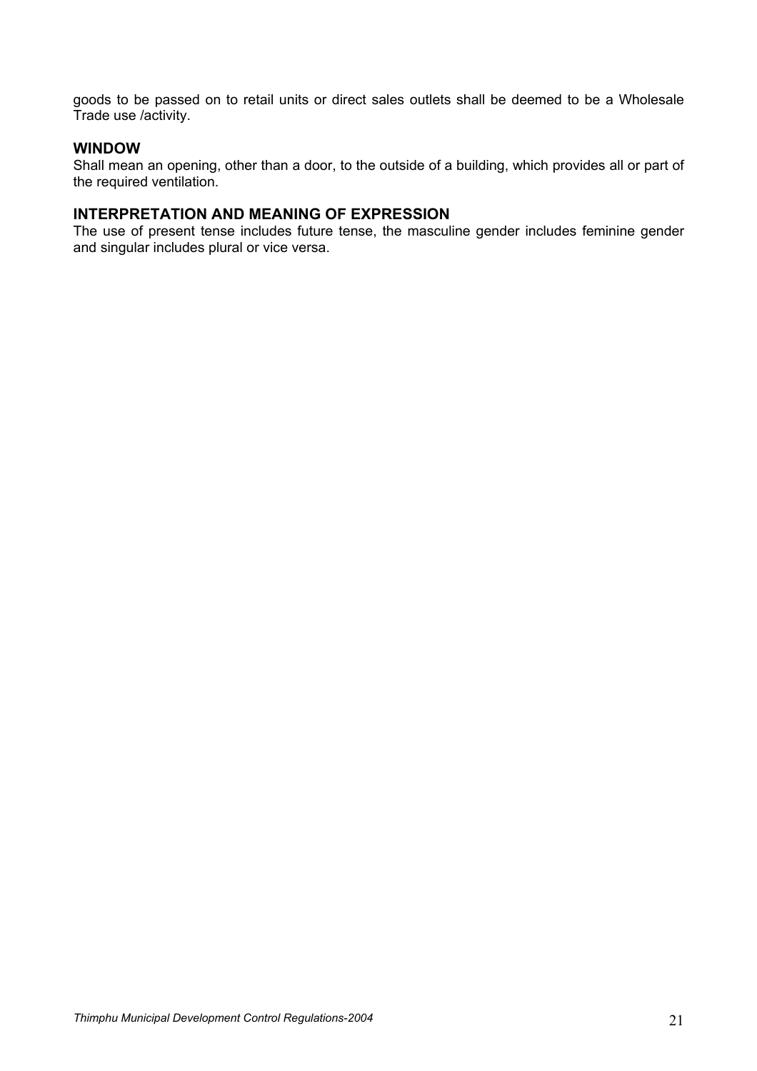goods to be passed on to retail units or direct sales outlets shall be deemed to be a Wholesale Trade use /activity.

### WINDOW

Shall mean an opening, other than a door, to the outside of a building, which provides all or part of the required ventilation.

### INTERPRETATION AND MEANING OF EXPRESSION

The use of present tense includes future tense, the masculine gender includes feminine gender and singular includes plural or vice versa.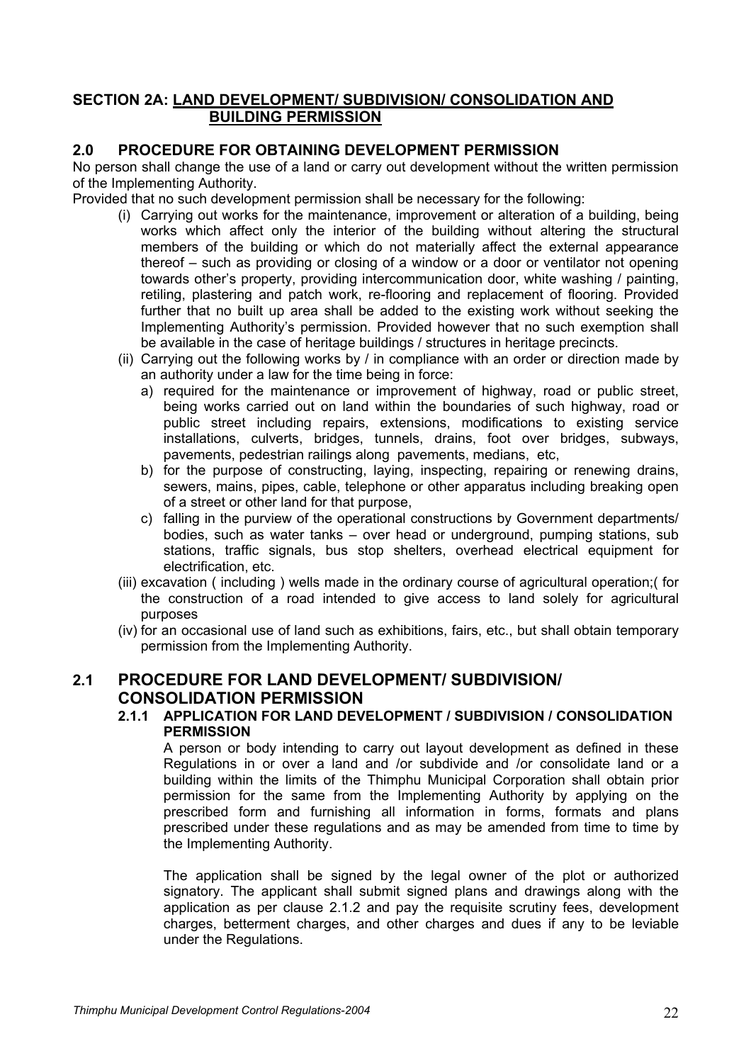## SECTION 2A: LAND DEVELOPMENT/ SUBDIVISION/ CONSOLIDATION AND BUILDING PERMISSION

### 2.0 PROCEDURE FOR OBTAINING DEVELOPMENT PERMISSION

No person shall change the use of a land or carry out development without the written permission of the Implementing Authority.

Provided that no such development permission shall be necessary for the following:

(i) Carrying out works for the maintenance, improvement or alteration of a building, being works which affect only the interior of the building without altering the structural members of the building or which do not materially affect the external appearance thereof – such as providing or closing of a window or a door or ventilator not opening towards other's property, providing intercommunication door, white washing / painting, retiling, plastering and patch work, re-flooring and replacement of flooring. Provided further that no built up area shall be added to the existing work without seeking the Implementing Authority's permission. Provided however that no such exemption shall be available in the case of heritage buildings / structures in heritage precincts.

(ii) Carrying out the following works by / in compliance with an order or direction made by an authority under a law for the time being in force:

a) required for the maintenance or improvement of highway, road or public street, being works carried out on land within the boundaries of such highway, road or public street including repairs, extensions, modifications to existing service installations, culverts, bridges, tunnels, drains, foot over bridges, subways, pavements, pedestrian railings along pavements, medians, etc,

b) for the purpose of constructing, laying, inspecting, repairing or renewing drains, sewers, mains, pipes, cable, telephone or other apparatus including breaking open of a street or other land for that purpose,

c) falling in the purview of the operational constructions by Government departments/ bodies, such as water tanks – over head or underground, pumping stations, sub stations, traffic signals, bus stop shelters, overhead electrical equipment for electrification, etc.

(iii) excavation ( including ) wells made in the ordinary course of agricultural operation;( for the construction of a road intended to give access to land solely for agricultural purposes

(iv) for an occasional use of land such as exhibitions, fairs, etc., but shall obtain temporary permission from the Implementing Authority.

### 2.1 PROCEDURE FOR LAND DEVELOPMENT/ SUBDIVISION/ CONSOLIDATION PERMISSION

#### 2.1.1 APPLICATION FOR LAND DEVELOPMENT / SUBDIVISION / CONSOLIDATION PERMISSION

A person or body intending to carry out layout development as defined in these Regulations in or over a land and /or subdivide and /or consolidate land or a building within the limits of the Thimphu Municipal Corporation shall obtain prior permission for the same from the Implementing Authority by applying on the prescribed form and furnishing all information in forms, formats and plans prescribed under these regulations and as may be amended from time to time by the Implementing Authority.

The application shall be signed by the legal owner of the plot or authorized signatory. The applicant shall submit signed plans and drawings along with the application as per clause 2.1.2 and pay the requisite scrutiny fees, development charges, betterment charges, and other charges and dues if any to be leviable under the Regulations.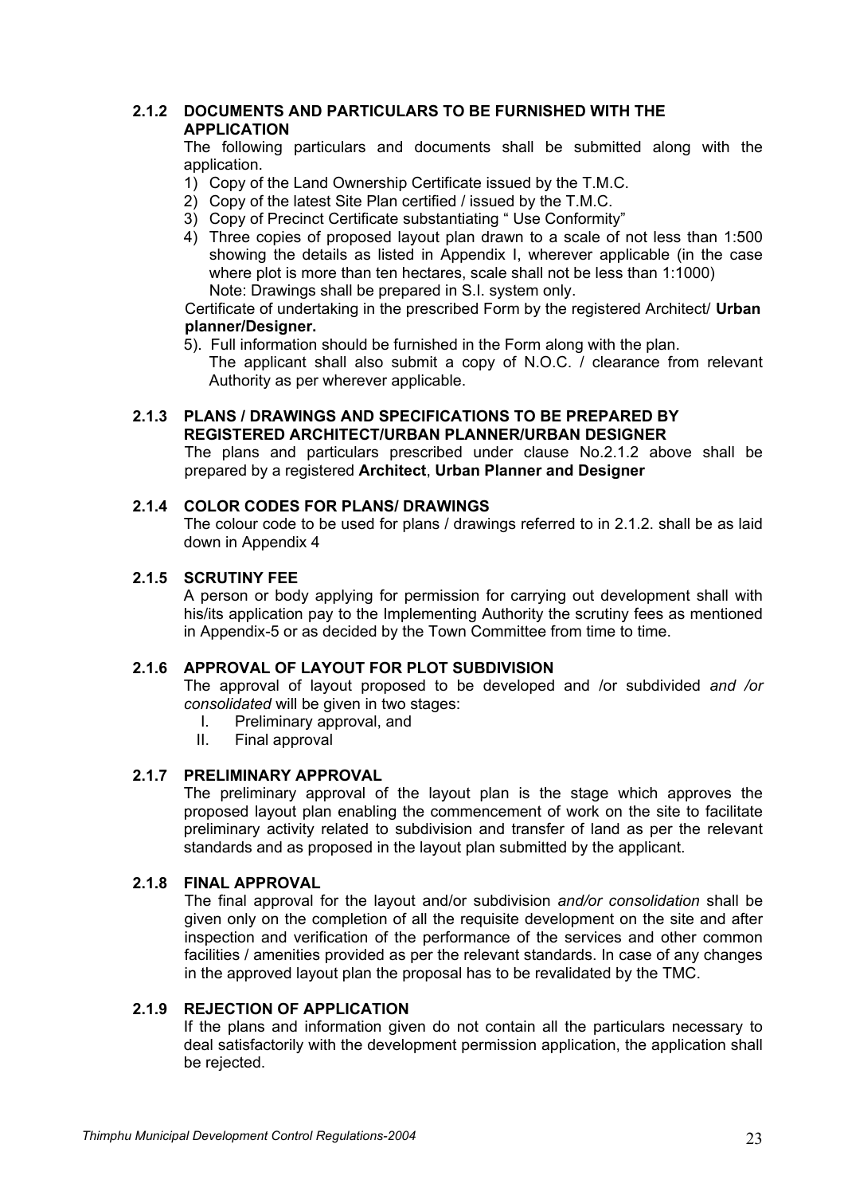### 2.1.2 DOCUMENTS AND PARTICULARS TO BE FURNISHED WITH THE APPLICATION

The following particulars and documents shall be submitted along with the application.

1) Copy of the Land Ownership Certificate issued by the T.M.C.
2) Copy of the latest Site Plan certified / issued by the T.M.C.
3) Copy of Precinct Certificate substantiating " Use Conformity"
4) Three copies of proposed layout plan drawn to a scale of not less than 1:500 showing the details as listed in Appendix I, wherever applicable (in the case where plot is more than ten hectares, scale shall not be less than 1:1000)
   Note: Drawings shall be prepared in S.I. system only.

Certificate of undertaking in the prescribed Form by the registered Architect/ **Urban planner/Designer.**

5). Full information should be furnished in the Form along with the plan.
   The applicant shall also submit a copy of N.O.C. / clearance from relevant Authority as per wherever applicable.

### 2.1.3 PLANS / DRAWINGS AND SPECIFICATIONS TO BE PREPARED BY REGISTERED ARCHITECT/URBAN PLANNER/URBAN DESIGNER

The plans and particulars prescribed under clause No.2.1.2 above shall be prepared by a registered **Architect**, **Urban Planner and Designer**

### 2.1.4 COLOR CODES FOR PLANS/ DRAWINGS

The colour code to be used for plans / drawings referred to in 2.1.2. shall be as laid down in Appendix 4

### 2.1.5 SCRUTINY FEE

A person or body applying for permission for carrying out development shall with his/its application pay to the Implementing Authority the scrutiny fees as mentioned in Appendix-5 or as decided by the Town Committee from time to time.

### 2.1.6 APPROVAL OF LAYOUT FOR PLOT SUBDIVISION

The approval of layout proposed to be developed and /or subdivided *and /or consolidated* will be given in two stages:

I. Preliminary approval, and
II. Final approval

### 2.1.7 PRELIMINARY APPROVAL

The preliminary approval of the layout plan is the stage which approves the proposed layout plan enabling the commencement of work on the site to facilitate preliminary activity related to subdivision and transfer of land as per the relevant standards and as proposed in the layout plan submitted by the applicant.

### 2.1.8 FINAL APPROVAL

The final approval for the layout and/or subdivision *and/or consolidation* shall be given only on the completion of all the requisite development on the site and after inspection and verification of the performance of the services and other common facilities / amenities provided as per the relevant standards. In case of any changes in the approved layout plan the proposal has to be revalidated by the TMC.

### 2.1.9 REJECTION OF APPLICATION

If the plans and information given do not contain all the particulars necessary to deal satisfactorily with the development permission application, the application shall be rejected.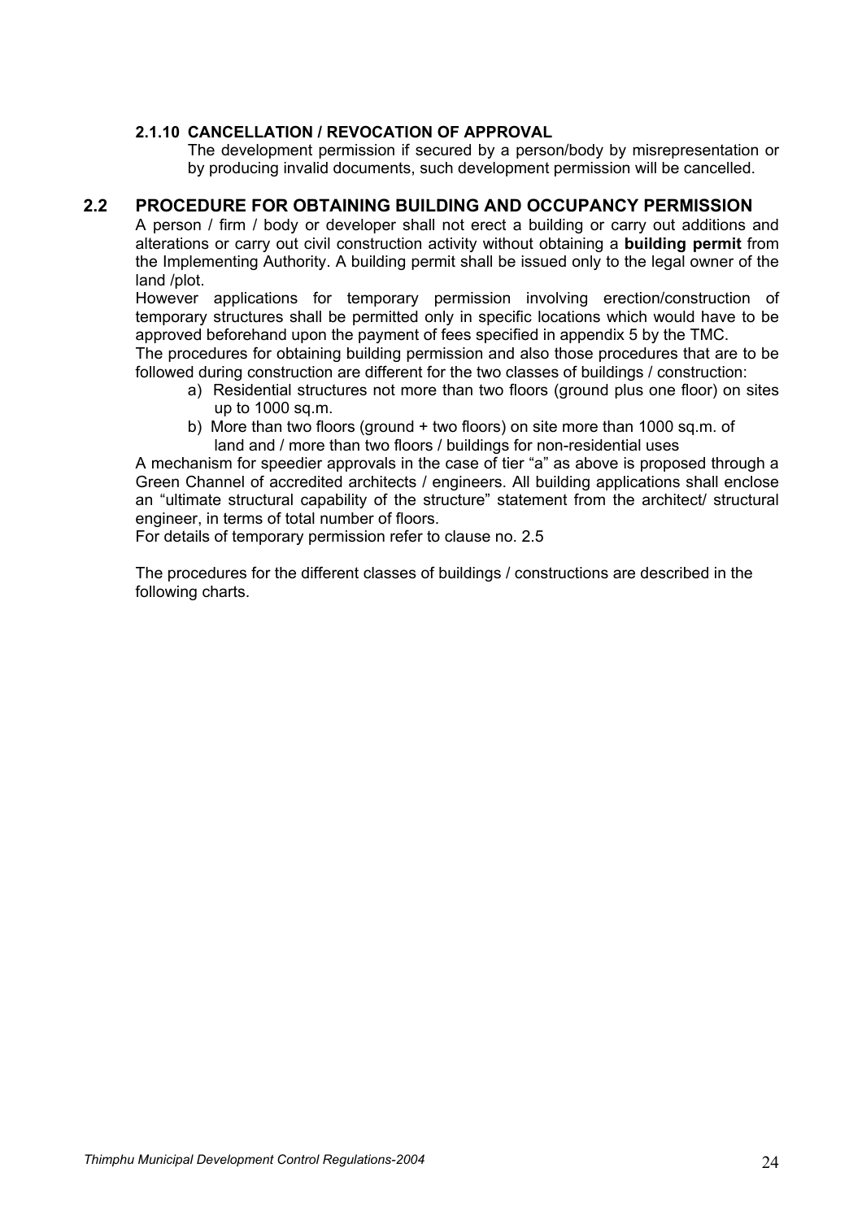#### 2.1.10 CANCELLATION / REVOCATION OF APPROVAL

The development permission if secured by a person/body by misrepresentation or by producing invalid documents, such development permission will be cancelled.

## 2.2 PROCEDURE FOR OBTAINING BUILDING AND OCCUPANCY PERMISSION

A person / firm / body or developer shall not erect a building or carry out additions and alterations or carry out civil construction activity without obtaining a **building permit** from the Implementing Authority. A building permit shall be issued only to the legal owner of the land /plot.

However applications for temporary permission involving erection/construction of temporary structures shall be permitted only in specific locations which would have to be approved beforehand upon the payment of fees specified in appendix 5 by the TMC.

The procedures for obtaining building permission and also those procedures that are to be followed during construction are different for the two classes of buildings / construction:

a) Residential structures not more than two floors (ground plus one floor) on sites up to 1000 sq.m.
b) More than two floors (ground + two floors) on site more than 1000 sq.m. of land and / more than two floors / buildings for non-residential uses

A mechanism for speedier approvals in the case of tier "a" as above is proposed through a Green Channel of accredited architects / engineers. All building applications shall enclose an "ultimate structural capability of the structure" statement from the architect/ structural engineer, in terms of total number of floors.

For details of temporary permission refer to clause no. 2.5

The procedures for the different classes of buildings / constructions are described in the following charts.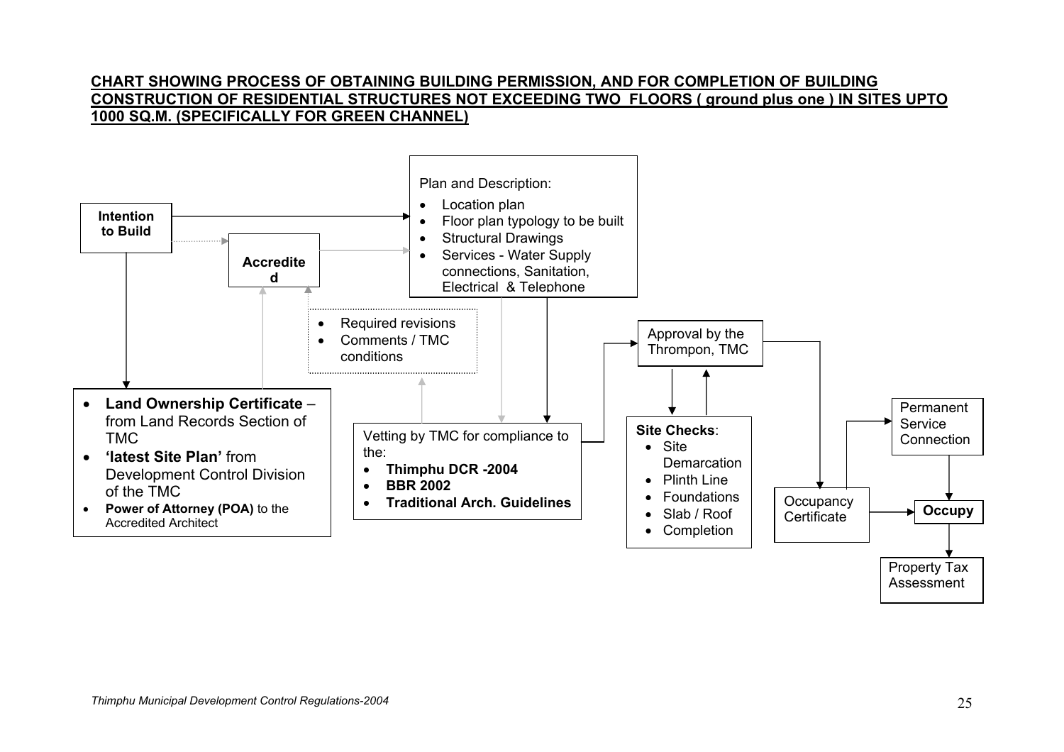**CHART SHOWING PROCESS OF OBTAINING BUILDING PERMISSION, AND FOR COMPLETION OF BUILDING CONSTRUCTION OF RESIDENTIAL STRUCTURES NOT EXCEEDING TWO FLOORS ( ground plus one ) IN SITES UPTO 1000 SQ.M. (SPECIFICALLY FOR GREEN CHANNEL)**

**Intention to Build**

**Accredited**

Plan and Description:

- Location plan
- Floor plan typology to be built
- Structural Drawings
- Services - Water Supply connections, Sanitation, Electrical & Telephone

- Required revisions
- Comments / TMC conditions

- **Land Ownership Certificate** – from Land Records Section of TMC
- **'latest Site Plan'** from Development Control Division of the TMC
- **Power of Attorney (POA)** to the Accredited Architect

Vetting by TMC for compliance to the:

- **Thimphu DCR -2004**
- **BBR 2002**
- **Traditional Arch. Guidelines**

Approval by the Thrompon, TMC

**Site Checks**:

- Site Demarcation
- Plinth Line
- Foundations
- Slab / Roof
- Completion

Occupancy Certificate

Permanent Service Connection

**Occupy**

Property Tax Assessment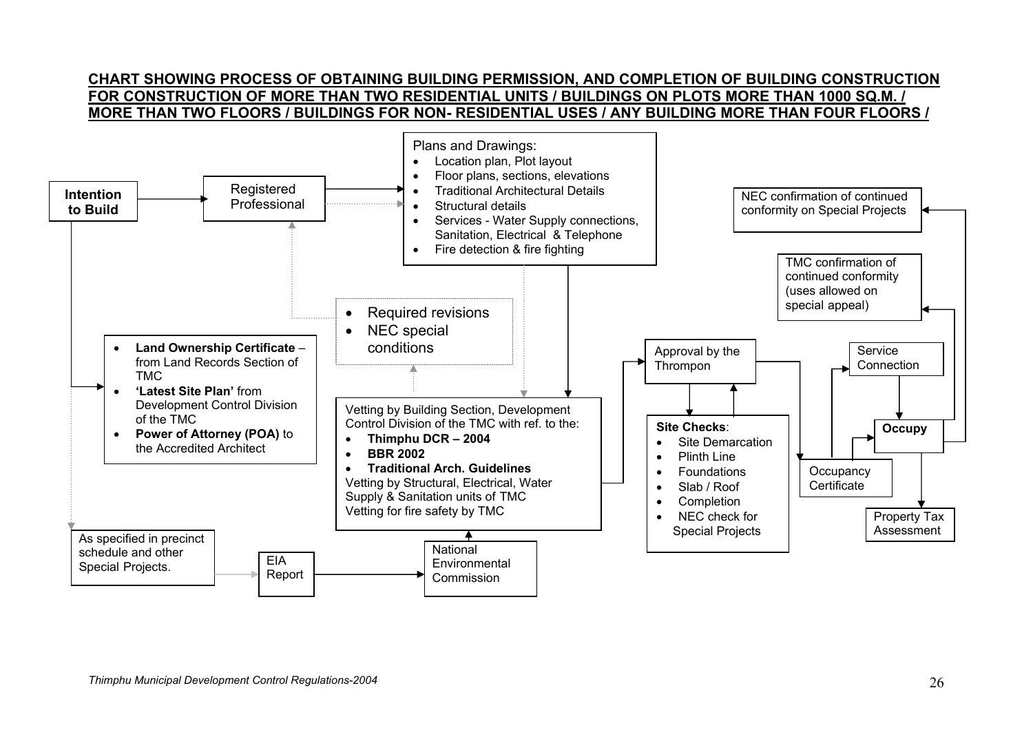## CHART SHOWING PROCESS OF OBTAINING BUILDING PERMISSION, AND COMPLETION OF BUILDING CONSTRUCTION FOR CONSTRUCTION OF MORE THAN TWO RESIDENTIAL UNITS / BUILDINGS ON PLOTS MORE THAN 1000 SQ.M. / MORE THAN TWO FLOORS / BUILDINGS FOR NON- RESIDENTIAL USES / ANY BUILDING MORE THAN FOUR FLOORS /

**Intention to Build**

Registered Professional

Plans and Drawings:

- Location plan, Plot layout
- Floor plans, sections, elevations
- Traditional Architectural Details
- Structural details
- Services - Water Supply connections, Sanitation, Electrical & Telephone
- Fire detection & fire fighting

- **Land Ownership Certificate** – from Land Records Section of TMC
- **'Latest Site Plan'** from Development Control Division of the TMC
- **Power of Attorney (POA)** to the Accredited Architect

- Required revisions
- NEC special conditions

Vetting by Building Section, Development Control Division of the TMC with ref. to the:

- **Thimphu DCR – 2004**
- **BBR 2002**
- **Traditional Arch. Guidelines**

Vetting by Structural, Electrical, Water Supply & Sanitation units of TMC
Vetting for fire safety by TMC

As specified in precinct schedule and other Special Projects.

EIA Report

National Environmental Commission

Approval by the Thrompon

**Site Checks**:

- Site Demarcation
- Plinth Line
- Foundations
- Slab / Roof
- Completion
- NEC check for Special Projects

Occupancy Certificate

Service Connection

**Occupy**

Property Tax Assessment

TMC confirmation of continued conformity (uses allowed on special appeal)

NEC confirmation of continued conformity on Special Projects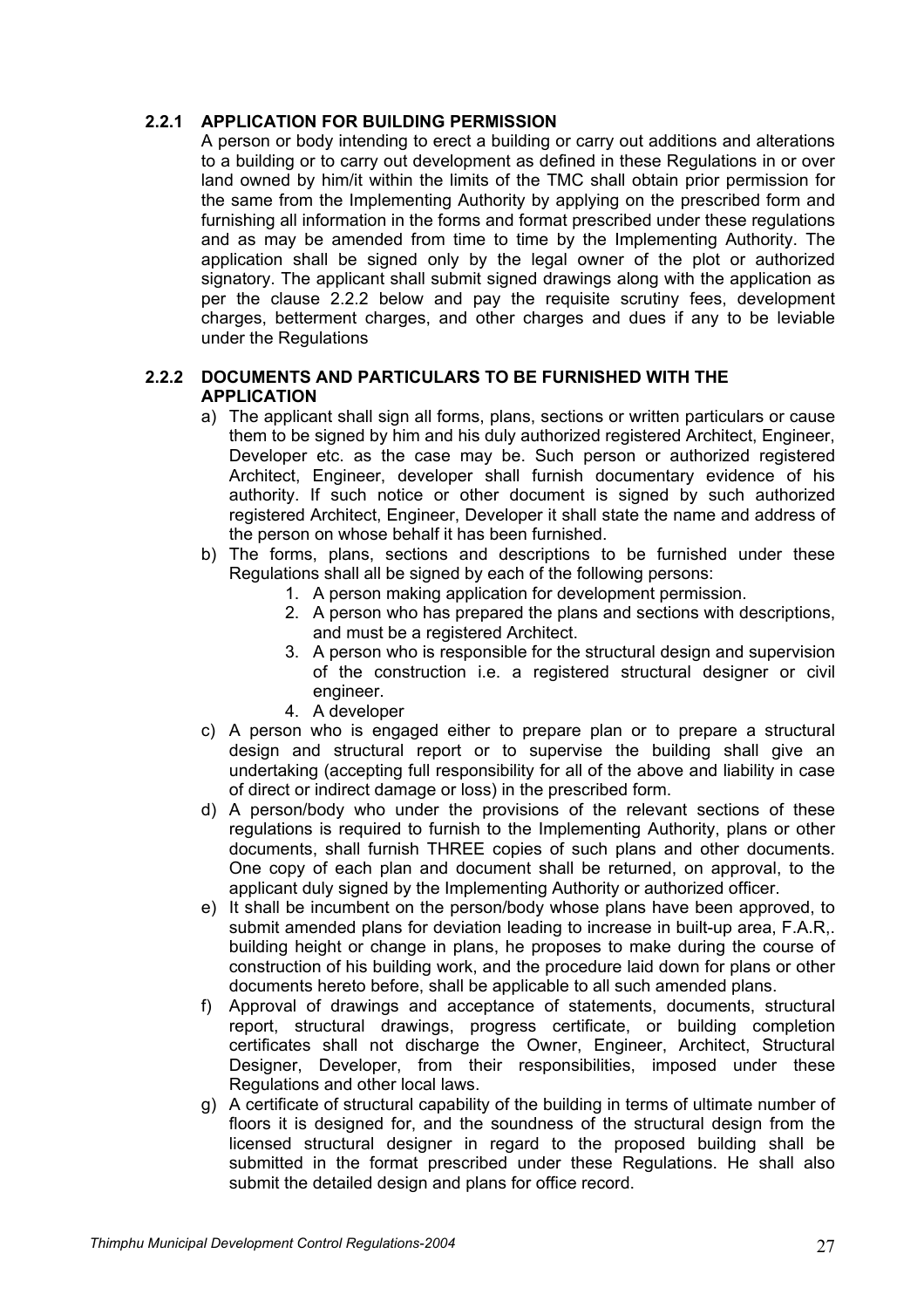### 2.2.1 APPLICATION FOR BUILDING PERMISSION

A person or body intending to erect a building or carry out additions and alterations to a building or to carry out development as defined in these Regulations in or over land owned by him/it within the limits of the TMC shall obtain prior permission for the same from the Implementing Authority by applying on the prescribed form and furnishing all information in the forms and format prescribed under these regulations and as may be amended from time to time by the Implementing Authority. The application shall be signed only by the legal owner of the plot or authorized signatory. The applicant shall submit signed drawings along with the application as per the clause 2.2.2 below and pay the requisite scrutiny fees, development charges, betterment charges, and other charges and dues if any to be leviable under the Regulations

### 2.2.2 DOCUMENTS AND PARTICULARS TO BE FURNISHED WITH THE APPLICATION

a) The applicant shall sign all forms, plans, sections or written particulars or cause them to be signed by him and his duly authorized registered Architect, Engineer, Developer etc. as the case may be. Such person or authorized registered Architect, Engineer, developer shall furnish documentary evidence of his authority. If such notice or other document is signed by such authorized registered Architect, Engineer, Developer it shall state the name and address of the person on whose behalf it has been furnished.

b) The forms, plans, sections and descriptions to be furnished under these Regulations shall all be signed by each of the following persons:
   1. A person making application for development permission.
   2. A person who has prepared the plans and sections with descriptions, and must be a registered Architect.
   3. A person who is responsible for the structural design and supervision of the construction i.e. a registered structural designer or civil engineer.
   4. A developer

c) A person who is engaged either to prepare plan or to prepare a structural design and structural report or to supervise the building shall give an undertaking (accepting full responsibility for all of the above and liability in case of direct or indirect damage or loss) in the prescribed form.

d) A person/body who under the provisions of the relevant sections of these regulations is required to furnish to the Implementing Authority, plans or other documents, shall furnish THREE copies of such plans and other documents. One copy of each plan and document shall be returned, on approval, to the applicant duly signed by the Implementing Authority or authorized officer.

e) It shall be incumbent on the person/body whose plans have been approved, to submit amended plans for deviation leading to increase in built-up area, F.A.R,. building height or change in plans, he proposes to make during the course of construction of his building work, and the procedure laid down for plans or other documents hereto before, shall be applicable to all such amended plans.

f) Approval of drawings and acceptance of statements, documents, structural report, structural drawings, progress certificate, or building completion certificates shall not discharge the Owner, Engineer, Architect, Structural Designer, Developer, from their responsibilities, imposed under these Regulations and other local laws.

g) A certificate of structural capability of the building in terms of ultimate number of floors it is designed for, and the soundness of the structural design from the licensed structural designer in regard to the proposed building shall be submitted in the format prescribed under these Regulations. He shall also submit the detailed design and plans for office record.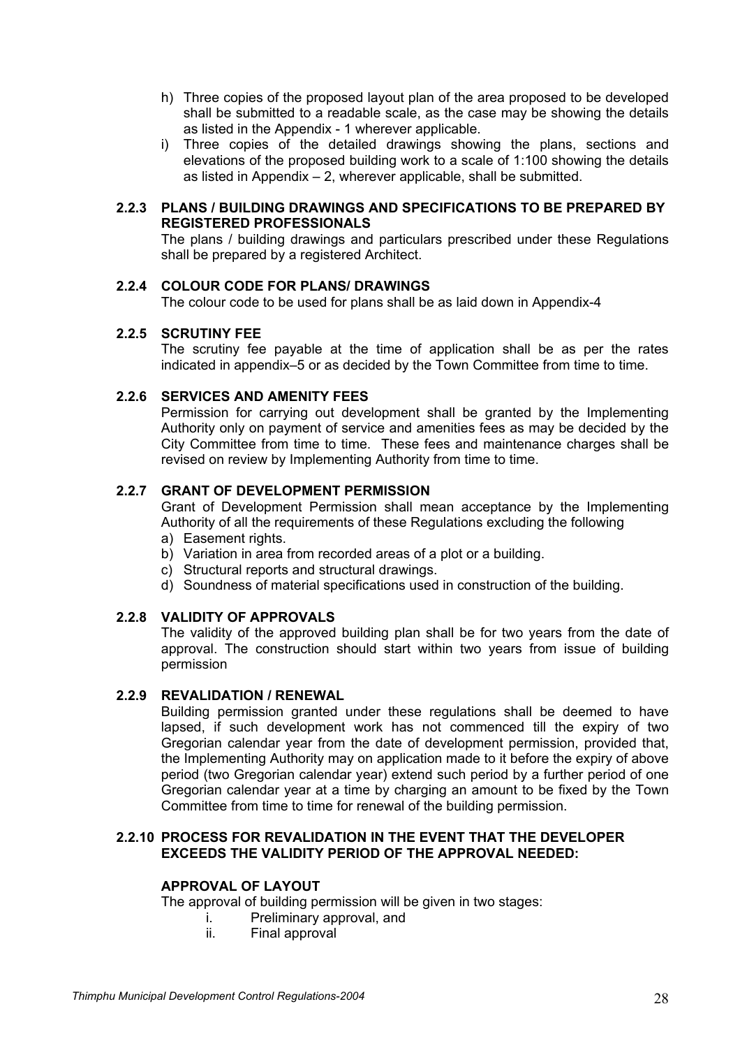h) Three copies of the proposed layout plan of the area proposed to be developed shall be submitted to a readable scale, as the case may be showing the details as listed in the Appendix - 1 wherever applicable.

i) Three copies of the detailed drawings showing the plans, sections and elevations of the proposed building work to a scale of 1:100 showing the details as listed in Appendix – 2, wherever applicable, shall be submitted.

#### 2.2.3 PLANS / BUILDING DRAWINGS AND SPECIFICATIONS TO BE PREPARED BY REGISTERED PROFESSIONALS

The plans / building drawings and particulars prescribed under these Regulations shall be prepared by a registered Architect.

#### 2.2.4 COLOUR CODE FOR PLANS/ DRAWINGS

The colour code to be used for plans shall be as laid down in Appendix-4

#### 2.2.5 SCRUTINY FEE

The scrutiny fee payable at the time of application shall be as per the rates indicated in appendix–5 or as decided by the Town Committee from time to time.

#### 2.2.6 SERVICES AND AMENITY FEES

Permission for carrying out development shall be granted by the Implementing Authority only on payment of service and amenities fees as may be decided by the City Committee from time to time. These fees and maintenance charges shall be revised on review by Implementing Authority from time to time.

#### 2.2.7 GRANT OF DEVELOPMENT PERMISSION

Grant of Development Permission shall mean acceptance by the Implementing Authority of all the requirements of these Regulations excluding the following

a) Easement rights.
b) Variation in area from recorded areas of a plot or a building.
c) Structural reports and structural drawings.
d) Soundness of material specifications used in construction of the building.

#### 2.2.8 VALIDITY OF APPROVALS

The validity of the approved building plan shall be for two years from the date of approval. The construction should start within two years from issue of building permission

#### 2.2.9 REVALIDATION / RENEWAL

Building permission granted under these regulations shall be deemed to have lapsed, if such development work has not commenced till the expiry of two Gregorian calendar year from the date of development permission, provided that, the Implementing Authority may on application made to it before the expiry of above period (two Gregorian calendar year) extend such period by a further period of one Gregorian calendar year at a time by charging an amount to be fixed by the Town Committee from time to time for renewal of the building permission.

#### 2.2.10 PROCESS FOR REVALIDATION IN THE EVENT THAT THE DEVELOPER EXCEEDS THE VALIDITY PERIOD OF THE APPROVAL NEEDED:

**APPROVAL OF LAYOUT**

The approval of building permission will be given in two stages:

i. Preliminary approval, and
ii. Final approval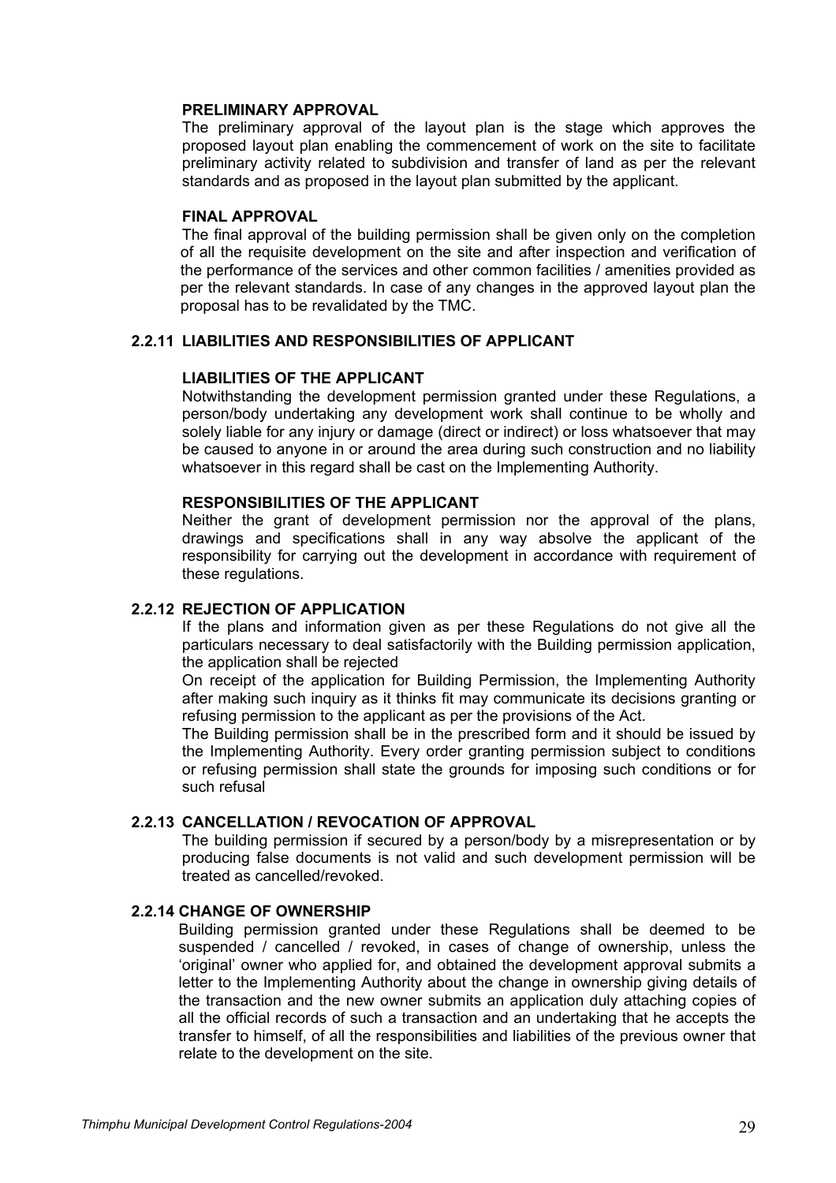**PRELIMINARY APPROVAL**

The preliminary approval of the layout plan is the stage which approves the proposed layout plan enabling the commencement of work on the site to facilitate preliminary activity related to subdivision and transfer of land as per the relevant standards and as proposed in the layout plan submitted by the applicant.

**FINAL APPROVAL**

The final approval of the building permission shall be given only on the completion of all the requisite development on the site and after inspection and verification of the performance of the services and other common facilities / amenities provided as per the relevant standards. In case of any changes in the approved layout plan the proposal has to be revalidated by the TMC.

### 2.2.11 LIABILITIES AND RESPONSIBILITIES OF APPLICANT

**LIABILITIES OF THE APPLICANT**

Notwithstanding the development permission granted under these Regulations, a person/body undertaking any development work shall continue to be wholly and solely liable for any injury or damage (direct or indirect) or loss whatsoever that may be caused to anyone in or around the area during such construction and no liability whatsoever in this regard shall be cast on the Implementing Authority.

**RESPONSIBILITIES OF THE APPLICANT**

Neither the grant of development permission nor the approval of the plans, drawings and specifications shall in any way absolve the applicant of the responsibility for carrying out the development in accordance with requirement of these regulations.

### 2.2.12 REJECTION OF APPLICATION

If the plans and information given as per these Regulations do not give all the particulars necessary to deal satisfactorily with the Building permission application, the application shall be rejected

On receipt of the application for Building Permission, the Implementing Authority after making such inquiry as it thinks fit may communicate its decisions granting or refusing permission to the applicant as per the provisions of the Act.

The Building permission shall be in the prescribed form and it should be issued by the Implementing Authority. Every order granting permission subject to conditions or refusing permission shall state the grounds for imposing such conditions or for such refusal

### 2.2.13 CANCELLATION / REVOCATION OF APPROVAL

The building permission if secured by a person/body by a misrepresentation or by producing false documents is not valid and such development permission will be treated as cancelled/revoked.

### 2.2.14 CHANGE OF OWNERSHIP

Building permission granted under these Regulations shall be deemed to be suspended / cancelled / revoked, in cases of change of ownership, unless the 'original' owner who applied for, and obtained the development approval submits a letter to the Implementing Authority about the change in ownership giving details of the transaction and the new owner submits an application duly attaching copies of all the official records of such a transaction and an undertaking that he accepts the transfer to himself, of all the responsibilities and liabilities of the previous owner that relate to the development on the site.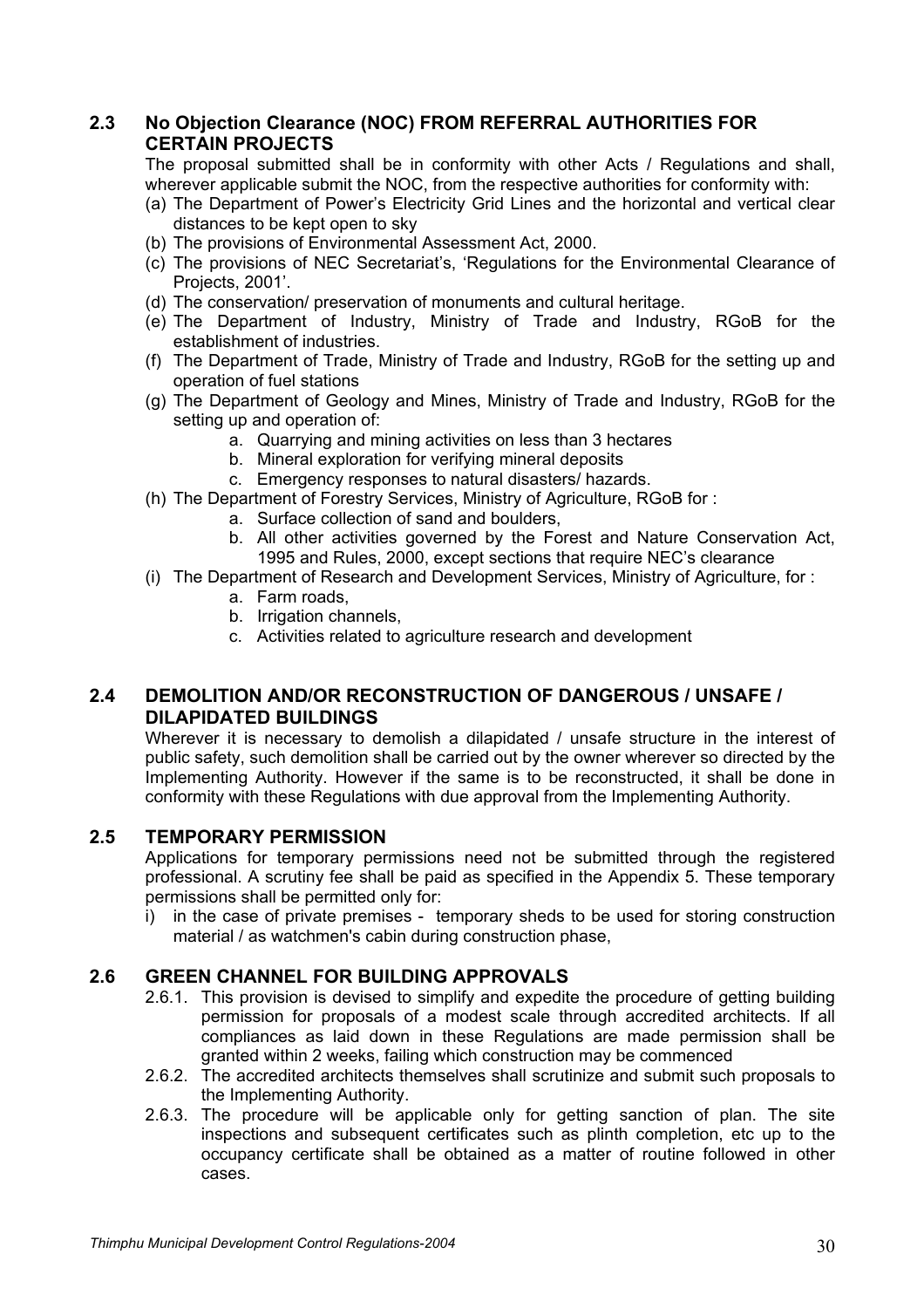## 2.3 No Objection Clearance (NOC) FROM REFERRAL AUTHORITIES FOR CERTAIN PROJECTS

The proposal submitted shall be in conformity with other Acts / Regulations and shall, wherever applicable submit the NOC, from the respective authorities for conformity with:

(a) The Department of Power's Electricity Grid Lines and the horizontal and vertical clear distances to be kept open to sky
(b) The provisions of Environmental Assessment Act, 2000.
(c) The provisions of NEC Secretariat's, 'Regulations for the Environmental Clearance of Projects, 2001'.
(d) The conservation/ preservation of monuments and cultural heritage.
(e) The Department of Industry, Ministry of Trade and Industry, RGoB for the establishment of industries.
(f) The Department of Trade, Ministry of Trade and Industry, RGoB for the setting up and operation of fuel stations
(g) The Department of Geology and Mines, Ministry of Trade and Industry, RGoB for the setting up and operation of:
   a. Quarrying and mining activities on less than 3 hectares
   b. Mineral exploration for verifying mineral deposits
   c. Emergency responses to natural disasters/ hazards.
(h) The Department of Forestry Services, Ministry of Agriculture, RGoB for :
   a. Surface collection of sand and boulders,
   b. All other activities governed by the Forest and Nature Conservation Act, 1995 and Rules, 2000, except sections that require NEC's clearance
(i) The Department of Research and Development Services, Ministry of Agriculture, for :
   a. Farm roads,
   b. Irrigation channels,
   c. Activities related to agriculture research and development

## 2.4 DEMOLITION AND/OR RECONSTRUCTION OF DANGEROUS / UNSAFE / DILAPIDATED BUILDINGS

Wherever it is necessary to demolish a dilapidated / unsafe structure in the interest of public safety, such demolition shall be carried out by the owner wherever so directed by the Implementing Authority. However if the same is to be reconstructed, it shall be done in conformity with these Regulations with due approval from the Implementing Authority.

## 2.5 TEMPORARY PERMISSION

Applications for temporary permissions need not be submitted through the registered professional. A scrutiny fee shall be paid as specified in the Appendix 5. These temporary permissions shall be permitted only for:

i) in the case of private premises - temporary sheds to be used for storing construction material / as watchmen's cabin during construction phase,

## 2.6 GREEN CHANNEL FOR BUILDING APPROVALS

2.6.1. This provision is devised to simplify and expedite the procedure of getting building permission for proposals of a modest scale through accredited architects. If all compliances as laid down in these Regulations are made permission shall be granted within 2 weeks, failing which construction may be commenced

2.6.2. The accredited architects themselves shall scrutinize and submit such proposals to the Implementing Authority.

2.6.3. The procedure will be applicable only for getting sanction of plan. The site inspections and subsequent certificates such as plinth completion, etc up to the occupancy certificate shall be obtained as a matter of routine followed in other cases.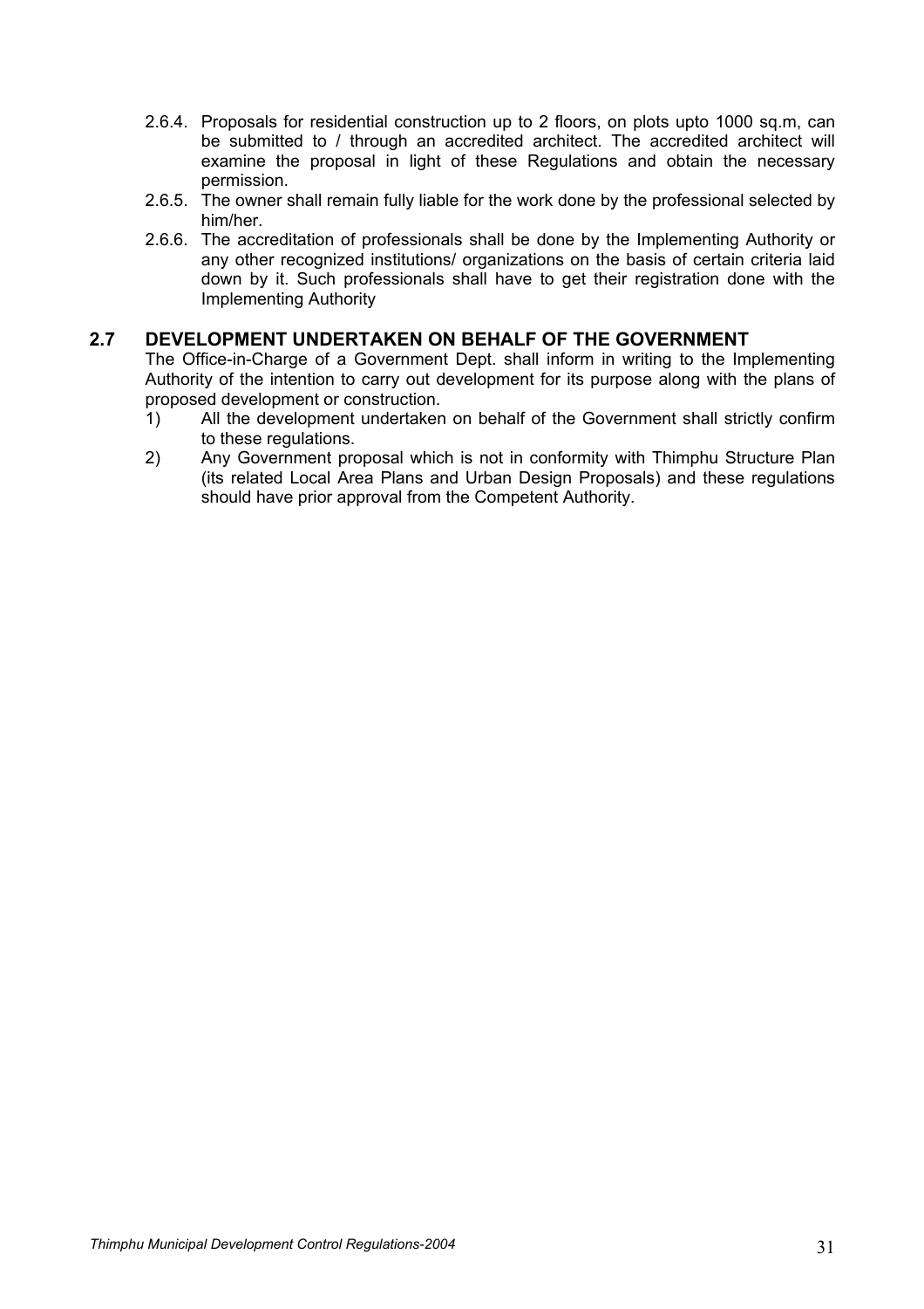2.6.4. Proposals for residential construction up to 2 floors, on plots upto 1000 sq.m, can be submitted to / through an accredited architect. The accredited architect will examine the proposal in light of these Regulations and obtain the necessary permission.

2.6.5. The owner shall remain fully liable for the work done by the professional selected by him/her.

2.6.6. The accreditation of professionals shall be done by the Implementing Authority or any other recognized institutions/ organizations on the basis of certain criteria laid down by it. Such professionals shall have to get their registration done with the Implementing Authority

## 2.7 DEVELOPMENT UNDERTAKEN ON BEHALF OF THE GOVERNMENT

The Office-in-Charge of a Government Dept. shall inform in writing to the Implementing Authority of the intention to carry out development for its purpose along with the plans of proposed development or construction.

1) All the development undertaken on behalf of the Government shall strictly confirm to these regulations.
2) Any Government proposal which is not in conformity with Thimphu Structure Plan (its related Local Area Plans and Urban Design Proposals) and these regulations should have prior approval from the Competent Authority.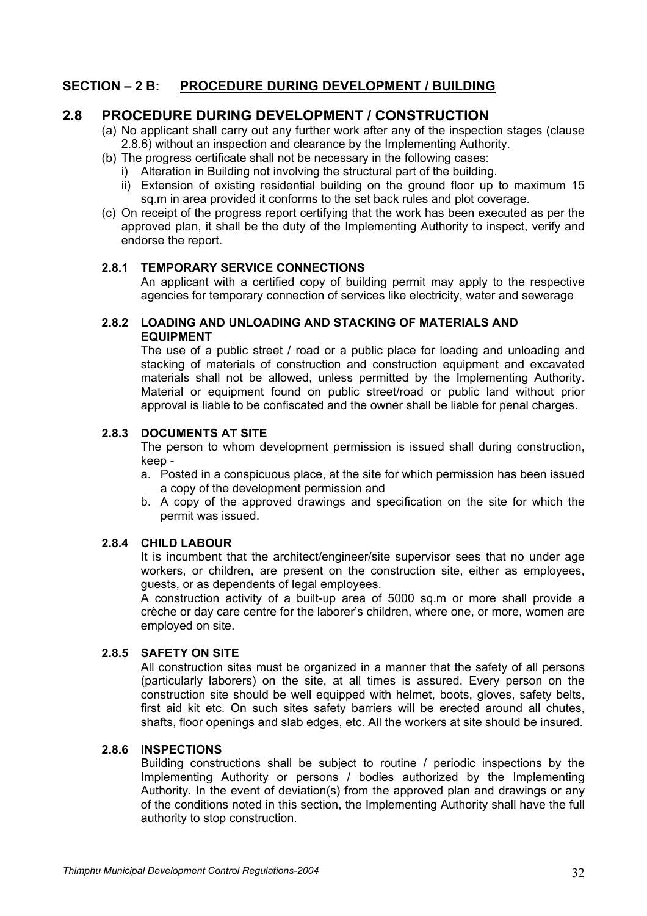## SECTION – 2 B: PROCEDURE DURING DEVELOPMENT / BUILDING

## 2.8 PROCEDURE DURING DEVELOPMENT / CONSTRUCTION

(a) No applicant shall carry out any further work after any of the inspection stages (clause 2.8.6) without an inspection and clearance by the Implementing Authority.

(b) The progress certificate shall not be necessary in the following cases:

   i) Alteration in Building not involving the structural part of the building.

   ii) Extension of existing residential building on the ground floor up to maximum 15 sq.m in area provided it conforms to the set back rules and plot coverage.

(c) On receipt of the progress report certifying that the work has been executed as per the approved plan, it shall be the duty of the Implementing Authority to inspect, verify and endorse the report.

### 2.8.1 TEMPORARY SERVICE CONNECTIONS

An applicant with a certified copy of building permit may apply to the respective agencies for temporary connection of services like electricity, water and sewerage

### 2.8.2 LOADING AND UNLOADING AND STACKING OF MATERIALS AND EQUIPMENT

The use of a public street / road or a public place for loading and unloading and stacking of materials of construction and construction equipment and excavated materials shall not be allowed, unless permitted by the Implementing Authority. Material or equipment found on public street/road or public land without prior approval is liable to be confiscated and the owner shall be liable for penal charges.

### 2.8.3 DOCUMENTS AT SITE

The person to whom development permission is issued shall during construction, keep -

a. Posted in a conspicuous place, at the site for which permission has been issued a copy of the development permission and

b. A copy of the approved drawings and specification on the site for which the permit was issued.

### 2.8.4 CHILD LABOUR

It is incumbent that the architect/engineer/site supervisor sees that no under age workers, or children, are present on the construction site, either as employees, guests, or as dependents of legal employees.

A construction activity of a built-up area of 5000 sq.m or more shall provide a crèche or day care centre for the laborer's children, where one, or more, women are employed on site.

### 2.8.5 SAFETY ON SITE

All construction sites must be organized in a manner that the safety of all persons (particularly laborers) on the site, at all times is assured. Every person on the construction site should be well equipped with helmet, boots, gloves, safety belts, first aid kit etc. On such sites safety barriers will be erected around all chutes, shafts, floor openings and slab edges, etc. All the workers at site should be insured.

### 2.8.6 INSPECTIONS

Building constructions shall be subject to routine / periodic inspections by the Implementing Authority or persons / bodies authorized by the Implementing Authority. In the event of deviation(s) from the approved plan and drawings or any of the conditions noted in this section, the Implementing Authority shall have the full authority to stop construction.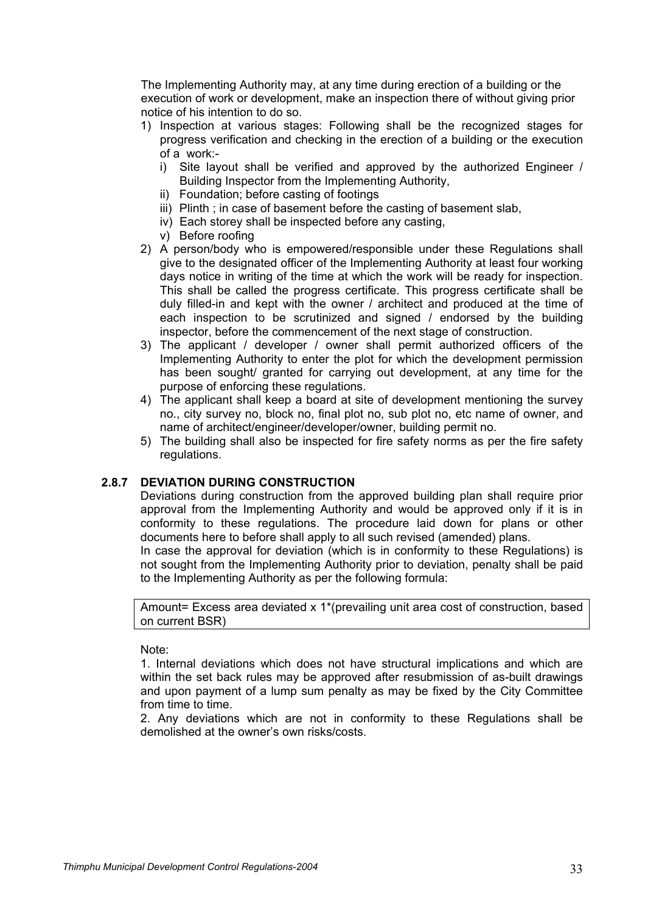The Implementing Authority may, at any time during erection of a building or the execution of work or development, make an inspection there of without giving prior notice of his intention to do so.

1) Inspection at various stages: Following shall be the recognized stages for progress verification and checking in the erection of a building or the execution of a work:-
   i) Site layout shall be verified and approved by the authorized Engineer / Building Inspector from the Implementing Authority,
   ii) Foundation; before casting of footings
   iii) Plinth ; in case of basement before the casting of basement slab,
   iv) Each storey shall be inspected before any casting,
   v) Before roofing
2) A person/body who is empowered/responsible under these Regulations shall give to the designated officer of the Implementing Authority at least four working days notice in writing of the time at which the work will be ready for inspection. This shall be called the progress certificate. This progress certificate shall be duly filled-in and kept with the owner / architect and produced at the time of each inspection to be scrutinized and signed / endorsed by the building inspector, before the commencement of the next stage of construction.
3) The applicant / developer / owner shall permit authorized officers of the Implementing Authority to enter the plot for which the development permission has been sought/ granted for carrying out development, at any time for the purpose of enforcing these regulations.
4) The applicant shall keep a board at site of development mentioning the survey no., city survey no, block no, final plot no, sub plot no, etc name of owner, and name of architect/engineer/developer/owner, building permit no.
5) The building shall also be inspected for fire safety norms as per the fire safety regulations.

### 2.8.7 DEVIATION DURING CONSTRUCTION

Deviations during construction from the approved building plan shall require prior approval from the Implementing Authority and would be approved only if it is in conformity to these regulations. The procedure laid down for plans or other documents here to before shall apply to all such revised (amended) plans.

In case the approval for deviation (which is in conformity to these Regulations) is not sought from the Implementing Authority prior to deviation, penalty shall be paid to the Implementing Authority as per the following formula:

| Amount= Excess area deviated x 1*(prevailing unit area cost of construction, based on current BSR) |
|---|

Note:

1. Internal deviations which does not have structural implications and which are within the set back rules may be approved after resubmission of as-built drawings and upon payment of a lump sum penalty as may be fixed by the City Committee from time to time.

2. Any deviations which are not in conformity to these Regulations shall be demolished at the owner's own risks/costs.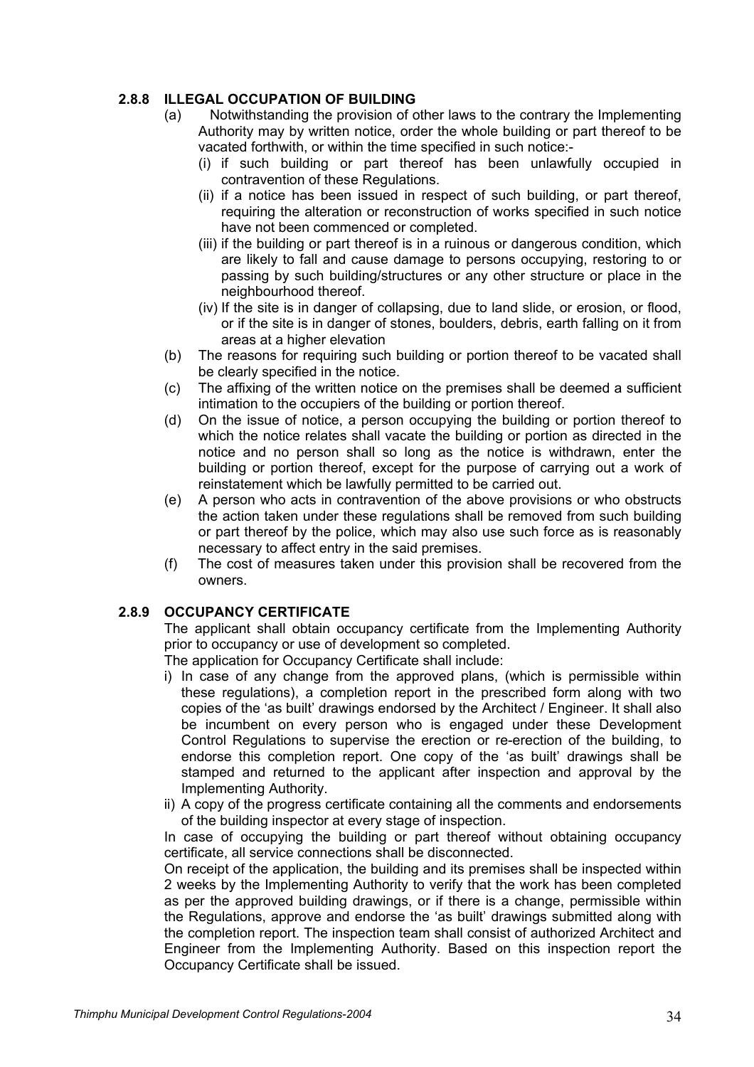### 2.8.8 ILLEGAL OCCUPATION OF BUILDING

(a) Notwithstanding the provision of other laws to the contrary the Implementing Authority may by written notice, order the whole building or part thereof to be vacated forthwith, or within the time specified in such notice:-

  (i) if such building or part thereof has been unlawfully occupied in contravention of these Regulations.

  (ii) if a notice has been issued in respect of such building, or part thereof, requiring the alteration or reconstruction of works specified in such notice have not been commenced or completed.

  (iii) if the building or part thereof is in a ruinous or dangerous condition, which are likely to fall and cause damage to persons occupying, restoring to or passing by such building/structures or any other structure or place in the neighbourhood thereof.

  (iv) If the site is in danger of collapsing, due to land slide, or erosion, or flood, or if the site is in danger of stones, boulders, debris, earth falling on it from areas at a higher elevation

(b) The reasons for requiring such building or portion thereof to be vacated shall be clearly specified in the notice.

(c) The affixing of the written notice on the premises shall be deemed a sufficient intimation to the occupiers of the building or portion thereof.

(d) On the issue of notice, a person occupying the building or portion thereof to which the notice relates shall vacate the building or portion as directed in the notice and no person shall so long as the notice is withdrawn, enter the building or portion thereof, except for the purpose of carrying out a work of reinstatement which be lawfully permitted to be carried out.

(e) A person who acts in contravention of the above provisions or who obstructs the action taken under these regulations shall be removed from such building or part thereof by the police, which may also use such force as is reasonably necessary to affect entry in the said premises.

(f) The cost of measures taken under this provision shall be recovered from the owners.

### 2.8.9 OCCUPANCY CERTIFICATE

The applicant shall obtain occupancy certificate from the Implementing Authority prior to occupancy or use of development so completed.

The application for Occupancy Certificate shall include:

i) In case of any change from the approved plans, (which is permissible within these regulations), a completion report in the prescribed form along with two copies of the 'as built' drawings endorsed by the Architect / Engineer. It shall also be incumbent on every person who is engaged under these Development Control Regulations to supervise the erection or re-erection of the building, to endorse this completion report. One copy of the 'as built' drawings shall be stamped and returned to the applicant after inspection and approval by the Implementing Authority.

ii) A copy of the progress certificate containing all the comments and endorsements of the building inspector at every stage of inspection.

In case of occupying the building or part thereof without obtaining occupancy certificate, all service connections shall be disconnected.

On receipt of the application, the building and its premises shall be inspected within 2 weeks by the Implementing Authority to verify that the work has been completed as per the approved building drawings, or if there is a change, permissible within the Regulations, approve and endorse the 'as built' drawings submitted along with the completion report. The inspection team shall consist of authorized Architect and Engineer from the Implementing Authority. Based on this inspection report the Occupancy Certificate shall be issued.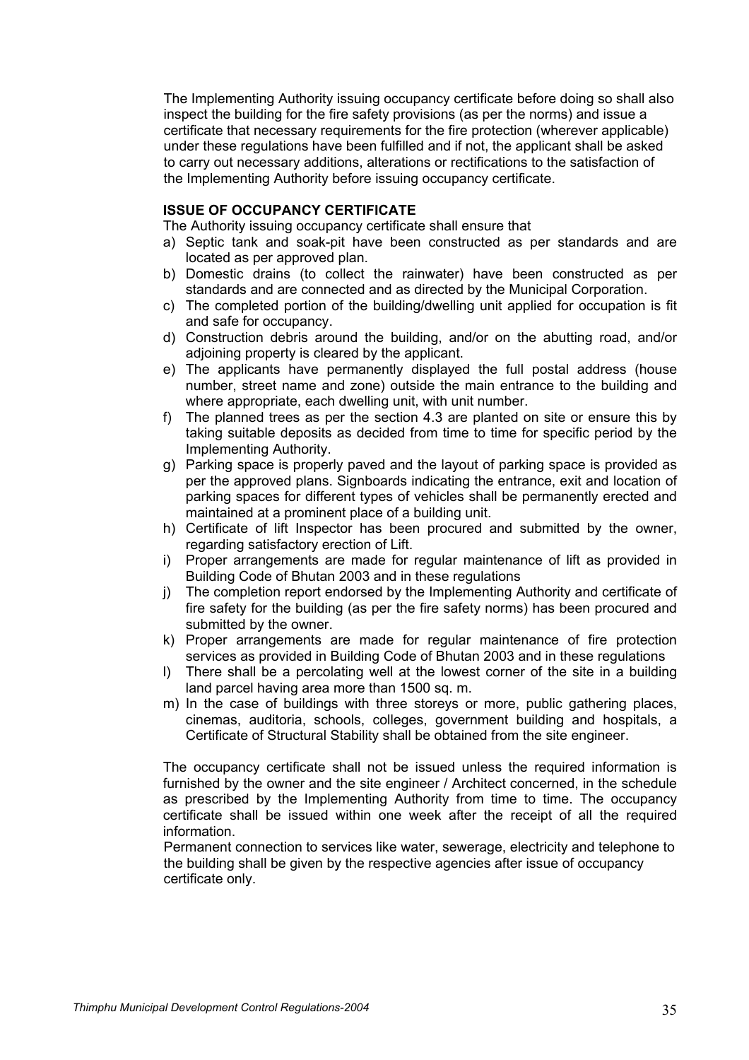The Implementing Authority issuing occupancy certificate before doing so shall also inspect the building for the fire safety provisions (as per the norms) and issue a certificate that necessary requirements for the fire protection (wherever applicable) under these regulations have been fulfilled and if not, the applicant shall be asked to carry out necessary additions, alterations or rectifications to the satisfaction of the Implementing Authority before issuing occupancy certificate.

**ISSUE OF OCCUPANCY CERTIFICATE**

The Authority issuing occupancy certificate shall ensure that

a) Septic tank and soak-pit have been constructed as per standards and are located as per approved plan.
b) Domestic drains (to collect the rainwater) have been constructed as per standards and are connected and as directed by the Municipal Corporation.
c) The completed portion of the building/dwelling unit applied for occupation is fit and safe for occupancy.
d) Construction debris around the building, and/or on the abutting road, and/or adjoining property is cleared by the applicant.
e) The applicants have permanently displayed the full postal address (house number, street name and zone) outside the main entrance to the building and where appropriate, each dwelling unit, with unit number.
f) The planned trees as per the section 4.3 are planted on site or ensure this by taking suitable deposits as decided from time to time for specific period by the Implementing Authority.
g) Parking space is properly paved and the layout of parking space is provided as per the approved plans. Signboards indicating the entrance, exit and location of parking spaces for different types of vehicles shall be permanently erected and maintained at a prominent place of a building unit.
h) Certificate of lift Inspector has been procured and submitted by the owner, regarding satisfactory erection of Lift.
i) Proper arrangements are made for regular maintenance of lift as provided in Building Code of Bhutan 2003 and in these regulations
j) The completion report endorsed by the Implementing Authority and certificate of fire safety for the building (as per the fire safety norms) has been procured and submitted by the owner.
k) Proper arrangements are made for regular maintenance of fire protection services as provided in Building Code of Bhutan 2003 and in these regulations
l) There shall be a percolating well at the lowest corner of the site in a building land parcel having area more than 1500 sq. m.
m) In the case of buildings with three storeys or more, public gathering places, cinemas, auditoria, schools, colleges, government building and hospitals, a Certificate of Structural Stability shall be obtained from the site engineer.

The occupancy certificate shall not be issued unless the required information is furnished by the owner and the site engineer / Architect concerned, in the schedule as prescribed by the Implementing Authority from time to time. The occupancy certificate shall be issued within one week after the receipt of all the required information.

Permanent connection to services like water, sewerage, electricity and telephone to the building shall be given by the respective agencies after issue of occupancy certificate only.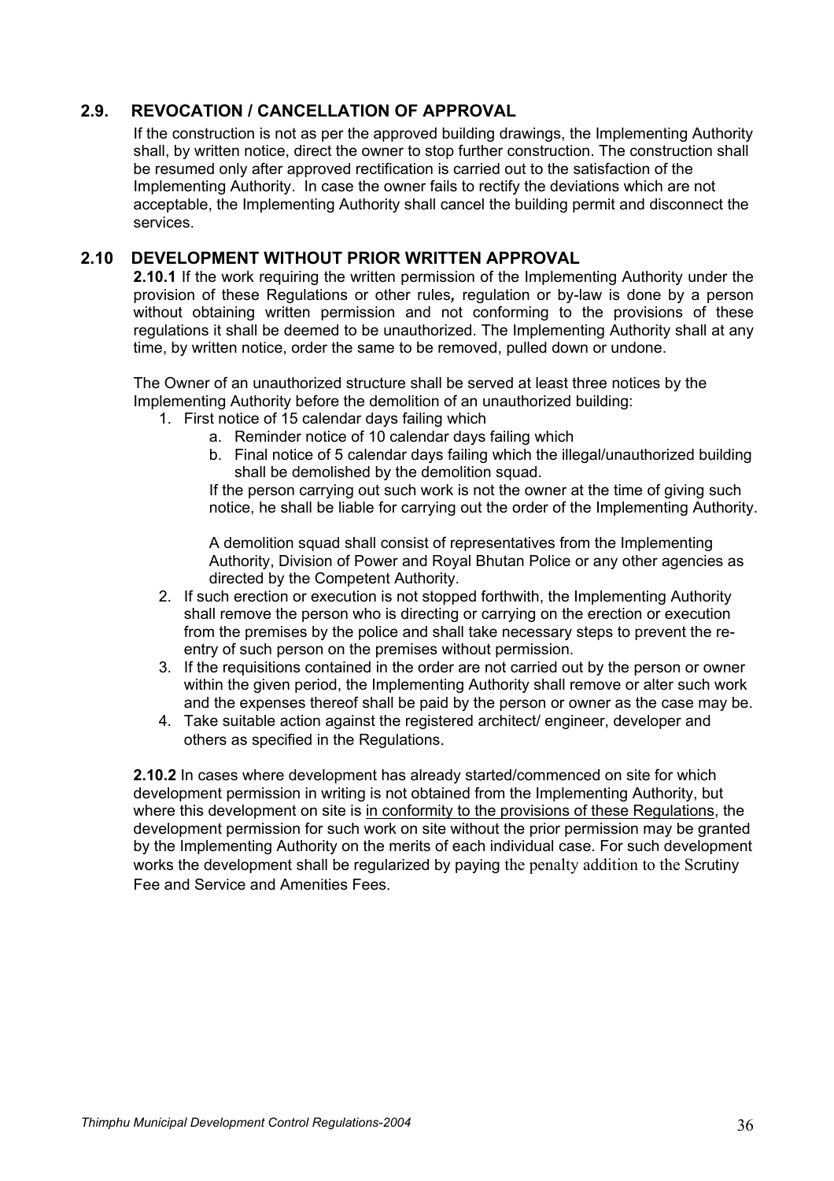## 2.9. REVOCATION / CANCELLATION OF APPROVAL

If the construction is not as per the approved building drawings, the Implementing Authority shall, by written notice, direct the owner to stop further construction. The construction shall be resumed only after approved rectification is carried out to the satisfaction of the Implementing Authority. In case the owner fails to rectify the deviations which are not acceptable, the Implementing Authority shall cancel the building permit and disconnect the services.

## 2.10 DEVELOPMENT WITHOUT PRIOR WRITTEN APPROVAL

**2.10.1** If the work requiring the written permission of the Implementing Authority under the provision of these Regulations or other rules*,* regulation or by-law is done by a person without obtaining written permission and not conforming to the provisions of these regulations it shall be deemed to be unauthorized. The Implementing Authority shall at any time, by written notice, order the same to be removed, pulled down or undone.

The Owner of an unauthorized structure shall be served at least three notices by the Implementing Authority before the demolition of an unauthorized building:

1. First notice of 15 calendar days failing which
   a. Reminder notice of 10 calendar days failing which
   b. Final notice of 5 calendar days failing which the illegal/unauthorized building shall be demolished by the demolition squad.

   If the person carrying out such work is not the owner at the time of giving such notice, he shall be liable for carrying out the order of the Implementing Authority.

   A demolition squad shall consist of representatives from the Implementing Authority, Division of Power and Royal Bhutan Police or any other agencies as directed by the Competent Authority.
2. If such erection or execution is not stopped forthwith, the Implementing Authority shall remove the person who is directing or carrying on the erection or execution from the premises by the police and shall take necessary steps to prevent the re-entry of such person on the premises without permission.
3. If the requisitions contained in the order are not carried out by the person or owner within the given period, the Implementing Authority shall remove or alter such work and the expenses thereof shall be paid by the person or owner as the case may be.
4. Take suitable action against the registered architect/ engineer, developer and others as specified in the Regulations.

**2.10.2** In cases where development has already started/commenced on site for which development permission in writing is not obtained from the Implementing Authority, but where this development on site is <u>in conformity to the provisions of these Regulations</u>, the development permission for such work on site without the prior permission may be granted by the Implementing Authority on the merits of each individual case. For such development works the development shall be regularized by paying the penalty addition to the Scrutiny Fee and Service and Amenities Fees.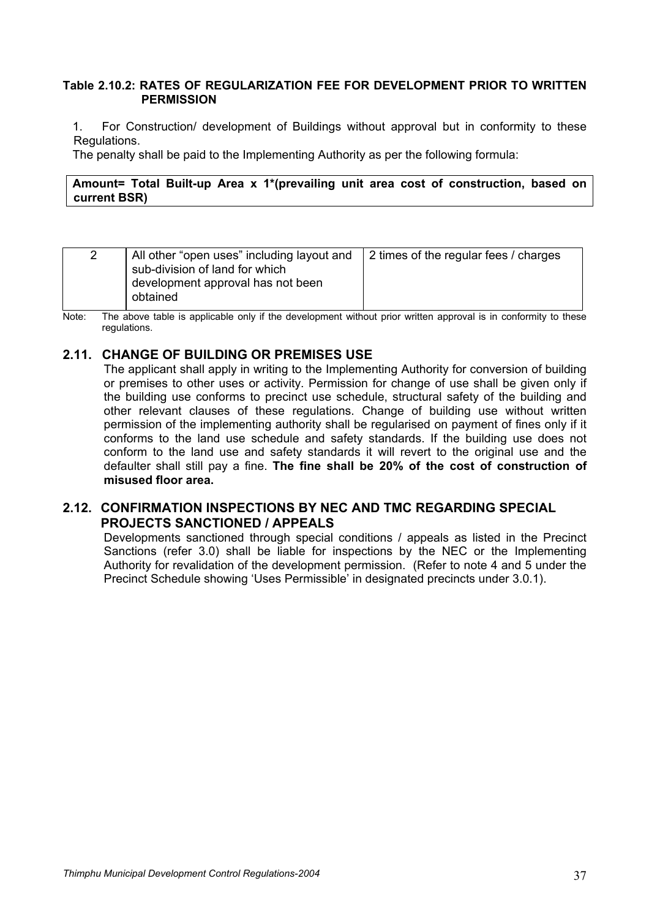**Table 2.10.2: RATES OF REGULARIZATION FEE FOR DEVELOPMENT PRIOR TO WRITTEN PERMISSION**

1. For Construction/ development of Buildings without approval but in conformity to these Regulations.

The penalty shall be paid to the Implementing Authority as per the following formula:

| **Amount= Total Built-up Area x 1*(prevailing unit area cost of construction, based on current BSR)** |
|---|

| | | |
|---|---|---|
| 2 | All other "open uses" including layout and sub-division of land for which development approval has not been obtained | 2 times of the regular fees / charges |

Note: The above table is applicable only if the development without prior written approval is in conformity to these regulations.

## 2.11. CHANGE OF BUILDING OR PREMISES USE

The applicant shall apply in writing to the Implementing Authority for conversion of building or premises to other uses or activity. Permission for change of use shall be given only if the building use conforms to precinct use schedule, structural safety of the building and other relevant clauses of these regulations. Change of building use without written permission of the implementing authority shall be regularised on payment of fines only if it conforms to the land use schedule and safety standards. If the building use does not conform to the land use and safety standards it will revert to the original use and the defaulter shall still pay a fine. **The fine shall be 20% of the cost of construction of misused floor area.**

## 2.12. CONFIRMATION INSPECTIONS BY NEC AND TMC REGARDING SPECIAL PROJECTS SANCTIONED / APPEALS

Developments sanctioned through special conditions / appeals as listed in the Precinct Sanctions (refer 3.0) shall be liable for inspections by the NEC or the Implementing Authority for revalidation of the development permission. (Refer to note 4 and 5 under the Precinct Schedule showing 'Uses Permissible' in designated precincts under 3.0.1).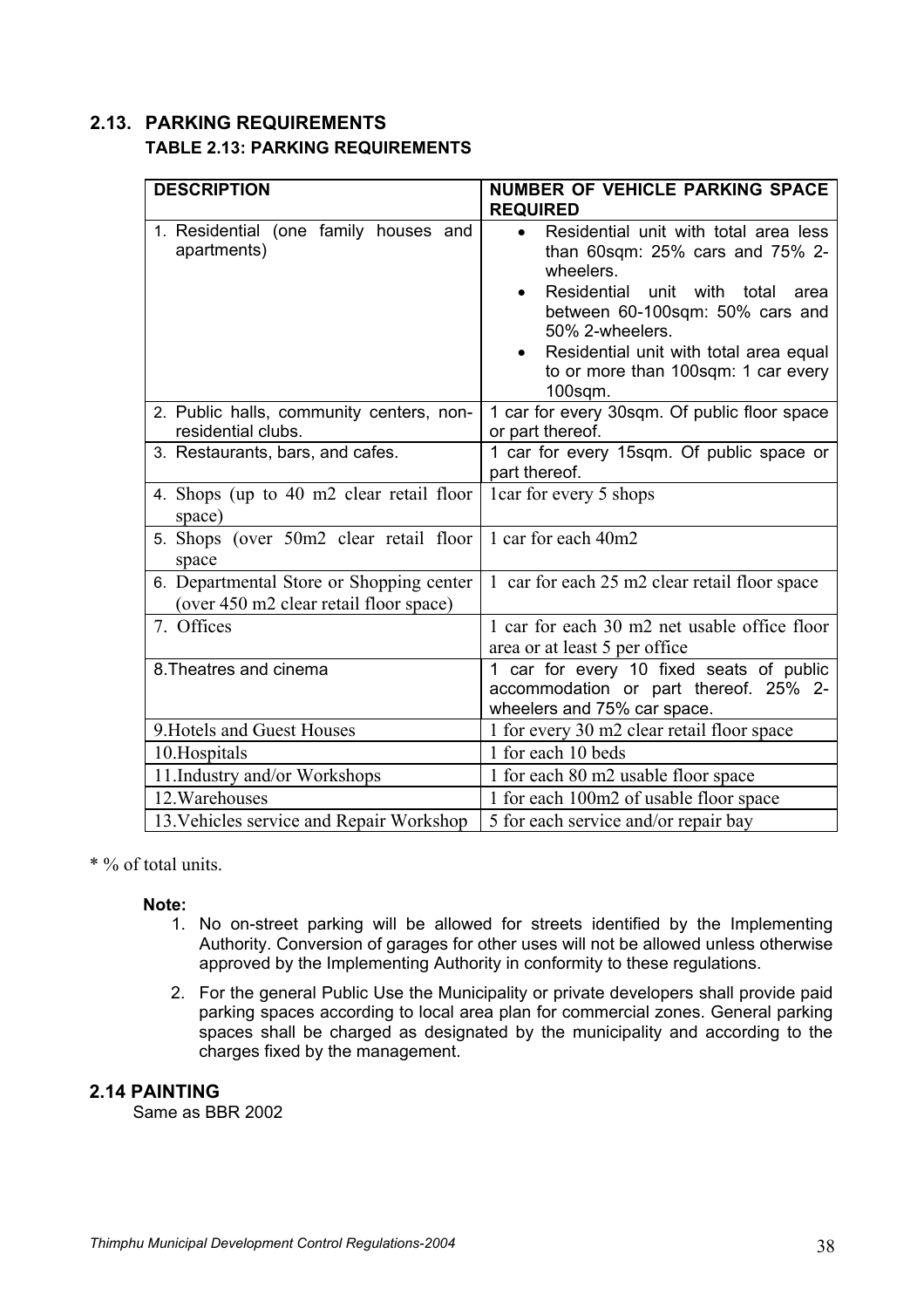## 2.13. PARKING REQUIREMENTS

### TABLE 2.13: PARKING REQUIREMENTS

| DESCRIPTION | NUMBER OF VEHICLE PARKING SPACE REQUIRED |
|---|---|
| 1. Residential (one family houses and apartments) | • Residential unit with total area less than 60sqm: 25% cars and 75% 2-wheelers.<br>• Residential unit with total area between 60-100sqm: 50% cars and 50% 2-wheelers.<br>• Residential unit with total area equal to or more than 100sqm: 1 car every 100sqm. |
| 2. Public halls, community centers, non-residential clubs. | 1 car for every 30sqm. Of public floor space or part thereof. |
| 3. Restaurants, bars, and cafes. | 1 car for every 15sqm. Of public space or part thereof. |
| 4. Shops (up to 40 m2 clear retail floor space) | 1car for every 5 shops |
| 5. Shops (over 50m2 clear retail floor space | 1 car for each 40m2 |
| 6. Departmental Store or Shopping center (over 450 m2 clear retail floor space) | 1 car for each 25 m2 clear retail floor space |
| 7. Offices | 1 car for each 30 m2 net usable office floor area or at least 5 per office |
| 8.Theatres and cinema | 1 car for every 10 fixed seats of public accommodation or part thereof. 25% 2-wheelers and 75% car space. |
| 9.Hotels and Guest Houses | 1 for every 30 m2 clear retail floor space |
| 10.Hospitals | 1 for each 10 beds |
| 11.Industry and/or Workshops | 1 for each 80 m2 usable floor space |
| 12.Warehouses | 1 for each 100m2 of usable floor space |
| 13.Vehicles service and Repair Workshop | 5 for each service and/or repair bay |

* % of total units.

**Note:**

1. No on-street parking will be allowed for streets identified by the Implementing Authority. Conversion of garages for other uses will not be allowed unless otherwise approved by the Implementing Authority in conformity to these regulations.
2. For the general Public Use the Municipality or private developers shall provide paid parking spaces according to local area plan for commercial zones. General parking spaces shall be charged as designated by the municipality and according to the charges fixed by the management.

## 2.14 PAINTING

Same as BBR 2002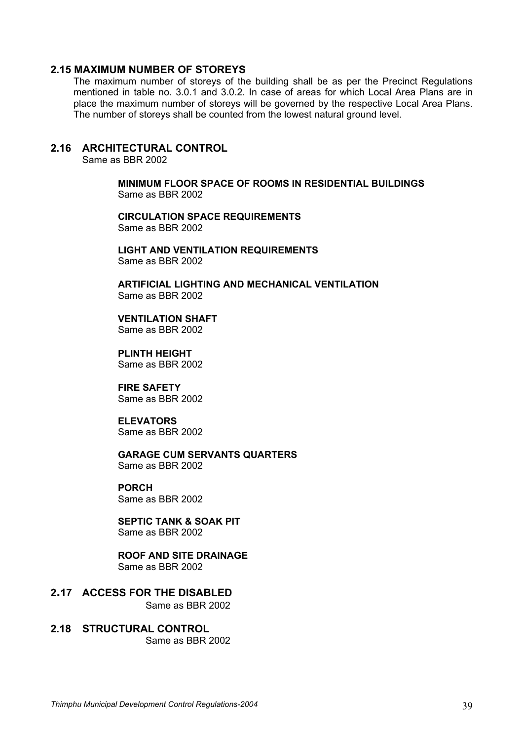## 2.15 MAXIMUM NUMBER OF STOREYS

The maximum number of storeys of the building shall be as per the Precinct Regulations mentioned in table no. 3.0.1 and 3.0.2. In case of areas for which Local Area Plans are in place the maximum number of storeys will be governed by the respective Local Area Plans. The number of storeys shall be counted from the lowest natural ground level.

## 2.16 ARCHITECTURAL CONTROL

Same as BBR 2002

**MINIMUM FLOOR SPACE OF ROOMS IN RESIDENTIAL BUILDINGS**
Same as BBR 2002

**CIRCULATION SPACE REQUIREMENTS**
Same as BBR 2002

**LIGHT AND VENTILATION REQUIREMENTS**
Same as BBR 2002

**ARTIFICIAL LIGHTING AND MECHANICAL VENTILATION**
Same as BBR 2002

**VENTILATION SHAFT**
Same as BBR 2002

**PLINTH HEIGHT**
Same as BBR 2002

**FIRE SAFETY**
Same as BBR 2002

**ELEVATORS**
Same as BBR 2002

**GARAGE CUM SERVANTS QUARTERS**
Same as BBR 2002

**PORCH**
Same as BBR 2002

**SEPTIC TANK & SOAK PIT**
Same as BBR 2002

**ROOF AND SITE DRAINAGE**
Same as BBR 2002

## 2.17 ACCESS FOR THE DISABLED

Same as BBR 2002

## 2.18 STRUCTURAL CONTROL

Same as BBR 2002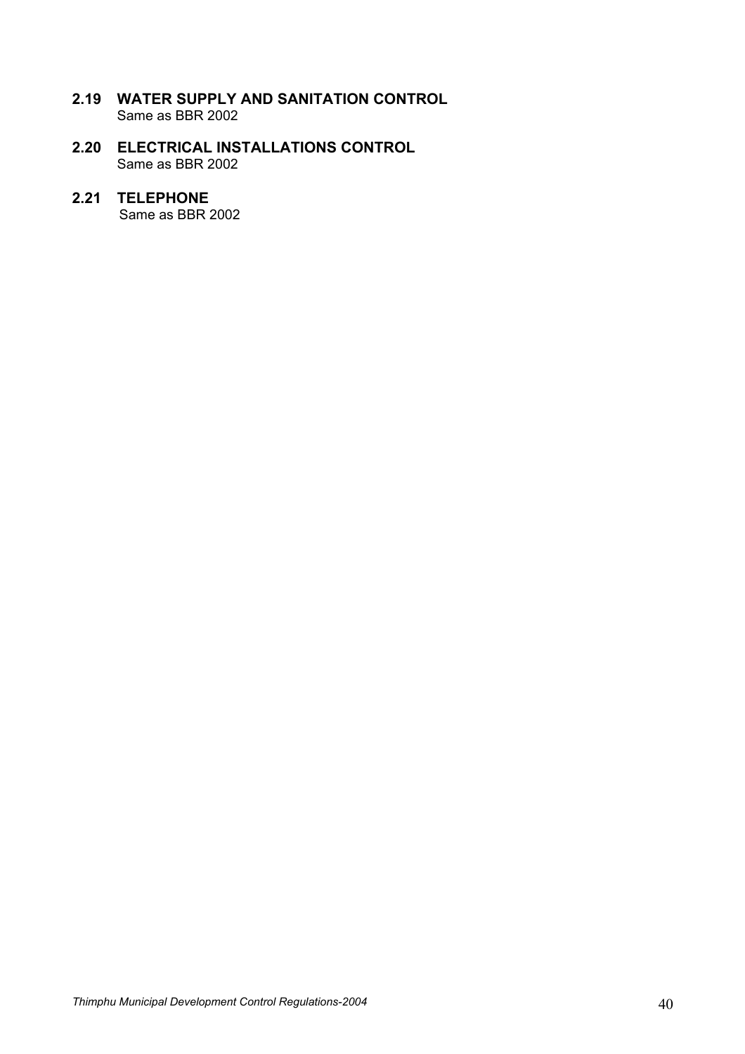## 2.19 WATER SUPPLY AND SANITATION CONTROL

Same as BBR 2002

## 2.20 ELECTRICAL INSTALLATIONS CONTROL

Same as BBR 2002

## 2.21 TELEPHONE

Same as BBR 2002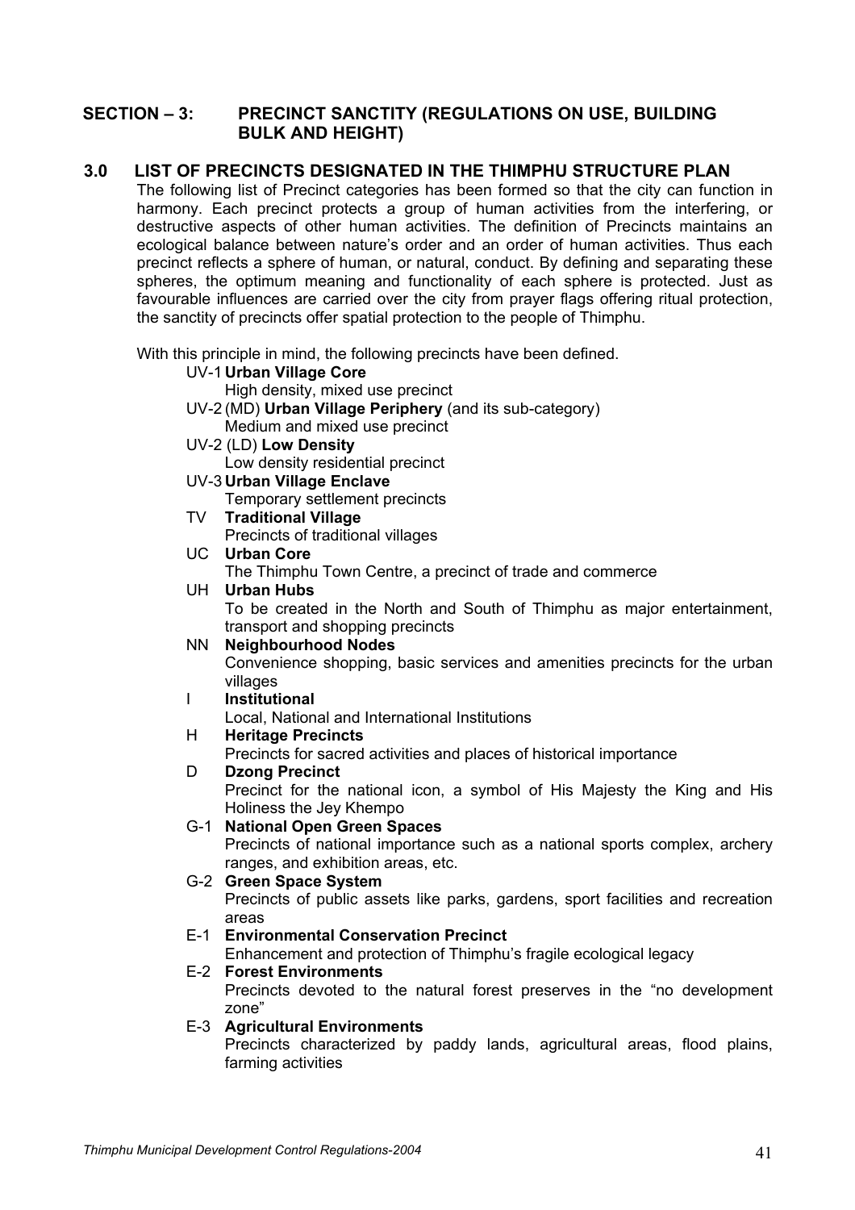## SECTION – 3: PRECINCT SANCTITY (REGULATIONS ON USE, BUILDING BULK AND HEIGHT)

### 3.0 LIST OF PRECINCTS DESIGNATED IN THE THIMPHU STRUCTURE PLAN

The following list of Precinct categories has been formed so that the city can function in harmony. Each precinct protects a group of human activities from the interfering, or destructive aspects of other human activities. The definition of Precincts maintains an ecological balance between nature's order and an order of human activities. Thus each precinct reflects a sphere of human, or natural, conduct. By defining and separating these spheres, the optimum meaning and functionality of each sphere is protected. Just as favourable influences are carried over the city from prayer flags offering ritual protection, the sanctity of precincts offer spatial protection to the people of Thimphu.

With this principle in mind, the following precincts have been defined.

- UV-1 **Urban Village Core**
  High density, mixed use precinct
- UV-2 (MD) **Urban Village Periphery** (and its sub-category)
  Medium and mixed use precinct
- UV-2 (LD) **Low Density**
  Low density residential precinct
- UV-3 **Urban Village Enclave**
  Temporary settlement precincts
- TV **Traditional Village**
  Precincts of traditional villages
- UC **Urban Core**
  The Thimphu Town Centre, a precinct of trade and commerce
- UH **Urban Hubs**
  To be created in the North and South of Thimphu as major entertainment, transport and shopping precincts
- NN **Neighbourhood Nodes**
  Convenience shopping, basic services and amenities precincts for the urban villages
- I **Institutional**
  Local, National and International Institutions
- H **Heritage Precincts**
  Precincts for sacred activities and places of historical importance
- D **Dzong Precinct**
  Precinct for the national icon, a symbol of His Majesty the King and His Holiness the Jey Khempo
- G-1 **National Open Green Spaces**
  Precincts of national importance such as a national sports complex, archery ranges, and exhibition areas, etc.
- G-2 **Green Space System**
  Precincts of public assets like parks, gardens, sport facilities and recreation areas
- E-1 **Environmental Conservation Precinct**
  Enhancement and protection of Thimphu's fragile ecological legacy
- E-2 **Forest Environments**
  Precincts devoted to the natural forest preserves in the "no development zone"
- E-3 **Agricultural Environments**
  Precincts characterized by paddy lands, agricultural areas, flood plains, farming activities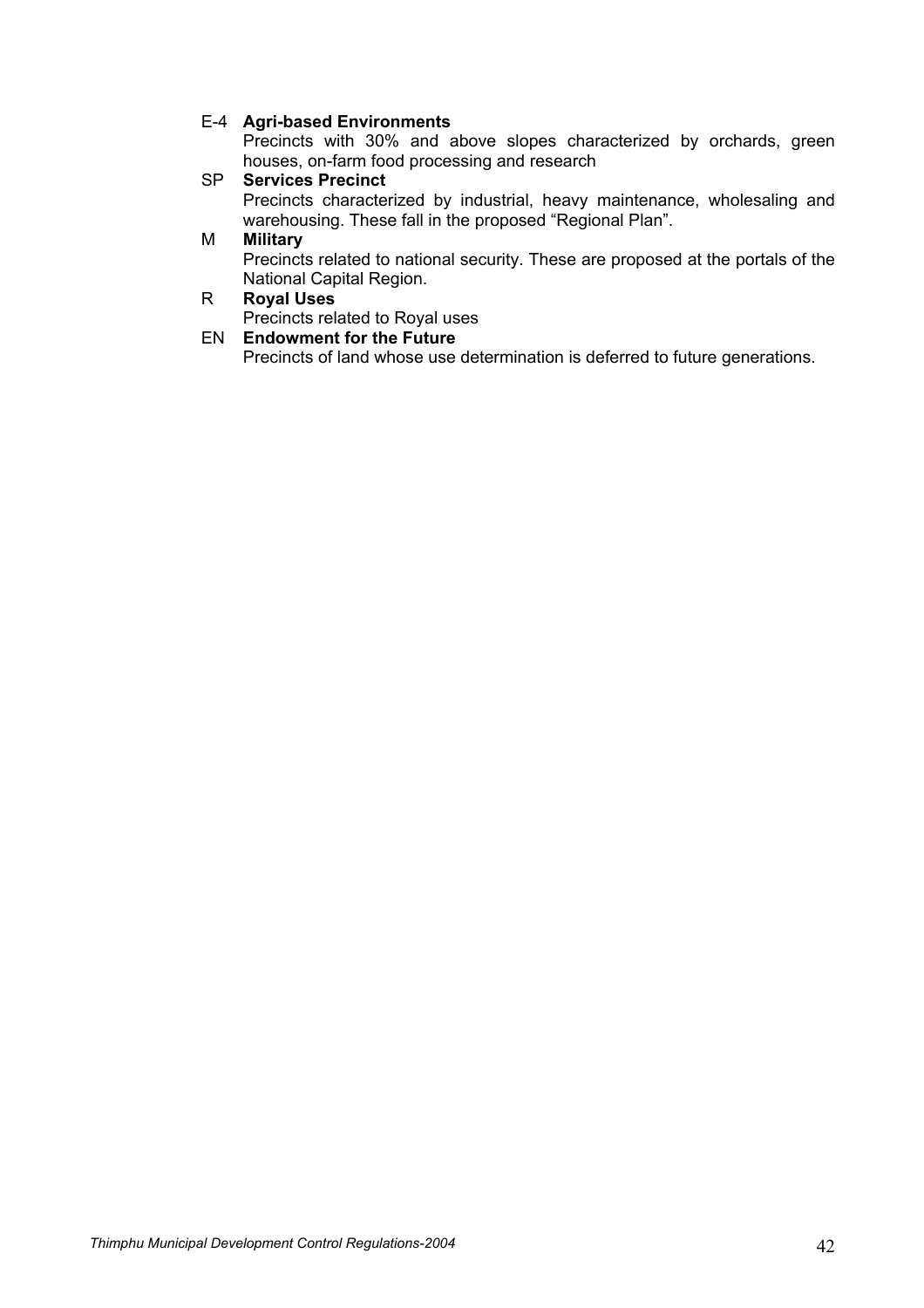E-4 **Agri-based Environments**
Precincts with 30% and above slopes characterized by orchards, green houses, on-farm food processing and research

SP **Services Precinct**
Precincts characterized by industrial, heavy maintenance, wholesaling and warehousing. These fall in the proposed "Regional Plan".

M **Military**
Precincts related to national security. These are proposed at the portals of the National Capital Region.

R **Royal Uses**
Precincts related to Royal uses

EN **Endowment for the Future**
Precincts of land whose use determination is deferred to future generations.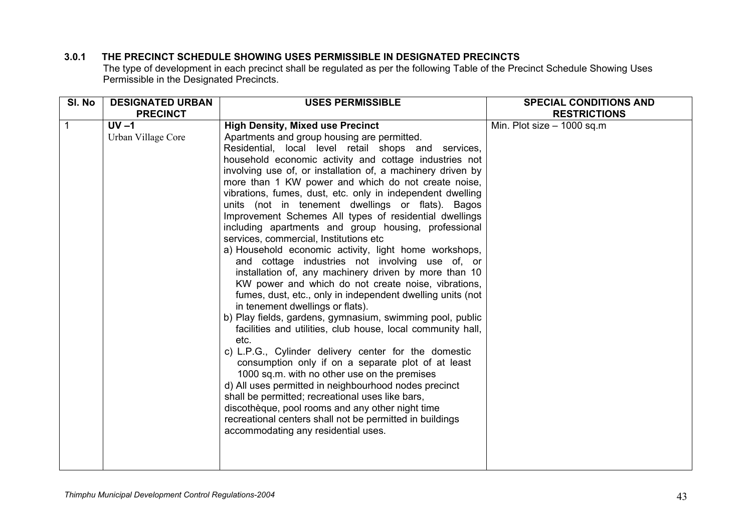### 3.0.1 THE PRECINCT SCHEDULE SHOWING USES PERMISSIBLE IN DESIGNATED PRECINCTS

The type of development in each precinct shall be regulated as per the following Table of the Precinct Schedule Showing Uses Permissible in the Designated Precincts.

| Sl. No | DESIGNATED URBAN PRECINCT | USES PERMISSIBLE | SPECIAL CONDITIONS AND RESTRICTIONS |
|---|---|---|---|
| 1 | **UV –1**<br>Urban Village Core | **High Density, Mixed use Precinct**<br>Apartments and group housing are permitted.<br>Residential, local level retail shops and services, household economic activity and cottage industries not involving use of, or installation of, a machinery driven by more than 1 KW power and which do not create noise, vibrations, fumes, dust, etc. only in independent dwelling units (not in tenement dwellings or flats). Bagos Improvement Schemes All types of residential dwellings including apartments and group housing, professional services, commercial, Institutions etc<br>a) Household economic activity, light home workshops, and cottage industries not involving use of, or installation of, any machinery driven by more than 10 KW power and which do not create noise, vibrations, fumes, dust, etc., only in independent dwelling units (not in tenement dwellings or flats).<br>b) Play fields, gardens, gymnasium, swimming pool, public facilities and utilities, club house, local community hall, etc.<br>c) L.P.G., Cylinder delivery center for the domestic consumption only if on a separate plot of at least 1000 sq.m. with no other use on the premises<br>d) All uses permitted in neighbourhood nodes precinct shall be permitted; recreational uses like bars, discothèque, pool rooms and any other night time recreational centers shall not be permitted in buildings accommodating any residential uses. | Min. Plot size – 1000 sq.m |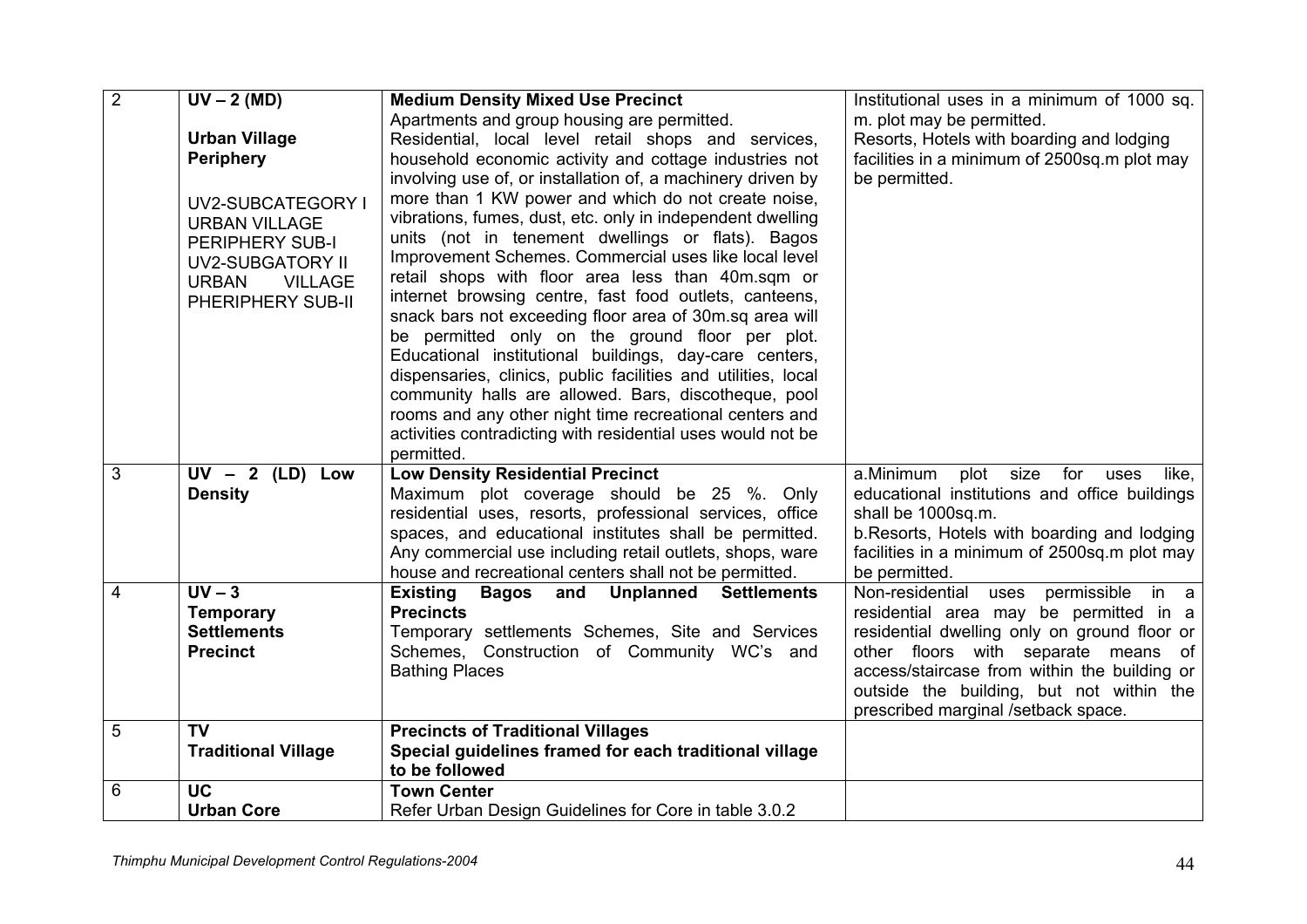| 2 | **UV – 2 (MD)**<br><br>**Urban Village Periphery**<br><br>UV2-SUBCATEGORY I URBAN VILLAGE PERIPHERY SUB-I UV2-SUBGATORY II URBAN VILLAGE PHERIPHERY SUB-II | **Medium Density Mixed Use Precinct**<br>Apartments and group housing are permitted.<br>Residential, local level retail shops and services, household economic activity and cottage industries not involving use of, or installation of, a machinery driven by more than 1 KW power and which do not create noise, vibrations, fumes, dust, etc. only in independent dwelling units (not in tenement dwellings or flats). Bagos Improvement Schemes. Commercial uses like local level retail shops with floor area less than 40m.sqm or internet browsing centre, fast food outlets, canteens, snack bars not exceeding floor area of 30m.sq area will be permitted only on the ground floor per plot. Educational institutional buildings, day-care centers, dispensaries, clinics, public facilities and utilities, local community halls are allowed. Bars, discotheque, pool rooms and any other night time recreational centers and activities contradicting with residential uses would not be permitted. | Institutional uses in a minimum of 1000 sq. m. plot may be permitted.<br>Resorts, Hotels with boarding and lodging facilities in a minimum of 2500sq.m plot may be permitted. |
|---|---|---|---|
| 3 | **UV – 2 (LD) Low Density** | **Low Density Residential Precinct**<br>Maximum plot coverage should be 25 %. Only residential uses, resorts, professional services, office spaces, and educational institutes shall be permitted. Any commercial use including retail outlets, shops, ware house and recreational centers shall not be permitted. | a.Minimum plot size for uses like, educational institutions and office buildings shall be 1000sq.m.<br>b.Resorts, Hotels with boarding and lodging facilities in a minimum of 2500sq.m plot may be permitted. |
| 4 | **UV – 3**<br>**Temporary Settlements Precinct** | **Existing Bagos and Unplanned Settlements Precincts**<br>Temporary settlements Schemes, Site and Services Schemes, Construction of Community WC's and Bathing Places | Non-residential uses permissible in a residential area may be permitted in a residential dwelling only on ground floor or other floors with separate means of access/staircase from within the building or outside the building, but not within the prescribed marginal /setback space. |
| 5 | **TV**<br>**Traditional Village** | **Precincts of Traditional Villages**<br>**Special guidelines framed for each traditional village to be followed** | |
| 6 | **UC**<br>**Urban Core** | **Town Center**<br>Refer Urban Design Guidelines for Core in table 3.0.2 | |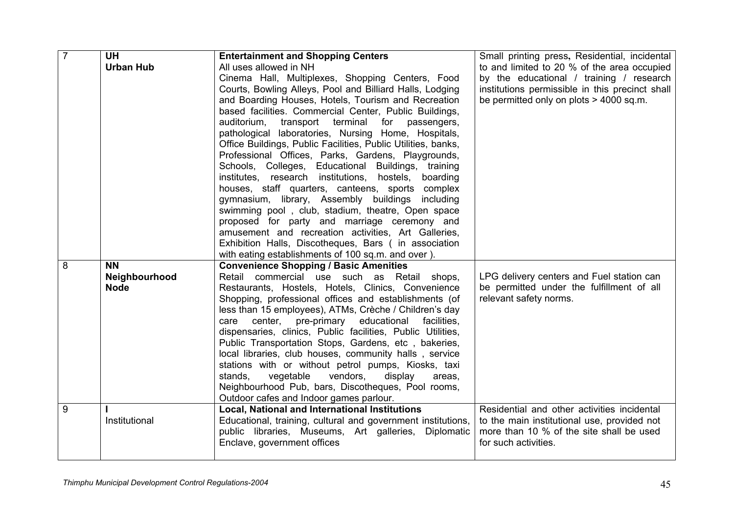| 7 | **UH**<br>**Urban Hub** | **Entertainment and Shopping Centers**<br>All uses allowed in NH<br>Cinema Hall, Multiplexes, Shopping Centers, Food Courts, Bowling Alleys, Pool and Billiard Halls, Lodging and Boarding Houses, Hotels, Tourism and Recreation based facilities. Commercial Center, Public Buildings, auditorium, transport terminal for passengers, pathological laboratories, Nursing Home, Hospitals, Office Buildings, Public Facilities, Public Utilities, banks, Professional Offices, Parks, Gardens, Playgrounds, Schools, Colleges, Educational Buildings, training institutes, research institutions, hostels, boarding houses, staff quarters, canteens, sports complex gymnasium, library, Assembly buildings including swimming pool , club, stadium, theatre, Open space proposed for party and marriage ceremony and amusement and recreation activities, Art Galleries, Exhibition Halls, Discotheques, Bars ( in association with eating establishments of 100 sq.m. and over ). | Small printing press**,** Residential, incidental to and limited to 20 % of the area occupied by the educational / training / research institutions permissible in this precinct shall be permitted only on plots > 4000 sq.m. |
|---|---|---|---|
| 8 | **NN**<br>**Neighbourhood Node** | **Convenience Shopping / Basic Amenities**<br>Retail commercial use such as Retail shops, Restaurants, Hostels, Hotels, Clinics, Convenience Shopping, professional offices and establishments (of less than 15 employees), ATMs, Crèche / Children's day care center, pre-primary educational facilities, dispensaries, clinics, Public facilities, Public Utilities, Public Transportation Stops, Gardens, etc , bakeries, local libraries, club houses, community halls , service stations with or without petrol pumps, Kiosks, taxi stands, vegetable vendors, display areas, Neighbourhood Pub, bars, Discotheques, Pool rooms, Outdoor cafes and Indoor games parlour. | LPG delivery centers and Fuel station can be permitted under the fulfillment of all relevant safety norms. |
| 9 | **I**<br>Institutional | **Local, National and International Institutions**<br>Educational, training, cultural and government institutions, public libraries, Museums, Art galleries, Diplomatic Enclave, government offices | Residential and other activities incidental to the main institutional use, provided not more than 10 % of the site shall be used for such activities. |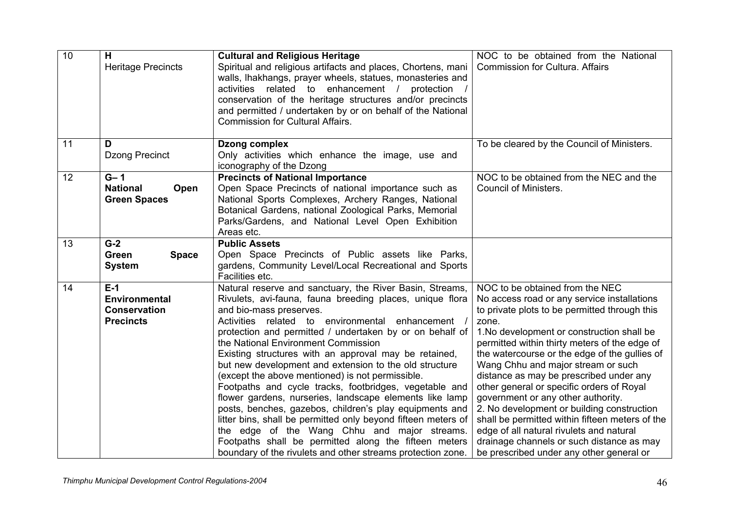| 10 | **H**<br>Heritage Precincts | **Cultural and Religious Heritage**<br>Spiritual and religious artifacts and places, Chortens, mani walls, lhakhangs, prayer wheels, statues, monasteries and activities related to enhancement / protection / conservation of the heritage structures and/or precincts and permitted / undertaken by or on behalf of the National Commission for Cultural Affairs. | NOC to be obtained from the National Commission for Cultura. Affairs |
|---|---|---|---|
| 11 | **D**<br>Dzong Precinct | **Dzong complex**<br>Only activities which enhance the image, use and iconography of the Dzong | To be cleared by the Council of Ministers. |
| 12 | **G– 1**<br>**National Open Green Spaces** | **Precincts of National Importance**<br>Open Space Precincts of national importance such as National Sports Complexes, Archery Ranges, National Botanical Gardens, national Zoological Parks, Memorial Parks/Gardens, and National Level Open Exhibition Areas etc. | NOC to be obtained from the NEC and the Council of Ministers. |
| 13 | **G-2**<br>**Green Space System** | **Public Assets**<br>Open Space Precincts of Public assets like Parks, gardens, Community Level/Local Recreational and Sports Facilities etc. | |
| 14 | **E-1**<br>**Environmental Conservation Precincts** | Natural reserve and sanctuary, the River Basin, Streams, Rivulets, avi-fauna, fauna breeding places, unique flora and bio-mass preserves.<br>Activities related to environmental enhancement / protection and permitted / undertaken by or on behalf of the National Environment Commission<br>Existing structures with an approval may be retained, but new development and extension to the old structure (except the above mentioned) is not permissible.<br>Footpaths and cycle tracks, footbridges, vegetable and flower gardens, nurseries, landscape elements like lamp posts, benches, gazebos, children's play equipments and litter bins, shall be permitted only beyond fifteen meters of the edge of the Wang Chhu and major streams. Footpaths shall be permitted along the fifteen meters boundary of the rivulets and other streams protection zone. | NOC to be obtained from the NEC<br>No access road or any service installations to private plots to be permitted through this zone.<br>1.No development or construction shall be permitted within thirty meters of the edge of the watercourse or the edge of the gullies of Wang Chhu and major stream or such distance as may be prescribed under any other general or specific orders of Royal government or any other authority.<br>2. No development or building construction shall be permitted within fifteen meters of the edge of all natural rivulets and natural drainage channels or such distance as may be prescribed under any other general or |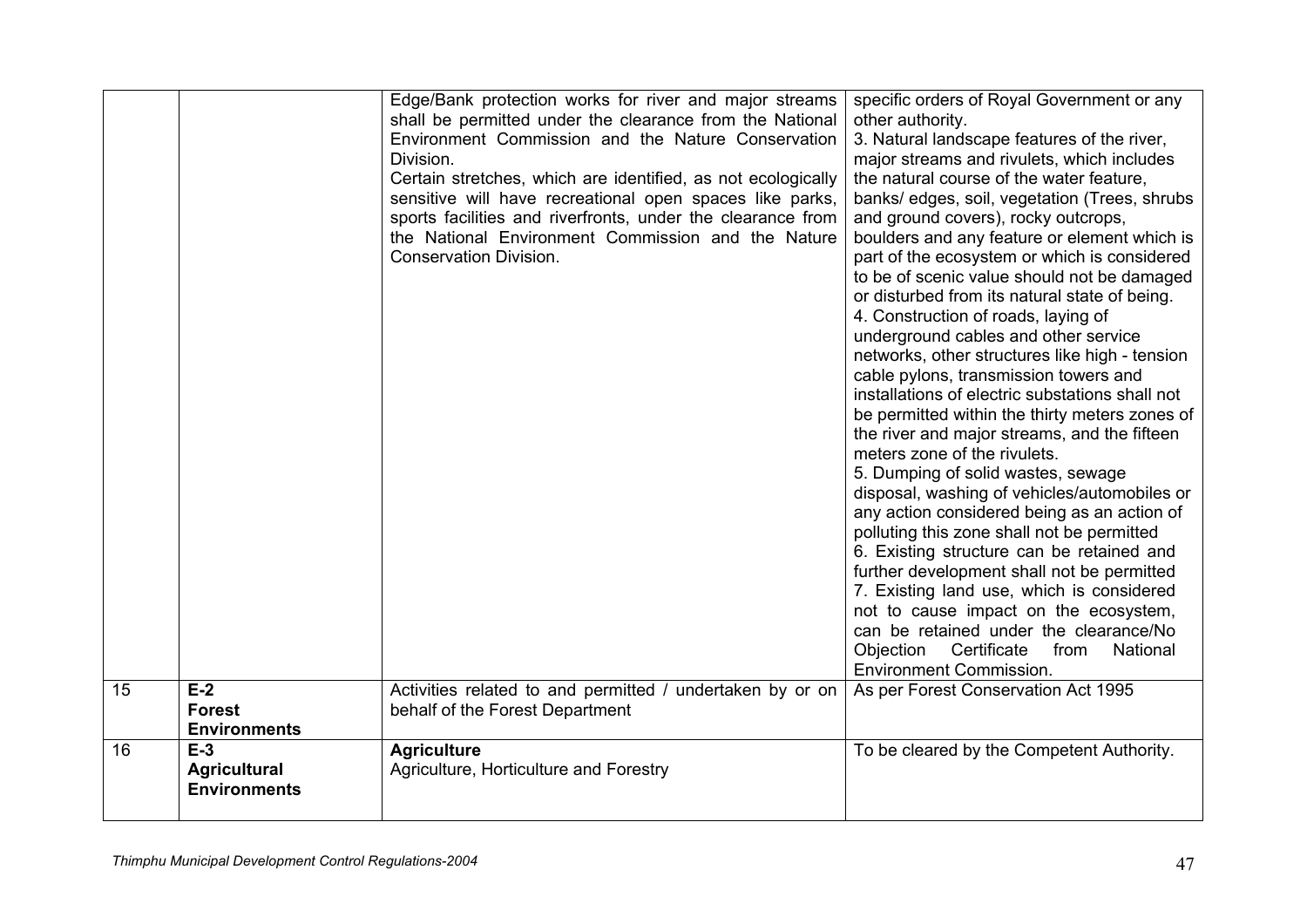| | | | |
|---|---|---|---|
| | | Edge/Bank protection works for river and major streams shall be permitted under the clearance from the National Environment Commission and the Nature Conservation Division.<br>Certain stretches, which are identified, as not ecologically sensitive will have recreational open spaces like parks, sports facilities and riverfronts, under the clearance from the National Environment Commission and the Nature Conservation Division. | specific orders of Royal Government or any other authority.<br>3. Natural landscape features of the river, major streams and rivulets, which includes the natural course of the water feature, banks/ edges, soil, vegetation (Trees, shrubs and ground covers), rocky outcrops, boulders and any feature or element which is part of the ecosystem or which is considered to be of scenic value should not be damaged or disturbed from its natural state of being.<br>4. Construction of roads, laying of underground cables and other service networks, other structures like high - tension cable pylons, transmission towers and installations of electric substations shall not be permitted within the thirty meters zones of the river and major streams, and the fifteen meters zone of the rivulets.<br>5. Dumping of solid wastes, sewage disposal, washing of vehicles/automobiles or any action considered being as an action of polluting this zone shall not be permitted<br>6. Existing structure can be retained and further development shall not be permitted<br>7. Existing land use, which is considered not to cause impact on the ecosystem, can be retained under the clearance/No Objection Certificate from National Environment Commission. |
| 15 | **E-2**<br>**Forest Environments** | Activities related to and permitted / undertaken by or on behalf of the Forest Department | As per Forest Conservation Act 1995 |
| 16 | **E-3**<br>**Agricultural Environments** | **Agriculture**<br>Agriculture, Horticulture and Forestry | To be cleared by the Competent Authority. |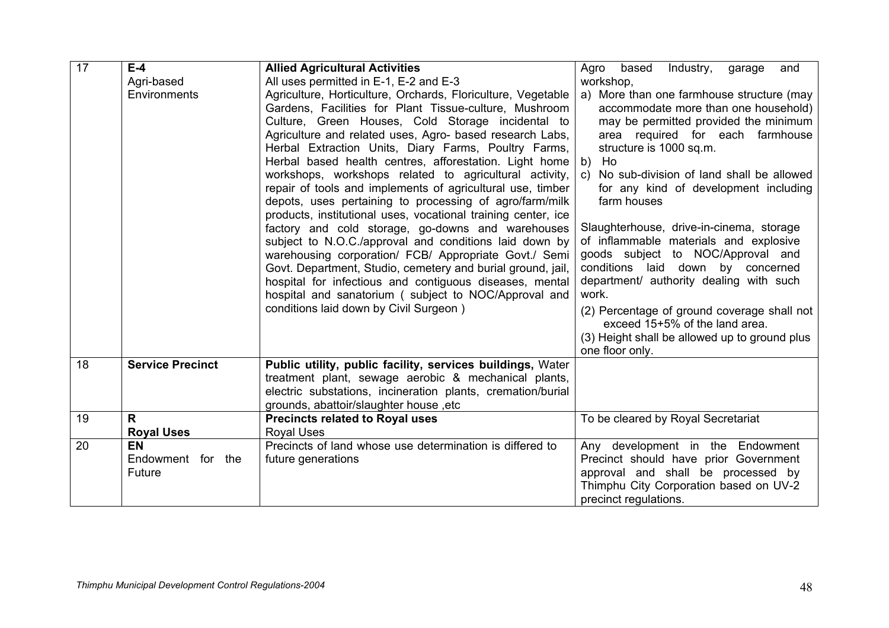| 17 | **E-4**<br>Agri-based Environments | **Allied Agricultural Activities**<br>All uses permitted in E-1, E-2 and E-3<br>Agriculture, Horticulture, Orchards, Floriculture, Vegetable Gardens, Facilities for Plant Tissue-culture, Mushroom Culture, Green Houses, Cold Storage incidental to Agriculture and related uses, Agro- based research Labs, Herbal Extraction Units, Diary Farms, Poultry Farms, Herbal based health centres, afforestation. Light home workshops, workshops related to agricultural activity, repair of tools and implements of agricultural use, timber depots, uses pertaining to processing of agro/farm/milk products, institutional uses, vocational training center, ice factory and cold storage, go-downs and warehouses subject to N.O.C./approval and conditions laid down by warehousing corporation/ FCB/ Appropriate Govt./ Semi Govt. Department, Studio, cemetery and burial ground, jail, hospital for infectious and contiguous diseases, mental hospital and sanatorium ( subject to NOC/Approval and conditions laid down by Civil Surgeon ) | Agro based Industry, garage and workshop,<br>a) More than one farmhouse structure (may accommodate more than one household) may be permitted provided the minimum area required for each farmhouse structure is 1000 sq.m.<br>b) Ho<br>c) No sub-division of land shall be allowed for any kind of development including farm houses<br><br>Slaughterhouse, drive-in-cinema, storage of inflammable materials and explosive goods subject to NOC/Approval and conditions laid down by concerned department/ authority dealing with such work.<br>(2) Percentage of ground coverage shall not exceed 15+5% of the land area.<br>(3) Height shall be allowed up to ground plus one floor only. |
|---|---|---|---|
| 18 | **Service Precinct** | **Public utility, public facility, services buildings,** Water treatment plant, sewage aerobic & mechanical plants, electric substations, incineration plants, cremation/burial grounds, abattoir/slaughter house ,etc | |
| 19 | **R**<br>**Royal Uses** | **Precincts related to Royal uses**<br>Royal Uses | To be cleared by Royal Secretariat |
| 20 | **EN**<br>Endowment for the Future | Precincts of land whose use determination is differed to future generations | Any development in the Endowment Precinct should have prior Government approval and shall be processed by Thimphu City Corporation based on UV-2 precinct regulations. |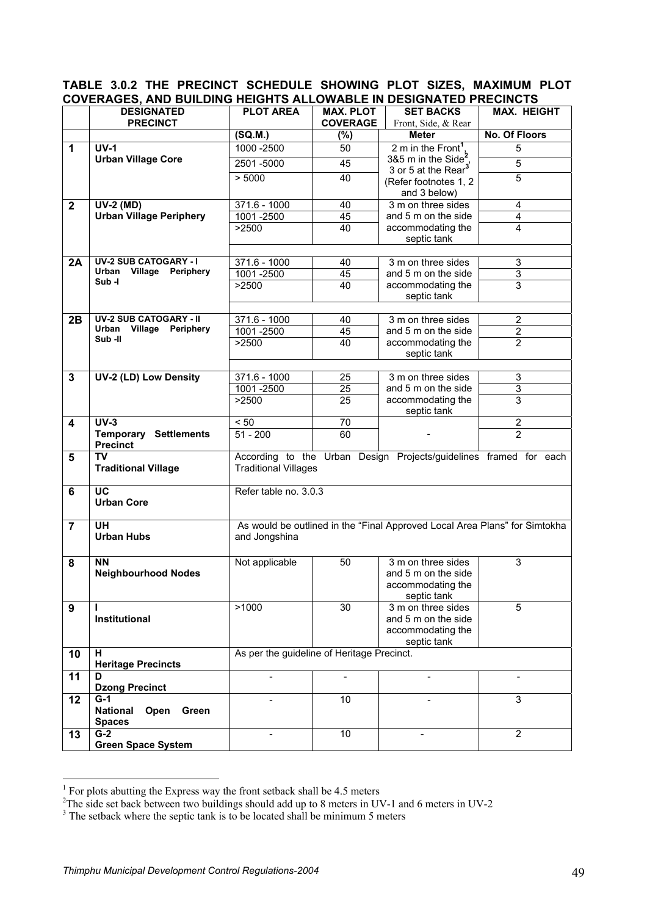## TABLE 3.0.2 THE PRECINCT SCHEDULE SHOWING PLOT SIZES, MAXIMUM PLOT COVERAGES, AND BUILDING HEIGHTS ALLOWABLE IN DESIGNATED PRECINCTS

| | DESIGNATED PRECINCT | PLOT AREA | MAX. PLOT COVERAGE | SET BACKS Front, Side, & Rear | MAX. HEIGHT |
|---|---|---|---|---|---|
| | | (SQ.M.) | (%) | Meter | No. Of Floors |
| 1 | UV-1 Urban Village Core | 1000 -2500 | 50 | 2 m in the Front[1], 3&5 m in the Side[2], 3 or 5 at the Rear[3] (Refer footnotes 1, 2 and 3 below) | 5 |
| | | 2501 -5000 | 45 | | 5 |
| | | > 5000 | 40 | | 5 |
| 2 | UV-2 (MD) Urban Village Periphery | 371.6 - 1000 | 40 | 3 m on three sides and 5 m on the side accommodating the septic tank | 4 |
| | | 1001 -2500 | 45 | | 4 |
| | | >2500 | 40 | | 4 |
| 2A | UV-2 SUB CATOGARY - I Urban Village Periphery Sub -I | 371.6 - 1000 | 40 | 3 m on three sides and 5 m on the side accommodating the septic tank | 3 |
| | | 1001 -2500 | 45 | | 3 |
| | | >2500 | 40 | | 3 |
| 2B | UV-2 SUB CATOGARY - II Urban Village Periphery Sub -II | 371.6 - 1000 | 40 | 3 m on three sides and 5 m on the side accommodating the septic tank | 2 |
| | | 1001 -2500 | 45 | | 2 |
| | | >2500 | 40 | | 2 |
| 3 | UV-2 (LD) Low Density | 371.6 - 1000 | 25 | 3 m on three sides and 5 m on the side accommodating the septic tank | 3 |
| | | 1001 -2500 | 25 | | 3 |
| | | >2500 | 25 | | 3 |
| 4 | UV-3 Temporary Settlements Precinct | < 50 | 70 | - | 2 |
| | | 51 - 200 | 60 | | 2 |
| 5 | TV Traditional Village | According to the Urban Design Projects/guidelines framed for each Traditional Villages | | | |
| 6 | UC Urban Core | Refer table no. 3.0.3 | | | |
| 7 | UH Urban Hubs | As would be outlined in the "Final Approved Local Area Plans" for Simtokha and Jongshina | | | |
| 8 | NN Neighbourhood Nodes | Not applicable | 50 | 3 m on three sides and 5 m on the side accommodating the septic tank | 3 |
| 9 | I Institutional | >1000 | 30 | 3 m on three sides and 5 m on the side accommodating the septic tank | 5 |
| 10 | H Heritage Precincts | As per the guideline of Heritage Precinct. | | | |
| 11 | D Dzong Precinct | - | - | - | - |
| 12 | G-1 National Open Green Spaces | - | 10 | - | 3 |
| 13 | G-2 Green Space System | - | 10 | - | 2 |

[1] For plots abutting the Express way the front setback shall be 4.5 meters

[2] The side set back between two buildings should add up to 8 meters in UV-1 and 6 meters in UV-2

[3] The setback where the septic tank is to be located shall be minimum 5 meters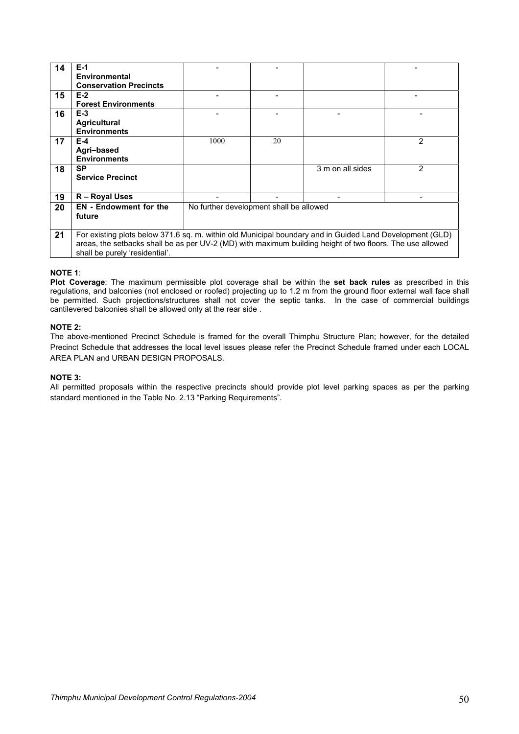| 14 | E-1 **Environmental Conservation Precincts** | - | - | | - |
|---|---|---|---|---|---|
| 15 | E-2 **Forest Environments** | - | - | | - |
| 16 | E-3 **Agricultural Environments** | - | - | - | - |
| 17 | E-4 **Agri–based Environments** | 1000 | 20 | | 2 |
| 18 | SP **Service Precinct** | | | 3 m on all sides | 2 |
| 19 | R – Royal Uses | - | - | - | - |
| 20 | EN - Endowment for the future | No further development shall be allowed | | | |
| 21 | For existing plots below 371.6 sq. m. within old Municipal boundary and in Guided Land Development (GLD) areas, the setbacks shall be as per UV-2 (MD) with maximum building height of two floors. The use allowed shall be purely 'residential'. | | | | |

**NOTE 1**:

**Plot Coverage**: The maximum permissible plot coverage shall be within the **set back rules** as prescribed in this regulations, and balconies (not enclosed or roofed) projecting up to 1.2 m from the ground floor external wall face shall be permitted. Such projections/structures shall not cover the septic tanks. In the case of commercial buildings cantilevered balconies shall be allowed only at the rear side .

**NOTE 2:**

The above-mentioned Precinct Schedule is framed for the overall Thimphu Structure Plan; however, for the detailed Precinct Schedule that addresses the local level issues please refer the Precinct Schedule framed under each LOCAL AREA PLAN and URBAN DESIGN PROPOSALS.

**NOTE 3:**

All permitted proposals within the respective precincts should provide plot level parking spaces as per the parking standard mentioned in the Table No. 2.13 "Parking Requirements".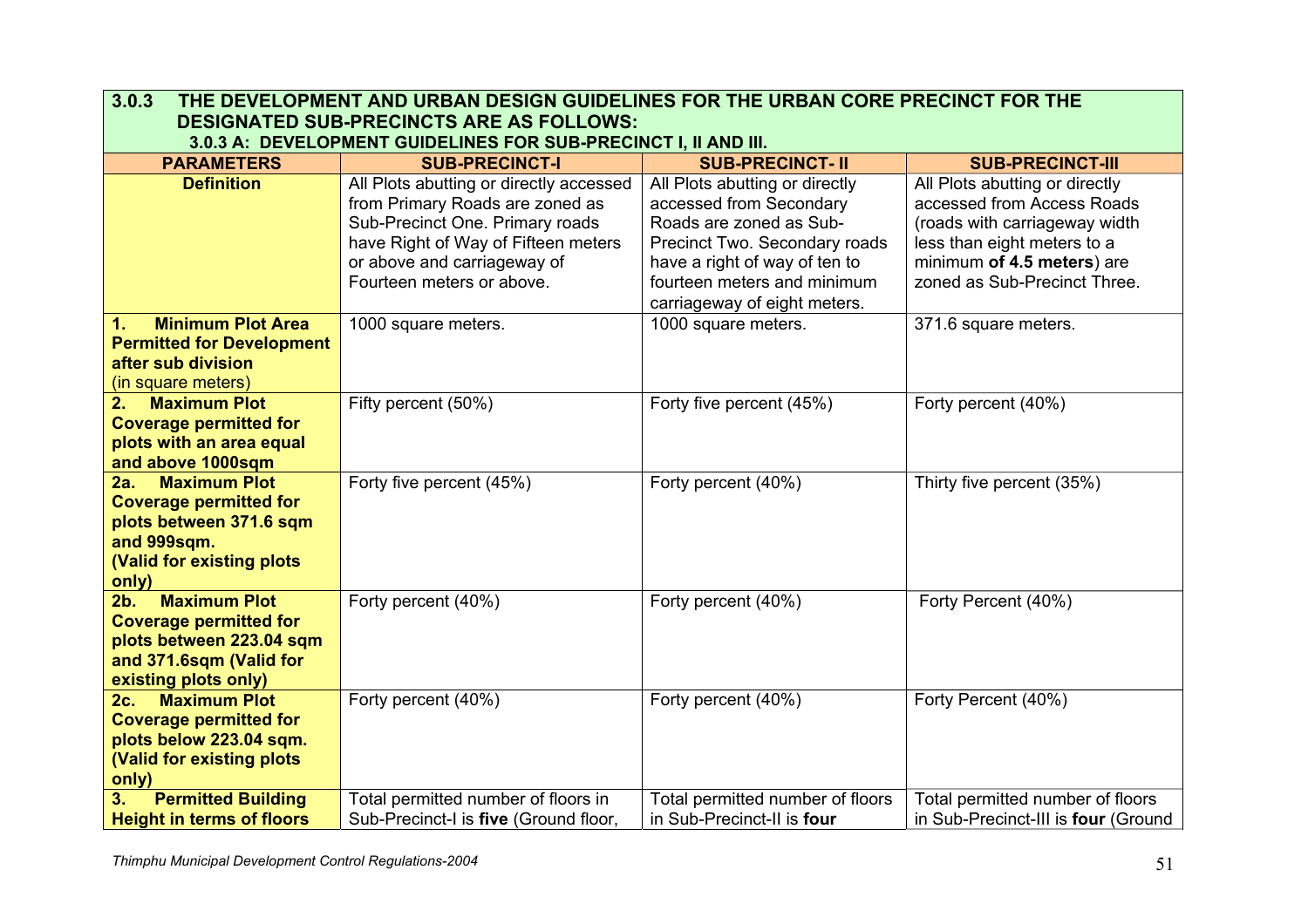### 3.0.3 THE DEVELOPMENT AND URBAN DESIGN GUIDELINES FOR THE URBAN CORE PRECINCT FOR THE DESIGNATED SUB-PRECINCTS ARE AS FOLLOWS:

#### 3.0.3 A: DEVELOPMENT GUIDELINES FOR SUB-PRECINCT I, II AND III.

| PARAMETERS | SUB-PRECINCT-I | SUB-PRECINCT- II | SUB-PRECINCT-III |
|---|---|---|---|
| **Definition** | All Plots abutting or directly accessed from Primary Roads are zoned as Sub-Precinct One. Primary roads have Right of Way of Fifteen meters or above and carriageway of Fourteen meters or above. | All Plots abutting or directly accessed from Secondary Roads are zoned as Sub-Precinct Two. Secondary roads have a right of way of ten to fourteen meters and minimum carriageway of eight meters. | All Plots abutting or directly accessed from Access Roads (roads with carriageway width less than eight meters to a minimum **of 4.5 meters**) are zoned as Sub-Precinct Three. |
| **1. Minimum Plot Area Permitted for Development after sub division** (in square meters) | 1000 square meters. | 1000 square meters. | 371.6 square meters. |
| **2. Maximum Plot Coverage permitted for plots with an area equal and above 1000sqm** | Fifty percent (50%) | Forty five percent (45%) | Forty percent (40%) |
| **2a. Maximum Plot Coverage permitted for plots between 371.6 sqm and 999sqm. (Valid for existing plots only)** | Forty five percent (45%) | Forty percent (40%) | Thirty five percent (35%) |
| **2b. Maximum Plot Coverage permitted for plots between 223.04 sqm and 371.6sqm (Valid for existing plots only)** | Forty percent (40%) | Forty percent (40%) | Forty Percent (40%) |
| **2c. Maximum Plot Coverage permitted for plots below 223.04 sqm. (Valid for existing plots only)** | Forty percent (40%) | Forty percent (40%) | Forty Percent (40%) |
| **3. Permitted Building Height in terms of floors** | Total permitted number of floors in Sub-Precinct-I is **five** (Ground floor, | Total permitted number of floors in Sub-Precinct-II is **four** | Total permitted number of floors in Sub-Precinct-III is **four** (Ground |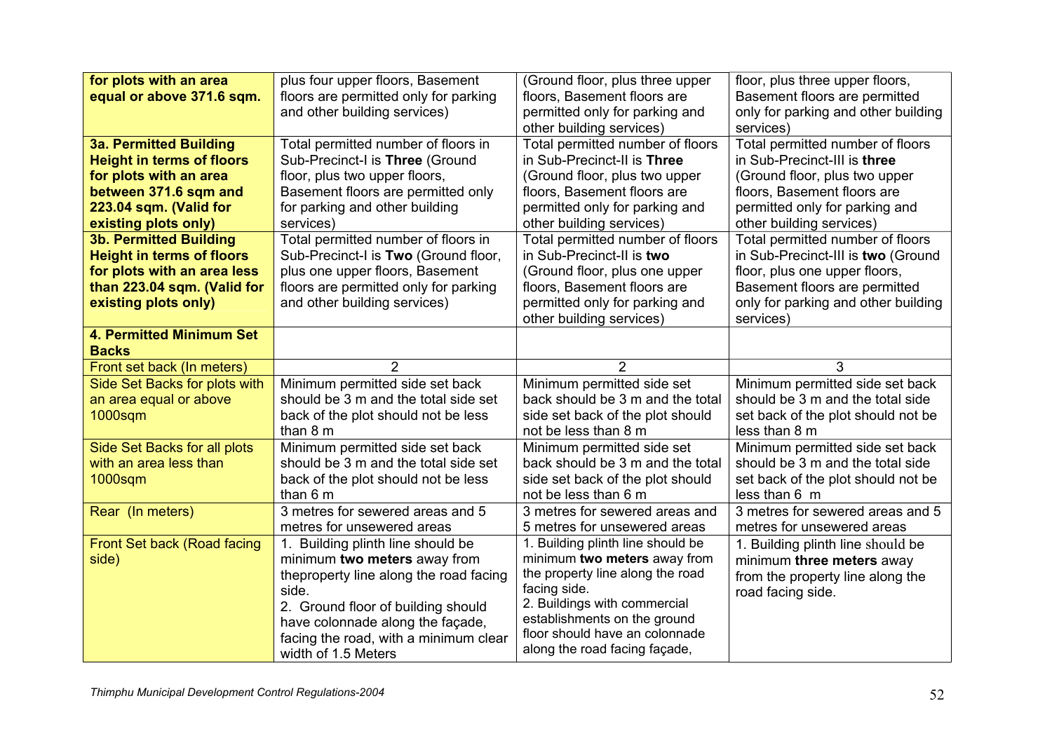| | | | |
|---|---|---|---|
| **for plots with an area equal or above 371.6 sqm.** | plus four upper floors, Basement floors are permitted only for parking and other building services) | (Ground floor, plus three upper floors, Basement floors are permitted only for parking and other building services) | floor, plus three upper floors, Basement floors are permitted only for parking and other building services) |
| **3a. Permitted Building Height in terms of floors for plots with an area between 371.6 sqm and 223.04 sqm. (Valid for existing plots only)** | Total permitted number of floors in Sub-Precinct-I is **Three** (Ground floor, plus two upper floors, Basement floors are permitted only for parking and other building services) | Total permitted number of floors in Sub-Precinct-II is **Three** (Ground floor, plus two upper floors, Basement floors are permitted only for parking and other building services) | Total permitted number of floors in Sub-Precinct-III is **three** (Ground floor, plus two upper floors, Basement floors are permitted only for parking and other building services) |
| **3b. Permitted Building Height in terms of floors for plots with an area less than 223.04 sqm. (Valid for existing plots only)** | Total permitted number of floors in Sub-Precinct-I is **Two** (Ground floor, plus one upper floors, Basement floors are permitted only for parking and other building services) | Total permitted number of floors in Sub-Precinct-II is **two** (Ground floor, plus one upper floors, Basement floors are permitted only for parking and other building services) | Total permitted number of floors in Sub-Precinct-III is **two** (Ground floor, plus one upper floors, Basement floors are permitted only for parking and other building services) |
| **4. Permitted Minimum Set Backs** | | | |
| Front set back (In meters) | 2 | 2 | 3 |
| Side Set Backs for plots with an area equal or above 1000sqm | Minimum permitted side set back should be 3 m and the total side set back of the plot should not be less than 8 m | Minimum permitted side set back should be 3 m and the total side set back of the plot should not be less than 8 m | Minimum permitted side set back should be 3 m and the total side set back of the plot should not be less than 8 m |
| Side Set Backs for all plots with an area less than 1000sqm | Minimum permitted side set back should be 3 m and the total side set back of the plot should not be less than 6 m | Minimum permitted side set back should be 3 m and the total side set back of the plot should not be less than 6 m | Minimum permitted side set back should be 3 m and the total side set back of the plot should not be less than 6 m |
| Rear (In meters) | 3 metres for sewered areas and 5 metres for unsewered areas | 3 metres for sewered areas and 5 metres for unsewered areas | 3 metres for sewered areas and 5 metres for unsewered areas |
| Front Set back (Road facing side) | 1. Building plinth line should be minimum **two meters** away from theproperty line along the road facing side.<br>2. Ground floor of building should have colonnade along the façade, facing the road, with a minimum clear width of 1.5 Meters | 1. Building plinth line should be minimum **two meters** away from the property line along the road facing side.<br>2. Buildings with commercial establishments on the ground floor should have an colonnade along the road facing façade, | 1. Building plinth line should be minimum **three meters** away from the property line along the road facing side. |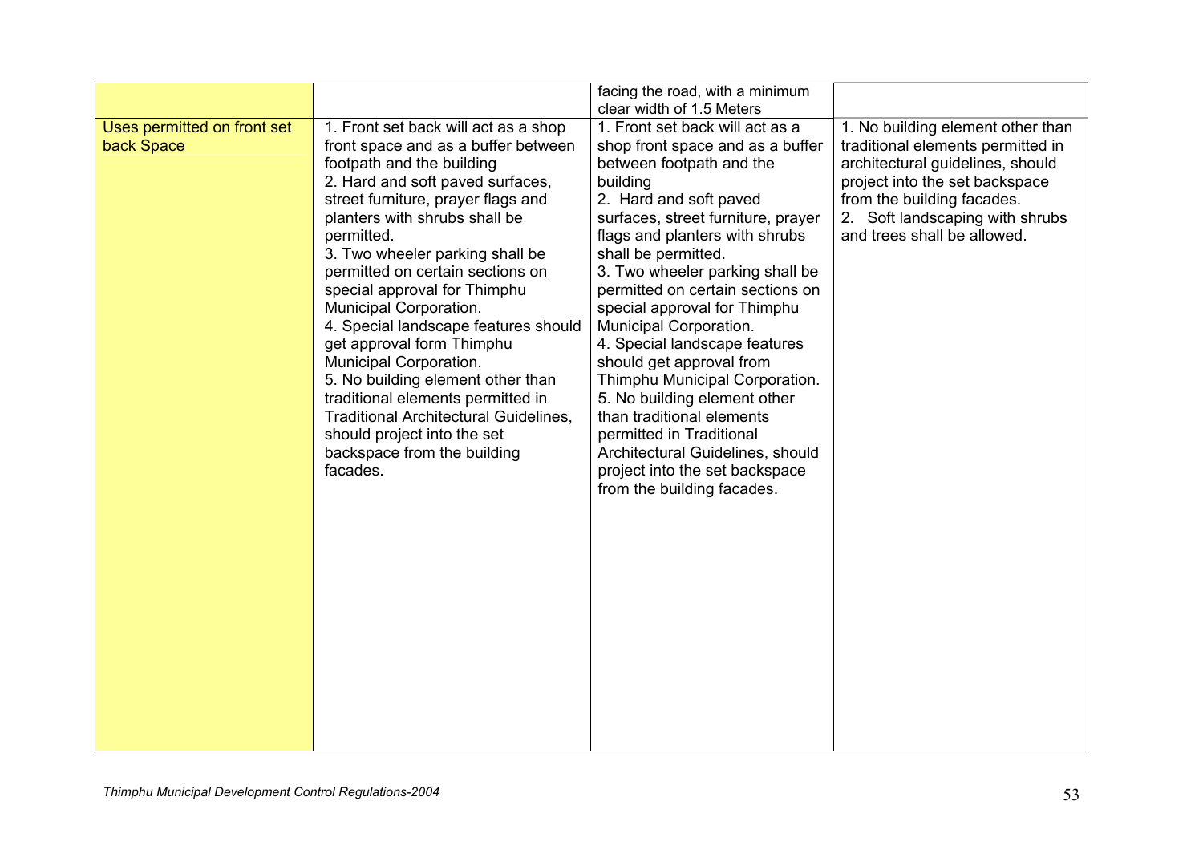| | | | |
|---|---|---|---|
| | | facing the road, with a minimum clear width of 1.5 Meters | |
| Uses permitted on front set back Space | 1. Front set back will act as a shop front space and as a buffer between footpath and the building<br>2. Hard and soft paved surfaces, street furniture, prayer flags and planters with shrubs shall be permitted.<br>3. Two wheeler parking shall be permitted on certain sections on special approval for Thimphu Municipal Corporation.<br>4. Special landscape features should get approval form Thimphu Municipal Corporation.<br>5. No building element other than traditional elements permitted in Traditional Architectural Guidelines, should project into the set backspace from the building facades. | 1. Front set back will act as a shop front space and as a buffer between footpath and the building<br>2. Hard and soft paved surfaces, street furniture, prayer flags and planters with shrubs shall be permitted.<br>3. Two wheeler parking shall be permitted on certain sections on special approval for Thimphu Municipal Corporation.<br>4. Special landscape features should get approval from Thimphu Municipal Corporation.<br>5. No building element other than traditional elements permitted in Traditional Architectural Guidelines, should project into the set backspace from the building facades. | 1. No building element other than traditional elements permitted in architectural guidelines, should project into the set backspace from the building facades.<br>2. Soft landscaping with shrubs and trees shall be allowed. |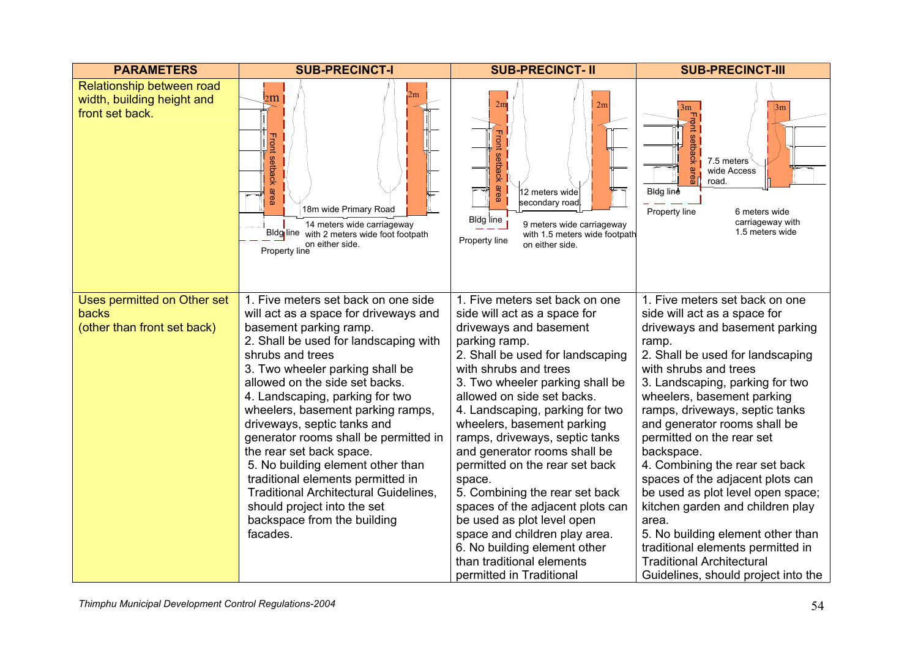| PARAMETERS | SUB-PRECINCT-I | SUB-PRECINCT- II | SUB-PRECINCT-III |
|---|---|---|---|
| Relationship between road width, building height and front set back. | 2m, 2m, Front setback area, 18m wide Primary Road, 14 meters wide carriageway with 2 meters wide foot footpath on either side. Bldg line, Property line | 2m, 2m, Front setback area, 12 meters wide secondary road, 9 meters wide carriageway with 1.5 meters wide footpath on either side. Bldg line, Property line | 3m, 3m, Front setback area, 7.5 meters wide Access road. Bldg line, Property line, 6 meters wide carriageway with 1.5 meters wide |
| Uses permitted on Other set backs (other than front set back) | 1. Five meters set back on one side will act as a space for driveways and basement parking ramp.<br>2. Shall be used for landscaping with shrubs and trees<br>3. Two wheeler parking shall be allowed on the side set backs.<br>4. Landscaping, parking for two wheelers, basement parking ramps, driveways, septic tanks and generator rooms shall be permitted in the rear set back space.<br>5. No building element other than traditional elements permitted in Traditional Architectural Guidelines, should project into the set backspace from the building facades. | 1. Five meters set back on one side will act as a space for driveways and basement parking ramp.<br>2. Shall be used for landscaping with shrubs and trees<br>3. Two wheeler parking shall be allowed on side set backs.<br>4. Landscaping, parking for two wheelers, basement parking ramps, driveways, septic tanks and generator rooms shall be permitted on the rear set back space.<br>5. Combining the rear set back spaces of the adjacent plots can be used as plot level open space and children play area.<br>6. No building element other than traditional elements permitted in Traditional | 1. Five meters set back on one side will act as a space for driveways and basement parking ramp.<br>2. Shall be used for landscaping with shrubs and trees<br>3. Landscaping, parking for two wheelers, basement parking ramps, driveways, septic tanks and generator rooms shall be permitted on the rear set backspace.<br>4. Combining the rear set back spaces of the adjacent plots can be used as plot level open space; kitchen garden and children play area.<br>5. No building element other than traditional elements permitted in Traditional Architectural Guidelines, should project into the |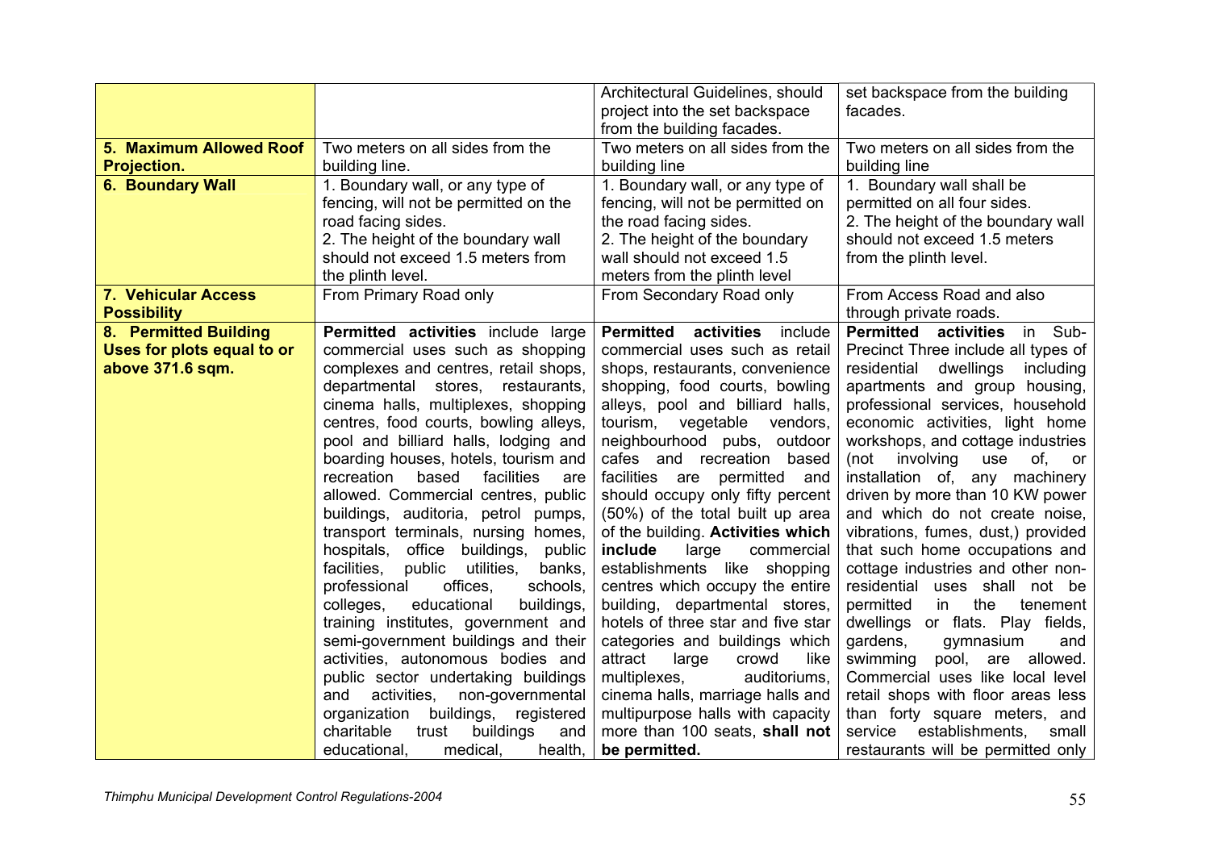| | | | |
|---|---|---|---|
| | | Architectural Guidelines, should project into the set backspace from the building facades. | set backspace from the building facades. |
| **5. Maximum Allowed Roof Projection.** | Two meters on all sides from the building line. | Two meters on all sides from the building line | Two meters on all sides from the building line |
| **6. Boundary Wall** | 1. Boundary wall, or any type of fencing, will not be permitted on the road facing sides.<br>2. The height of the boundary wall should not exceed 1.5 meters from the plinth level. | 1. Boundary wall, or any type of fencing, will not be permitted on the road facing sides.<br>2. The height of the boundary wall should not exceed 1.5 meters from the plinth level | 1. Boundary wall shall be permitted on all four sides.<br>2. The height of the boundary wall should not exceed 1.5 meters from the plinth level. |
| **7. Vehicular Access Possibility** | From Primary Road only | From Secondary Road only | From Access Road and also through private roads. |
| **8. Permitted Building Uses for plots equal to or above 371.6 sqm.** | **Permitted activities** include large commercial uses such as shopping complexes and centres, retail shops, departmental stores, restaurants, cinema halls, multiplexes, shopping centres, food courts, bowling alleys, pool and billiard halls, lodging and boarding houses, hotels, tourism and recreation based facilities are allowed. Commercial centres, public buildings, auditoria, petrol pumps, transport terminals, nursing homes, hospitals, office buildings, public facilities, public utilities, banks, professional offices, schools, colleges, educational buildings, training institutes, government and semi-government buildings and their activities, autonomous bodies and public sector undertaking buildings and activities, non-governmental organization buildings, registered charitable trust buildings and educational, medical, health, | **Permitted activities** include commercial uses such as retail shops, restaurants, convenience shopping, food courts, bowling alleys, pool and billiard halls, tourism, vegetable vendors, neighbourhood pubs, outdoor cafes and recreation based facilities are permitted and should occupy only fifty percent (50%) of the total built up area of the building. **Activities which include** large commercial establishments like shopping centres which occupy the entire building, departmental stores, hotels of three star and five star categories and buildings which attract large crowd like multiplexes, auditoriums, cinema halls, marriage halls and multipurpose halls with capacity more than 100 seats, **shall not be permitted.** | **Permitted activities** in Sub-Precinct Three include all types of residential dwellings including apartments and group housing, professional services, household economic activities, light home workshops, and cottage industries (not involving use of, or installation of, any machinery driven by more than 10 KW power and which do not create noise, vibrations, fumes, dust,) provided that such home occupations and cottage industries and other non-residential uses shall not be permitted in the tenement dwellings or flats. Play fields, gardens, gymnasium and swimming pool, are allowed. Commercial uses like local level retail shops with floor areas less than forty square meters, and service establishments, small restaurants will be permitted only |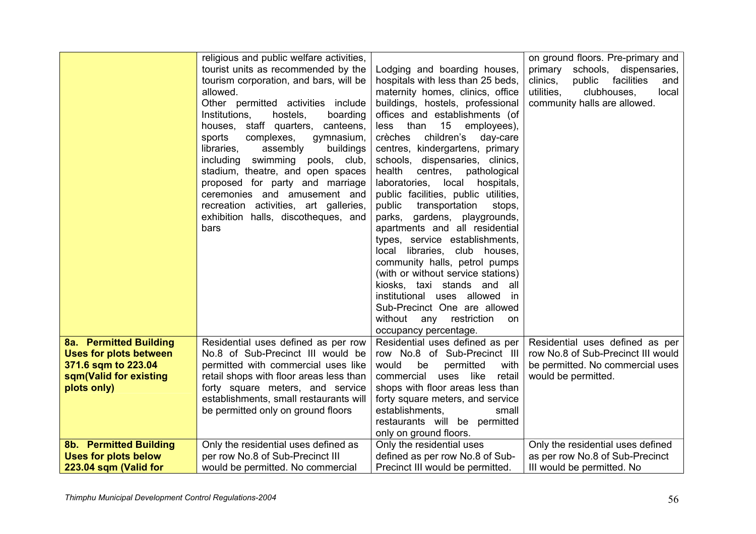| | | | |
|---|---|---|---|
| | religious and public welfare activities, tourist units as recommended by the tourism corporation, and bars, will be allowed. Other permitted activities include Institutions, hostels, boarding houses, staff quarters, canteens, sports complexes, gymnasium, libraries, assembly buildings including swimming pools, club, stadium, theatre, and open spaces proposed for party and marriage ceremonies and amusement and recreation activities, art galleries, exhibition halls, discotheques, and bars | Lodging and boarding houses, hospitals with less than 25 beds, maternity homes, clinics, office buildings, hostels, professional offices and establishments (of less than 15 employees), crèches children's day-care centres, kindergartens, primary schools, dispensaries, clinics, health centres, pathological laboratories, local hospitals, public facilities, public utilities, public transportation stops, parks, gardens, playgrounds, apartments and all residential types, service establishments, local libraries, club houses, community halls, petrol pumps (with or without service stations) kiosks, taxi stands and all institutional uses allowed in Sub-Precinct One are allowed without any restriction on occupancy percentage. | on ground floors. Pre-primary and primary schools, dispensaries, clinics, public facilities and utilities, clubhouses, local community halls are allowed. |
| **8a. Permitted Building Uses for plots between 371.6 sqm to 223.04 sqm(Valid for existing plots only)** | Residential uses defined as per row No.8 of Sub-Precinct III would be permitted with commercial uses like retail shops with floor areas less than forty square meters, and service establishments, small restaurants will be permitted only on ground floors | Residential uses defined as per row No.8 of Sub-Precinct III would be permitted with commercial uses like retail shops with floor areas less than forty square meters, and service establishments, small restaurants will be permitted only on ground floors. | Residential uses defined as per row No.8 of Sub-Precinct III would be permitted. No commercial uses would be permitted. |
| **8b. Permitted Building Uses for plots below 223.04 sqm (Valid for** | Only the residential uses defined as per row No.8 of Sub-Precinct III would be permitted. No commercial | Only the residential uses defined as per row No.8 of Sub-Precinct III would be permitted. | Only the residential uses defined as per row No.8 of Sub-Precinct III would be permitted. No |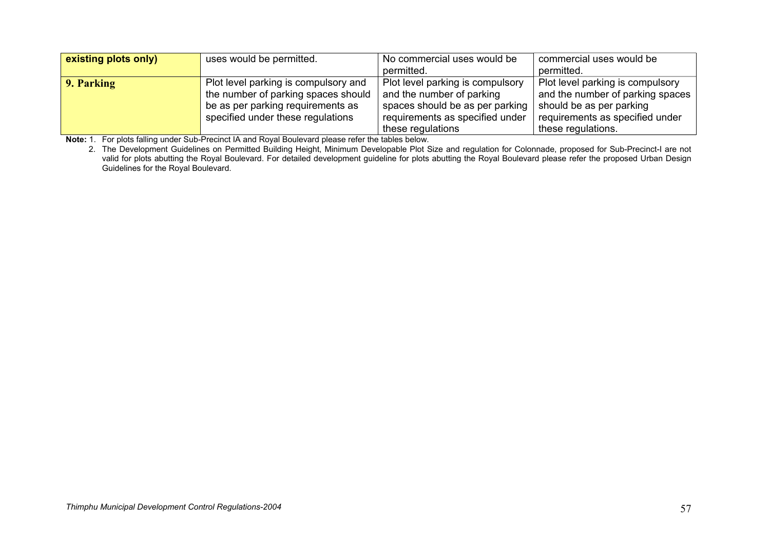| existing plots only) | uses would be permitted. | No commercial uses would be permitted. | commercial uses would be permitted. |
|---|---|---|---|
| **9. Parking** | Plot level parking is compulsory and the number of parking spaces should be as per parking requirements as specified under these regulations | Plot level parking is compulsory and the number of parking spaces should be as per parking requirements as specified under these regulations | Plot level parking is compulsory and the number of parking spaces should be as per parking requirements as specified under these regulations. |

**Note:** 1. For plots falling under Sub-Precinct IA and Royal Boulevard please refer the tables below.

2. The Development Guidelines on Permitted Building Height, Minimum Developable Plot Size and regulation for Colonnade, proposed for Sub-Precinct-I are not valid for plots abutting the Royal Boulevard. For detailed development guideline for plots abutting the Royal Boulevard please refer the proposed Urban Design Guidelines for the Royal Boulevard.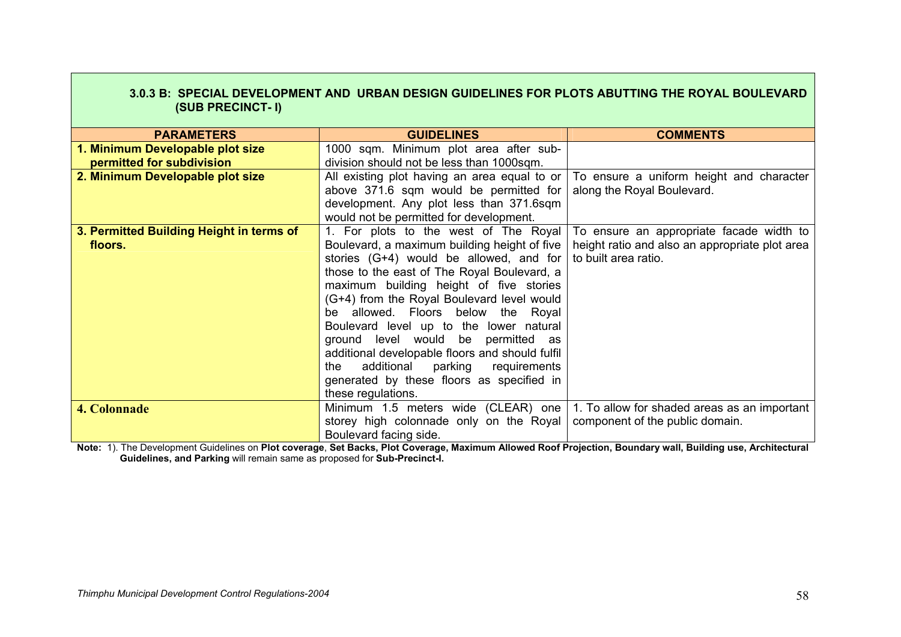### 3.0.3 B: SPECIAL DEVELOPMENT AND URBAN DESIGN GUIDELINES FOR PLOTS ABUTTING THE ROYAL BOULEVARD (SUB PRECINCT- I)

| PARAMETERS | GUIDELINES | COMMENTS |
|---|---|---|
| **1. Minimum Developable plot size permitted for subdivision** | 1000 sqm. Minimum plot area after sub-division should not be less than 1000sqm. | |
| **2. Minimum Developable plot size** | All existing plot having an area equal to or above 371.6 sqm would be permitted for development. Any plot less than 371.6sqm would not be permitted for development. | To ensure a uniform height and character along the Royal Boulevard. |
| **3. Permitted Building Height in terms of floors.** | 1. For plots to the west of The Royal Boulevard, a maximum building height of five stories (G+4) would be allowed, and for those to the east of The Royal Boulevard, a maximum building height of five stories (G+4) from the Royal Boulevard level would be allowed. Floors below the Royal Boulevard level up to the lower natural ground level would be permitted as additional developable floors and should fulfil the additional parking requirements generated by these floors as specified in these regulations. | To ensure an appropriate facade width to height ratio and also an appropriate plot area to built area ratio. |
| **4. Colonnade** | Minimum 1.5 meters wide (CLEAR) one storey high colonnade only on the Royal Boulevard facing side. | 1. To allow for shaded areas as an important component of the public domain. |

**Note:** 1). The Development Guidelines on **Plot coverage**, **Set Backs, Plot Coverage, Maximum Allowed Roof Projection, Boundary wall, Building use, Architectural Guidelines, and Parking** will remain same as proposed for **Sub-Precinct-I.**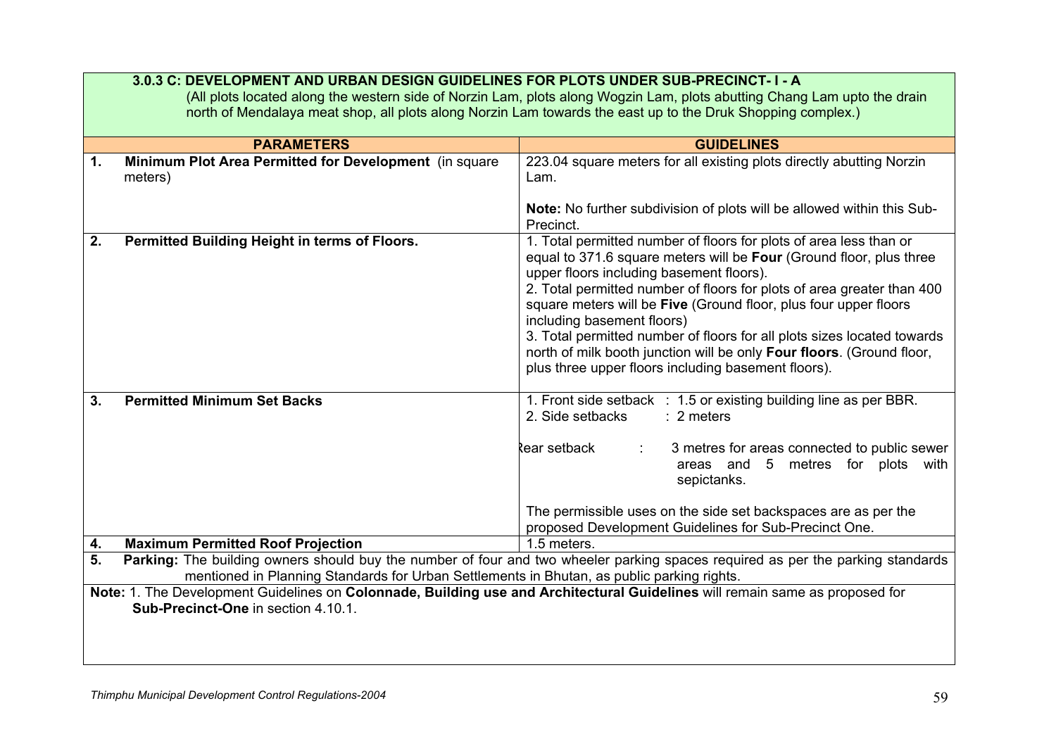### 3.0.3 C: DEVELOPMENT AND URBAN DESIGN GUIDELINES FOR PLOTS UNDER SUB-PRECINCT- I - A

(All plots located along the western side of Norzin Lam, plots along Wogzin Lam, plots abutting Chang Lam upto the drain north of Mendalaya meat shop, all plots along Norzin Lam towards the east up to the Druk Shopping complex.)

| PARAMETERS | GUIDELINES |
|---|---|
| **1. Minimum Plot Area Permitted for Development** (in square meters) | 223.04 square meters for all existing plots directly abutting Norzin Lam.<br><br>**Note:** No further subdivision of plots will be allowed within this Sub-Precinct. |
| **2. Permitted Building Height in terms of Floors.** | 1. Total permitted number of floors for plots of area less than or equal to 371.6 square meters will be **Four** (Ground floor, plus three upper floors including basement floors).<br>2. Total permitted number of floors for plots of area greater than 400 square meters will be **Five** (Ground floor, plus four upper floors including basement floors)<br>3. Total permitted number of floors for all plots sizes located towards north of milk booth junction will be only **Four floors**. (Ground floor, plus three upper floors including basement floors). |
| **3. Permitted Minimum Set Backs** | 1. Front side setback : 1.5 or existing building line as per BBR.<br>2. Side setbacks : 2 meters<br><br>Rear setback : 3 metres for areas connected to public sewer areas and 5 metres for plots with sepictanks.<br><br>The permissible uses on the side set backspaces are as per the proposed Development Guidelines for Sub-Precinct One. |
| **4. Maximum Permitted Roof Projection** | 1.5 meters. |
| **5. Parking:** The building owners should buy the number of four and two wheeler parking spaces required as per the parking standards mentioned in Planning Standards for Urban Settlements in Bhutan, as public parking rights. | |

**Note:** 1. The Development Guidelines on **Colonnade, Building use and Architectural Guidelines** will remain same as proposed for **Sub-Precinct-One** in section 4.10.1.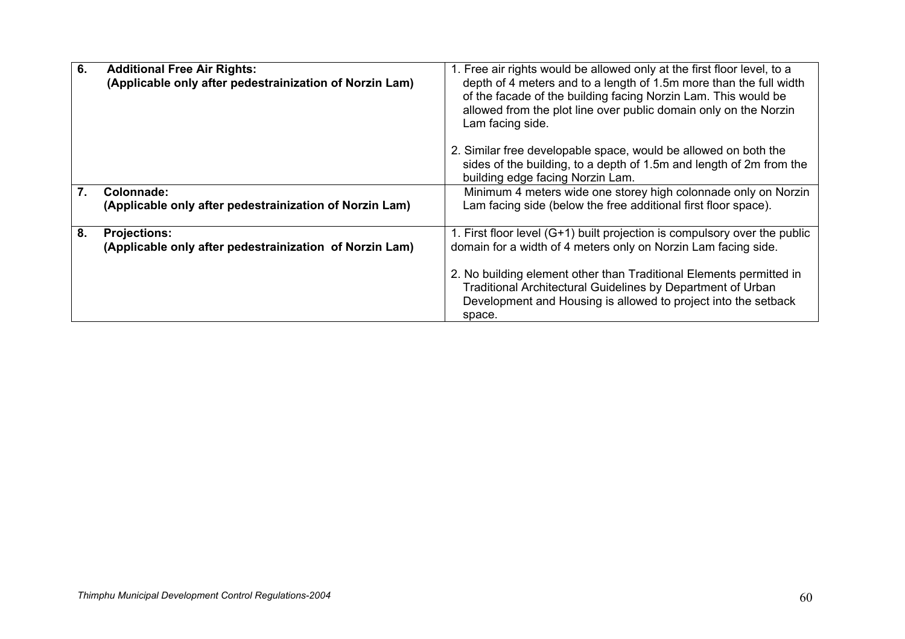| | | |
|---|---|---|
| 6. | **Additional Free Air Rights:**<br>**(Applicable only after pedestrainization of Norzin Lam)** | 1. Free air rights would be allowed only at the first floor level, to a depth of 4 meters and to a length of 1.5m more than the full width of the facade of the building facing Norzin Lam. This would be allowed from the plot line over public domain only on the Norzin Lam facing side.<br><br>2. Similar free developable space, would be allowed on both the sides of the building, to a depth of 1.5m and length of 2m from the building edge facing Norzin Lam. |
| 7. | **Colonnade:**<br>**(Applicable only after pedestrainization of Norzin Lam)** | Minimum 4 meters wide one storey high colonnade only on Norzin Lam facing side (below the free additional first floor space). |
| 8. | **Projections:**<br>**(Applicable only after pedestrainization of Norzin Lam)** | 1. First floor level (G+1) built projection is compulsory over the public domain for a width of 4 meters only on Norzin Lam facing side.<br><br>2. No building element other than Traditional Elements permitted in Traditional Architectural Guidelines by Department of Urban Development and Housing is allowed to project into the setback space. |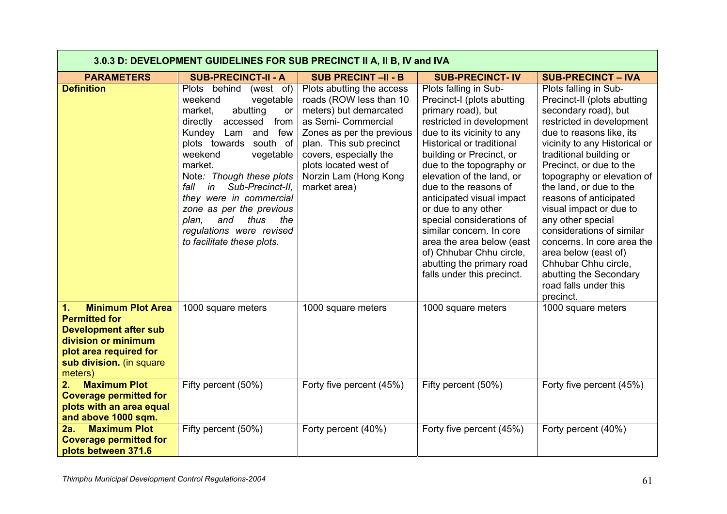| 3.0.3 D: DEVELOPMENT GUIDELINES FOR SUB PRECINCT II A, II B, IV and IVA | | | | |
|---|---|---|---|---|
| **PARAMETERS** | **SUB-PRECINCT-II - A** | **SUB PRECINT –II - B** | **SUB-PRECINCT- IV** | **SUB-PRECINCT – IVA** |
| **Definition** | Plots behind (west of) weekend vegetable market, abutting or directly accessed from Kundey Lam and few plots towards south of weekend vegetable market. Note*: Though these plots fall in Sub-Precinct-II, they were in commercial zone as per the previous plan, and thus the regulations were revised to facilitate these plots.* | Plots abutting the access roads (ROW less than 10 meters) but demarcated as Semi- Commercial Zones as per the previous plan. This sub precinct covers, especially the plots located west of Norzin Lam (Hong Kong market area) | Plots falling in Sub-Precinct-I (plots abutting primary road), but restricted in development due to its vicinity to any Historical or traditional building or Precinct, or due to the topography or elevation of the land, or due to the reasons of anticipated visual impact or due to any other special considerations of similar concern. In core area the area below (east of) Chhubar Chhu circle, abutting the primary road falls under this precinct. | Plots falling in Sub-Precinct-II (plots abutting secondary road), but restricted in development due to reasons like, its vicinity to any Historical or traditional building or Precinct, or due to the topography or elevation of the land, or due to the reasons of anticipated visual impact or due to any other special considerations of similar concerns. In core area the area below (east of) Chhubar Chhu circle, abutting the Secondary road falls under this precinct. |
| **1. Minimum Plot Area Permitted for Development after sub division or minimum plot area required for sub division.** (in square meters) | 1000 square meters | 1000 square meters | 1000 square meters | 1000 square meters |
| **2. Maximum Plot Coverage permitted for plots with an area equal and above 1000 sqm.** | Fifty percent (50%) | Forty five percent (45%) | Fifty percent (50%) | Forty five percent (45%) |
| **2a. Maximum Plot Coverage permitted for plots between 371.6** | Fifty percent (50%) | Forty percent (40%) | Forty five percent (45%) | Forty percent (40%) |

*Thimphu Municipal Development Control Regulations-2004*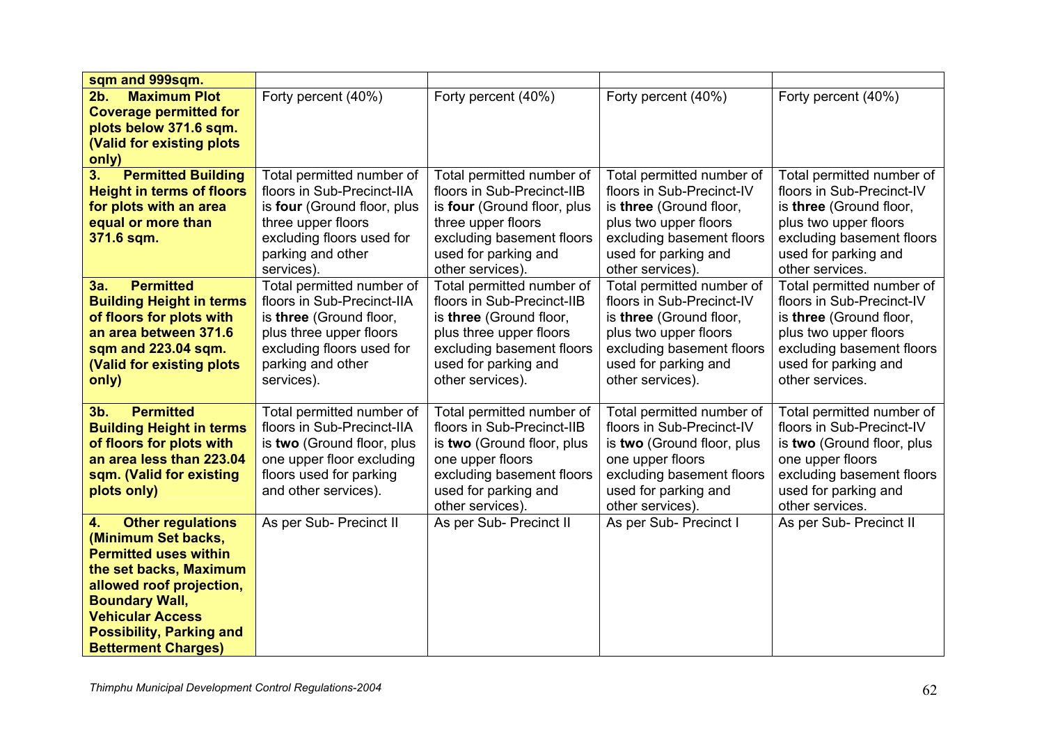| **sqm and 999sqm.** | | | | |
|---|---|---|---|---|
| **2b. Maximum Plot Coverage permitted for plots below 371.6 sqm. (Valid for existing plots only)** | Forty percent (40%) | Forty percent (40%) | Forty percent (40%) | Forty percent (40%) |
| **3. Permitted Building Height in terms of floors for plots with an area equal or more than 371.6 sqm.** | Total permitted number of floors in Sub-Precinct-IIA is **four** (Ground floor, plus three upper floors excluding floors used for parking and other services). | Total permitted number of floors in Sub-Precinct-IIB is **four** (Ground floor, plus three upper floors excluding basement floors used for parking and other services). | Total permitted number of floors in Sub-Precinct-IV is **three** (Ground floor, plus two upper floors excluding basement floors used for parking and other services). | Total permitted number of floors in Sub-Precinct-IV is **three** (Ground floor, plus two upper floors excluding basement floors used for parking and other services. |
| **3a. Permitted Building Height in terms of floors for plots with an area between 371.6 sqm and 223.04 sqm. (Valid for existing plots only)** | Total permitted number of floors in Sub-Precinct-IIA is **three** (Ground floor, plus three upper floors excluding floors used for parking and other services). | Total permitted number of floors in Sub-Precinct-IIB is **three** (Ground floor, plus three upper floors excluding basement floors used for parking and other services). | Total permitted number of floors in Sub-Precinct-IV is **three** (Ground floor, plus two upper floors excluding basement floors used for parking and other services). | Total permitted number of floors in Sub-Precinct-IV is **three** (Ground floor, plus two upper floors excluding basement floors used for parking and other services. |
| **3b. Permitted Building Height in terms of floors for plots with an area less than 223.04 sqm. (Valid for existing plots only)** | Total permitted number of floors in Sub-Precinct-IIA is **two** (Ground floor, plus one upper floor excluding floors used for parking and other services). | Total permitted number of floors in Sub-Precinct-IIB is **two** (Ground floor, plus one upper floors excluding basement floors used for parking and other services). | Total permitted number of floors in Sub-Precinct-IV is **two** (Ground floor, plus one upper floors excluding basement floors used for parking and other services). | Total permitted number of floors in Sub-Precinct-IV is **two** (Ground floor, plus one upper floors excluding basement floors used for parking and other services. |
| **4. Other regulations (Minimum Set backs, Permitted uses within the set backs, Maximum allowed roof projection, Boundary Wall, Vehicular Access Possibility, Parking and Betterment Charges)** | As per Sub- Precinct II | As per Sub- Precinct II | As per Sub- Precinct I | As per Sub- Precinct II |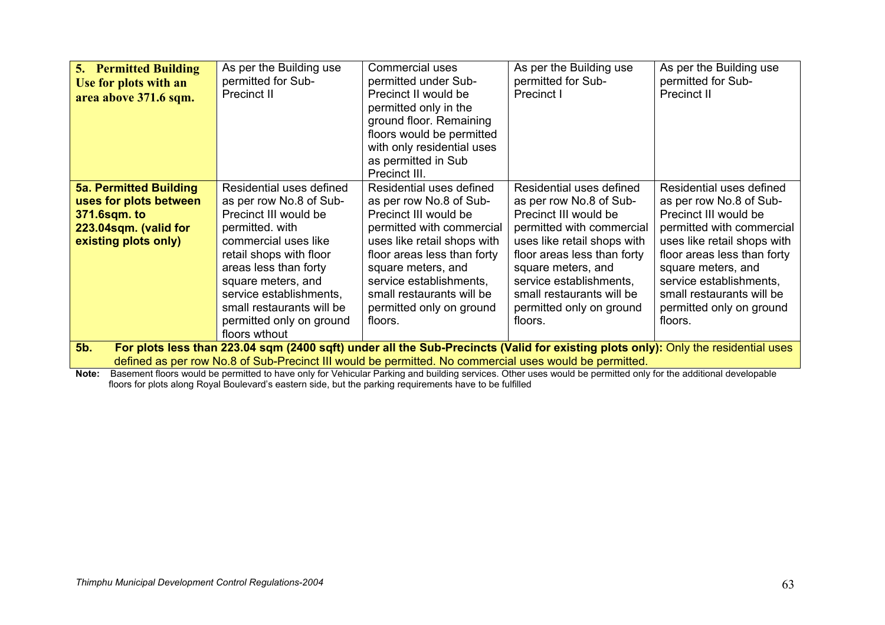| | | | | |
|---|---|---|---|---|
| **5. Permitted Building Use for plots with an area above 371.6 sqm.** | As per the Building use permitted for Sub-Precinct II | Commercial uses permitted under Sub-Precinct II would be permitted only in the ground floor. Remaining floors would be permitted with only residential uses as permitted in Sub Precinct III. | As per the Building use permitted for Sub-Precinct I | As per the Building use permitted for Sub-Precinct II |
| **5a. Permitted Building uses for plots between 371.6sqm. to 223.04sqm. (valid for existing plots only)** | Residential uses defined as per row No.8 of Sub-Precinct III would be permitted. with commercial uses like retail shops with floor areas less than forty square meters, and service establishments, small restaurants will be permitted only on ground floors wthout | Residential uses defined as per row No.8 of Sub-Precinct III would be permitted with commercial uses like retail shops with floor areas less than forty square meters, and service establishments, small restaurants will be permitted only on ground floors. | Residential uses defined as per row No.8 of Sub-Precinct III would be permitted with commercial uses like retail shops with floor areas less than forty square meters, and service establishments, small restaurants will be permitted only on ground floors. | Residential uses defined as per row No.8 of Sub-Precinct III would be permitted with commercial uses like retail shops with floor areas less than forty square meters, and service establishments, small restaurants will be permitted only on ground floors. |
| **5b.** | **For plots less than 223.04 sqm (2400 sqft) under all the Sub-Precincts (Valid for existing plots only):** Only the residential uses defined as per row No.8 of Sub-Precinct III would be permitted. No commercial uses would be permitted. | | | |

**Note:** Basement floors would be permitted to have only for Vehicular Parking and building services. Other uses would be permitted only for the additional developable floors for plots along Royal Boulevard's eastern side, but the parking requirements have to be fulfilled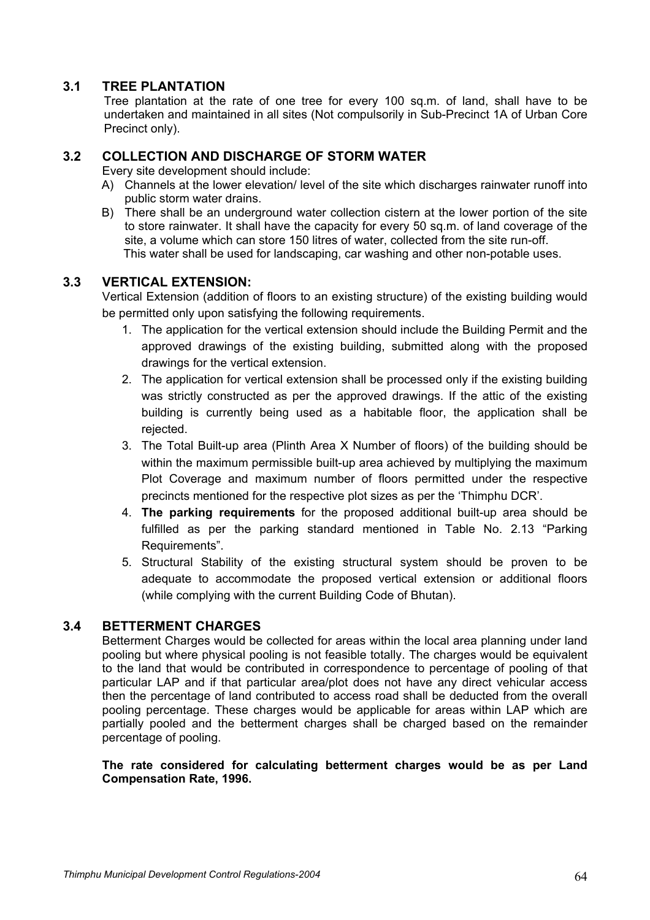### 3.1 TREE PLANTATION

Tree plantation at the rate of one tree for every 100 sq.m. of land, shall have to be undertaken and maintained in all sites (Not compulsorily in Sub-Precinct 1A of Urban Core Precinct only).

### 3.2 COLLECTION AND DISCHARGE OF STORM WATER

Every site development should include:

A) Channels at the lower elevation/ level of the site which discharges rainwater runoff into public storm water drains.

B) There shall be an underground water collection cistern at the lower portion of the site to store rainwater. It shall have the capacity for every 50 sq.m. of land coverage of the site, a volume which can store 150 litres of water, collected from the site run-off.
This water shall be used for landscaping, car washing and other non-potable uses.

### 3.3 VERTICAL EXTENSION:

Vertical Extension (addition of floors to an existing structure) of the existing building would be permitted only upon satisfying the following requirements.

1. The application for the vertical extension should include the Building Permit and the approved drawings of the existing building, submitted along with the proposed drawings for the vertical extension.
2. The application for vertical extension shall be processed only if the existing building was strictly constructed as per the approved drawings. If the attic of the existing building is currently being used as a habitable floor, the application shall be rejected.
3. The Total Built-up area (Plinth Area X Number of floors) of the building should be within the maximum permissible built-up area achieved by multiplying the maximum Plot Coverage and maximum number of floors permitted under the respective precincts mentioned for the respective plot sizes as per the 'Thimphu DCR'.
4. **The parking requirements** for the proposed additional built-up area should be fulfilled as per the parking standard mentioned in Table No. 2.13 "Parking Requirements".
5. Structural Stability of the existing structural system should be proven to be adequate to accommodate the proposed vertical extension or additional floors (while complying with the current Building Code of Bhutan).

### 3.4 BETTERMENT CHARGES

Betterment Charges would be collected for areas within the local area planning under land pooling but where physical pooling is not feasible totally. The charges would be equivalent to the land that would be contributed in correspondence to percentage of pooling of that particular LAP and if that particular area/plot does not have any direct vehicular access then the percentage of land contributed to access road shall be deducted from the overall pooling percentage. These charges would be applicable for areas within LAP which are partially pooled and the betterment charges shall be charged based on the remainder percentage of pooling.

**The rate considered for calculating betterment charges would be as per Land Compensation Rate, 1996.**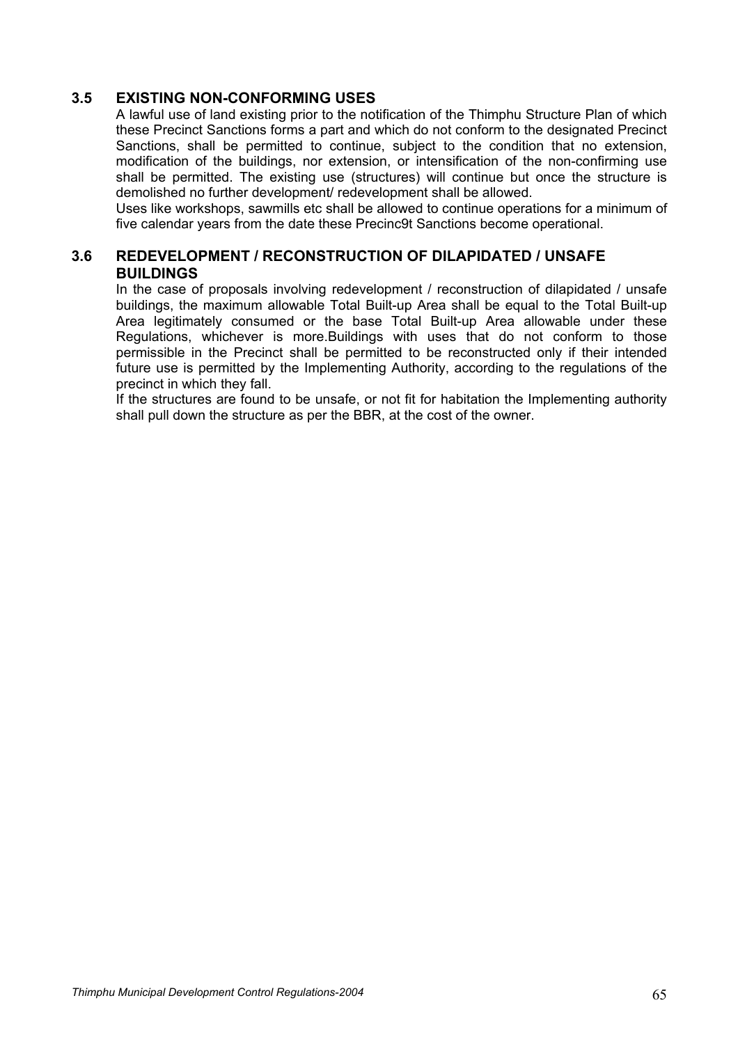## 3.5 EXISTING NON-CONFORMING USES

A lawful use of land existing prior to the notification of the Thimphu Structure Plan of which these Precinct Sanctions forms a part and which do not conform to the designated Precinct Sanctions, shall be permitted to continue, subject to the condition that no extension, modification of the buildings, nor extension, or intensification of the non-confirming use shall be permitted. The existing use (structures) will continue but once the structure is demolished no further development/ redevelopment shall be allowed.

Uses like workshops, sawmills etc shall be allowed to continue operations for a minimum of five calendar years from the date these Precinc9t Sanctions become operational.

## 3.6 REDEVELOPMENT / RECONSTRUCTION OF DILAPIDATED / UNSAFE BUILDINGS

In the case of proposals involving redevelopment / reconstruction of dilapidated / unsafe buildings, the maximum allowable Total Built-up Area shall be equal to the Total Built-up Area legitimately consumed or the base Total Built-up Area allowable under these Regulations, whichever is more.Buildings with uses that do not conform to those permissible in the Precinct shall be permitted to be reconstructed only if their intended future use is permitted by the Implementing Authority, according to the regulations of the precinct in which they fall.

If the structures are found to be unsafe, or not fit for habitation the Implementing authority shall pull down the structure as per the BBR, at the cost of the owner.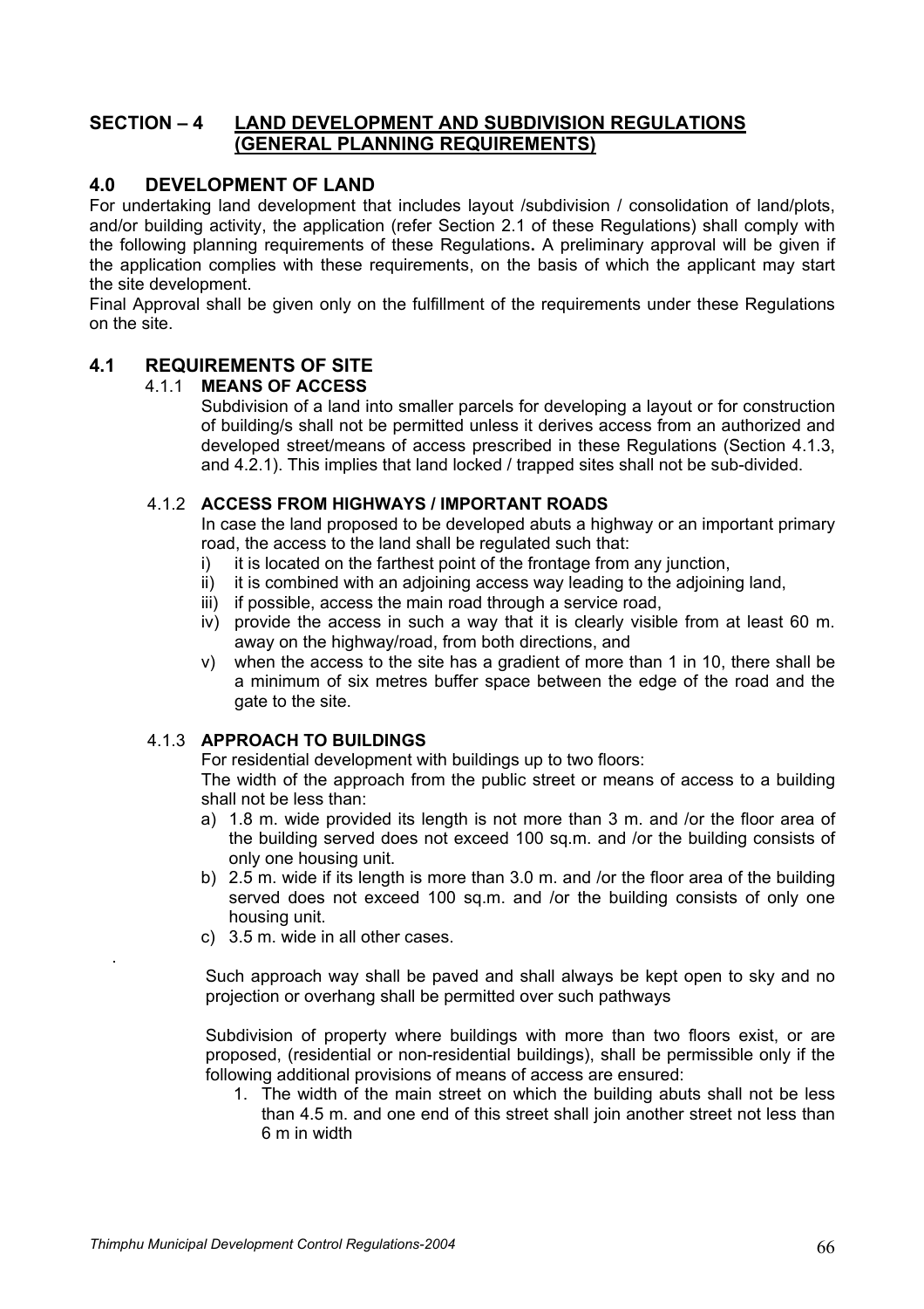# SECTION – 4 LAND DEVELOPMENT AND SUBDIVISION REGULATIONS (GENERAL PLANNING REQUIREMENTS)

## 4.0 DEVELOPMENT OF LAND

For undertaking land development that includes layout /subdivision / consolidation of land/plots, and/or building activity, the application (refer Section 2.1 of these Regulations) shall comply with the following planning requirements of these Regulations**.** A preliminary approval will be given if the application complies with these requirements, on the basis of which the applicant may start the site development.

Final Approval shall be given only on the fulfillment of the requirements under these Regulations on the site.

## 4.1 REQUIREMENTS OF SITE

### 4.1.1 MEANS OF ACCESS

Subdivision of a land into smaller parcels for developing a layout or for construction of building/s shall not be permitted unless it derives access from an authorized and developed street/means of access prescribed in these Regulations (Section 4.1.3, and 4.2.1). This implies that land locked / trapped sites shall not be sub-divided.

### 4.1.2 ACCESS FROM HIGHWAYS / IMPORTANT ROADS

In case the land proposed to be developed abuts a highway or an important primary road, the access to the land shall be regulated such that:

- i) it is located on the farthest point of the frontage from any junction,
- ii) it is combined with an adjoining access way leading to the adjoining land,
- iii) if possible, access the main road through a service road,
- iv) provide the access in such a way that it is clearly visible from at least 60 m. away on the highway/road, from both directions, and
- v) when the access to the site has a gradient of more than 1 in 10, there shall be a minimum of six metres buffer space between the edge of the road and the gate to the site.

### 4.1.3 APPROACH TO BUILDINGS

For residential development with buildings up to two floors:

The width of the approach from the public street or means of access to a building shall not be less than:

- a) 1.8 m. wide provided its length is not more than 3 m. and /or the floor area of the building served does not exceed 100 sq.m. and /or the building consists of only one housing unit.
- b) 2.5 m. wide if its length is more than 3.0 m. and /or the floor area of the building served does not exceed 100 sq.m. and /or the building consists of only one housing unit.
- c) 3.5 m. wide in all other cases.

Such approach way shall be paved and shall always be kept open to sky and no projection or overhang shall be permitted over such pathways

Subdivision of property where buildings with more than two floors exist, or are proposed, (residential or non-residential buildings), shall be permissible only if the following additional provisions of means of access are ensured:

1. The width of the main street on which the building abuts shall not be less than 4.5 m. and one end of this street shall join another street not less than 6 m in width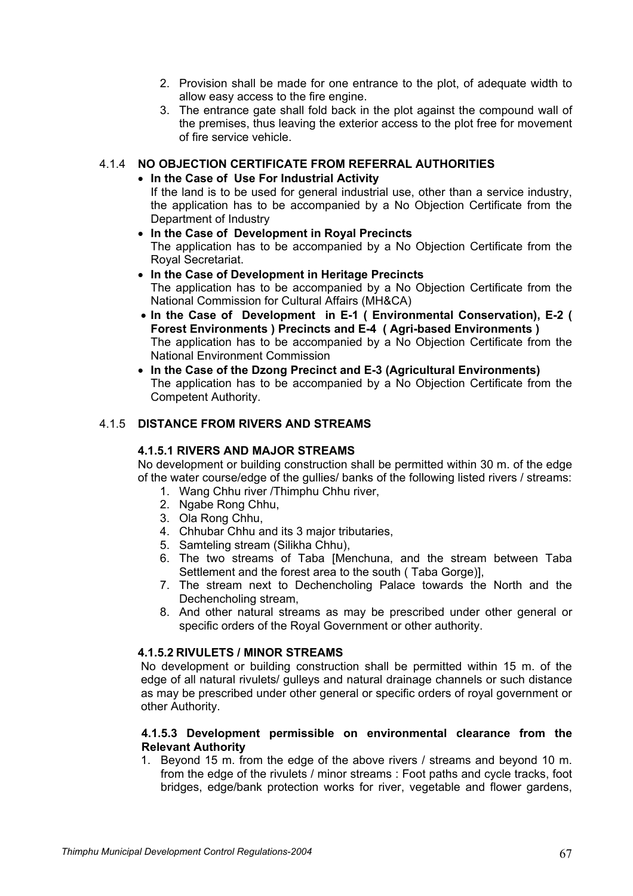2. Provision shall be made for one entrance to the plot, of adequate width to allow easy access to the fire engine.
3. The entrance gate shall fold back in the plot against the compound wall of the premises, thus leaving the exterior access to the plot free for movement of fire service vehicle.

### 4.1.4 NO OBJECTION CERTIFICATE FROM REFERRAL AUTHORITIES

- **In the Case of Use For Industrial Activity**
  If the land is to be used for general industrial use, other than a service industry, the application has to be accompanied by a No Objection Certificate from the Department of Industry
- **In the Case of Development in Royal Precincts**
  The application has to be accompanied by a No Objection Certificate from the Royal Secretariat.
- **In the Case of Development in Heritage Precincts**
  The application has to be accompanied by a No Objection Certificate from the National Commission for Cultural Affairs (MH&CA)
- **In the Case of Development in E-1 ( Environmental Conservation), E-2 ( Forest Environments ) Precincts and E-4 ( Agri-based Environments )**
  The application has to be accompanied by a No Objection Certificate from the National Environment Commission
- **In the Case of the Dzong Precinct and E-3 (Agricultural Environments)**
  The application has to be accompanied by a No Objection Certificate from the Competent Authority.

### 4.1.5 DISTANCE FROM RIVERS AND STREAMS

#### 4.1.5.1 RIVERS AND MAJOR STREAMS

No development or building construction shall be permitted within 30 m. of the edge of the water course/edge of the gullies/ banks of the following listed rivers / streams:

1. Wang Chhu river /Thimphu Chhu river,
2. Ngabe Rong Chhu,
3. Ola Rong Chhu,
4. Chhubar Chhu and its 3 major tributaries,
5. Samteling stream (Silikha Chhu),
6. The two streams of Taba [Menchuna, and the stream between Taba Settlement and the forest area to the south ( Taba Gorge)],
7. The stream next to Dechencholing Palace towards the North and the Dechencholing stream,
8. And other natural streams as may be prescribed under other general or specific orders of the Royal Government or other authority.

#### 4.1.5.2 RIVULETS / MINOR STREAMS

No development or building construction shall be permitted within 15 m. of the edge of all natural rivulets/ gulleys and natural drainage channels or such distance as may be prescribed under other general or specific orders of royal government or other Authority.

#### 4.1.5.3 Development permissible on environmental clearance from the Relevant Authority

1. Beyond 15 m. from the edge of the above rivers / streams and beyond 10 m. from the edge of the rivulets / minor streams : Foot paths and cycle tracks, foot bridges, edge/bank protection works for river, vegetable and flower gardens,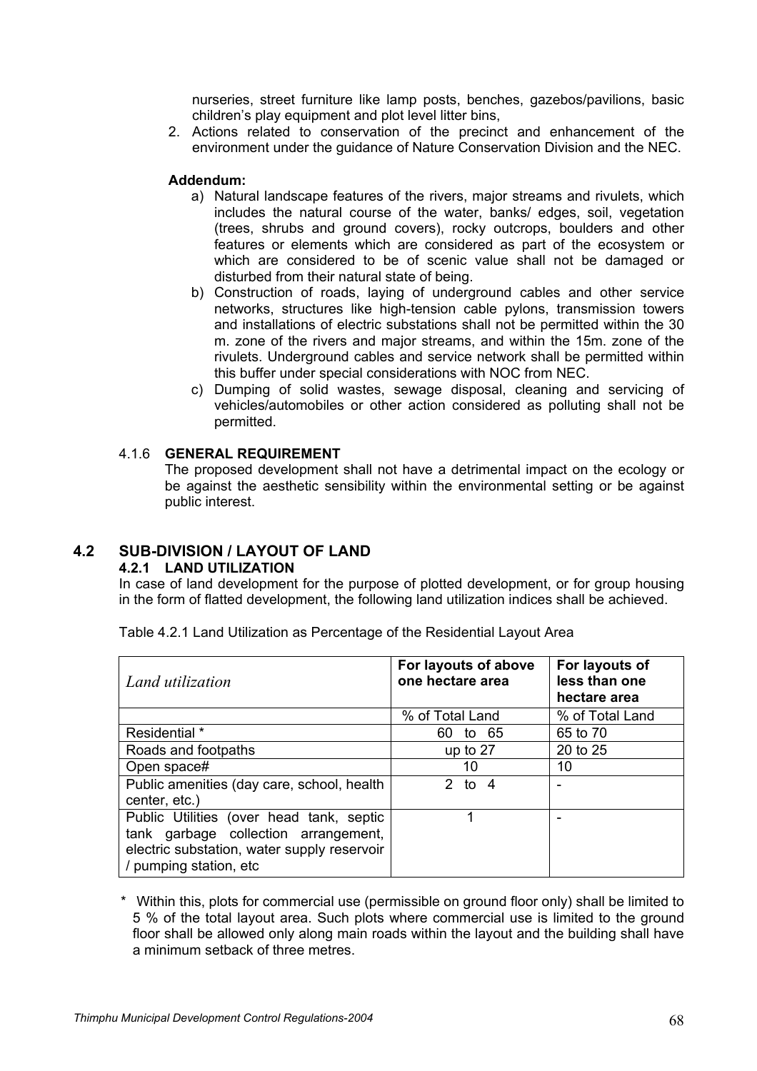nurseries, street furniture like lamp posts, benches, gazebos/pavilions, basic children's play equipment and plot level litter bins,

2. Actions related to conservation of the precinct and enhancement of the environment under the guidance of Nature Conservation Division and the NEC.

**Addendum:**

a) Natural landscape features of the rivers, major streams and rivulets, which includes the natural course of the water, banks/ edges, soil, vegetation (trees, shrubs and ground covers), rocky outcrops, boulders and other features or elements which are considered as part of the ecosystem or which are considered to be of scenic value shall not be damaged or disturbed from their natural state of being.

b) Construction of roads, laying of underground cables and other service networks, structures like high-tension cable pylons, transmission towers and installations of electric substations shall not be permitted within the 30 m. zone of the rivers and major streams, and within the 15m. zone of the rivulets. Underground cables and service network shall be permitted within this buffer under special considerations with NOC from NEC.

c) Dumping of solid wastes, sewage disposal, cleaning and servicing of vehicles/automobiles or other action considered as polluting shall not be permitted.

#### 4.1.6 GENERAL REQUIREMENT

The proposed development shall not have a detrimental impact on the ecology or be against the aesthetic sensibility within the environmental setting or be against public interest.

## 4.2 SUB-DIVISION / LAYOUT OF LAND

### 4.2.1 LAND UTILIZATION

In case of land development for the purpose of plotted development, or for group housing in the form of flatted development, the following land utilization indices shall be achieved.

Table 4.2.1 Land Utilization as Percentage of the Residential Layout Area

| *Land utilization* | For layouts of above one hectare area | For layouts of less than one hectare area |
|---|---|---|
| | % of Total Land | % of Total Land |
| Residential * | 60 to 65 | 65 to 70 |
| Roads and footpaths | up to 27 | 20 to 25 |
| Open space# | 10 | 10 |
| Public amenities (day care, school, health center, etc.) | 2 to 4 | - |
| Public Utilities (over head tank, septic tank garbage collection arrangement, electric substation, water supply reservoir / pumping station, etc | 1 | - |

\* Within this, plots for commercial use (permissible on ground floor only) shall be limited to 5 % of the total layout area. Such plots where commercial use is limited to the ground floor shall be allowed only along main roads within the layout and the building shall have a minimum setback of three metres.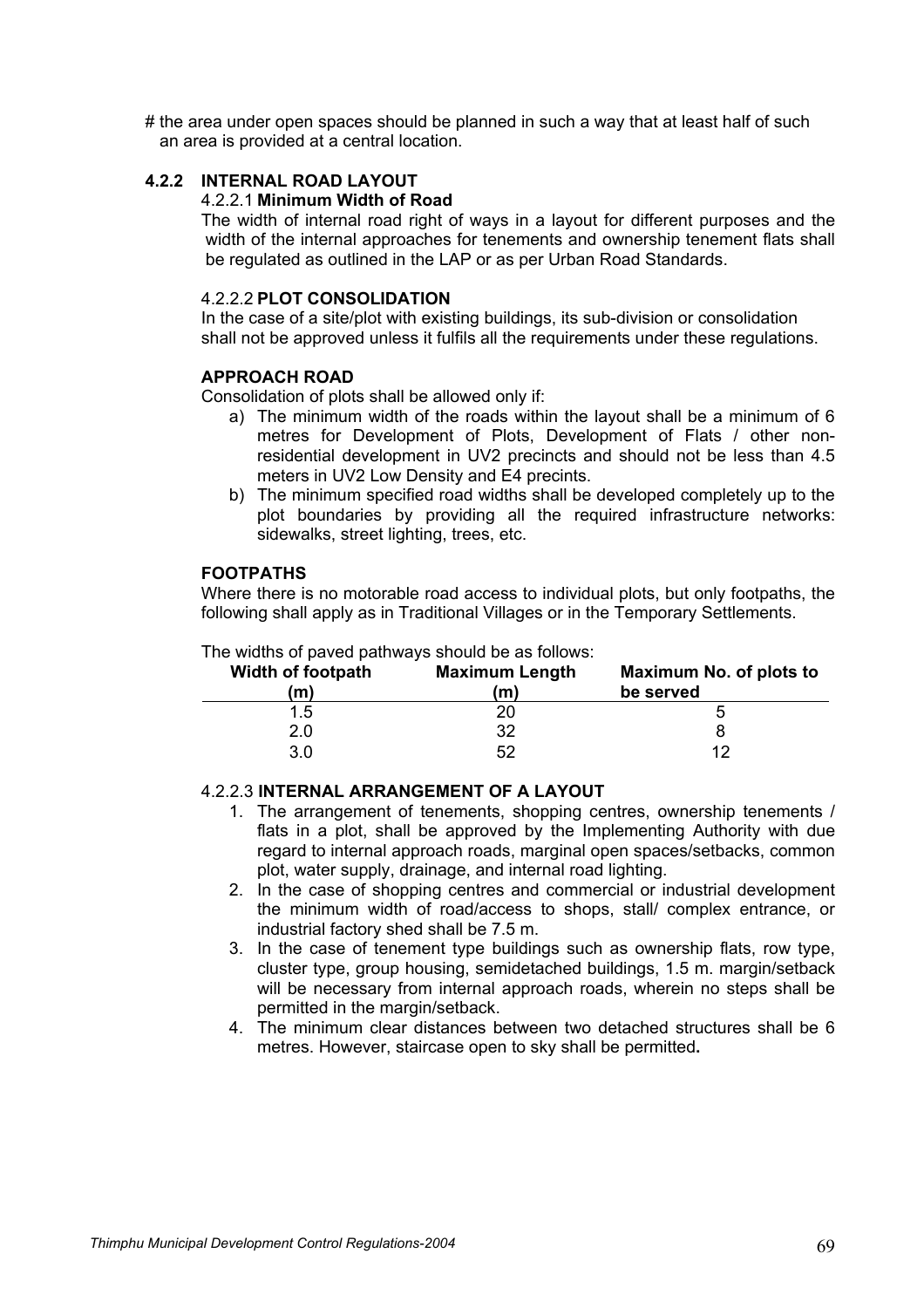# the area under open spaces should be planned in such a way that at least half of such an area is provided at a central location.

### 4.2.2 INTERNAL ROAD LAYOUT

4.2.2.1 **Minimum Width of Road**

The width of internal road right of ways in a layout for different purposes and the width of the internal approaches for tenements and ownership tenement flats shall be regulated as outlined in the LAP or as per Urban Road Standards.

4.2.2.2 **PLOT CONSOLIDATION**

In the case of a site/plot with existing buildings, its sub-division or consolidation shall not be approved unless it fulfils all the requirements under these regulations.

**APPROACH ROAD**

Consolidation of plots shall be allowed only if:

a) The minimum width of the roads within the layout shall be a minimum of 6 metres for Development of Plots, Development of Flats / other non-residential development in UV2 precincts and should not be less than 4.5 meters in UV2 Low Density and E4 precints.
b) The minimum specified road widths shall be developed completely up to the plot boundaries by providing all the required infrastructure networks: sidewalks, street lighting, trees, etc.

**FOOTPATHS**

Where there is no motorable road access to individual plots, but only footpaths, the following shall apply as in Traditional Villages or in the Temporary Settlements.

The widths of paved pathways should be as follows:

| Width of footpath (m) | Maximum Length (m) | Maximum No. of plots to be served |
|---|---|---|
| 1.5 | 20 | 5 |
| 2.0 | 32 | 8 |
| 3.0 | 52 | 12 |

4.2.2.3 **INTERNAL ARRANGEMENT OF A LAYOUT**

1. The arrangement of tenements, shopping centres, ownership tenements / flats in a plot, shall be approved by the Implementing Authority with due regard to internal approach roads, marginal open spaces/setbacks, common plot, water supply, drainage, and internal road lighting.
2. In the case of shopping centres and commercial or industrial development the minimum width of road/access to shops, stall/ complex entrance, or industrial factory shed shall be 7.5 m.
3. In the case of tenement type buildings such as ownership flats, row type, cluster type, group housing, semidetached buildings, 1.5 m. margin/setback will be necessary from internal approach roads, wherein no steps shall be permitted in the margin/setback.
4. The minimum clear distances between two detached structures shall be 6 metres. However, staircase open to sky shall be permitted**.**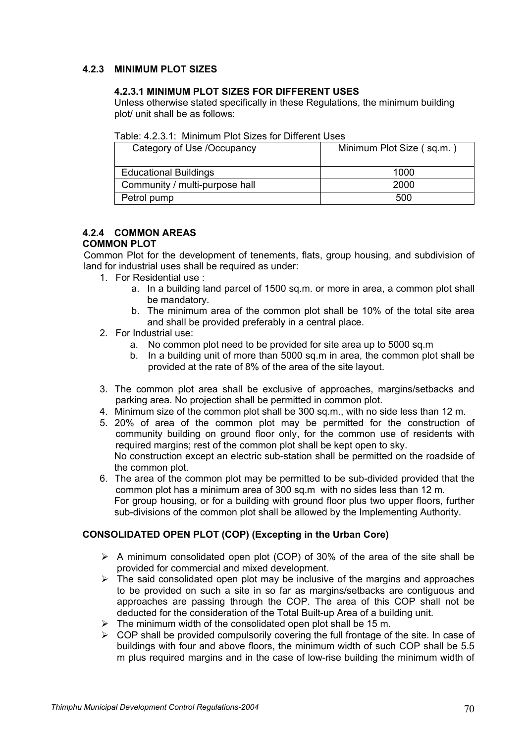### 4.2.3 MINIMUM PLOT SIZES

#### 4.2.3.1 MINIMUM PLOT SIZES FOR DIFFERENT USES

Unless otherwise stated specifically in these Regulations, the minimum building plot/ unit shall be as follows:

Table: 4.2.3.1: Minimum Plot Sizes for Different Uses

| Category of Use /Occupancy | Minimum Plot Size ( sq.m. ) |
|---|---|
| Educational Buildings | 1000 |
| Community / multi-purpose hall | 2000 |
| Petrol pump | 500 |

### 4.2.4 COMMON AREAS

**COMMON PLOT**

Common Plot for the development of tenements, flats, group housing, and subdivision of land for industrial uses shall be required as under:

1. For Residential use :
    a. In a building land parcel of 1500 sq.m. or more in area, a common plot shall be mandatory.
    b. The minimum area of the common plot shall be 10% of the total site area and shall be provided preferably in a central place.
2. For Industrial use:
    a. No common plot need to be provided for site area up to 5000 sq.m
    b. In a building unit of more than 5000 sq.m in area, the common plot shall be provided at the rate of 8% of the area of the site layout.
3. The common plot area shall be exclusive of approaches, margins/setbacks and parking area. No projection shall be permitted in common plot.
4. Minimum size of the common plot shall be 300 sq.m., with no side less than 12 m.
5. 20% of area of the common plot may be permitted for the construction of community building on ground floor only, for the common use of residents with required margins; rest of the common plot shall be kept open to sky.
   No construction except an electric sub-station shall be permitted on the roadside of the common plot.
6. The area of the common plot may be permitted to be sub-divided provided that the common plot has a minimum area of 300 sq.m with no sides less than 12 m.
   For group housing, or for a building with ground floor plus two upper floors, further sub-divisions of the common plot shall be allowed by the Implementing Authority.

**CONSOLIDATED OPEN PLOT (COP) (Excepting in the Urban Core)**

- A minimum consolidated open plot (COP) of 30% of the area of the site shall be provided for commercial and mixed development.
- The said consolidated open plot may be inclusive of the margins and approaches to be provided on such a site in so far as margins/setbacks are contiguous and approaches are passing through the COP. The area of this COP shall not be deducted for the consideration of the Total Built-up Area of a building unit.
- The minimum width of the consolidated open plot shall be 15 m.
- COP shall be provided compulsorily covering the full frontage of the site. In case of buildings with four and above floors, the minimum width of such COP shall be 5.5 m plus required margins and in the case of low-rise building the minimum width of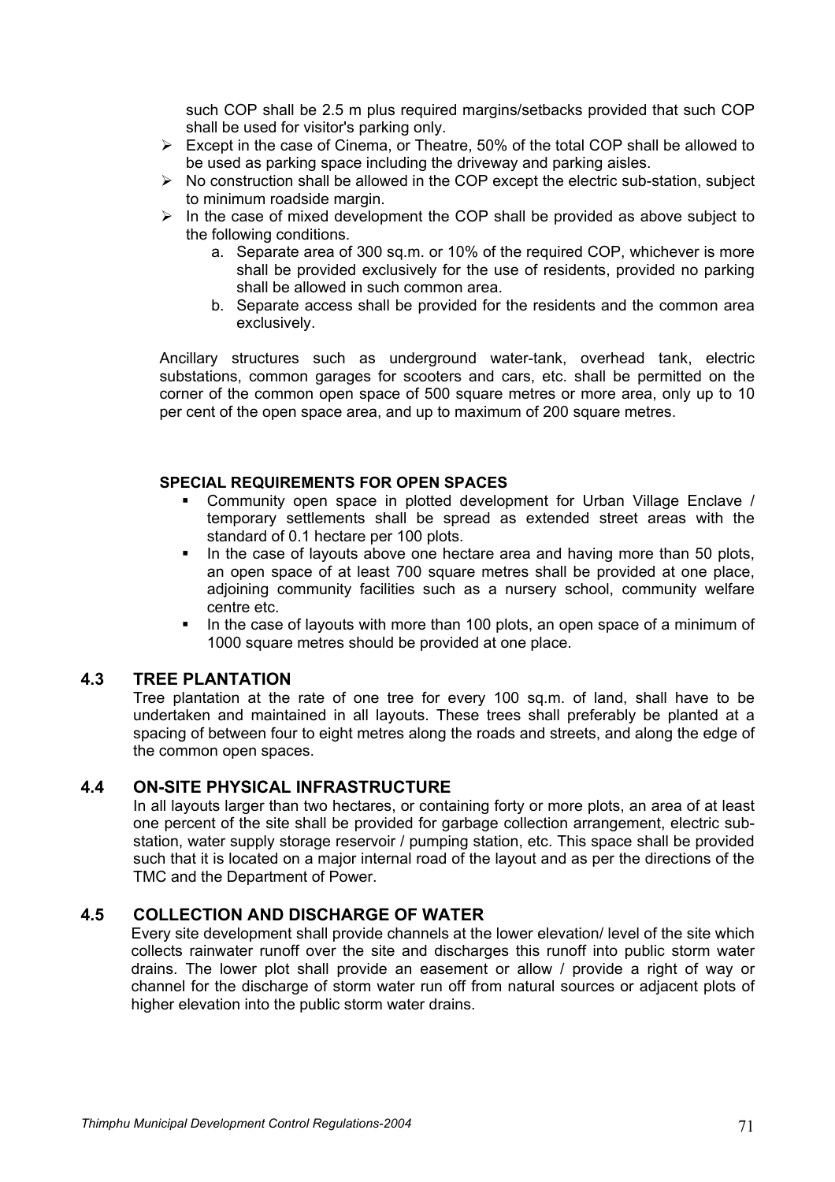such COP shall be 2.5 m plus required margins/setbacks provided that such COP shall be used for visitor's parking only.

- Except in the case of Cinema, or Theatre, 50% of the total COP shall be allowed to be used as parking space including the driveway and parking aisles.
- No construction shall be allowed in the COP except the electric sub-station, subject to minimum roadside margin.
- In the case of mixed development the COP shall be provided as above subject to the following conditions.
    a. Separate area of 300 sq.m. or 10% of the required COP, whichever is more shall be provided exclusively for the use of residents, provided no parking shall be allowed in such common area.
    b. Separate access shall be provided for the residents and the common area exclusively.

Ancillary structures such as underground water-tank, overhead tank, electric substations, common garages for scooters and cars, etc. shall be permitted on the corner of the common open space of 500 square metres or more area, only up to 10 per cent of the open space area, and up to maximum of 200 square metres.

**SPECIAL REQUIREMENTS FOR OPEN SPACES**

- Community open space in plotted development for Urban Village Enclave / temporary settlements shall be spread as extended street areas with the standard of 0.1 hectare per 100 plots.
- In the case of layouts above one hectare area and having more than 50 plots, an open space of at least 700 square metres shall be provided at one place, adjoining community facilities such as a nursery school, community welfare centre etc.
- In the case of layouts with more than 100 plots, an open space of a minimum of 1000 square metres should be provided at one place.

## 4.3 TREE PLANTATION

Tree plantation at the rate of one tree for every 100 sq.m. of land, shall have to be undertaken and maintained in all layouts. These trees shall preferably be planted at a spacing of between four to eight metres along the roads and streets, and along the edge of the common open spaces.

## 4.4 ON-SITE PHYSICAL INFRASTRUCTURE

In all layouts larger than two hectares, or containing forty or more plots, an area of at least one percent of the site shall be provided for garbage collection arrangement, electric sub-station, water supply storage reservoir / pumping station, etc. This space shall be provided such that it is located on a major internal road of the layout and as per the directions of the TMC and the Department of Power.

## 4.5 COLLECTION AND DISCHARGE OF WATER

Every site development shall provide channels at the lower elevation/ level of the site which collects rainwater runoff over the site and discharges this runoff into public storm water drains. The lower plot shall provide an easement or allow / provide a right of way or channel for the discharge of storm water run off from natural sources or adjacent plots of higher elevation into the public storm water drains.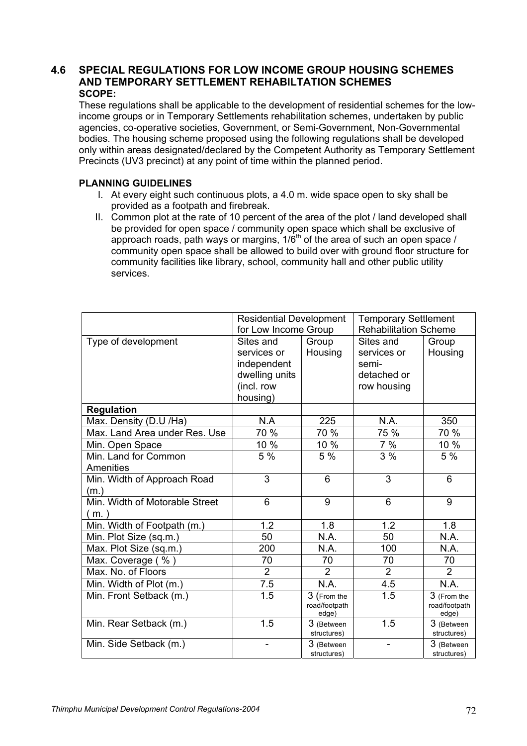## 4.6 SPECIAL REGULATIONS FOR LOW INCOME GROUP HOUSING SCHEMES AND TEMPORARY SETTLEMENT REHABILTATION SCHEMES

**SCOPE:**

These regulations shall be applicable to the development of residential schemes for the low-income groups or in Temporary Settlements rehabilitation schemes, undertaken by public agencies, co-operative societies, Government, or Semi-Government, Non-Governmental bodies. The housing scheme proposed using the following regulations shall be developed only within areas designated/declared by the Competent Authority as Temporary Settlement Precincts (UV3 precinct) at any point of time within the planned period.

**PLANNING GUIDELINES**

I. At every eight such continuous plots, a 4.0 m. wide space open to sky shall be provided as a footpath and firebreak.

II. Common plot at the rate of 10 percent of the area of the plot / land developed shall be provided for open space / community open space which shall be exclusive of approach roads, path ways or margins, 1/6th of the area of such an open space / community open space shall be allowed to build over with ground floor structure for community facilities like library, school, community hall and other public utility services.

| | Residential Development for Low Income Group | | Temporary Settlement Rehabilitation Scheme | |
|---|---|---|---|---|
| Type of development | Sites and services or independent dwelling units (incl. row housing) | Group Housing | Sites and services or semi-detached or row housing | Group Housing |
| **Regulation** | | | | |
| Max. Density (D.U /Ha) | N.A | 225 | N.A. | 350 |
| Max. Land Area under Res. Use | 70 % | 70 % | 75 % | 70 % |
| Min. Open Space | 10 % | 10 % | 7 % | 10 % |
| Min. Land for Common Amenities | 5 % | 5 % | 3 % | 5 % |
| Min. Width of Approach Road (m.) | 3 | 6 | 3 | 6 |
| Min. Width of Motorable Street ( m. ) | 6 | 9 | 6 | 9 |
| Min. Width of Footpath (m.) | 1.2 | 1.8 | 1.2 | 1.8 |
| Min. Plot Size (sq.m.) | 50 | N.A. | 50 | N.A. |
| Max. Plot Size (sq.m.) | 200 | N.A. | 100 | N.A. |
| Max. Coverage ( % ) | 70 | 70 | 70 | 70 |
| Max. No. of Floors | 2 | 2 | 2 | 2 |
| Min. Width of Plot (m.) | 7.5 | N.A. | 4.5 | N.A. |
| Min. Front Setback (m.) | 1.5 | 3 (From the road/footpath edge) | 1.5 | 3 (From the road/footpath edge) |
| Min. Rear Setback (m.) | 1.5 | 3 (Between structures) | 1.5 | 3 (Between structures) |
| Min. Side Setback (m.) | - | 3 (Between structures) | - | 3 (Between structures) |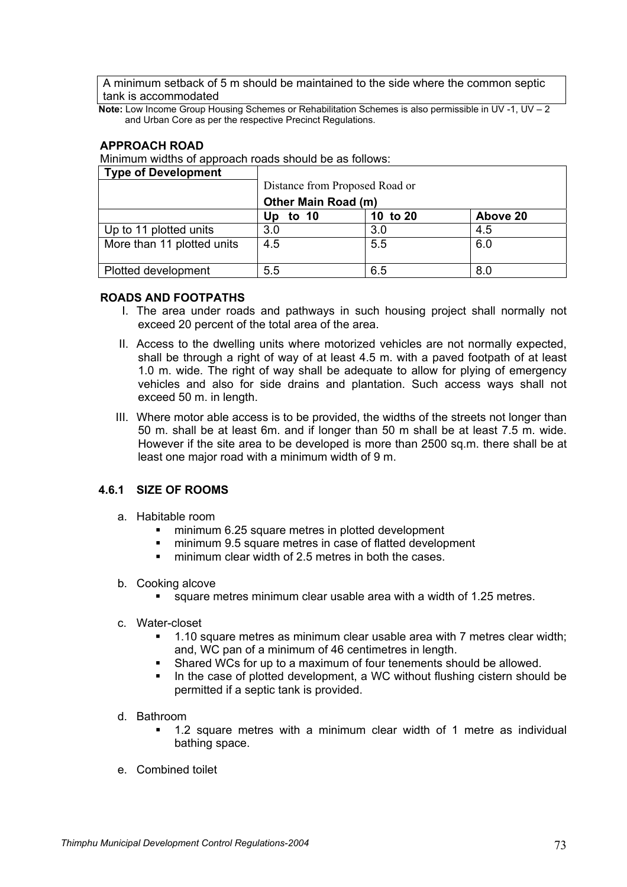| A minimum setback of 5 m should be maintained to the side where the common septic tank is accommodated |
|---|

**Note:** Low Income Group Housing Schemes or Rehabilitation Schemes is also permissible in UV -1, UV – 2 and Urban Core as per the respective Precinct Regulations.

## APPROACH ROAD

Minimum widths of approach roads should be as follows:

| Type of Development | Distance from Proposed Road or **Other Main Road (m)** | | |
|---|---|---|---|
| | **Up to 10** | **10 to 20** | **Above 20** |
| Up to 11 plotted units | 3.0 | 3.0 | 4.5 |
| More than 11 plotted units | 4.5 | 5.5 | 6.0 |
| Plotted development | 5.5 | 6.5 | 8.0 |

## ROADS AND FOOTPATHS

I. The area under roads and pathways in such housing project shall normally not exceed 20 percent of the total area of the area.

II. Access to the dwelling units where motorized vehicles are not normally expected, shall be through a right of way of at least 4.5 m. with a paved footpath of at least 1.0 m. wide. The right of way shall be adequate to allow for plying of emergency vehicles and also for side drains and plantation. Such access ways shall not exceed 50 m. in length.

III. Where motor able access is to be provided, the widths of the streets not longer than 50 m. shall be at least 6m. and if longer than 50 m shall be at least 7.5 m. wide. However if the site area to be developed is more than 2500 sq.m. there shall be at least one major road with a minimum width of 9 m.

### 4.6.1 SIZE OF ROOMS

a. Habitable room
   - minimum 6.25 square metres in plotted development
   - minimum 9.5 square metres in case of flatted development
   - minimum clear width of 2.5 metres in both the cases.

b. Cooking alcove
   - square metres minimum clear usable area with a width of 1.25 metres.

c. Water-closet
   - 1.10 square metres as minimum clear usable area with 7 metres clear width; and, WC pan of a minimum of 46 centimetres in length.
   - Shared WCs for up to a maximum of four tenements should be allowed.
   - In the case of plotted development, a WC without flushing cistern should be permitted if a septic tank is provided.

d. Bathroom
   - 1.2 square metres with a minimum clear width of 1 metre as individual bathing space.

e. Combined toilet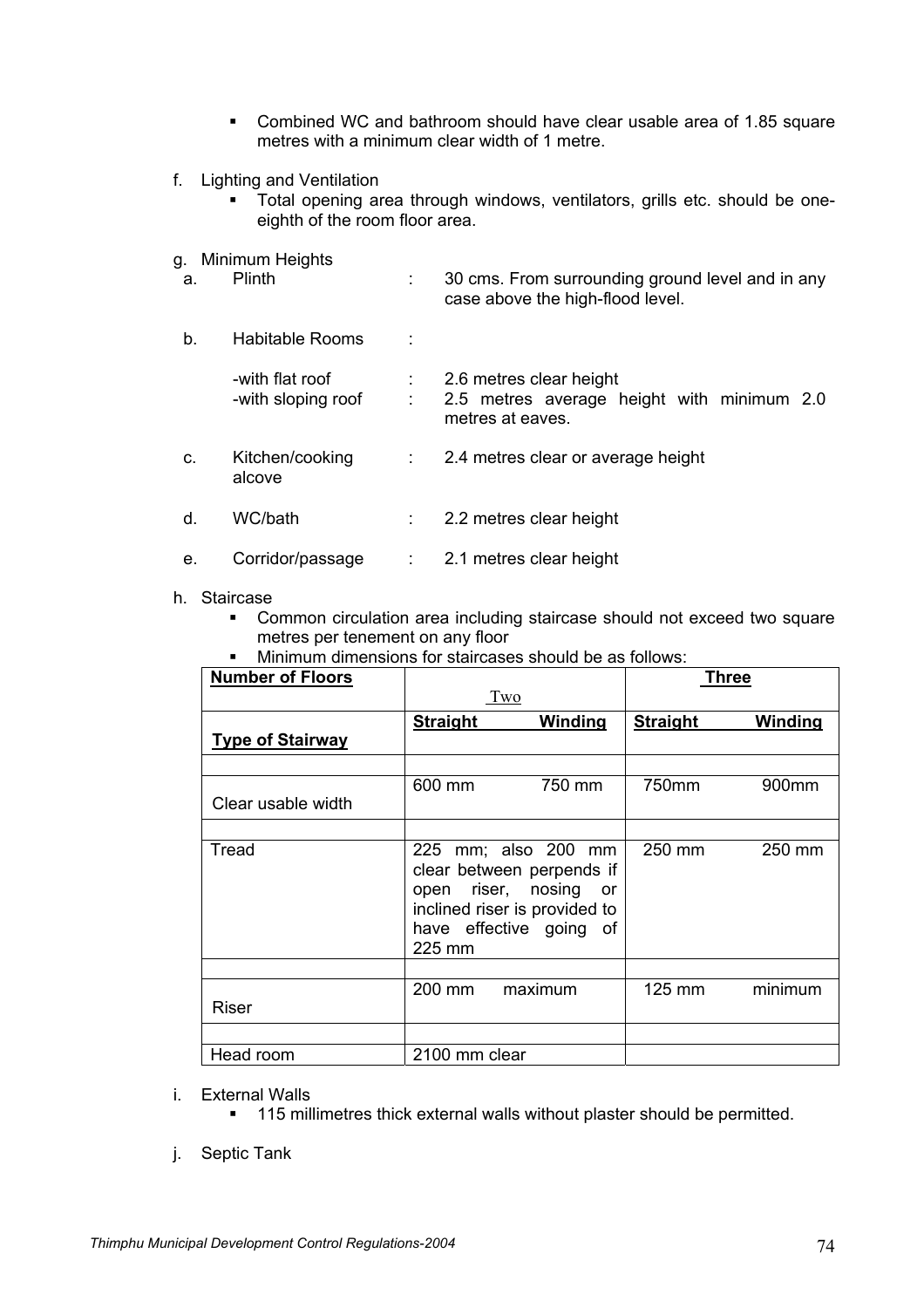- Combined WC and bathroom should have clear usable area of 1.85 square metres with a minimum clear width of 1 metre.

f. Lighting and Ventilation
   - Total opening area through windows, ventilators, grills etc. should be one-eighth of the room floor area.

g. Minimum Heights

| | | | |
|---|---|---|---|
| a. | Plinth | : | 30 cms. From surrounding ground level and in any case above the high-flood level. |
| b. | Habitable Rooms | : | |
| | -with flat roof | : | 2.6 metres clear height |
| | -with sloping roof | : | 2.5 metres average height with minimum 2.0 metres at eaves. |
| c. | Kitchen/cooking alcove | : | 2.4 metres clear or average height |
| d. | WC/bath | : | 2.2 metres clear height |
| e. | Corridor/passage | : | 2.1 metres clear height |

h. Staircase
   - Common circulation area including staircase should not exceed two square metres per tenement on any floor
   - Minimum dimensions for staircases should be as follows:

| **Number of Floors** | Two | | **Three** | |
|---|---|---|---|---|
| **Type of Stairway** | **Straight** | **Winding** | **Straight** | **Winding** |
| Clear usable width | 600 mm | 750 mm | 750mm | 900mm |
| Tread | 225 mm; also 200 mm clear between perpends if open riser, nosing or inclined riser is provided to have effective going of 225 mm | | 250 mm | 250 mm |
| Riser | 200 mm | maximum | 125 mm | minimum |
| Head room | 2100 mm clear | | | |

i. External Walls
   - 115 millimetres thick external walls without plaster should be permitted.

j. Septic Tank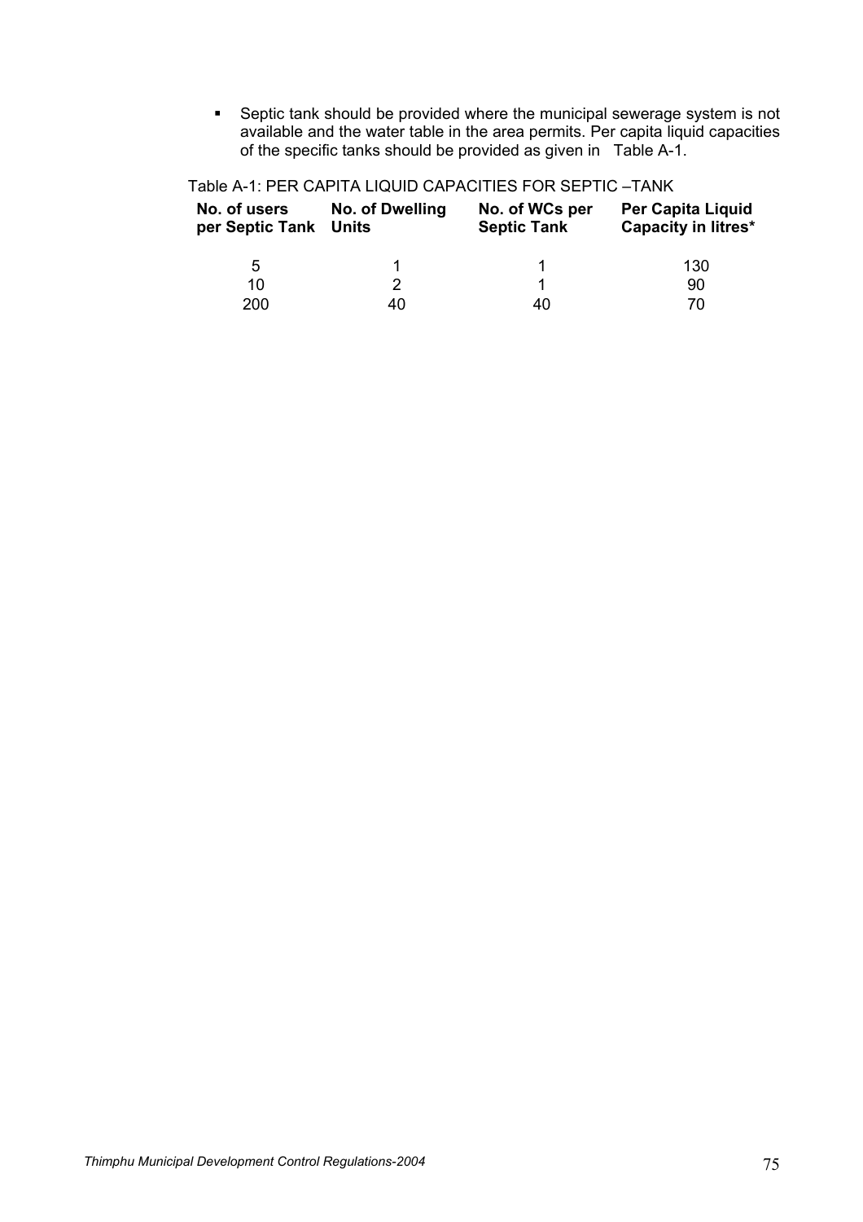- Septic tank should be provided where the municipal sewerage system is not available and the water table in the area permits. Per capita liquid capacities of the specific tanks should be provided as given in Table A-1.

Table A-1: PER CAPITA LIQUID CAPACITIES FOR SEPTIC –TANK

| No. of users per Septic Tank | No. of Dwelling Units | No. of WCs per Septic Tank | Per Capita Liquid Capacity in litres* |
|---|---|---|---|
| 5 | 1 | 1 | 130 |
| 10 | 2 | 1 | 90 |
| 200 | 40 | 40 | 70 |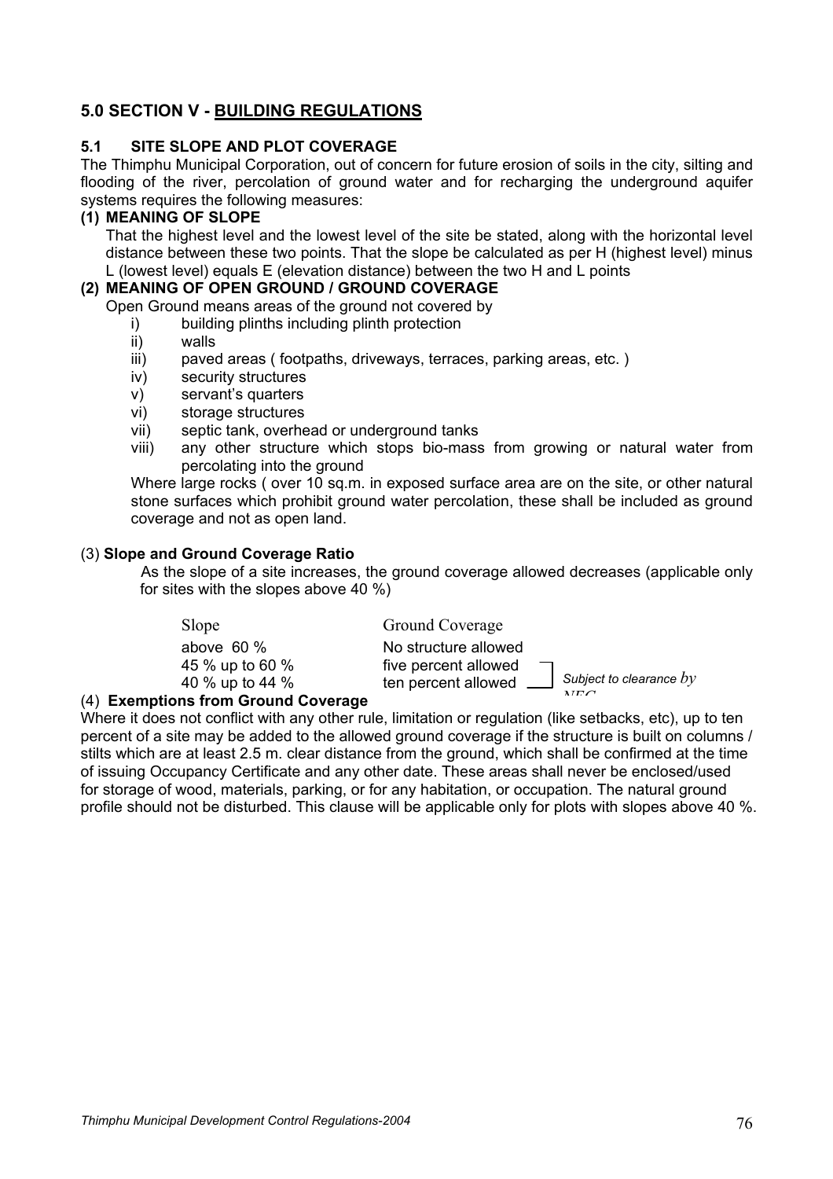## 5.0 SECTION V - BUILDING REGULATIONS

### 5.1 SITE SLOPE AND PLOT COVERAGE

The Thimphu Municipal Corporation, out of concern for future erosion of soils in the city, silting and flooding of the river, percolation of ground water and for recharging the underground aquifer systems requires the following measures:

**(1) MEANING OF SLOPE**

That the highest level and the lowest level of the site be stated, along with the horizontal level distance between these two points. That the slope be calculated as per H (highest level) minus L (lowest level) equals E (elevation distance) between the two H and L points

**(2) MEANING OF OPEN GROUND / GROUND COVERAGE**

Open Ground means areas of the ground not covered by

i) building plinths including plinth protection
ii) walls
iii) paved areas ( footpaths, driveways, terraces, parking areas, etc. )
iv) security structures
v) servant's quarters
vi) storage structures
vii) septic tank, overhead or underground tanks
viii) any other structure which stops bio-mass from growing or natural water from percolating into the ground

Where large rocks ( over 10 sq.m. in exposed surface area are on the site, or other natural stone surfaces which prohibit ground water percolation, these shall be included as ground coverage and not as open land.

(3) **Slope and Ground Coverage Ratio**

As the slope of a site increases, the ground coverage allowed decreases (applicable only for sites with the slopes above 40 %)

| Slope | Ground Coverage | |
|---|---|---|
| above 60 % | No structure allowed | |
| 45 % up to 60 % | five percent allowed | *Subject to clearance by NEC* |
| 40 % up to 44 % | ten percent allowed | |

(4) **Exemptions from Ground Coverage**

Where it does not conflict with any other rule, limitation or regulation (like setbacks, etc), up to ten percent of a site may be added to the allowed ground coverage if the structure is built on columns / stilts which are at least 2.5 m. clear distance from the ground, which shall be confirmed at the time of issuing Occupancy Certificate and any other date. These areas shall never be enclosed/used for storage of wood, materials, parking, or for any habitation, or occupation. The natural ground profile should not be disturbed. This clause will be applicable only for plots with slopes above 40 %.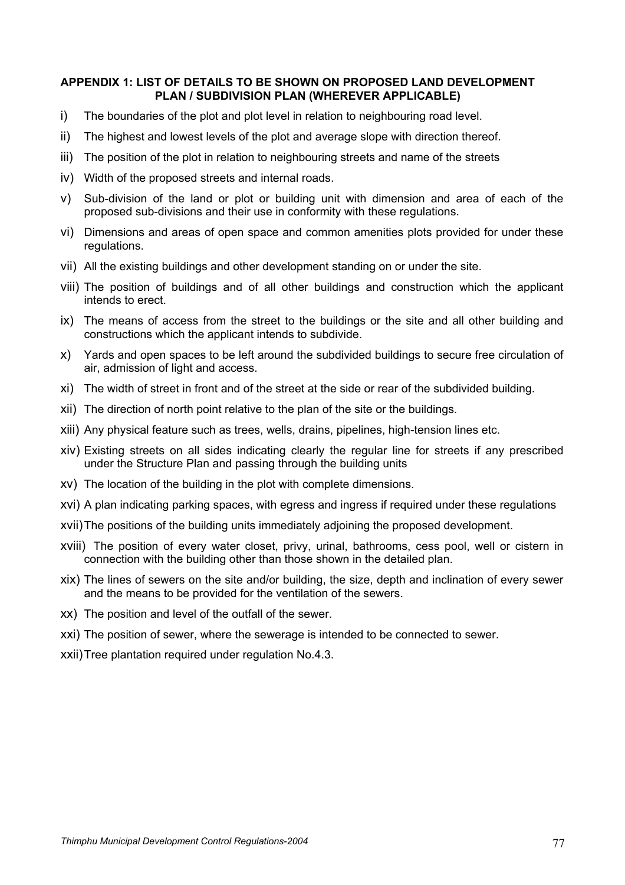## APPENDIX 1: LIST OF DETAILS TO BE SHOWN ON PROPOSED LAND DEVELOPMENT PLAN / SUBDIVISION PLAN (WHEREVER APPLICABLE)

i) The boundaries of the plot and plot level in relation to neighbouring road level.

ii) The highest and lowest levels of the plot and average slope with direction thereof.

iii) The position of the plot in relation to neighbouring streets and name of the streets

iv) Width of the proposed streets and internal roads.

v) Sub-division of the land or plot or building unit with dimension and area of each of the proposed sub-divisions and their use in conformity with these regulations.

vi) Dimensions and areas of open space and common amenities plots provided for under these regulations.

vii) All the existing buildings and other development standing on or under the site.

viii) The position of buildings and of all other buildings and construction which the applicant intends to erect.

ix) The means of access from the street to the buildings or the site and all other building and constructions which the applicant intends to subdivide.

x) Yards and open spaces to be left around the subdivided buildings to secure free circulation of air, admission of light and access.

xi) The width of street in front and of the street at the side or rear of the subdivided building.

xii) The direction of north point relative to the plan of the site or the buildings.

xiii) Any physical feature such as trees, wells, drains, pipelines, high-tension lines etc.

xiv) Existing streets on all sides indicating clearly the regular line for streets if any prescribed under the Structure Plan and passing through the building units

xv) The location of the building in the plot with complete dimensions.

xvi) A plan indicating parking spaces, with egress and ingress if required under these regulations

xvii) The positions of the building units immediately adjoining the proposed development.

xviii) The position of every water closet, privy, urinal, bathrooms, cess pool, well or cistern in connection with the building other than those shown in the detailed plan.

xix) The lines of sewers on the site and/or building, the size, depth and inclination of every sewer and the means to be provided for the ventilation of the sewers.

xx) The position and level of the outfall of the sewer.

xxi) The position of sewer, where the sewerage is intended to be connected to sewer.

xxii) Tree plantation required under regulation No.4.3.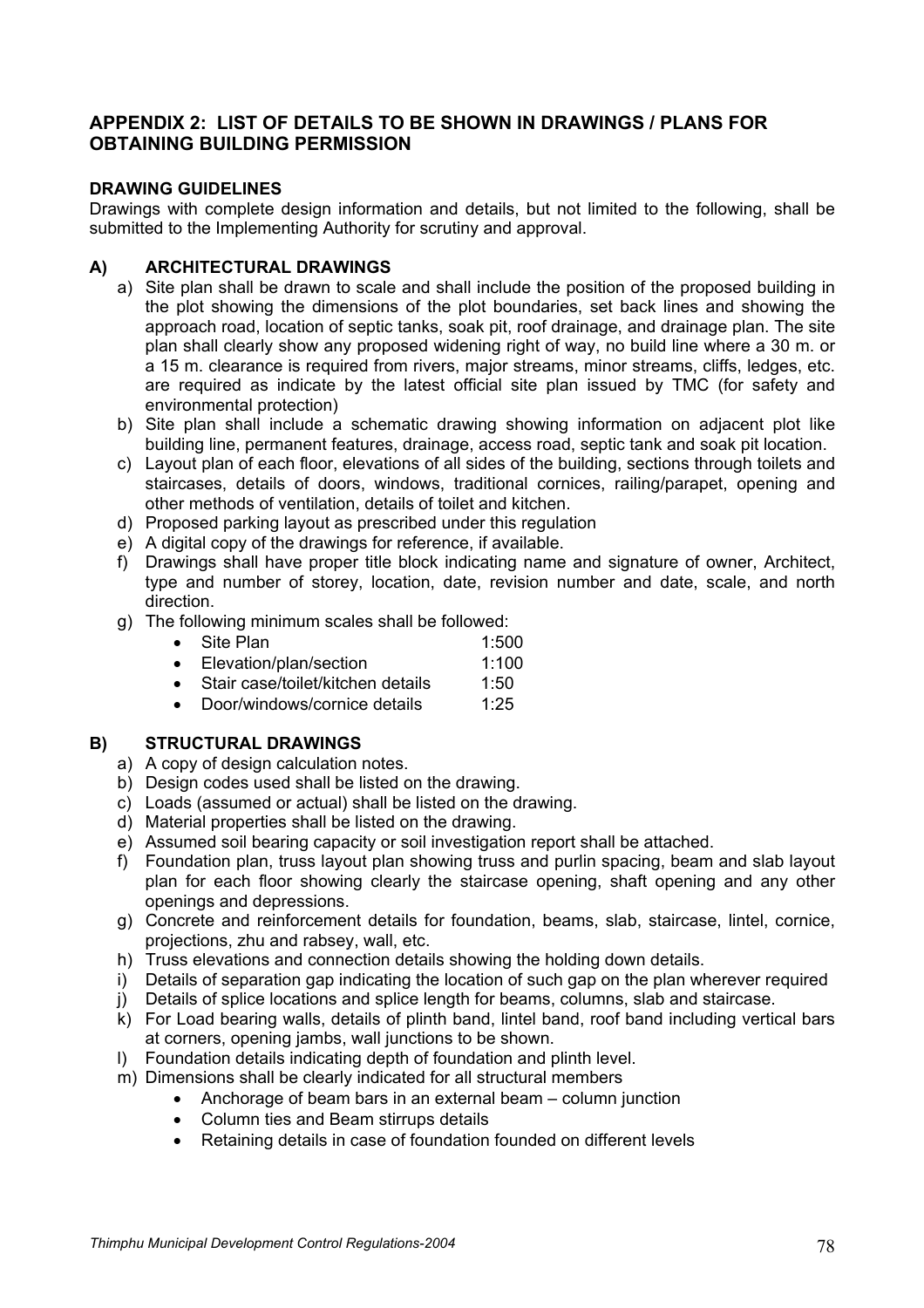## APPENDIX 2: LIST OF DETAILS TO BE SHOWN IN DRAWINGS / PLANS FOR OBTAINING BUILDING PERMISSION

**DRAWING GUIDELINES**

Drawings with complete design information and details, but not limited to the following, shall be submitted to the Implementing Authority for scrutiny and approval.

### A) ARCHITECTURAL DRAWINGS

a) Site plan shall be drawn to scale and shall include the position of the proposed building in the plot showing the dimensions of the plot boundaries, set back lines and showing the approach road, location of septic tanks, soak pit, roof drainage, and drainage plan. The site plan shall clearly show any proposed widening right of way, no build line where a 30 m. or a 15 m. clearance is required from rivers, major streams, minor streams, cliffs, ledges, etc. are required as indicate by the latest official site plan issued by TMC (for safety and environmental protection)

b) Site plan shall include a schematic drawing showing information on adjacent plot like building line, permanent features, drainage, access road, septic tank and soak pit location.

c) Layout plan of each floor, elevations of all sides of the building, sections through toilets and staircases, details of doors, windows, traditional cornices, railing/parapet, opening and other methods of ventilation, details of toilet and kitchen.

d) Proposed parking layout as prescribed under this regulation

e) A digital copy of the drawings for reference, if available.

f) Drawings shall have proper title block indicating name and signature of owner, Architect, type and number of storey, location, date, revision number and date, scale, and north direction.

g) The following minimum scales shall be followed:
- Site Plan 1:500
- Elevation/plan/section 1:100
- Stair case/toilet/kitchen details 1:50
- Door/windows/cornice details 1:25

### B) STRUCTURAL DRAWINGS

a) A copy of design calculation notes.

b) Design codes used shall be listed on the drawing.

c) Loads (assumed or actual) shall be listed on the drawing.

d) Material properties shall be listed on the drawing.

e) Assumed soil bearing capacity or soil investigation report shall be attached.

f) Foundation plan, truss layout plan showing truss and purlin spacing, beam and slab layout plan for each floor showing clearly the staircase opening, shaft opening and any other openings and depressions.

g) Concrete and reinforcement details for foundation, beams, slab, staircase, lintel, cornice, projections, zhu and rabsey, wall, etc.

h) Truss elevations and connection details showing the holding down details.

i) Details of separation gap indicating the location of such gap on the plan wherever required

j) Details of splice locations and splice length for beams, columns, slab and staircase.

k) For Load bearing walls, details of plinth band, lintel band, roof band including vertical bars at corners, opening jambs, wall junctions to be shown.

l) Foundation details indicating depth of foundation and plinth level.

m) Dimensions shall be clearly indicated for all structural members
- Anchorage of beam bars in an external beam – column junction
- Column ties and Beam stirrups details
- Retaining details in case of foundation founded on different levels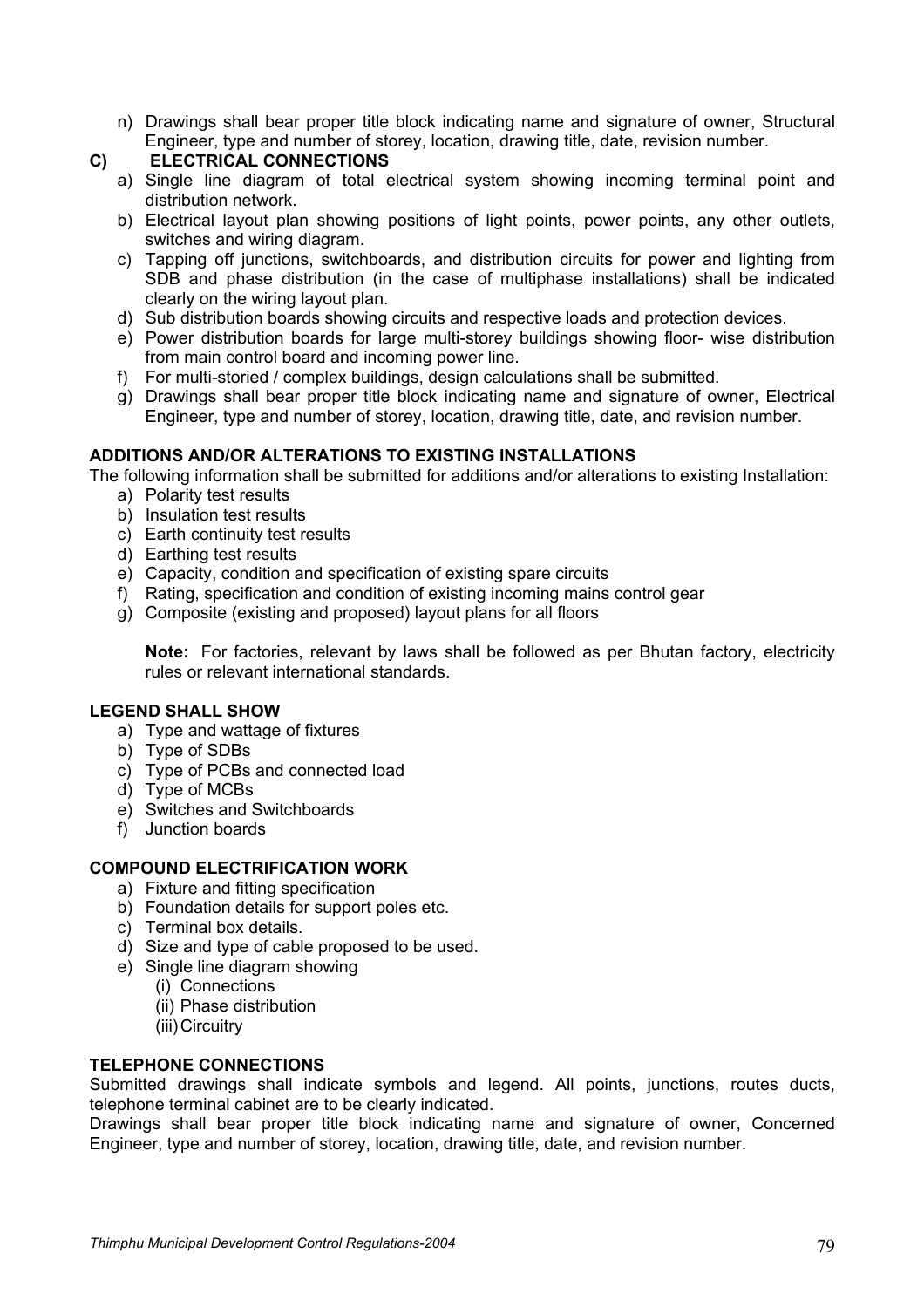n) Drawings shall bear proper title block indicating name and signature of owner, Structural Engineer, type and number of storey, location, drawing title, date, revision number.

**C) ELECTRICAL CONNECTIONS**

a) Single line diagram of total electrical system showing incoming terminal point and distribution network.
b) Electrical layout plan showing positions of light points, power points, any other outlets, switches and wiring diagram.
c) Tapping off junctions, switchboards, and distribution circuits for power and lighting from SDB and phase distribution (in the case of multiphase installations) shall be indicated clearly on the wiring layout plan.
d) Sub distribution boards showing circuits and respective loads and protection devices.
e) Power distribution boards for large multi-storey buildings showing floor- wise distribution from main control board and incoming power line.
f) For multi-storied / complex buildings, design calculations shall be submitted.
g) Drawings shall bear proper title block indicating name and signature of owner, Electrical Engineer, type and number of storey, location, drawing title, date, and revision number.

**ADDITIONS AND/OR ALTERATIONS TO EXISTING INSTALLATIONS**

The following information shall be submitted for additions and/or alterations to existing Installation:

a) Polarity test results
b) Insulation test results
c) Earth continuity test results
d) Earthing test results
e) Capacity, condition and specification of existing spare circuits
f) Rating, specification and condition of existing incoming mains control gear
g) Composite (existing and proposed) layout plans for all floors

**Note:** For factories, relevant by laws shall be followed as per Bhutan factory, electricity rules or relevant international standards.

**LEGEND SHALL SHOW**

a) Type and wattage of fixtures
b) Type of SDBs
c) Type of PCBs and connected load
d) Type of MCBs
e) Switches and Switchboards
f) Junction boards

**COMPOUND ELECTRIFICATION WORK**

a) Fixture and fitting specification
b) Foundation details for support poles etc.
c) Terminal box details.
d) Size and type of cable proposed to be used.
e) Single line diagram showing
    (i) Connections
    (ii) Phase distribution
    (iii) Circuitry

**TELEPHONE CONNECTIONS**

Submitted drawings shall indicate symbols and legend. All points, junctions, routes ducts, telephone terminal cabinet are to be clearly indicated.

Drawings shall bear proper title block indicating name and signature of owner, Concerned Engineer, type and number of storey, location, drawing title, date, and revision number.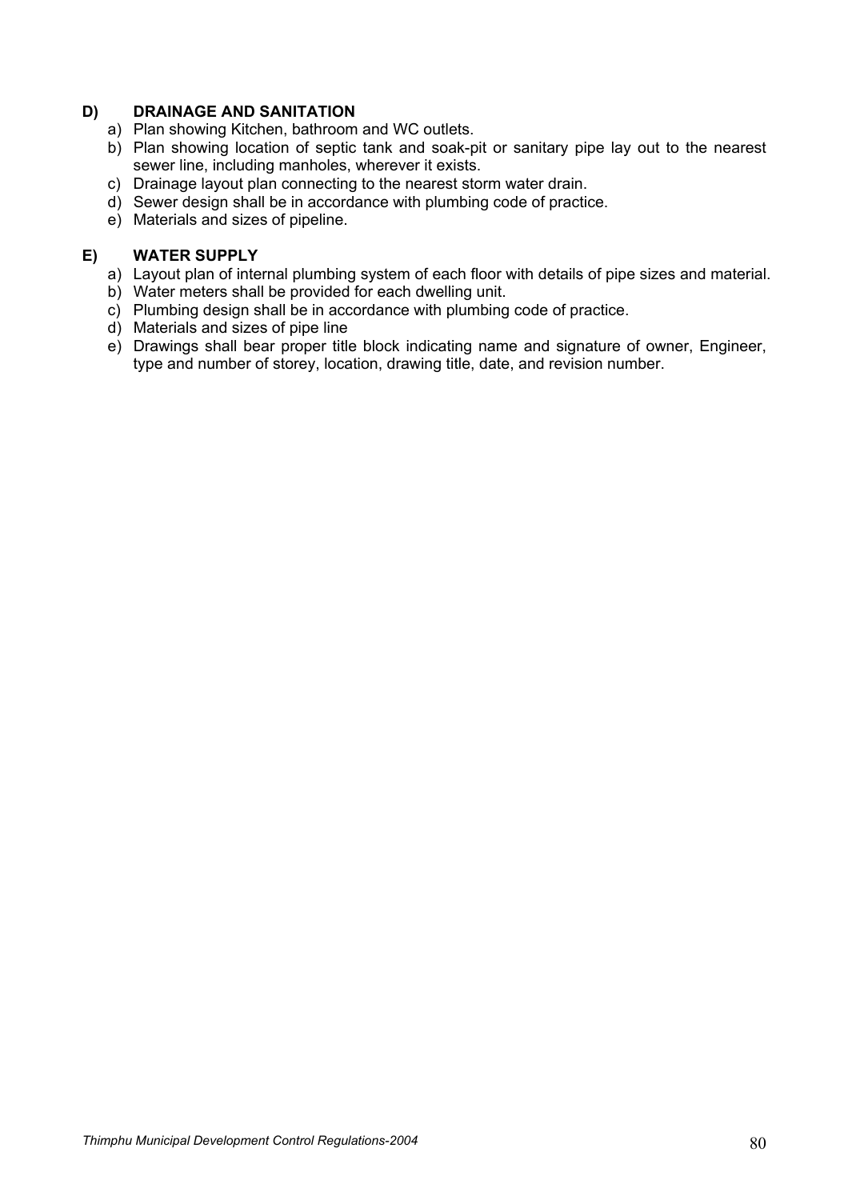**D) DRAINAGE AND SANITATION**

a) Plan showing Kitchen, bathroom and WC outlets.
b) Plan showing location of septic tank and soak-pit or sanitary pipe lay out to the nearest sewer line, including manholes, wherever it exists.
c) Drainage layout plan connecting to the nearest storm water drain.
d) Sewer design shall be in accordance with plumbing code of practice.
e) Materials and sizes of pipeline.

**E) WATER SUPPLY**

a) Layout plan of internal plumbing system of each floor with details of pipe sizes and material.
b) Water meters shall be provided for each dwelling unit.
c) Plumbing design shall be in accordance with plumbing code of practice.
d) Materials and sizes of pipe line
e) Drawings shall bear proper title block indicating name and signature of owner, Engineer, type and number of storey, location, drawing title, date, and revision number.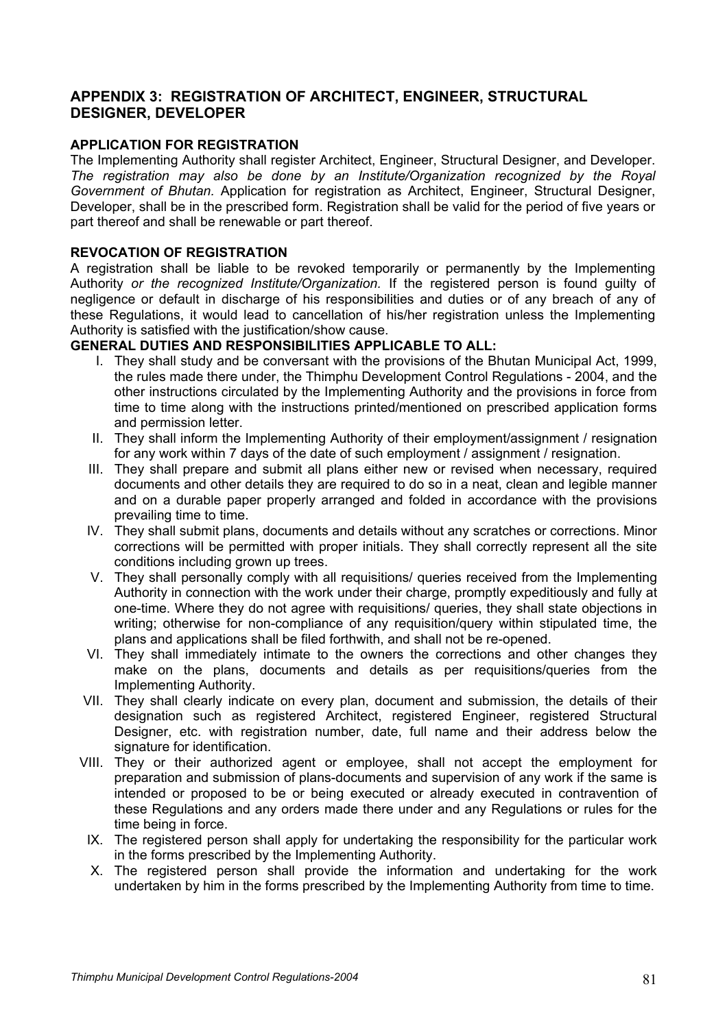## APPENDIX 3: REGISTRATION OF ARCHITECT, ENGINEER, STRUCTURAL DESIGNER, DEVELOPER

### APPLICATION FOR REGISTRATION

The Implementing Authority shall register Architect, Engineer, Structural Designer, and Developer. *The registration may also be done by an Institute/Organization recognized by the Royal Government of Bhutan.* Application for registration as Architect, Engineer, Structural Designer, Developer, shall be in the prescribed form. Registration shall be valid for the period of five years or part thereof and shall be renewable or part thereof.

### REVOCATION OF REGISTRATION

A registration shall be liable to be revoked temporarily or permanently by the Implementing Authority *or the recognized Institute/Organization.* If the registered person is found guilty of negligence or default in discharge of his responsibilities and duties or of any breach of any of these Regulations, it would lead to cancellation of his/her registration unless the Implementing Authority is satisfied with the justification/show cause.

### GENERAL DUTIES AND RESPONSIBILITIES APPLICABLE TO ALL:

I. They shall study and be conversant with the provisions of the Bhutan Municipal Act, 1999, the rules made there under, the Thimphu Development Control Regulations - 2004, and the other instructions circulated by the Implementing Authority and the provisions in force from time to time along with the instructions printed/mentioned on prescribed application forms and permission letter.

II. They shall inform the Implementing Authority of their employment/assignment / resignation for any work within 7 days of the date of such employment / assignment / resignation.

III. They shall prepare and submit all plans either new or revised when necessary, required documents and other details they are required to do so in a neat, clean and legible manner and on a durable paper properly arranged and folded in accordance with the provisions prevailing time to time.

IV. They shall submit plans, documents and details without any scratches or corrections. Minor corrections will be permitted with proper initials. They shall correctly represent all the site conditions including grown up trees.

V. They shall personally comply with all requisitions/ queries received from the Implementing Authority in connection with the work under their charge, promptly expeditiously and fully at one-time. Where they do not agree with requisitions/ queries, they shall state objections in writing; otherwise for non-compliance of any requisition/query within stipulated time, the plans and applications shall be filed forthwith, and shall not be re-opened.

VI. They shall immediately intimate to the owners the corrections and other changes they make on the plans, documents and details as per requisitions/queries from the Implementing Authority.

VII. They shall clearly indicate on every plan, document and submission, the details of their designation such as registered Architect, registered Engineer, registered Structural Designer, etc. with registration number, date, full name and their address below the signature for identification.

VIII. They or their authorized agent or employee, shall not accept the employment for preparation and submission of plans-documents and supervision of any work if the same is intended or proposed to be or being executed or already executed in contravention of these Regulations and any orders made there under and any Regulations or rules for the time being in force.

IX. The registered person shall apply for undertaking the responsibility for the particular work in the forms prescribed by the Implementing Authority.

X. The registered person shall provide the information and undertaking for the work undertaken by him in the forms prescribed by the Implementing Authority from time to time.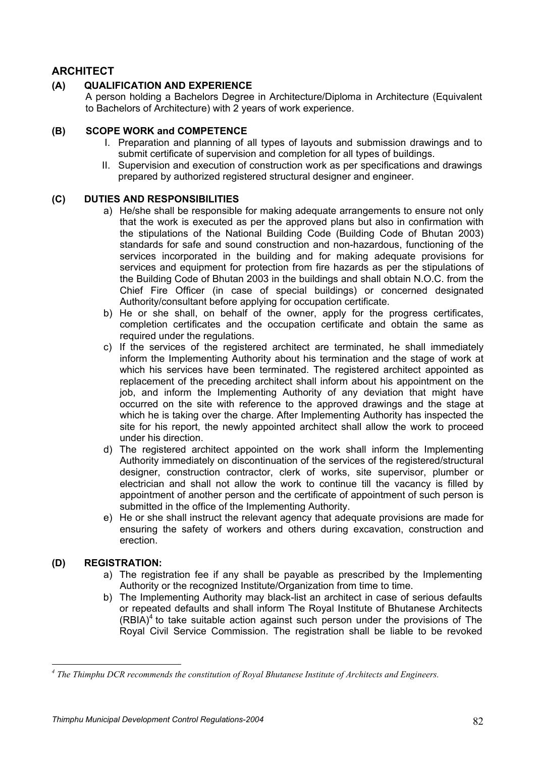## ARCHITECT

### (A) QUALIFICATION AND EXPERIENCE

A person holding a Bachelors Degree in Architecture/Diploma in Architecture (Equivalent to Bachelors of Architecture) with 2 years of work experience.

### (B) SCOPE WORK and COMPETENCE

I. Preparation and planning of all types of layouts and submission drawings and to submit certificate of supervision and completion for all types of buildings.

II. Supervision and execution of construction work as per specifications and drawings prepared by authorized registered structural designer and engineer.

### (C) DUTIES AND RESPONSIBILITIES

a) He/she shall be responsible for making adequate arrangements to ensure not only that the work is executed as per the approved plans but also in confirmation with the stipulations of the National Building Code (Building Code of Bhutan 2003) standards for safe and sound construction and non-hazardous, functioning of the services incorporated in the building and for making adequate provisions for services and equipment for protection from fire hazards as per the stipulations of the Building Code of Bhutan 2003 in the buildings and shall obtain N.O.C. from the Chief Fire Officer (in case of special buildings) or concerned designated Authority/consultant before applying for occupation certificate.

b) He or she shall, on behalf of the owner, apply for the progress certificates, completion certificates and the occupation certificate and obtain the same as required under the regulations.

c) If the services of the registered architect are terminated, he shall immediately inform the Implementing Authority about his termination and the stage of work at which his services have been terminated. The registered architect appointed as replacement of the preceding architect shall inform about his appointment on the job, and inform the Implementing Authority of any deviation that might have occurred on the site with reference to the approved drawings and the stage at which he is taking over the charge. After Implementing Authority has inspected the site for his report, the newly appointed architect shall allow the work to proceed under his direction.

d) The registered architect appointed on the work shall inform the Implementing Authority immediately on discontinuation of the services of the registered/structural designer, construction contractor, clerk of works, site supervisor, plumber or electrician and shall not allow the work to continue till the vacancy is filled by appointment of another person and the certificate of appointment of such person is submitted in the office of the Implementing Authority.

e) He or she shall instruct the relevant agency that adequate provisions are made for ensuring the safety of workers and others during excavation, construction and erection.

### (D) REGISTRATION:

a) The registration fee if any shall be payable as prescribed by the Implementing Authority or the recognized Institute/Organization from time to time.

b) The Implementing Authority may black-list an architect in case of serious defaults or repeated defaults and shall inform The Royal Institute of Bhutanese Architects (RBIA)[4] to take suitable action against such person under the provisions of The Royal Civil Service Commission. The registration shall be liable to be revoked

---

[4] *The Thimphu DCR recommends the constitution of Royal Bhutanese Institute of Architects and Engineers.*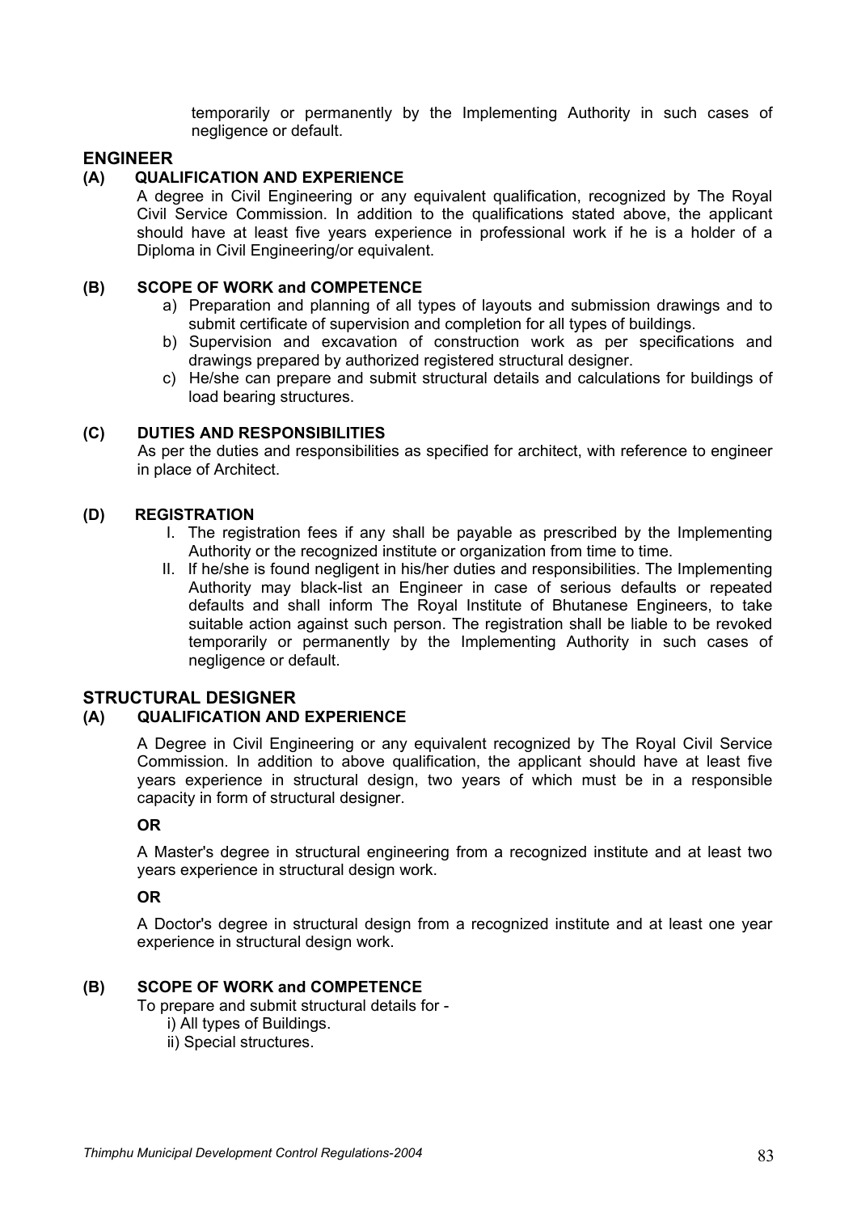temporarily or permanently by the Implementing Authority in such cases of negligence or default.

## ENGINEER

### (A) QUALIFICATION AND EXPERIENCE

A degree in Civil Engineering or any equivalent qualification, recognized by The Royal Civil Service Commission. In addition to the qualifications stated above, the applicant should have at least five years experience in professional work if he is a holder of a Diploma in Civil Engineering/or equivalent.

### (B) SCOPE OF WORK and COMPETENCE

a) Preparation and planning of all types of layouts and submission drawings and to submit certificate of supervision and completion for all types of buildings.
b) Supervision and excavation of construction work as per specifications and drawings prepared by authorized registered structural designer.
c) He/she can prepare and submit structural details and calculations for buildings of load bearing structures.

### (C) DUTIES AND RESPONSIBILITIES

As per the duties and responsibilities as specified for architect, with reference to engineer in place of Architect.

### (D) REGISTRATION

I. The registration fees if any shall be payable as prescribed by the Implementing Authority or the recognized institute or organization from time to time.
II. If he/she is found negligent in his/her duties and responsibilities. The Implementing Authority may black-list an Engineer in case of serious defaults or repeated defaults and shall inform The Royal Institute of Bhutanese Engineers, to take suitable action against such person. The registration shall be liable to be revoked temporarily or permanently by the Implementing Authority in such cases of negligence or default.

## STRUCTURAL DESIGNER

### (A) QUALIFICATION AND EXPERIENCE

A Degree in Civil Engineering or any equivalent recognized by The Royal Civil Service Commission. In addition to above qualification, the applicant should have at least five years experience in structural design, two years of which must be in a responsible capacity in form of structural designer.

**OR**

A Master's degree in structural engineering from a recognized institute and at least two years experience in structural design work.

**OR**

A Doctor's degree in structural design from a recognized institute and at least one year experience in structural design work.

### (B) SCOPE OF WORK and COMPETENCE

To prepare and submit structural details for -

i) All types of Buildings.
ii) Special structures.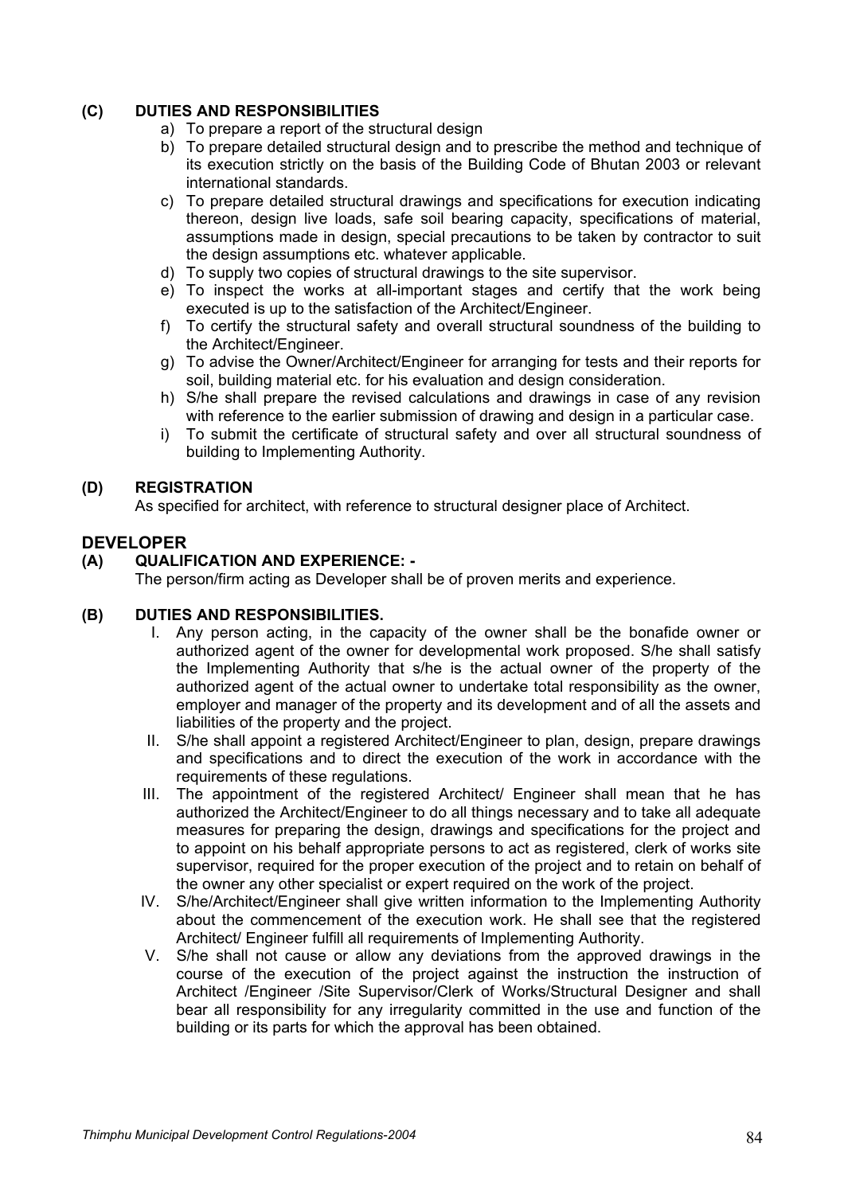### (C) DUTIES AND RESPONSIBILITIES

a) To prepare a report of the structural design
b) To prepare detailed structural design and to prescribe the method and technique of its execution strictly on the basis of the Building Code of Bhutan 2003 or relevant international standards.
c) To prepare detailed structural drawings and specifications for execution indicating thereon, design live loads, safe soil bearing capacity, specifications of material, assumptions made in design, special precautions to be taken by contractor to suit the design assumptions etc. whatever applicable.
d) To supply two copies of structural drawings to the site supervisor.
e) To inspect the works at all-important stages and certify that the work being executed is up to the satisfaction of the Architect/Engineer.
f) To certify the structural safety and overall structural soundness of the building to the Architect/Engineer.
g) To advise the Owner/Architect/Engineer for arranging for tests and their reports for soil, building material etc. for his evaluation and design consideration.
h) S/he shall prepare the revised calculations and drawings in case of any revision with reference to the earlier submission of drawing and design in a particular case.
i) To submit the certificate of structural safety and over all structural soundness of building to Implementing Authority.

### (D) REGISTRATION

As specified for architect, with reference to structural designer place of Architect.

## DEVELOPER

### (A) QUALIFICATION AND EXPERIENCE: -

The person/firm acting as Developer shall be of proven merits and experience.

### (B) DUTIES AND RESPONSIBILITIES.

I. Any person acting, in the capacity of the owner shall be the bonafide owner or authorized agent of the owner for developmental work proposed. S/he shall satisfy the Implementing Authority that s/he is the actual owner of the property of the authorized agent of the actual owner to undertake total responsibility as the owner, employer and manager of the property and its development and of all the assets and liabilities of the property and the project.
II. S/he shall appoint a registered Architect/Engineer to plan, design, prepare drawings and specifications and to direct the execution of the work in accordance with the requirements of these regulations.
III. The appointment of the registered Architect/ Engineer shall mean that he has authorized the Architect/Engineer to do all things necessary and to take all adequate measures for preparing the design, drawings and specifications for the project and to appoint on his behalf appropriate persons to act as registered, clerk of works site supervisor, required for the proper execution of the project and to retain on behalf of the owner any other specialist or expert required on the work of the project.
IV. S/he/Architect/Engineer shall give written information to the Implementing Authority about the commencement of the execution work. He shall see that the registered Architect/ Engineer fulfill all requirements of Implementing Authority.
V. S/he shall not cause or allow any deviations from the approved drawings in the course of the execution of the project against the instruction the instruction of Architect /Engineer /Site Supervisor/Clerk of Works/Structural Designer and shall bear all responsibility for any irregularity committed in the use and function of the building or its parts for which the approval has been obtained.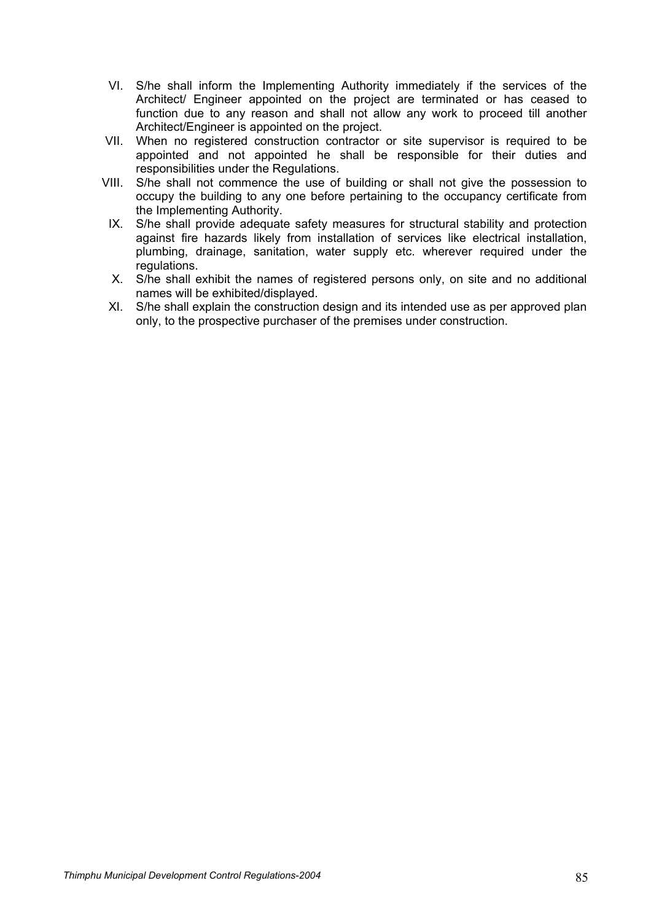VI. S/he shall inform the Implementing Authority immediately if the services of the Architect/ Engineer appointed on the project are terminated or has ceased to function due to any reason and shall not allow any work to proceed till another Architect/Engineer is appointed on the project.

VII. When no registered construction contractor or site supervisor is required to be appointed and not appointed he shall be responsible for their duties and responsibilities under the Regulations.

VIII. S/he shall not commence the use of building or shall not give the possession to occupy the building to any one before pertaining to the occupancy certificate from the Implementing Authority.

IX. S/he shall provide adequate safety measures for structural stability and protection against fire hazards likely from installation of services like electrical installation, plumbing, drainage, sanitation, water supply etc. wherever required under the regulations.

X. S/he shall exhibit the names of registered persons only, on site and no additional names will be exhibited/displayed.

XI. S/he shall explain the construction design and its intended use as per approved plan only, to the prospective purchaser of the premises under construction.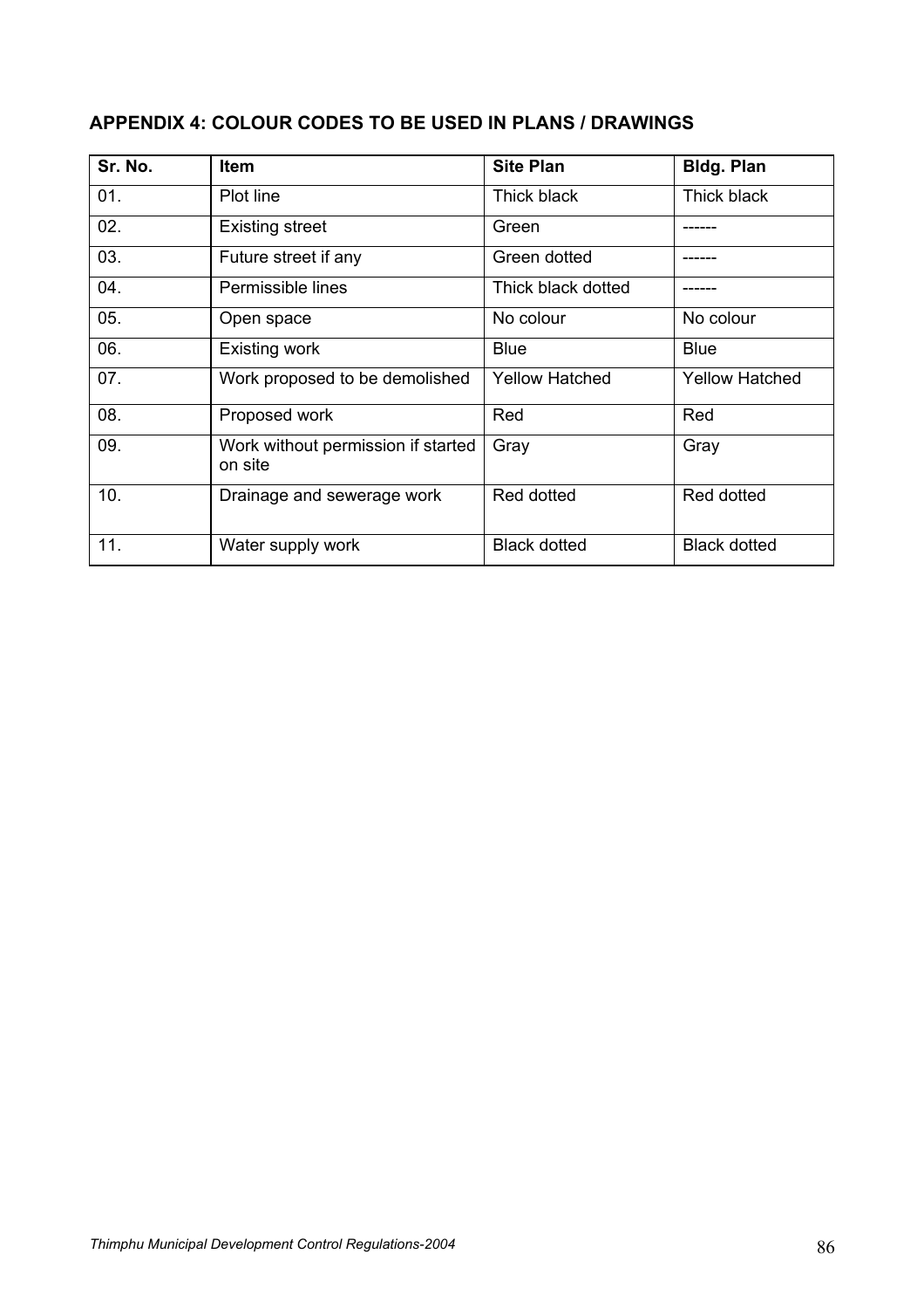## APPENDIX 4: COLOUR CODES TO BE USED IN PLANS / DRAWINGS

| Sr. No. | Item | Site Plan | Bldg. Plan |
|---|---|---|---|
| 01. | Plot line | Thick black | Thick black |
| 02. | Existing street | Green | ------ |
| 03. | Future street if any | Green dotted | ------ |
| 04. | Permissible lines | Thick black dotted | ------ |
| 05. | Open space | No colour | No colour |
| 06. | Existing work | Blue | Blue |
| 07. | Work proposed to be demolished | Yellow Hatched | Yellow Hatched |
| 08. | Proposed work | Red | Red |
| 09. | Work without permission if started on site | Gray | Gray |
| 10. | Drainage and sewerage work | Red dotted | Red dotted |
| 11. | Water supply work | Black dotted | Black dotted |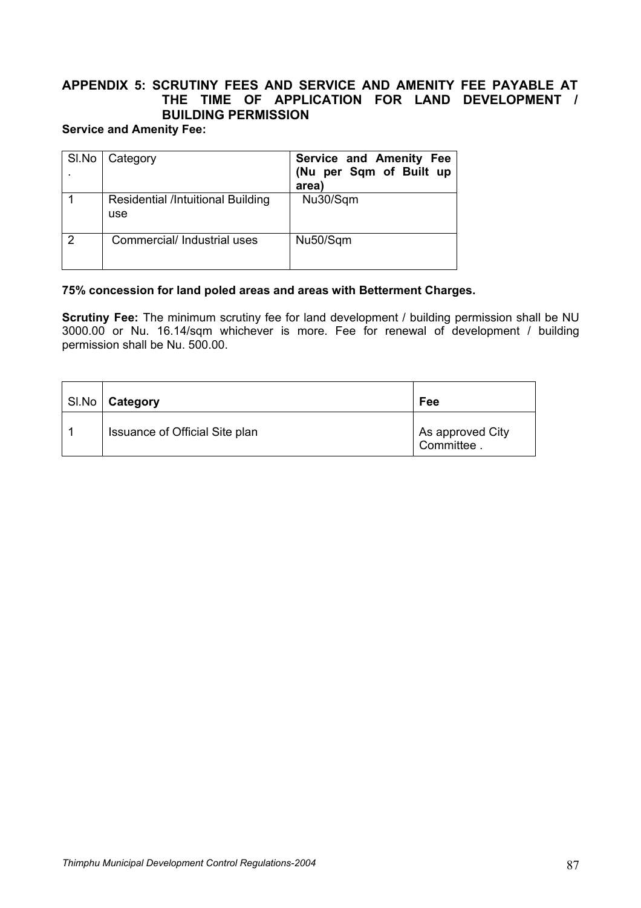## APPENDIX 5: SCRUTINY FEES AND SERVICE AND AMENITY FEE PAYABLE AT THE TIME OF APPLICATION FOR LAND DEVELOPMENT / BUILDING PERMISSION

**Service and Amenity Fee:**

| Sl.No. | Category | **Service and Amenity Fee (Nu per Sqm of Built up area)** |
|---|---|---|
| 1 | Residential /Intuitional Building use | Nu30/Sqm |
| 2 | Commercial/ Industrial uses | Nu50/Sqm |

**75% concession for land poled areas and areas with Betterment Charges.**

**Scrutiny Fee:** The minimum scrutiny fee for land development / building permission shall be NU 3000.00 or Nu. 16.14/sqm whichever is more. Fee for renewal of development / building permission shall be Nu. 500.00.

| Sl.No | **Category** | **Fee** |
|---|---|---|
| 1 | Issuance of Official Site plan | As approved City Committee . |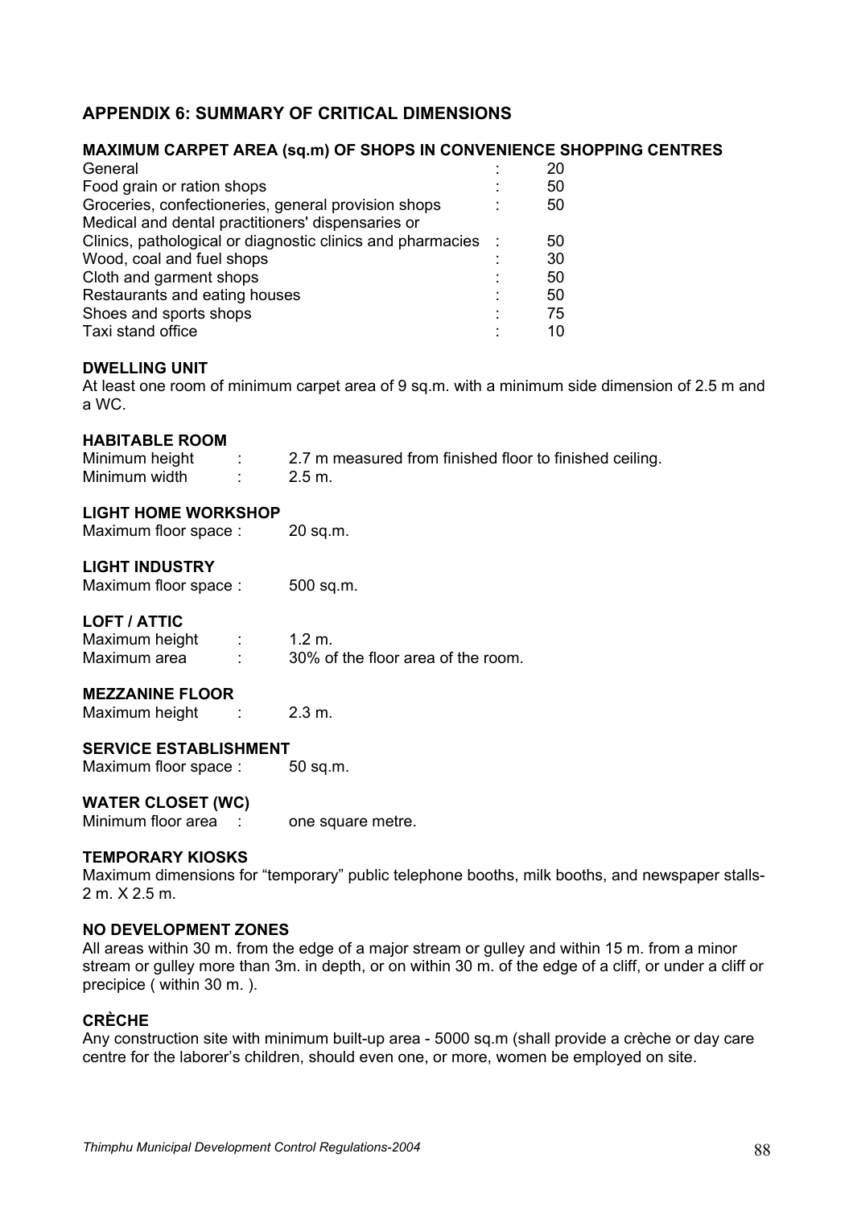## APPENDIX 6: SUMMARY OF CRITICAL DIMENSIONS

### MAXIMUM CARPET AREA (sq.m) OF SHOPS IN CONVENIENCE SHOPPING CENTRES

| | | |
|---|---|---|
| General | : | 20 |
| Food grain or ration shops | : | 50 |
| Groceries, confectioneries, general provision shops | : | 50 |
| Medical and dental practitioners' dispensaries or Clinics, pathological or diagnostic clinics and pharmacies | : | 50 |
| Wood, coal and fuel shops | : | 30 |
| Cloth and garment shops | : | 50 |
| Restaurants and eating houses | : | 50 |
| Shoes and sports shops | : | 75 |
| Taxi stand office | : | 10 |

### DWELLING UNIT

At least one room of minimum carpet area of 9 sq.m. with a minimum side dimension of 2.5 m and a WC.

### HABITABLE ROOM

Minimum height : 2.7 m measured from finished floor to finished ceiling.
Minimum width : 2.5 m.

### LIGHT HOME WORKSHOP

Maximum floor space : 20 sq.m.

### LIGHT INDUSTRY

Maximum floor space : 500 sq.m.

### LOFT / ATTIC

Maximum height : 1.2 m.
Maximum area : 30% of the floor area of the room.

### MEZZANINE FLOOR

Maximum height : 2.3 m.

### SERVICE ESTABLISHMENT

Maximum floor space : 50 sq.m.

### WATER CLOSET (WC)

Minimum floor area : one square metre.

### TEMPORARY KIOSKS

Maximum dimensions for "temporary" public telephone booths, milk booths, and newspaper stalls- 2 m. X 2.5 m.

### NO DEVELOPMENT ZONES

All areas within 30 m. from the edge of a major stream or gulley and within 15 m. from a minor stream or gulley more than 3m. in depth, or on within 30 m. of the edge of a cliff, or under a cliff or precipice ( within 30 m. ).

### CRÈCHE

Any construction site with minimum built-up area - 5000 sq.m (shall provide a crèche or day care centre for the laborer's children, should even one, or more, women be employed on site.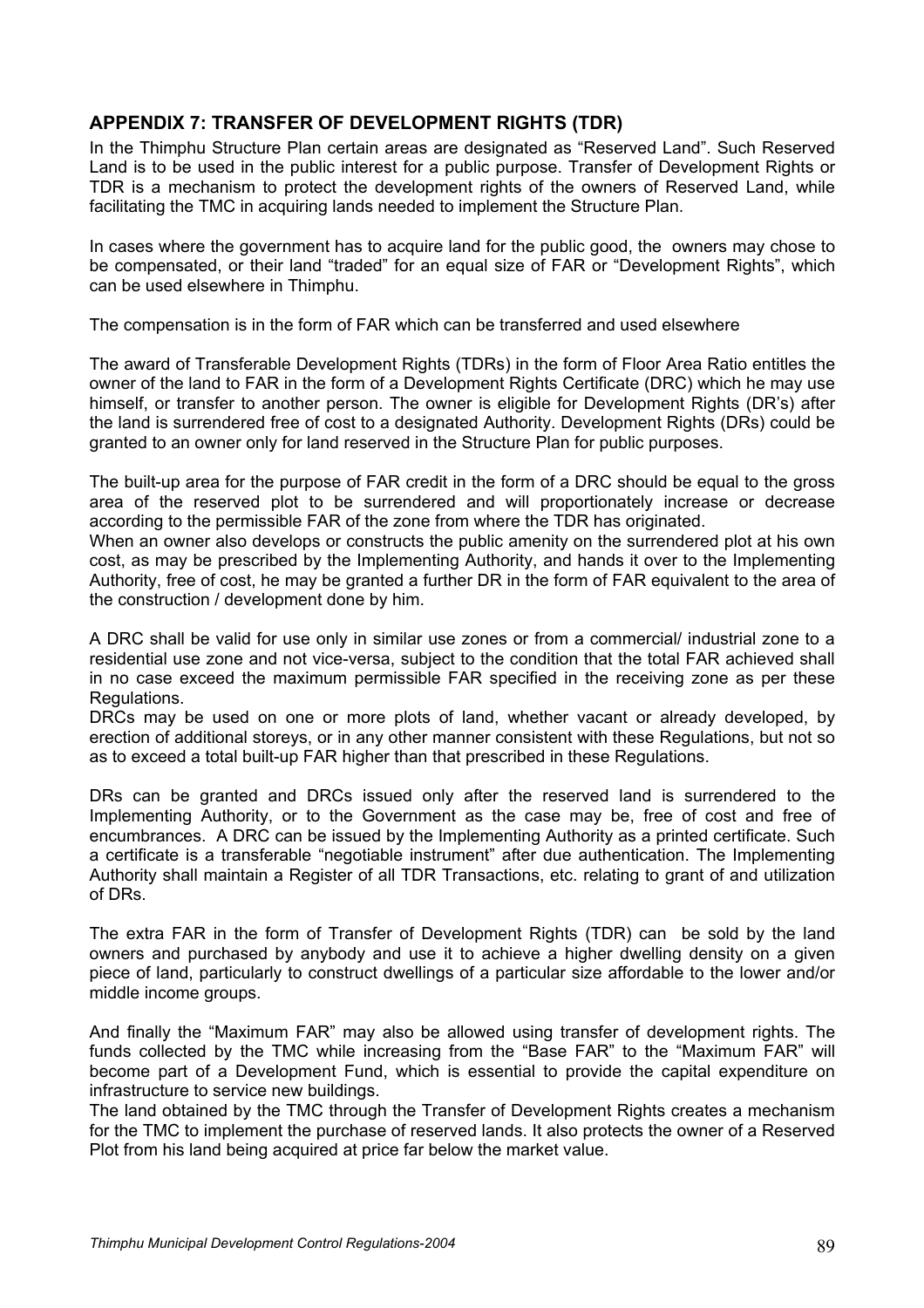## APPENDIX 7: TRANSFER OF DEVELOPMENT RIGHTS (TDR)

In the Thimphu Structure Plan certain areas are designated as "Reserved Land". Such Reserved Land is to be used in the public interest for a public purpose. Transfer of Development Rights or TDR is a mechanism to protect the development rights of the owners of Reserved Land, while facilitating the TMC in acquiring lands needed to implement the Structure Plan.

In cases where the government has to acquire land for the public good, the owners may chose to be compensated, or their land "traded" for an equal size of FAR or "Development Rights", which can be used elsewhere in Thimphu.

The compensation is in the form of FAR which can be transferred and used elsewhere

The award of Transferable Development Rights (TDRs) in the form of Floor Area Ratio entitles the owner of the land to FAR in the form of a Development Rights Certificate (DRC) which he may use himself, or transfer to another person. The owner is eligible for Development Rights (DR's) after the land is surrendered free of cost to a designated Authority. Development Rights (DRs) could be granted to an owner only for land reserved in the Structure Plan for public purposes.

The built-up area for the purpose of FAR credit in the form of a DRC should be equal to the gross area of the reserved plot to be surrendered and will proportionately increase or decrease according to the permissible FAR of the zone from where the TDR has originated.
When an owner also develops or constructs the public amenity on the surrendered plot at his own cost, as may be prescribed by the Implementing Authority, and hands it over to the Implementing Authority, free of cost, he may be granted a further DR in the form of FAR equivalent to the area of the construction / development done by him.

A DRC shall be valid for use only in similar use zones or from a commercial/ industrial zone to a residential use zone and not vice-versa, subject to the condition that the total FAR achieved shall in no case exceed the maximum permissible FAR specified in the receiving zone as per these Regulations.
DRCs may be used on one or more plots of land, whether vacant or already developed, by erection of additional storeys, or in any other manner consistent with these Regulations, but not so as to exceed a total built-up FAR higher than that prescribed in these Regulations.

DRs can be granted and DRCs issued only after the reserved land is surrendered to the Implementing Authority, or to the Government as the case may be, free of cost and free of encumbrances. A DRC can be issued by the Implementing Authority as a printed certificate. Such a certificate is a transferable "negotiable instrument" after due authentication. The Implementing Authority shall maintain a Register of all TDR Transactions, etc. relating to grant of and utilization of DRs.

The extra FAR in the form of Transfer of Development Rights (TDR) can be sold by the land owners and purchased by anybody and use it to achieve a higher dwelling density on a given piece of land, particularly to construct dwellings of a particular size affordable to the lower and/or middle income groups.

And finally the "Maximum FAR" may also be allowed using transfer of development rights. The funds collected by the TMC while increasing from the "Base FAR" to the "Maximum FAR" will become part of a Development Fund, which is essential to provide the capital expenditure on infrastructure to service new buildings.
The land obtained by the TMC through the Transfer of Development Rights creates a mechanism for the TMC to implement the purchase of reserved lands. It also protects the owner of a Reserved Plot from his land being acquired at price far below the market value.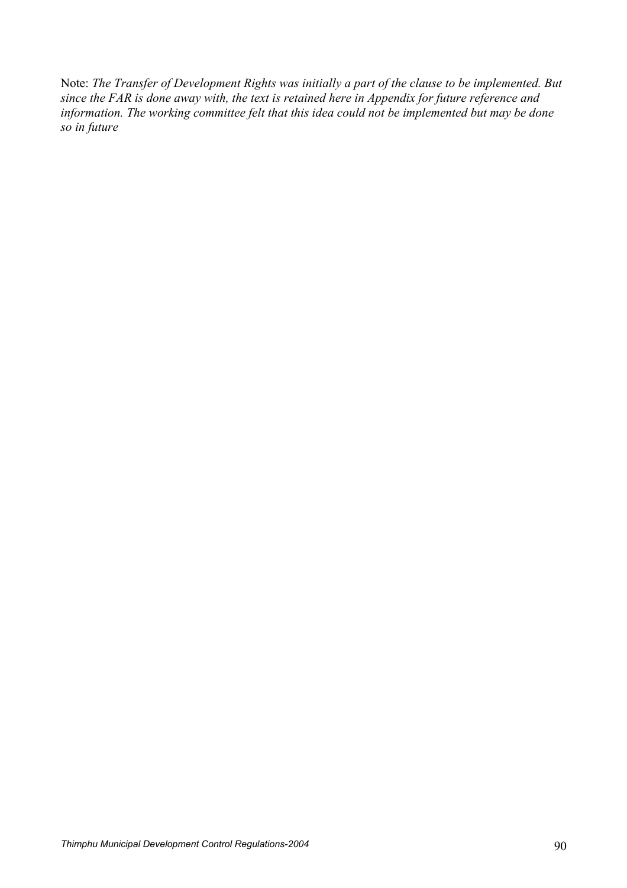Note: *The Transfer of Development Rights was initially a part of the clause to be implemented. But since the FAR is done away with, the text is retained here in Appendix for future reference and information. The working committee felt that this idea could not be implemented but may be done so in future*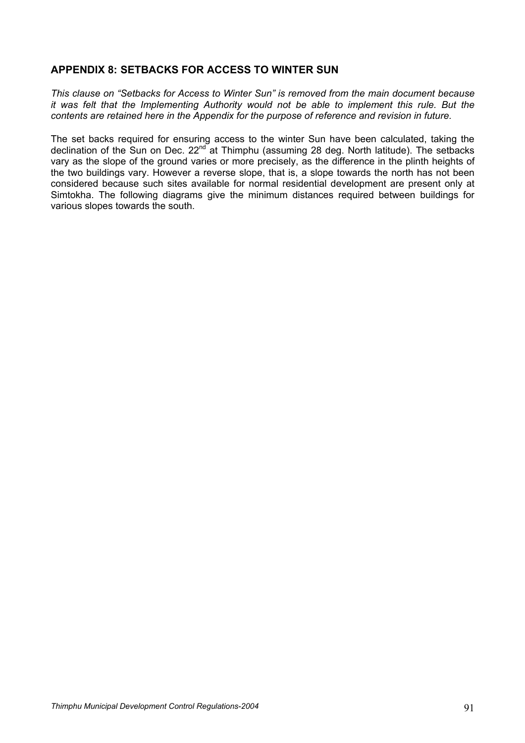## APPENDIX 8: SETBACKS FOR ACCESS TO WINTER SUN

*This clause on "Setbacks for Access to Winter Sun" is removed from the main document because it was felt that the Implementing Authority would not be able to implement this rule. But the contents are retained here in the Appendix for the purpose of reference and revision in future.*

The set backs required for ensuring access to the winter Sun have been calculated, taking the declination of the Sun on Dec. 22nd at Thimphu (assuming 28 deg. North latitude). The setbacks vary as the slope of the ground varies or more precisely, as the difference in the plinth heights of the two buildings vary. However a reverse slope, that is, a slope towards the north has not been considered because such sites available for normal residential development are present only at Simtokha. The following diagrams give the minimum distances required between buildings for various slopes towards the south.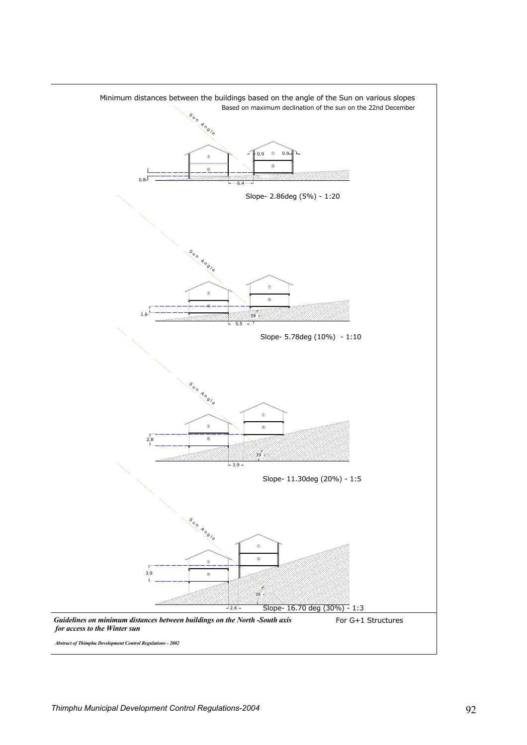Minimum distances between the buildings based on the angle of the Sun on various slopes

Based on maximum declination of the sun on the 22nd December

Sun Angle

0.9 0.9

0.8

6.4

Slope- 2.86deg (5%) - 1:20

Sun Angle

1.6

39

5.5

Slope- 5.78deg (10%) - 1:10

Sun Angle

2.8

39

3.9

Slope- 11.30deg (20%) - 1:5

Sun Angle

3.9

39

2.6

Slope- 16.70 deg (30%) - 1:3

***Guidelines on minimum distances between buildings on the North -South axis for access to the Winter sun***

For G+1 Structures

***Abstract of Thimphu Development Control Regulations - 2002***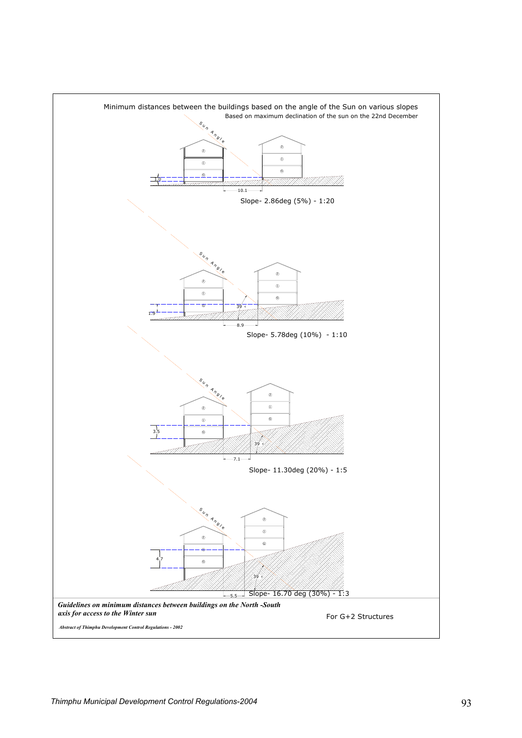Minimum distances between the buildings based on the angle of the Sun on various slopes

Based on maximum declination of the sun on the 22nd December

Sun Angle

1.0

10.1

Slope- 2.86deg (5%) - 1:20

Sun Angle

1.9

39

8.9

Slope- 5.78deg (10%) - 1:10

Sun Angle

3.5

39

7.1

Slope- 11.30deg (20%) - 1:5

Sun Angle

4.7

39

5.5

Slope- 16.70 deg (30%) - 1:3

***Guidelines on minimum distances between buildings on the North -South axis for access to the Winter sun***

For G+2 Structures

***Abstract of Thimphu Development Control Regulations - 2002***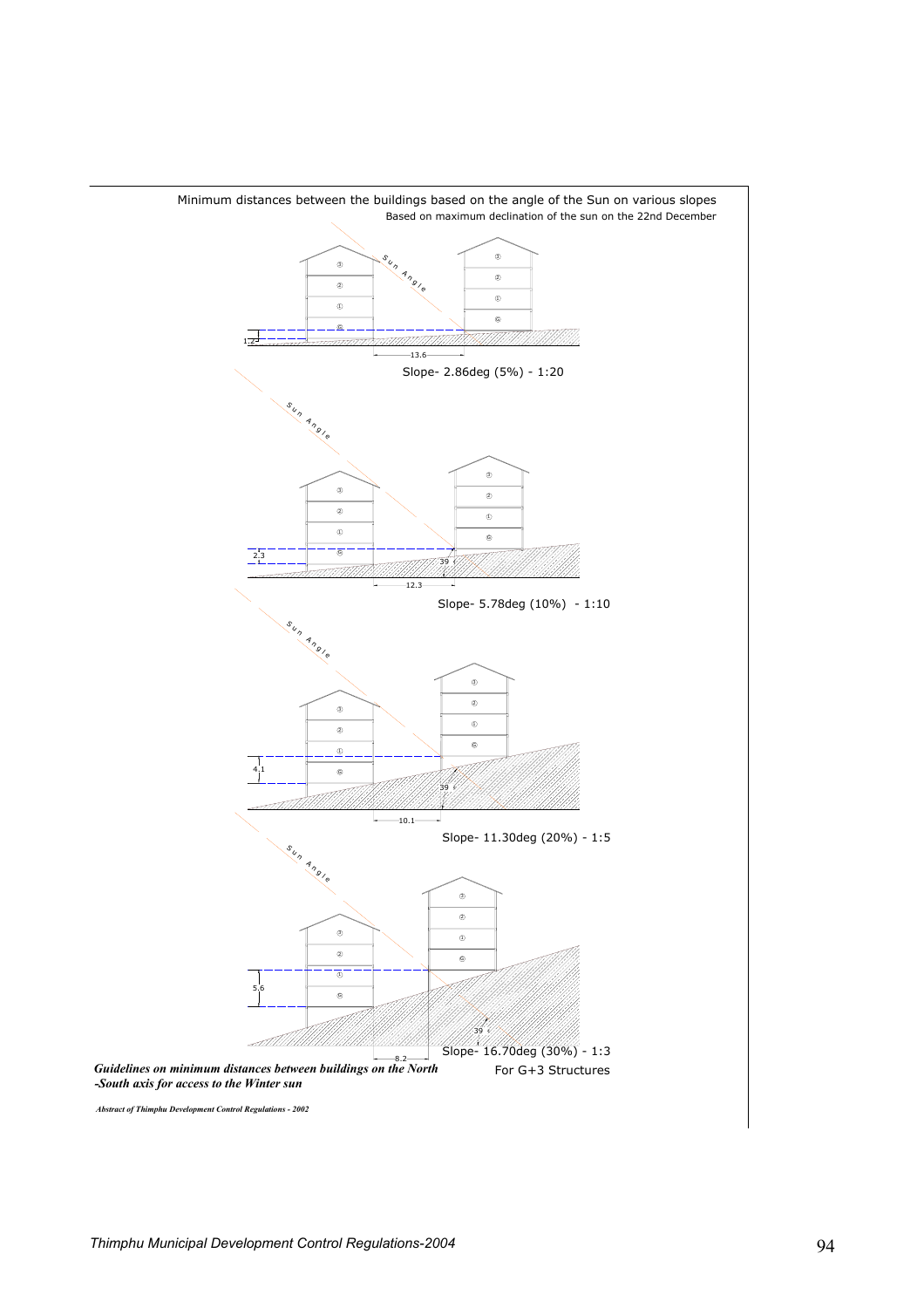Minimum distances between the buildings based on the angle of the Sun on various slopes

Based on maximum declination of the sun on the 22nd December

Sun Angle

1.2

13.6

Slope- 2.86deg (5%) - 1:20

Sun Angle

2.3

39

12.3

Slope- 5.78deg (10%) - 1:10

Sun Angle

4.1

39

10.1

Slope- 11.30deg (20%) - 1:5

Sun Angle

5.6

39

8.2

Slope- 16.70deg (30%) - 1:3

For G+3 Structures

***Guidelines on minimum distances between buildings on the North -South axis for access to the Winter sun***

***Abstract of Thimphu Development Control Regulations - 2002***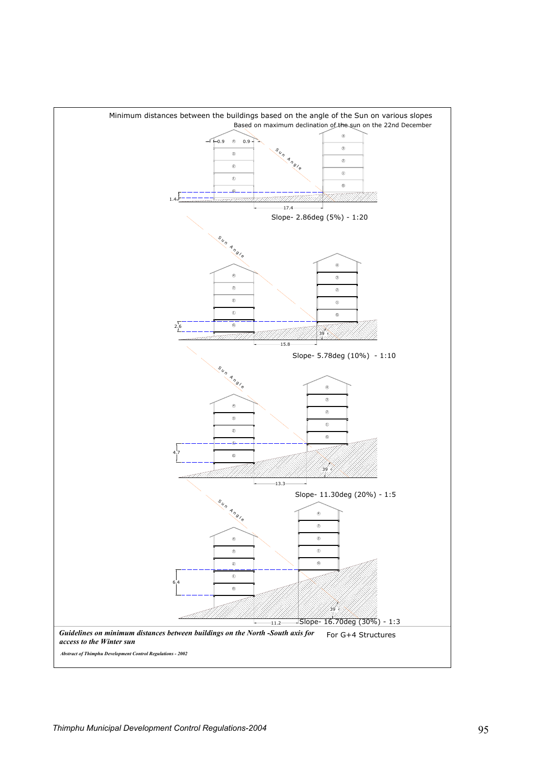Minimum distances between the buildings based on the angle of the Sun on various slopes

Based on maximum declination of the sun on the 22nd December

0.9 ④ 0.9

Sun Angle

1.4

17.4

Slope- 2.86deg (5%) - 1:20

Sun Angle

2.6

39

15.8

Slope- 5.78deg (10%) - 1:10

Sun Angle

4.7

39

13.3

Slope- 11.30deg (20%) - 1:5

Sun Angle

6.4

39

11.2

Slope- 16.70deg (30%) - 1:3

***Guidelines on minimum distances between buildings on the North -South axis for access to the Winter sun***

For G+4 Structures

***Abstract of Thimphu Development Control Regulations - 2002***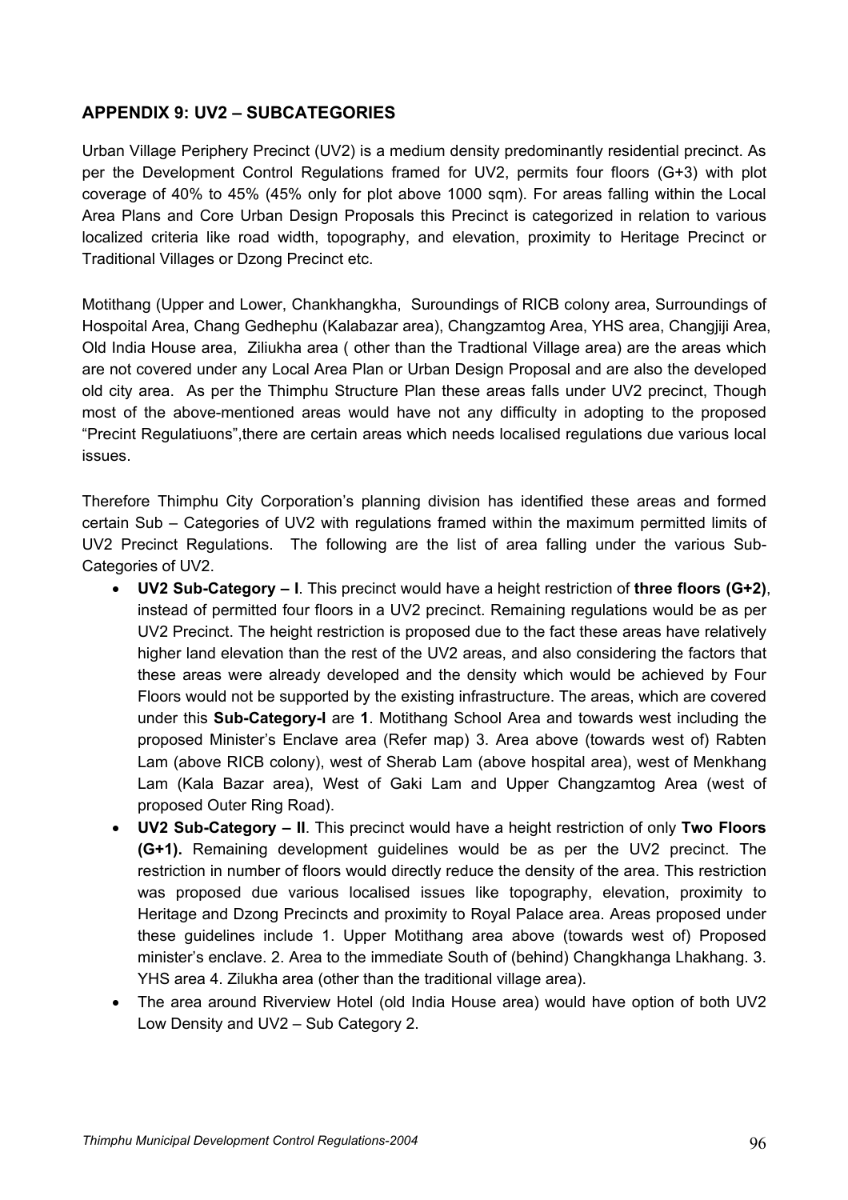## APPENDIX 9: UV2 – SUBCATEGORIES

Urban Village Periphery Precinct (UV2) is a medium density predominantly residential precinct. As per the Development Control Regulations framed for UV2, permits four floors (G+3) with plot coverage of 40% to 45% (45% only for plot above 1000 sqm). For areas falling within the Local Area Plans and Core Urban Design Proposals this Precinct is categorized in relation to various localized criteria like road width, topography, and elevation, proximity to Heritage Precinct or Traditional Villages or Dzong Precinct etc.

Motithang (Upper and Lower, Chankhangkha, Suroundings of RICB colony area, Surroundings of Hospoital Area, Chang Gedhephu (Kalabazar area), Changzamtog Area, YHS area, Changjiji Area, Old India House area, Ziliukha area ( other than the Tradtional Village area) are the areas which are not covered under any Local Area Plan or Urban Design Proposal and are also the developed old city area. As per the Thimphu Structure Plan these areas falls under UV2 precinct, Though most of the above-mentioned areas would have not any difficulty in adopting to the proposed "Precint Regulatiuons",there are certain areas which needs localised regulations due various local issues.

Therefore Thimphu City Corporation's planning division has identified these areas and formed certain Sub – Categories of UV2 with regulations framed within the maximum permitted limits of UV2 Precinct Regulations. The following are the list of area falling under the various Sub-Categories of UV2.

- **UV2 Sub-Category – I**. This precinct would have a height restriction of **three floors (G+2)**, instead of permitted four floors in a UV2 precinct. Remaining regulations would be as per UV2 Precinct. The height restriction is proposed due to the fact these areas have relatively higher land elevation than the rest of the UV2 areas, and also considering the factors that these areas were already developed and the density which would be achieved by Four Floors would not be supported by the existing infrastructure. The areas, which are covered under this **Sub-Category-I** are **1**. Motithang School Area and towards west including the proposed Minister's Enclave area (Refer map) 3. Area above (towards west of) Rabten Lam (above RICB colony), west of Sherab Lam (above hospital area), west of Menkhang Lam (Kala Bazar area), West of Gaki Lam and Upper Changzamtog Area (west of proposed Outer Ring Road).
- **UV2 Sub-Category – II**. This precinct would have a height restriction of only **Two Floors (G+1).** Remaining development guidelines would be as per the UV2 precinct. The restriction in number of floors would directly reduce the density of the area. This restriction was proposed due various localised issues like topography, elevation, proximity to Heritage and Dzong Precincts and proximity to Royal Palace area. Areas proposed under these guidelines include 1. Upper Motithang area above (towards west of) Proposed minister's enclave. 2. Area to the immediate South of (behind) Changkhanga Lhakhang. 3. YHS area 4. Zilukha area (other than the traditional village area).
- The area around Riverview Hotel (old India House area) would have option of both UV2 Low Density and UV2 – Sub Category 2.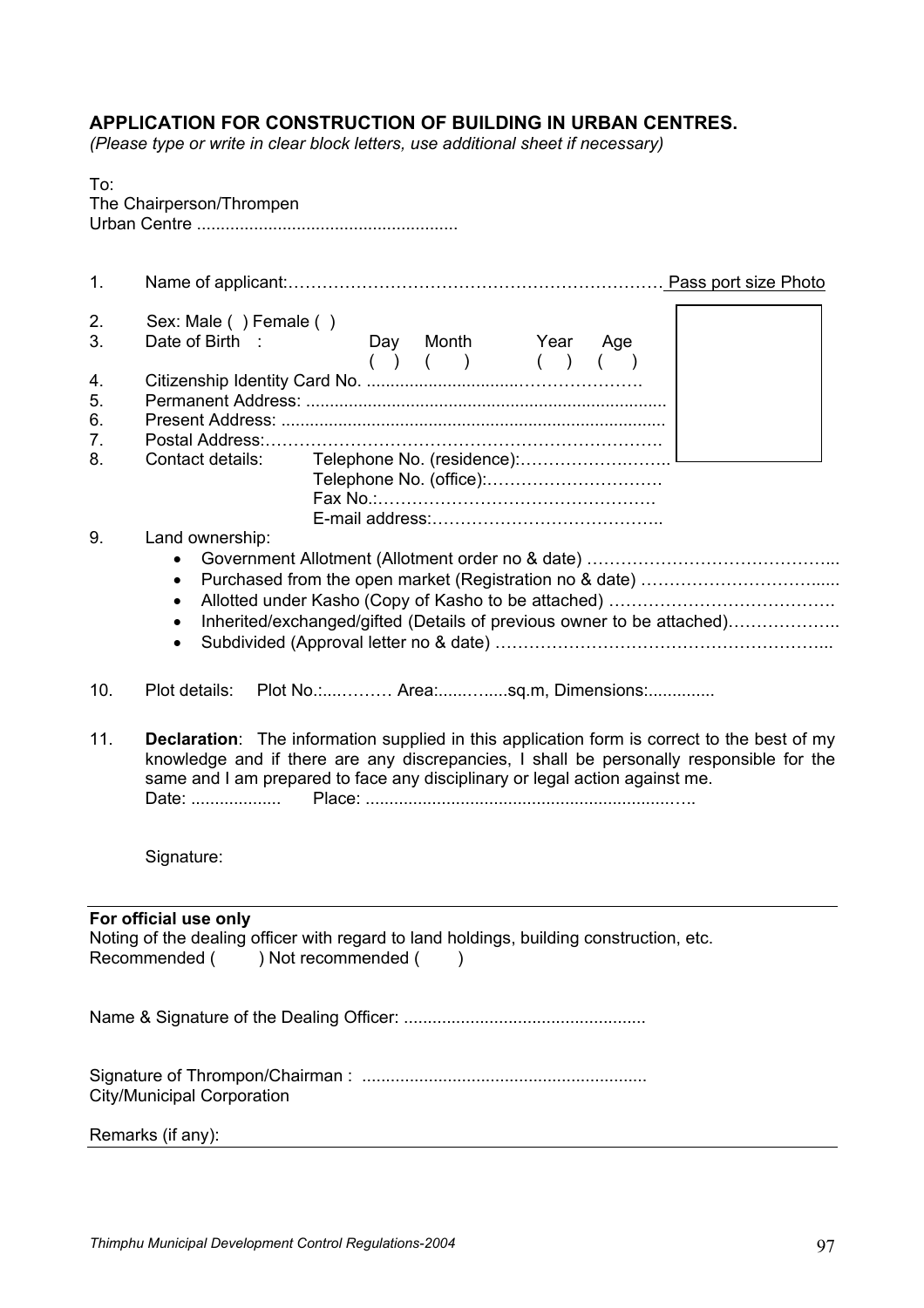## APPLICATION FOR CONSTRUCTION OF BUILDING IN URBAN CENTRES.

*(Please type or write in clear block letters, use additional sheet if necessary)*

To:
The Chairperson/Thrompen
Urban Centre .......................................................

1. Name of applicant:………………………………………………………… Pass port size Photo
2. Sex: Male ( ) Female ( )
3. Date of Birth : Day ( ) Month ( ) Year ( ) Age ( )
4. Citizenship Identity Card No. ..............................…………………….
5. Permanent Address: ............................................................................
6. Present Address: .................................................................................
7. Postal Address:……………………………………………………………….
8. Contact details: Telephone No. (residence):……………………..…..
   Telephone No. (office):…………………….……
   Fax No.:………………………………………….
   E-mail address:…………………………………..
9. Land ownership:
   - Government Allotment (Allotment order no & date) ……………………………………...
   - Purchased from the open market (Registration no & date) …………………………......
   - Allotted under Kasho (Copy of Kasho to be attached) ………………………………….
   - Inherited/exchanged/gifted (Details of previous owner to be attached)………………..
   - Subdivided (Approval letter no & date) …………………………………………………...
10. Plot details: Plot No.:....……… Area:.....…....sq.m, Dimensions:..............
11. **Declaration**: The information supplied in this application form is correct to the best of my knowledge and if there are any discrepancies, I shall be personally responsible for the same and I am prepared to face any disciplinary or legal action against me.
    Date: ................... Place: ...................................................................…..

    Signature:

---

**For official use only**
Noting of the dealing officer with regard to land holdings, building construction, etc.
Recommended ( ) Not recommended ( )

Name & Signature of the Dealing Officer: ...................................................

Signature of Thrompon/Chairman : ...........................................................
City/Municipal Corporation

Remarks (if any):

---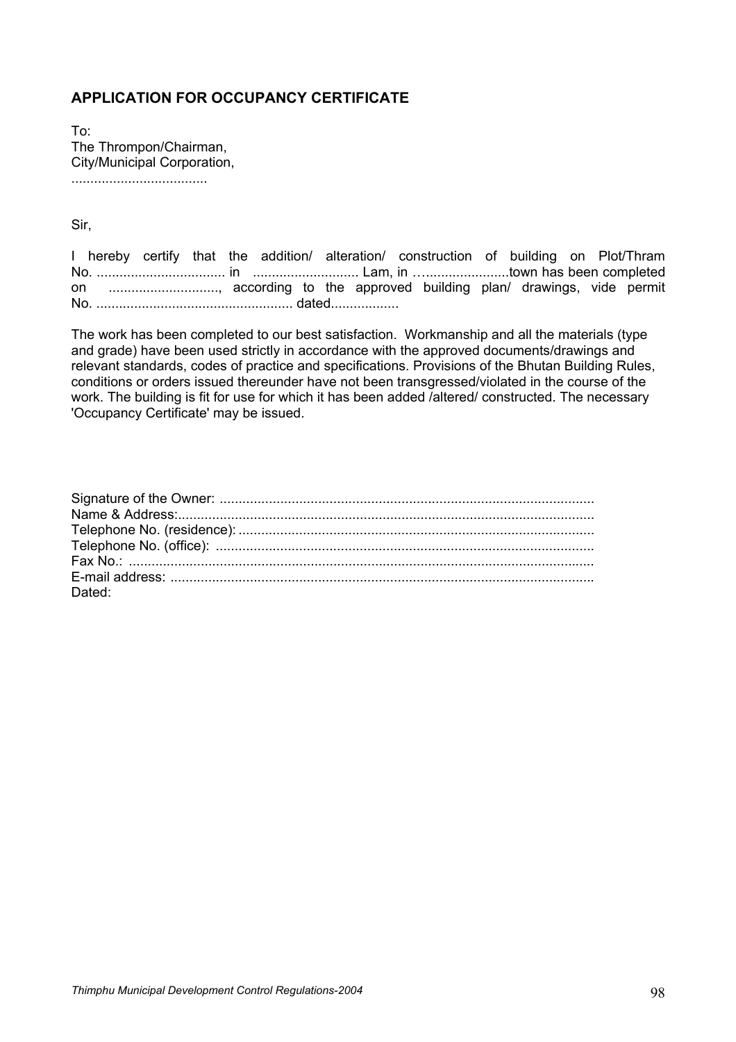## APPLICATION FOR OCCUPANCY CERTIFICATE

To:
The Thrompon/Chairman,
City/Municipal Corporation,
....................................

Sir,

I hereby certify that the addition/ alteration/ construction of building on Plot/Thram No. .................................. in ........................... Lam, in ….....................town has been completed on ............................., according to the approved building plan/ drawings, vide permit No. .................................................... dated..................

The work has been completed to our best satisfaction. Workmanship and all the materials (type and grade) have been used strictly in accordance with the approved documents/drawings and relevant standards, codes of practice and specifications. Provisions of the Bhutan Building Rules, conditions or orders issued thereunder have not been transgressed/violated in the course of the work. The building is fit for use for which it has been added /altered/ constructed. The necessary 'Occupancy Certificate' may be issued.

Signature of the Owner: ..................................................................................................
Name & Address:.............................................................................................................
Telephone No. (residence): .............................................................................................
Telephone No. (office): ...................................................................................................
Fax No.: ..........................................................................................................................
E-mail address: ...............................................................................................................
Dated: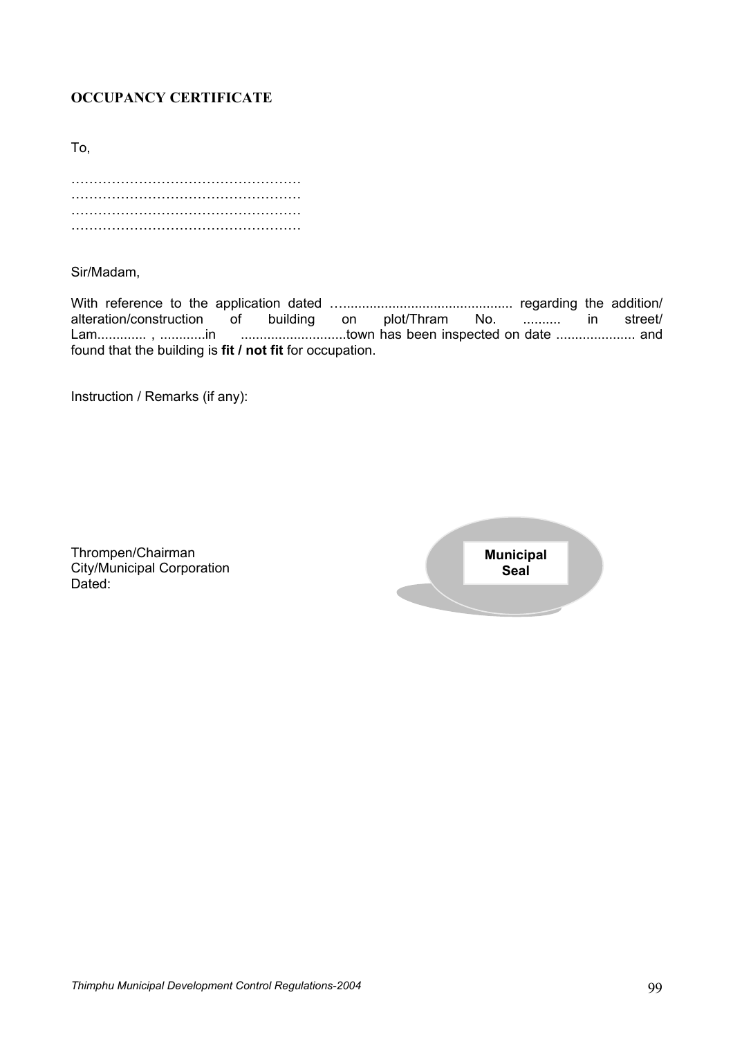**OCCUPANCY CERTIFICATE**

To,

……………………………………………
……………………………………………
……………………………………………
……………………………………………

Sir/Madam,

With reference to the application dated …........................................... regarding the addition/ alteration/construction of building on plot/Thram No. .......... in street/ Lam............ , ............in ..........................town has been inspected on date .................... and found that the building is **fit / not fit** for occupation.

Instruction / Remarks (if any):

Thrompen/Chairman
City/Municipal Corporation
Dated:

**Municipal Seal**